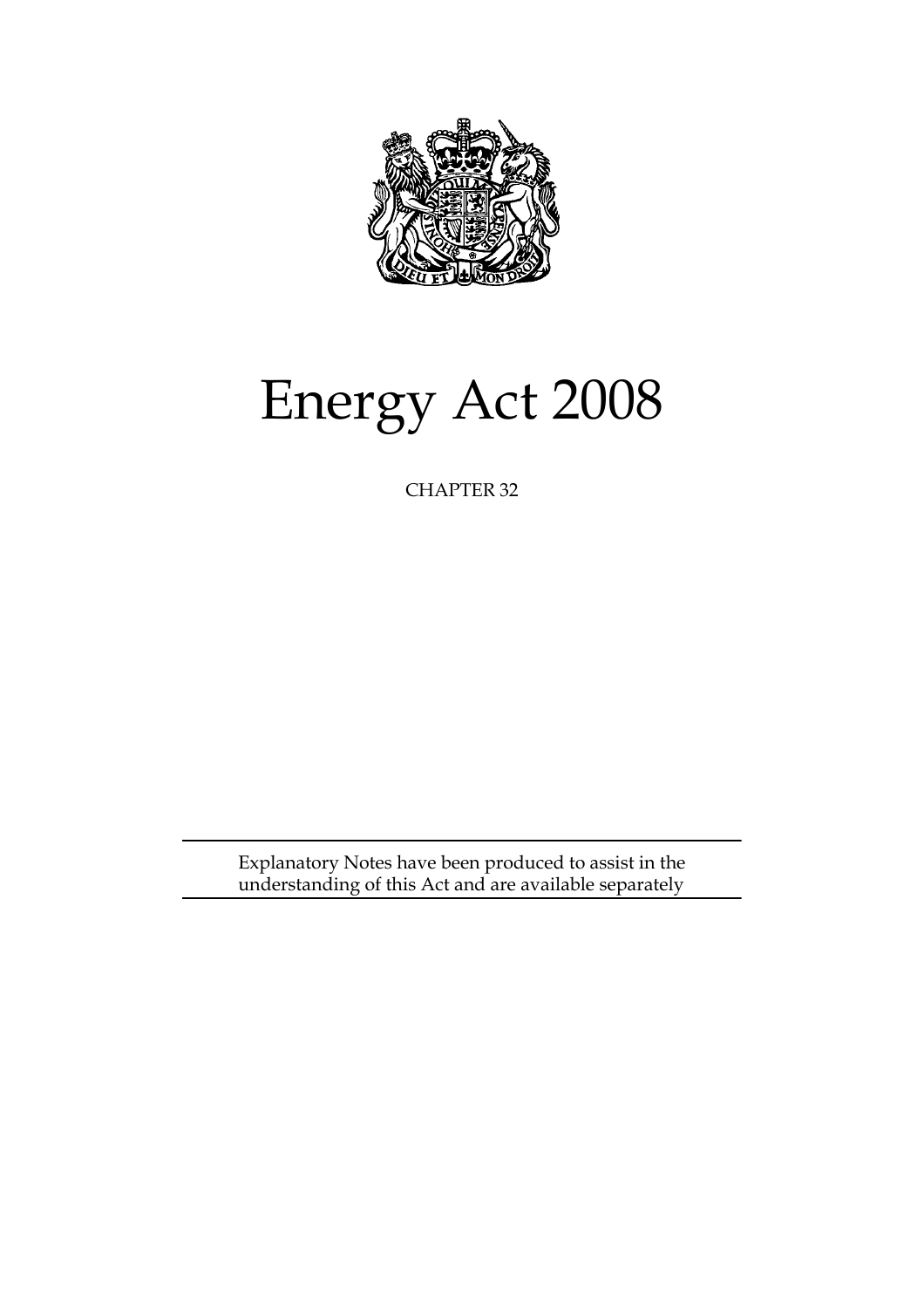# Energy Act 2008

CHAPTER 32

Explanatory Notes have been produced to assist in the understanding of this Act and are available separately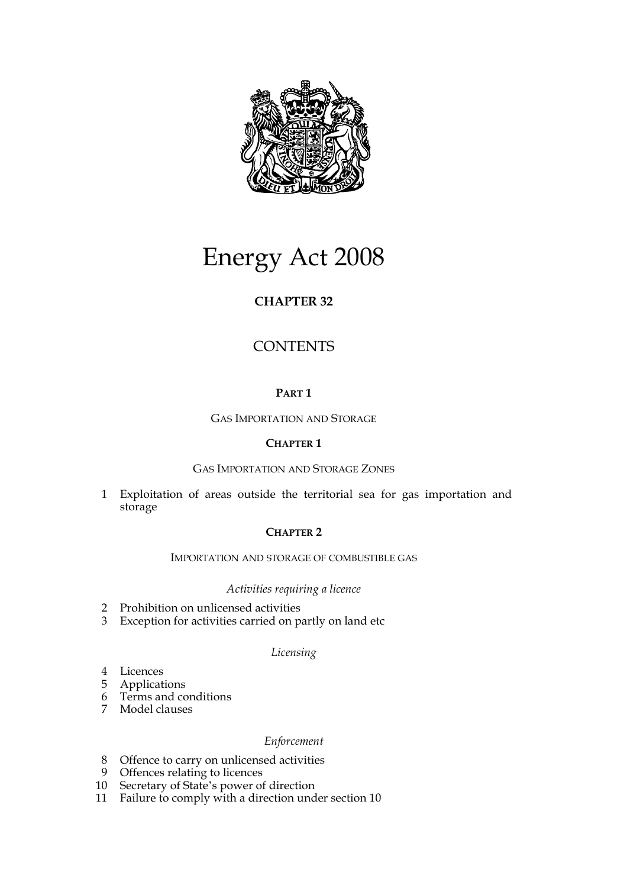# Energy Act 2008

## CHAPTER 32

## CONTENTS

### PART 1

GAS IMPORTATION AND STORAGE

### CHAPTER 1

GAS IMPORTATION AND STORAGE ZONES

1 Exploitation of areas outside the territorial sea for gas importation and storage

### CHAPTER 2

IMPORTATION AND STORAGE OF COMBUSTIBLE GAS

*Activities requiring a licence*

2 Prohibition on unlicensed activities
3 Exception for activities carried on partly on land etc

*Licensing*

4 Licences
5 Applications
6 Terms and conditions
7 Model clauses

*Enforcement*

8 Offence to carry on unlicensed activities
9 Offences relating to licences
10 Secretary of State's power of direction
11 Failure to comply with a direction under section 10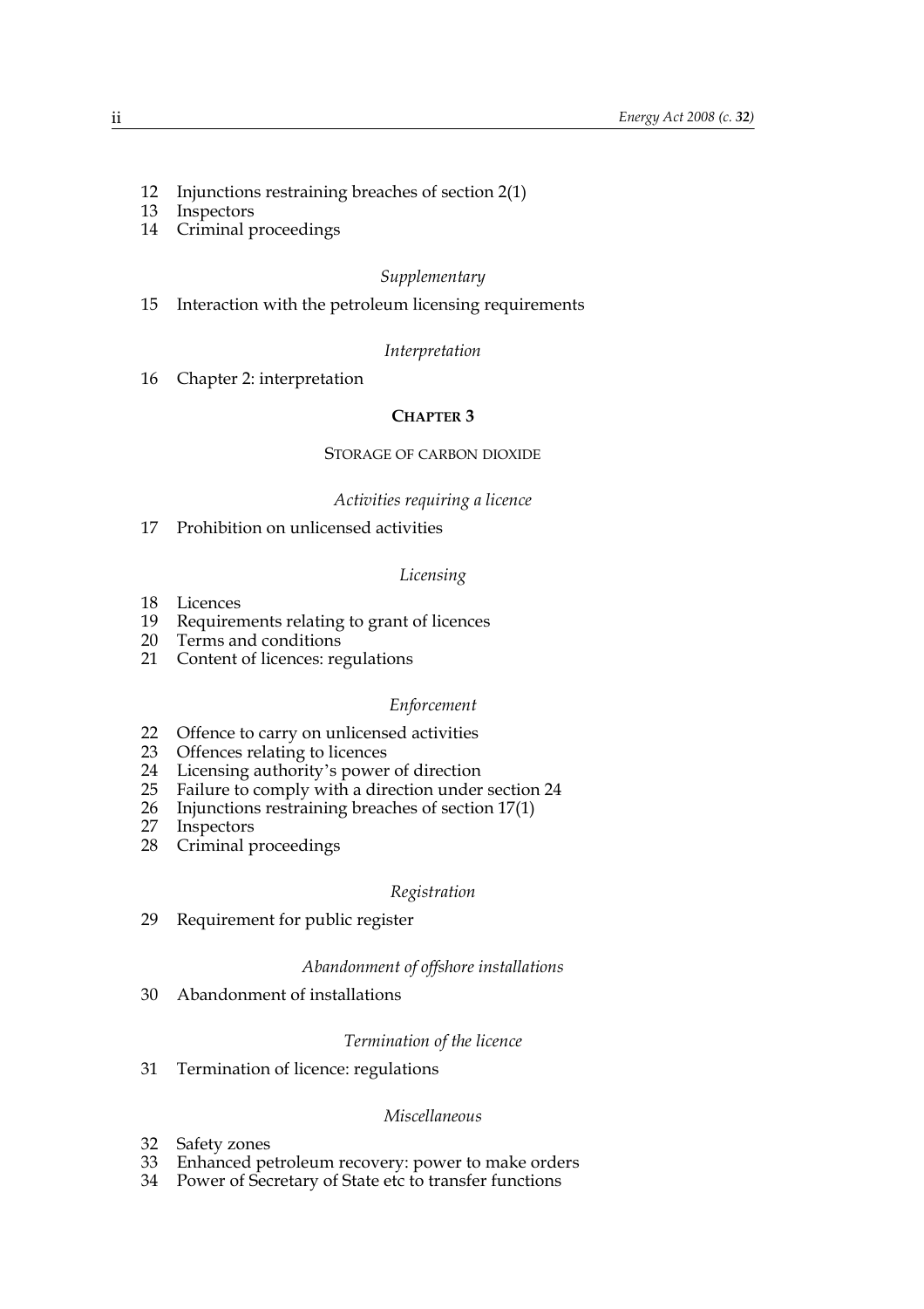12 Injunctions restraining breaches of section 2(1)
13 Inspectors
14 Criminal proceedings

*Supplementary*

15 Interaction with the petroleum licensing requirements

*Interpretation*

16 Chapter 2: interpretation

## CHAPTER 3

### STORAGE OF CARBON DIOXIDE

*Activities requiring a licence*

17 Prohibition on unlicensed activities

*Licensing*

18 Licences
19 Requirements relating to grant of licences
20 Terms and conditions
21 Content of licences: regulations

*Enforcement*

22 Offence to carry on unlicensed activities
23 Offences relating to licences
24 Licensing authority's power of direction
25 Failure to comply with a direction under section 24
26 Injunctions restraining breaches of section 17(1)
27 Inspectors
28 Criminal proceedings

*Registration*

29 Requirement for public register

*Abandonment of offshore installations*

30 Abandonment of installations

*Termination of the licence*

31 Termination of licence: regulations

*Miscellaneous*

32 Safety zones
33 Enhanced petroleum recovery: power to make orders
34 Power of Secretary of State etc to transfer functions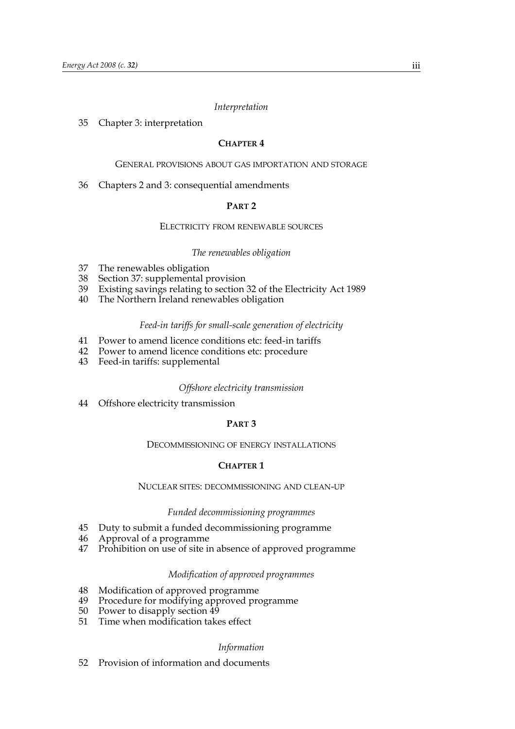*Interpretation*

35 Chapter 3: interpretation

**CHAPTER 4**

GENERAL PROVISIONS ABOUT GAS IMPORTATION AND STORAGE

36 Chapters 2 and 3: consequential amendments

**PART 2**

ELECTRICITY FROM RENEWABLE SOURCES

*The renewables obligation*

37 The renewables obligation
38 Section 37: supplemental provision
39 Existing savings relating to section 32 of the Electricity Act 1989
40 The Northern Ireland renewables obligation

*Feed-in tariffs for small-scale generation of electricity*

41 Power to amend licence conditions etc: feed-in tariffs
42 Power to amend licence conditions etc: procedure
43 Feed-in tariffs: supplemental

*Offshore electricity transmission*

44 Offshore electricity transmission

**PART 3**

DECOMMISSIONING OF ENERGY INSTALLATIONS

**CHAPTER 1**

NUCLEAR SITES: DECOMMISSIONING AND CLEAN-UP

*Funded decommissioning programmes*

45 Duty to submit a funded decommissioning programme
46 Approval of a programme
47 Prohibition on use of site in absence of approved programme

*Modification of approved programmes*

48 Modification of approved programme
49 Procedure for modifying approved programme
50 Power to disapply section 49
51 Time when modification takes effect

*Information*

52 Provision of information and documents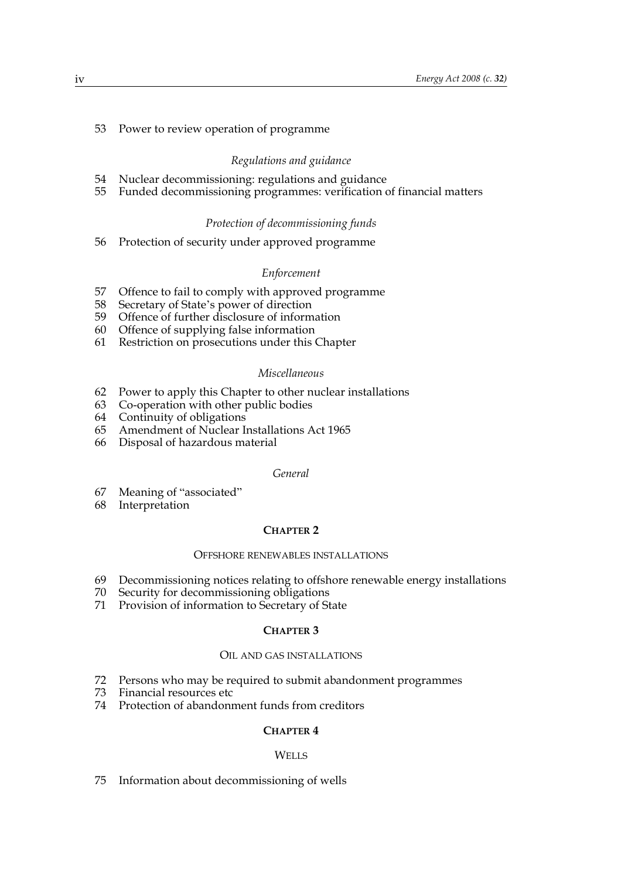53 Power to review operation of programme

*Regulations and guidance*

54 Nuclear decommissioning: regulations and guidance
55 Funded decommissioning programmes: verification of financial matters

*Protection of decommissioning funds*

56 Protection of security under approved programme

*Enforcement*

57 Offence to fail to comply with approved programme
58 Secretary of State's power of direction
59 Offence of further disclosure of information
60 Offence of supplying false information
61 Restriction on prosecutions under this Chapter

*Miscellaneous*

62 Power to apply this Chapter to other nuclear installations
63 Co-operation with other public bodies
64 Continuity of obligations
65 Amendment of Nuclear Installations Act 1965
66 Disposal of hazardous material

*General*

67 Meaning of "associated"
68 Interpretation

**CHAPTER 2**

OFFSHORE RENEWABLES INSTALLATIONS

69 Decommissioning notices relating to offshore renewable energy installations
70 Security for decommissioning obligations
71 Provision of information to Secretary of State

**CHAPTER 3**

OIL AND GAS INSTALLATIONS

72 Persons who may be required to submit abandonment programmes
73 Financial resources etc
74 Protection of abandonment funds from creditors

**CHAPTER 4**

WELLS

75 Information about decommissioning of wells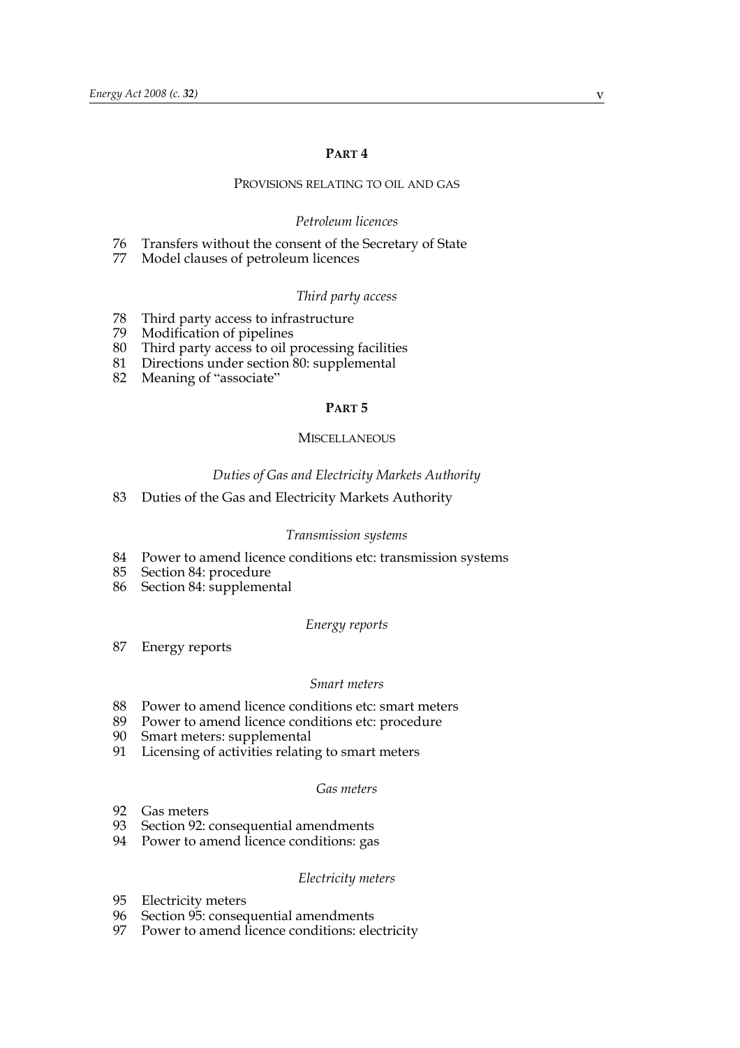## PART 4

### PROVISIONS RELATING TO OIL AND GAS

*Petroleum licences*

76 Transfers without the consent of the Secretary of State
77 Model clauses of petroleum licences

*Third party access*

78 Third party access to infrastructure
79 Modification of pipelines
80 Third party access to oil processing facilities
81 Directions under section 80: supplemental
82 Meaning of "associate"

## PART 5

### MISCELLANEOUS

*Duties of Gas and Electricity Markets Authority*

83 Duties of the Gas and Electricity Markets Authority

*Transmission systems*

84 Power to amend licence conditions etc: transmission systems
85 Section 84: procedure
86 Section 84: supplemental

*Energy reports*

87 Energy reports

*Smart meters*

88 Power to amend licence conditions etc: smart meters
89 Power to amend licence conditions etc: procedure
90 Smart meters: supplemental
91 Licensing of activities relating to smart meters

*Gas meters*

92 Gas meters
93 Section 92: consequential amendments
94 Power to amend licence conditions: gas

*Electricity meters*

95 Electricity meters
96 Section 95: consequential amendments
97 Power to amend licence conditions: electricity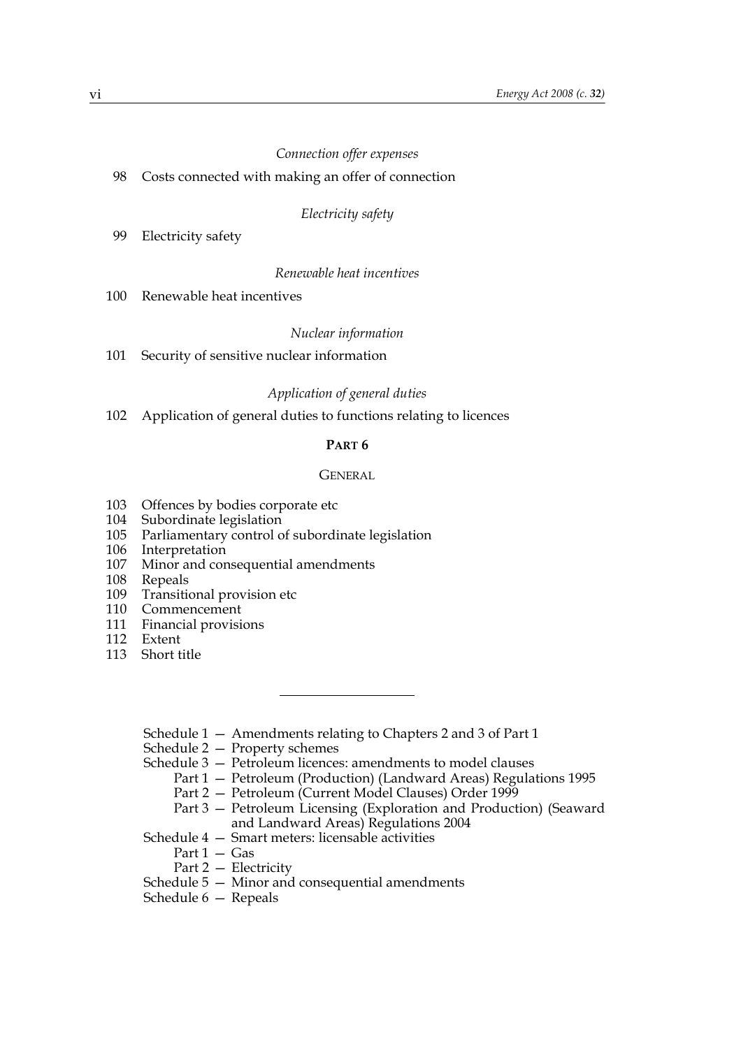*Connection offer expenses*

98 Costs connected with making an offer of connection

*Electricity safety*

99 Electricity safety

*Renewable heat incentives*

100 Renewable heat incentives

*Nuclear information*

101 Security of sensitive nuclear information

*Application of general duties*

102 Application of general duties to functions relating to licences

## PART 6

### GENERAL

103 Offences by bodies corporate etc
104 Subordinate legislation
105 Parliamentary control of subordinate legislation
106 Interpretation
107 Minor and consequential amendments
108 Repeals
109 Transitional provision etc
110 Commencement
111 Financial provisions
112 Extent
113 Short title

---

Schedule 1 — Amendments relating to Chapters 2 and 3 of Part 1
Schedule 2 — Property schemes
Schedule 3 — Petroleum licences: amendments to model clauses
  Part 1 — Petroleum (Production) (Landward Areas) Regulations 1995
  Part 2 — Petroleum (Current Model Clauses) Order 1999
  Part 3 — Petroleum Licensing (Exploration and Production) (Seaward and Landward Areas) Regulations 2004
Schedule 4 — Smart meters: licensable activities
  Part 1 — Gas
  Part 2 — Electricity
Schedule 5 — Minor and consequential amendments
Schedule 6 — Repeals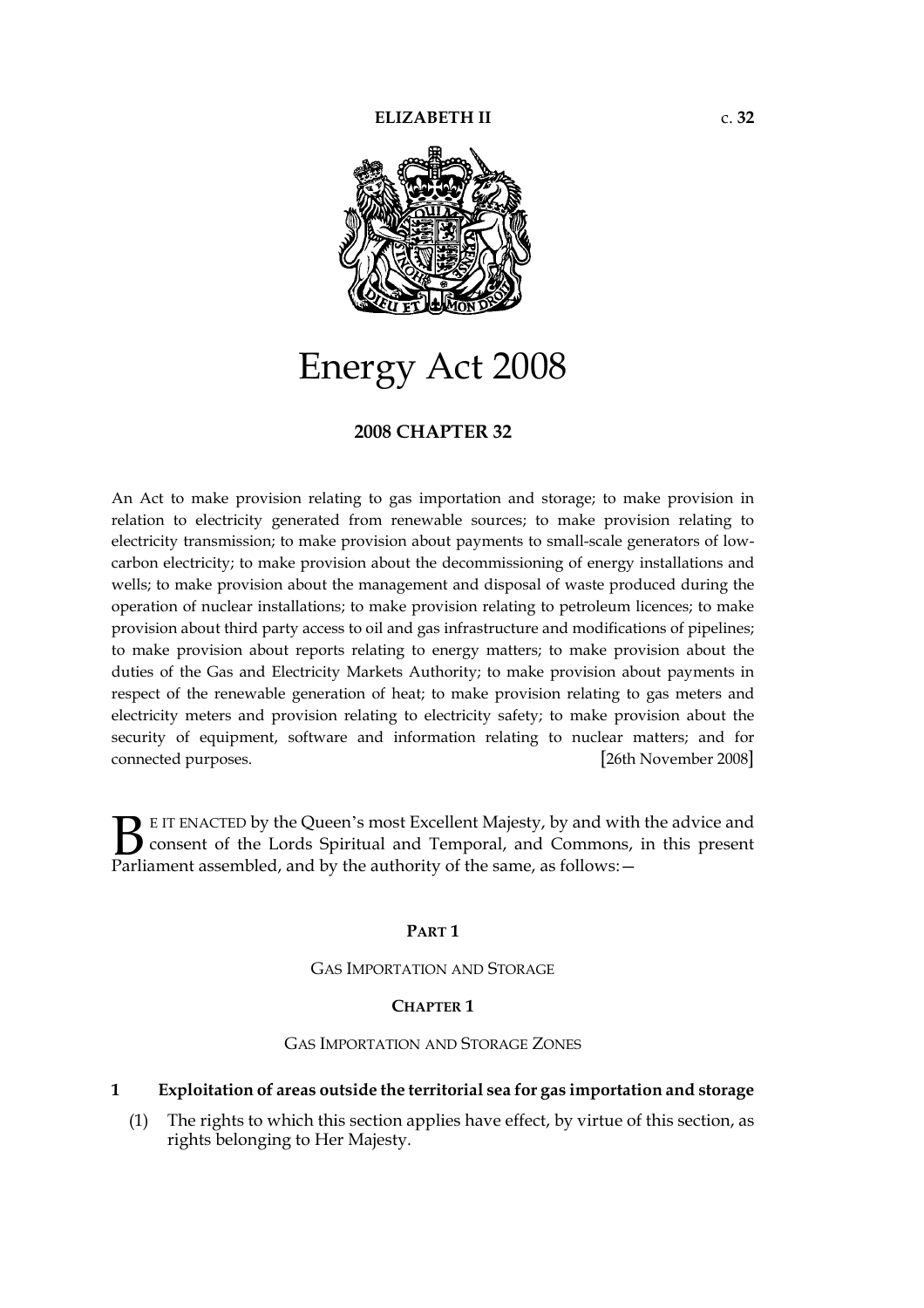**ELIZABETH II** c. **32**

# Energy Act 2008

## 2008 CHAPTER 32

An Act to make provision relating to gas importation and storage; to make provision in relation to electricity generated from renewable sources; to make provision relating to electricity transmission; to make provision about payments to small-scale generators of low-carbon electricity; to make provision about the decommissioning of energy installations and wells; to make provision about the management and disposal of waste produced during the operation of nuclear installations; to make provision relating to petroleum licences; to make provision about third party access to oil and gas infrastructure and modifications of pipelines; to make provision about reports relating to energy matters; to make provision about the duties of the Gas and Electricity Markets Authority; to make provision about payments in respect of the renewable generation of heat; to make provision relating to gas meters and electricity meters and provision relating to electricity safety; to make provision about the security of equipment, software and information relating to nuclear matters; and for connected purposes. [26th November 2008]

BE IT ENACTED by the Queen's most Excellent Majesty, by and with the advice and consent of the Lords Spiritual and Temporal, and Commons, in this present Parliament assembled, and by the authority of the same, as follows:—

## PART 1

## GAS IMPORTATION AND STORAGE

### CHAPTER 1

### GAS IMPORTATION AND STORAGE ZONES

#### 1 Exploitation of areas outside the territorial sea for gas importation and storage

(1) The rights to which this section applies have effect, by virtue of this section, as rights belonging to Her Majesty.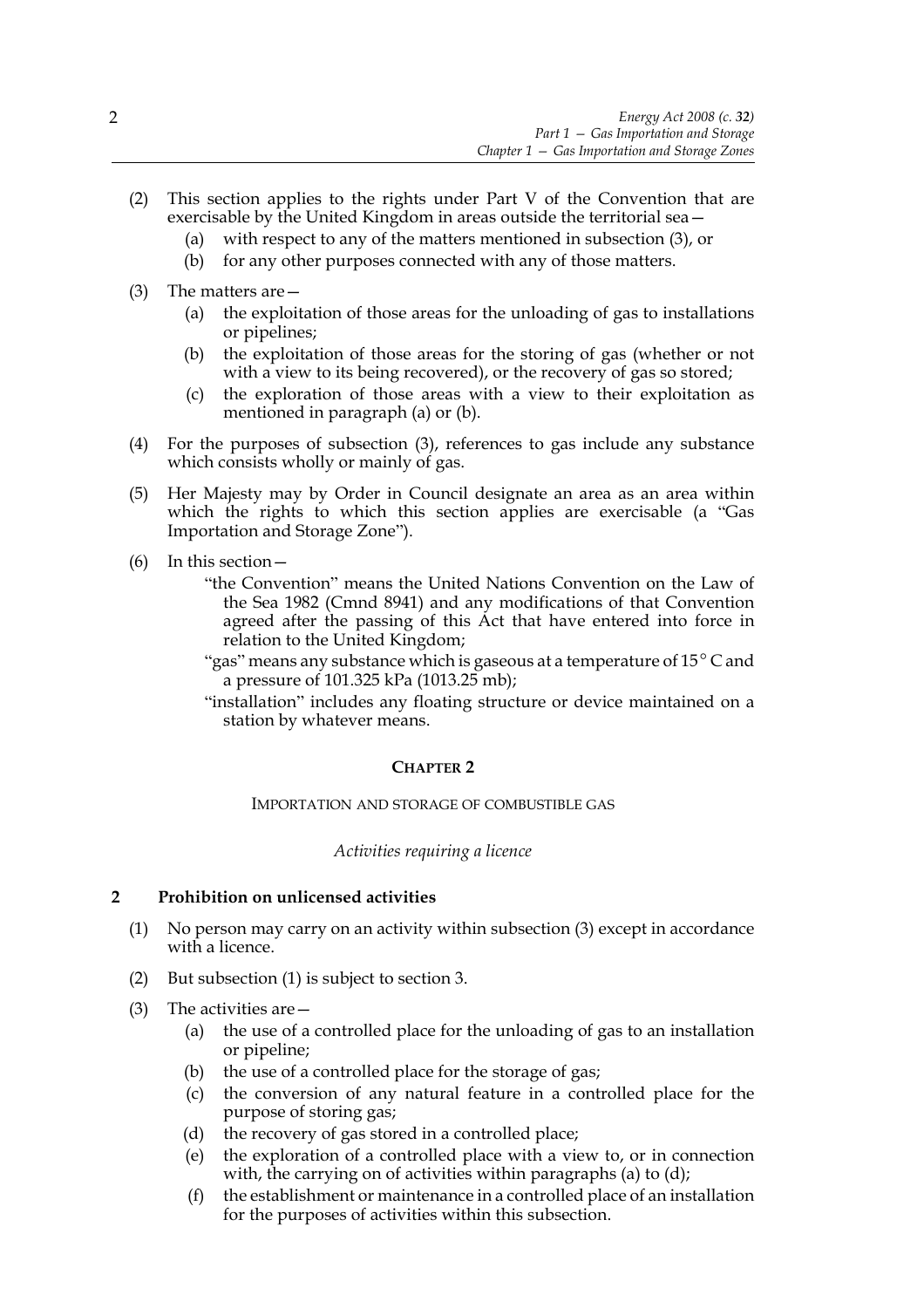(2) This section applies to the rights under Part V of the Convention that are exercisable by the United Kingdom in areas outside the territorial sea—

(a) with respect to any of the matters mentioned in subsection (3), or

(b) for any other purposes connected with any of those matters.

(3) The matters are—

(a) the exploitation of those areas for the unloading of gas to installations or pipelines;

(b) the exploitation of those areas for the storing of gas (whether or not with a view to its being recovered), or the recovery of gas so stored;

(c) the exploration of those areas with a view to their exploitation as mentioned in paragraph (a) or (b).

(4) For the purposes of subsection (3), references to gas include any substance which consists wholly or mainly of gas.

(5) Her Majesty may by Order in Council designate an area as an area within which the rights to which this section applies are exercisable (a "Gas Importation and Storage Zone").

(6) In this section—

"the Convention" means the United Nations Convention on the Law of the Sea 1982 (Cmnd 8941) and any modifications of that Convention agreed after the passing of this Act that have entered into force in relation to the United Kingdom;

"gas" means any substance which is gaseous at a temperature of 15° C and a pressure of 101.325 kPa (1013.25 mb);

"installation" includes any floating structure or device maintained on a station by whatever means.

## CHAPTER 2

IMPORTATION AND STORAGE OF COMBUSTIBLE GAS

*Activities requiring a licence*

### 2 Prohibition on unlicensed activities

(1) No person may carry on an activity within subsection (3) except in accordance with a licence.

(2) But subsection (1) is subject to section 3.

(3) The activities are—

(a) the use of a controlled place for the unloading of gas to an installation or pipeline;

(b) the use of a controlled place for the storage of gas;

(c) the conversion of any natural feature in a controlled place for the purpose of storing gas;

(d) the recovery of gas stored in a controlled place;

(e) the exploration of a controlled place with a view to, or in connection with, the carrying on of activities within paragraphs (a) to (d);

(f) the establishment or maintenance in a controlled place of an installation for the purposes of activities within this subsection.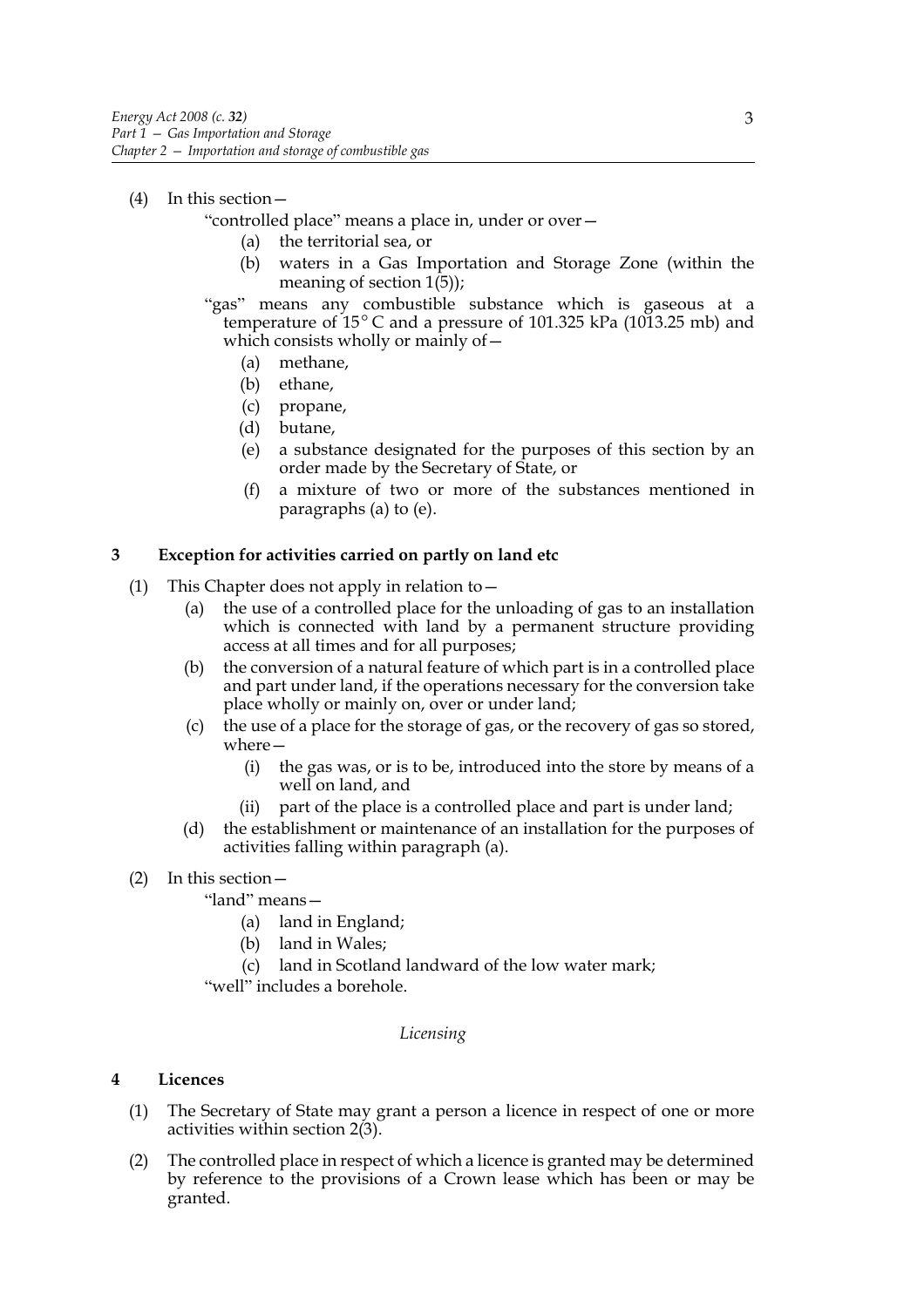(4) In this section—

"controlled place" means a place in, under or over—

(a) the territorial sea, or

(b) waters in a Gas Importation and Storage Zone (within the meaning of section 1(5));

"gas" means any combustible substance which is gaseous at a temperature of 15° C and a pressure of 101.325 kPa (1013.25 mb) and which consists wholly or mainly of—

(a) methane,

(b) ethane,

(c) propane,

(d) butane,

(e) a substance designated for the purposes of this section by an order made by the Secretary of State, or

(f) a mixture of two or more of the substances mentioned in paragraphs (a) to (e).

### 3 Exception for activities carried on partly on land etc

(1) This Chapter does not apply in relation to—

(a) the use of a controlled place for the unloading of gas to an installation which is connected with land by a permanent structure providing access at all times and for all purposes;

(b) the conversion of a natural feature of which part is in a controlled place and part under land, if the operations necessary for the conversion take place wholly or mainly on, over or under land;

(c) the use of a place for the storage of gas, or the recovery of gas so stored, where—

(i) the gas was, or is to be, introduced into the store by means of a well on land, and

(ii) part of the place is a controlled place and part is under land;

(d) the establishment or maintenance of an installation for the purposes of activities falling within paragraph (a).

(2) In this section—

"land" means—

(a) land in England;

(b) land in Wales;

(c) land in Scotland landward of the low water mark;

"well" includes a borehole.

*Licensing*

### 4 Licences

(1) The Secretary of State may grant a person a licence in respect of one or more activities within section 2(3).

(2) The controlled place in respect of which a licence is granted may be determined by reference to the provisions of a Crown lease which has been or may be granted.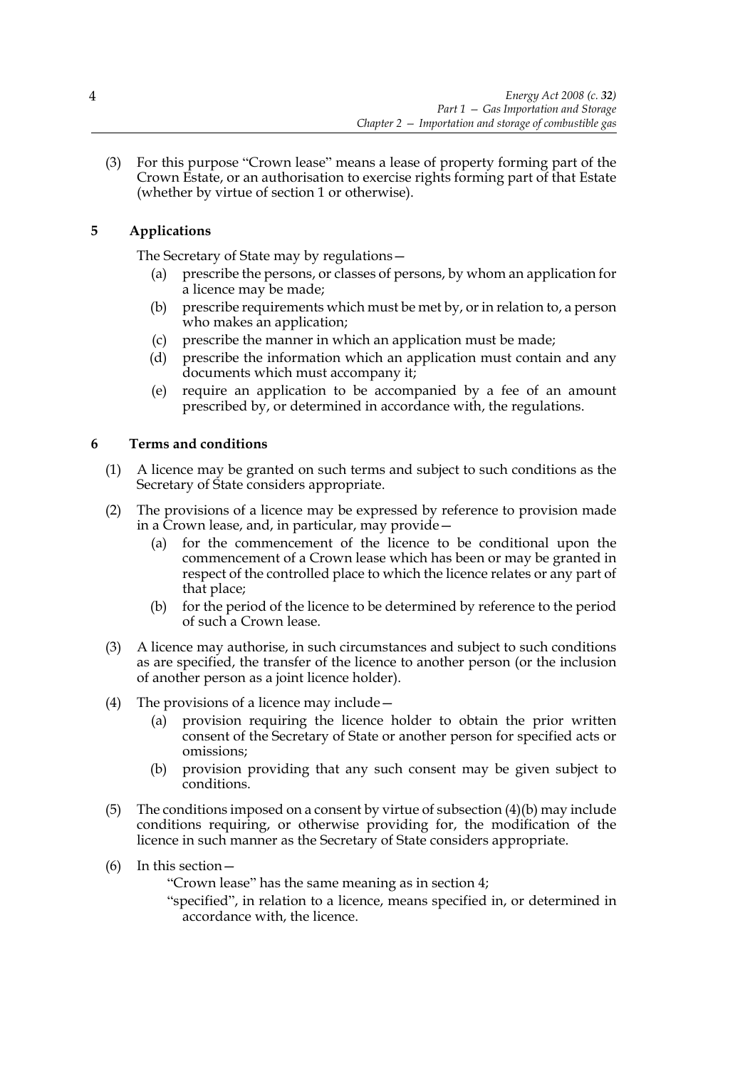(3) For this purpose "Crown lease" means a lease of property forming part of the Crown Estate, or an authorisation to exercise rights forming part of that Estate (whether by virtue of section 1 or otherwise).

## 5 Applications

The Secretary of State may by regulations—

(a) prescribe the persons, or classes of persons, by whom an application for a licence may be made;

(b) prescribe requirements which must be met by, or in relation to, a person who makes an application;

(c) prescribe the manner in which an application must be made;

(d) prescribe the information which an application must contain and any documents which must accompany it;

(e) require an application to be accompanied by a fee of an amount prescribed by, or determined in accordance with, the regulations.

## 6 Terms and conditions

(1) A licence may be granted on such terms and subject to such conditions as the Secretary of State considers appropriate.

(2) The provisions of a licence may be expressed by reference to provision made in a Crown lease, and, in particular, may provide—

(a) for the commencement of the licence to be conditional upon the commencement of a Crown lease which has been or may be granted in respect of the controlled place to which the licence relates or any part of that place;

(b) for the period of the licence to be determined by reference to the period of such a Crown lease.

(3) A licence may authorise, in such circumstances and subject to such conditions as are specified, the transfer of the licence to another person (or the inclusion of another person as a joint licence holder).

(4) The provisions of a licence may include—

(a) provision requiring the licence holder to obtain the prior written consent of the Secretary of State or another person for specified acts or omissions;

(b) provision providing that any such consent may be given subject to conditions.

(5) The conditions imposed on a consent by virtue of subsection (4)(b) may include conditions requiring, or otherwise providing for, the modification of the licence in such manner as the Secretary of State considers appropriate.

(6) In this section—

"Crown lease" has the same meaning as in section 4;

"specified", in relation to a licence, means specified in, or determined in accordance with, the licence.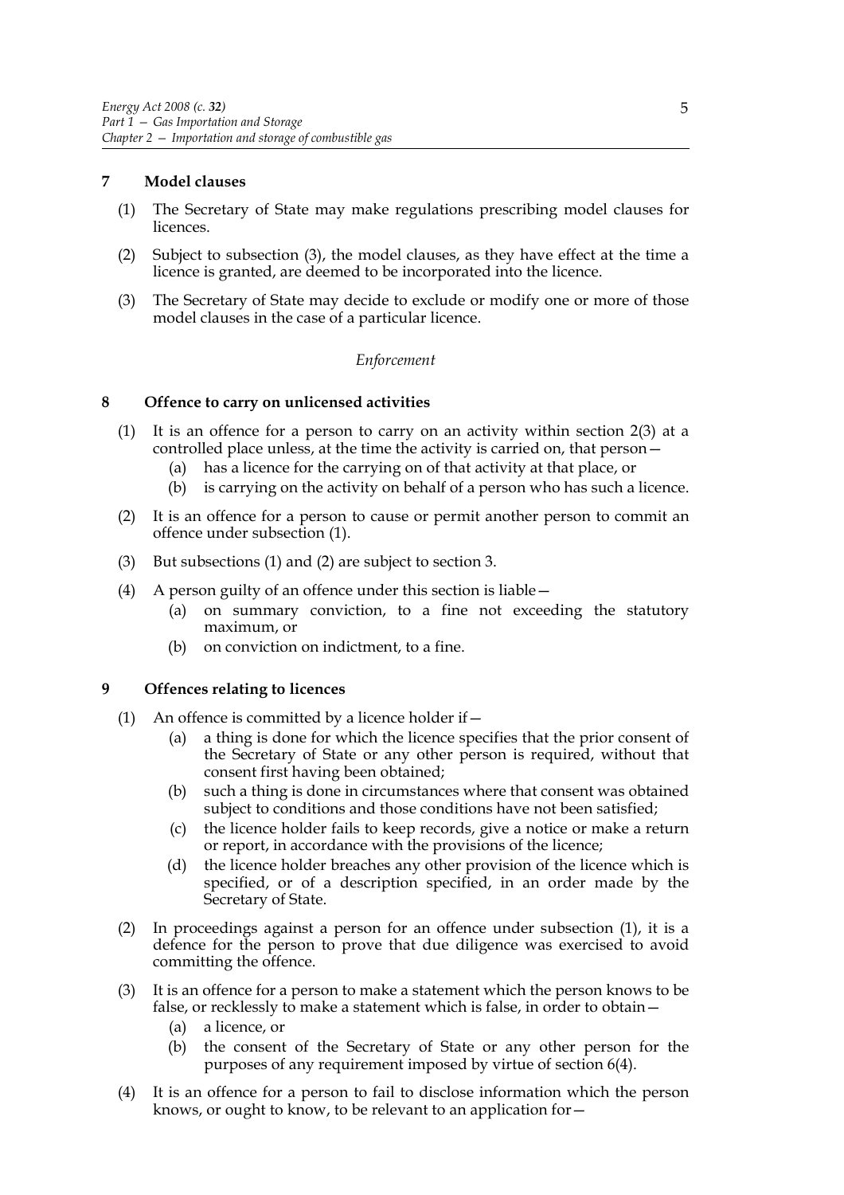### 7 Model clauses

(1) The Secretary of State may make regulations prescribing model clauses for licences.

(2) Subject to subsection (3), the model clauses, as they have effect at the time a licence is granted, are deemed to be incorporated into the licence.

(3) The Secretary of State may decide to exclude or modify one or more of those model clauses in the case of a particular licence.

*Enforcement*

### 8 Offence to carry on unlicensed activities

(1) It is an offence for a person to carry on an activity within section 2(3) at a controlled place unless, at the time the activity is carried on, that person—
   (a) has a licence for the carrying on of that activity at that place, or
   (b) is carrying on the activity on behalf of a person who has such a licence.

(2) It is an offence for a person to cause or permit another person to commit an offence under subsection (1).

(3) But subsections (1) and (2) are subject to section 3.

(4) A person guilty of an offence under this section is liable—
   (a) on summary conviction, to a fine not exceeding the statutory maximum, or
   (b) on conviction on indictment, to a fine.

### 9 Offences relating to licences

(1) An offence is committed by a licence holder if—
   (a) a thing is done for which the licence specifies that the prior consent of the Secretary of State or any other person is required, without that consent first having been obtained;
   (b) such a thing is done in circumstances where that consent was obtained subject to conditions and those conditions have not been satisfied;
   (c) the licence holder fails to keep records, give a notice or make a return or report, in accordance with the provisions of the licence;
   (d) the licence holder breaches any other provision of the licence which is specified, or of a description specified, in an order made by the Secretary of State.

(2) In proceedings against a person for an offence under subsection (1), it is a defence for the person to prove that due diligence was exercised to avoid committing the offence.

(3) It is an offence for a person to make a statement which the person knows to be false, or recklessly to make a statement which is false, in order to obtain—
   (a) a licence, or
   (b) the consent of the Secretary of State or any other person for the purposes of any requirement imposed by virtue of section 6(4).

(4) It is an offence for a person to fail to disclose information which the person knows, or ought to know, to be relevant to an application for—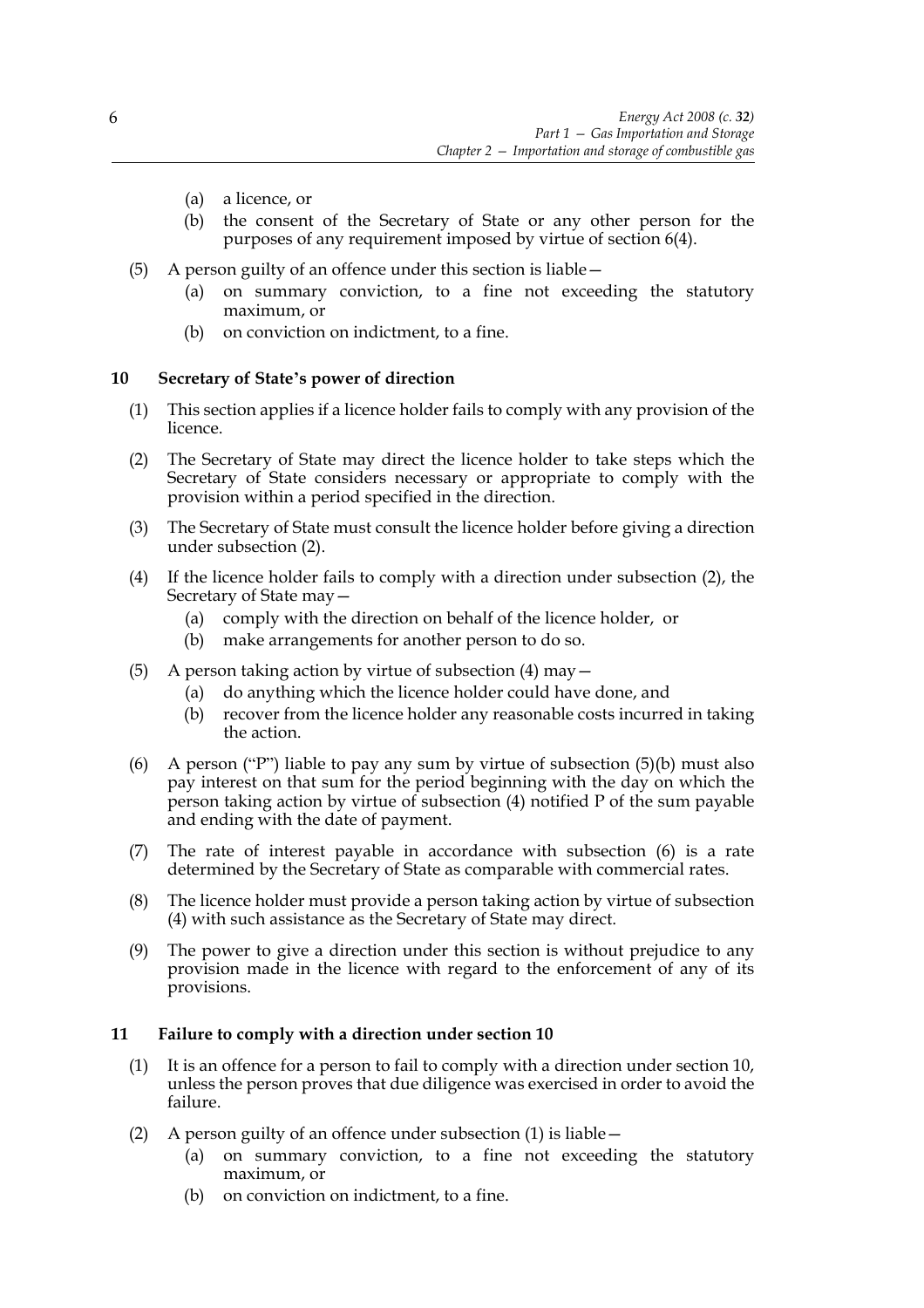(a) a licence, or
(b) the consent of the Secretary of State or any other person for the purposes of any requirement imposed by virtue of section 6(4).

(5) A person guilty of an offence under this section is liable—
(a) on summary conviction, to a fine not exceeding the statutory maximum, or
(b) on conviction on indictment, to a fine.

### 10 Secretary of State's power of direction

(1) This section applies if a licence holder fails to comply with any provision of the licence.

(2) The Secretary of State may direct the licence holder to take steps which the Secretary of State considers necessary or appropriate to comply with the provision within a period specified in the direction.

(3) The Secretary of State must consult the licence holder before giving a direction under subsection (2).

(4) If the licence holder fails to comply with a direction under subsection (2), the Secretary of State may—
(a) comply with the direction on behalf of the licence holder, or
(b) make arrangements for another person to do so.

(5) A person taking action by virtue of subsection (4) may—
(a) do anything which the licence holder could have done, and
(b) recover from the licence holder any reasonable costs incurred in taking the action.

(6) A person ("P") liable to pay any sum by virtue of subsection (5)(b) must also pay interest on that sum for the period beginning with the day on which the person taking action by virtue of subsection (4) notified P of the sum payable and ending with the date of payment.

(7) The rate of interest payable in accordance with subsection (6) is a rate determined by the Secretary of State as comparable with commercial rates.

(8) The licence holder must provide a person taking action by virtue of subsection (4) with such assistance as the Secretary of State may direct.

(9) The power to give a direction under this section is without prejudice to any provision made in the licence with regard to the enforcement of any of its provisions.

### 11 Failure to comply with a direction under section 10

(1) It is an offence for a person to fail to comply with a direction under section 10, unless the person proves that due diligence was exercised in order to avoid the failure.

(2) A person guilty of an offence under subsection (1) is liable—
(a) on summary conviction, to a fine not exceeding the statutory maximum, or
(b) on conviction on indictment, to a fine.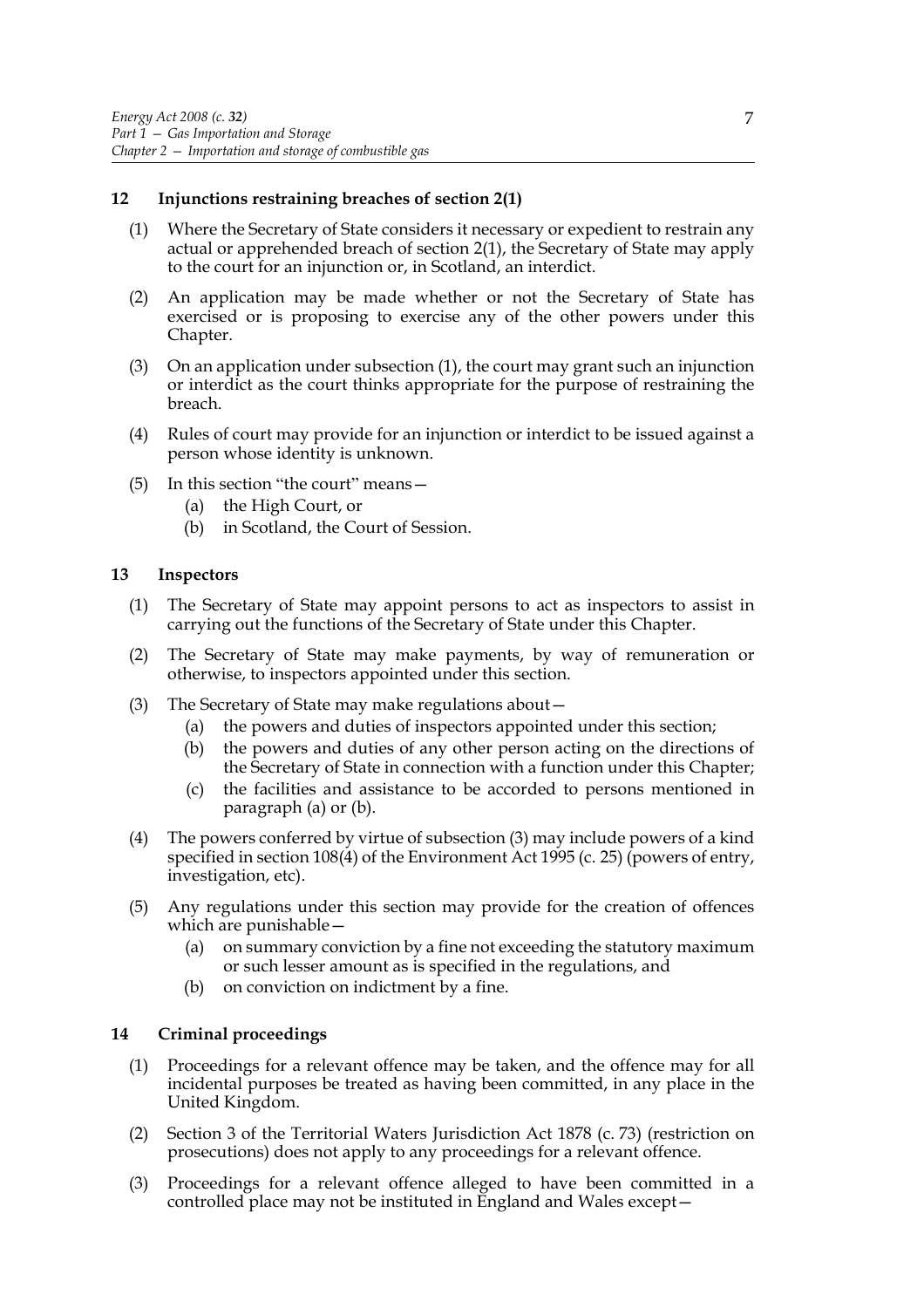## 12 Injunctions restraining breaches of section 2(1)

(1) Where the Secretary of State considers it necessary or expedient to restrain any actual or apprehended breach of section 2(1), the Secretary of State may apply to the court for an injunction or, in Scotland, an interdict.

(2) An application may be made whether or not the Secretary of State has exercised or is proposing to exercise any of the other powers under this Chapter.

(3) On an application under subsection (1), the court may grant such an injunction or interdict as the court thinks appropriate for the purpose of restraining the breach.

(4) Rules of court may provide for an injunction or interdict to be issued against a person whose identity is unknown.

(5) In this section "the court" means—
   - (a) the High Court, or
   - (b) in Scotland, the Court of Session.

## 13 Inspectors

(1) The Secretary of State may appoint persons to act as inspectors to assist in carrying out the functions of the Secretary of State under this Chapter.

(2) The Secretary of State may make payments, by way of remuneration or otherwise, to inspectors appointed under this section.

(3) The Secretary of State may make regulations about—
   - (a) the powers and duties of inspectors appointed under this section;
   - (b) the powers and duties of any other person acting on the directions of the Secretary of State in connection with a function under this Chapter;
   - (c) the facilities and assistance to be accorded to persons mentioned in paragraph (a) or (b).

(4) The powers conferred by virtue of subsection (3) may include powers of a kind specified in section 108(4) of the Environment Act 1995 (c. 25) (powers of entry, investigation, etc).

(5) Any regulations under this section may provide for the creation of offences which are punishable—
   - (a) on summary conviction by a fine not exceeding the statutory maximum or such lesser amount as is specified in the regulations, and
   - (b) on conviction on indictment by a fine.

## 14 Criminal proceedings

(1) Proceedings for a relevant offence may be taken, and the offence may for all incidental purposes be treated as having been committed, in any place in the United Kingdom.

(2) Section 3 of the Territorial Waters Jurisdiction Act 1878 (c. 73) (restriction on prosecutions) does not apply to any proceedings for a relevant offence.

(3) Proceedings for a relevant offence alleged to have been committed in a controlled place may not be instituted in England and Wales except—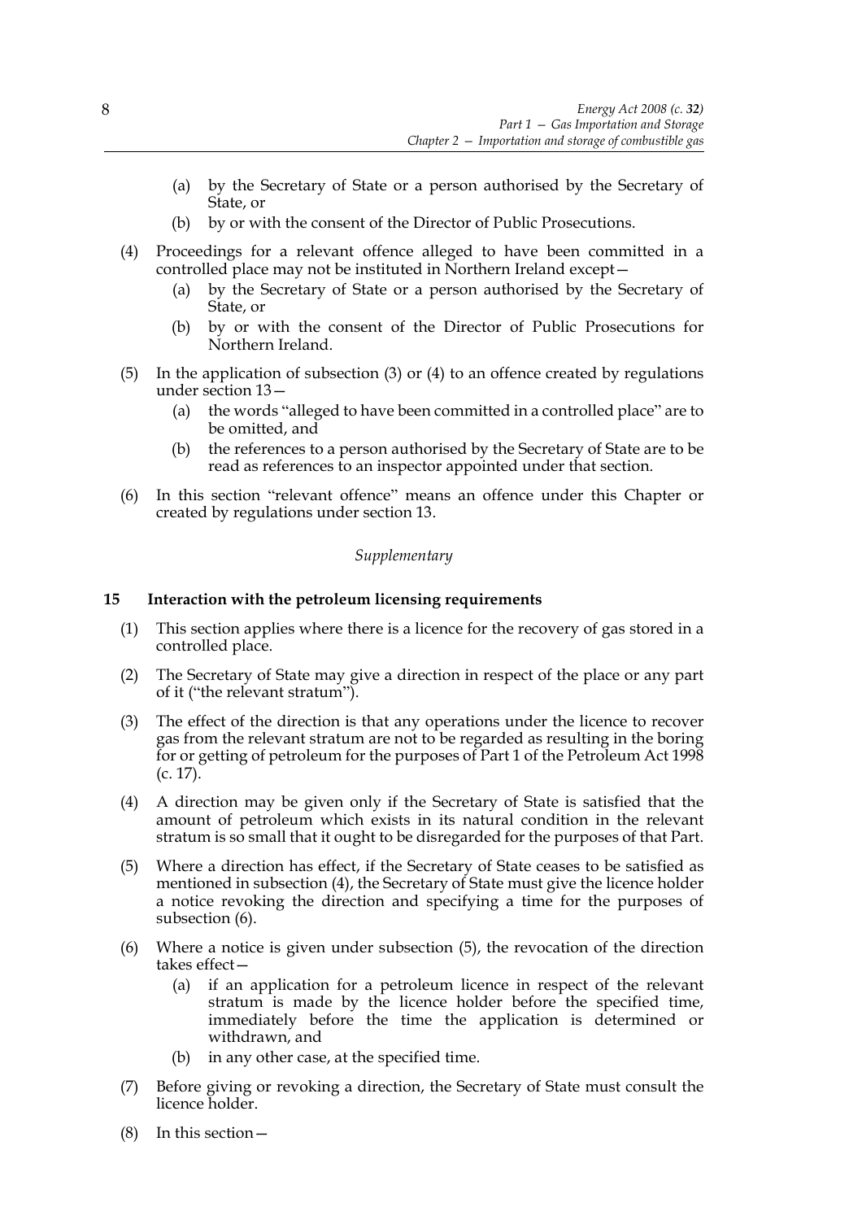(a) by the Secretary of State or a person authorised by the Secretary of State, or
(b) by or with the consent of the Director of Public Prosecutions.

(4) Proceedings for a relevant offence alleged to have been committed in a controlled place may not be instituted in Northern Ireland except—
(a) by the Secretary of State or a person authorised by the Secretary of State, or
(b) by or with the consent of the Director of Public Prosecutions for Northern Ireland.

(5) In the application of subsection (3) or (4) to an offence created by regulations under section 13—
(a) the words "alleged to have been committed in a controlled place" are to be omitted, and
(b) the references to a person authorised by the Secretary of State are to be read as references to an inspector appointed under that section.

(6) In this section "relevant offence" means an offence under this Chapter or created by regulations under section 13.

*Supplementary*

**15 Interaction with the petroleum licensing requirements**

(1) This section applies where there is a licence for the recovery of gas stored in a controlled place.

(2) The Secretary of State may give a direction in respect of the place or any part of it ("the relevant stratum").

(3) The effect of the direction is that any operations under the licence to recover gas from the relevant stratum are not to be regarded as resulting in the boring for or getting of petroleum for the purposes of Part 1 of the Petroleum Act 1998 (c. 17).

(4) A direction may be given only if the Secretary of State is satisfied that the amount of petroleum which exists in its natural condition in the relevant stratum is so small that it ought to be disregarded for the purposes of that Part.

(5) Where a direction has effect, if the Secretary of State ceases to be satisfied as mentioned in subsection (4), the Secretary of State must give the licence holder a notice revoking the direction and specifying a time for the purposes of subsection (6).

(6) Where a notice is given under subsection (5), the revocation of the direction takes effect—
(a) if an application for a petroleum licence in respect of the relevant stratum is made by the licence holder before the specified time, immediately before the time the application is determined or withdrawn, and
(b) in any other case, at the specified time.

(7) Before giving or revoking a direction, the Secretary of State must consult the licence holder.

(8) In this section—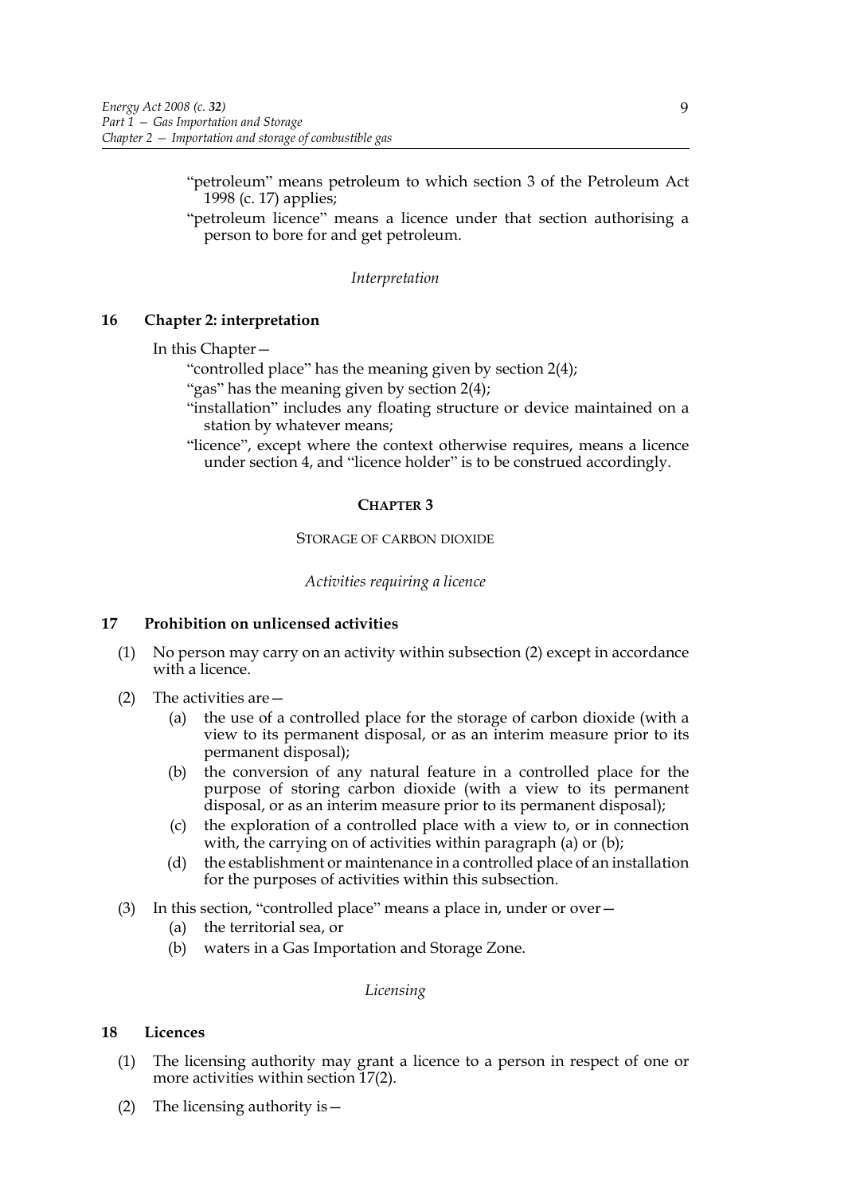"petroleum" means petroleum to which section 3 of the Petroleum Act 1998 (c. 17) applies;

"petroleum licence" means a licence under that section authorising a person to bore for and get petroleum.

*Interpretation*

### 16 Chapter 2: interpretation

In this Chapter—

"controlled place" has the meaning given by section 2(4);

"gas" has the meaning given by section 2(4);

"installation" includes any floating structure or device maintained on a station by whatever means;

"licence", except where the context otherwise requires, means a licence under section 4, and "licence holder" is to be construed accordingly.

## CHAPTER 3

STORAGE OF CARBON DIOXIDE

*Activities requiring a licence*

### 17 Prohibition on unlicensed activities

(1) No person may carry on an activity within subsection (2) except in accordance with a licence.

(2) The activities are—

(a) the use of a controlled place for the storage of carbon dioxide (with a view to its permanent disposal, or as an interim measure prior to its permanent disposal);

(b) the conversion of any natural feature in a controlled place for the purpose of storing carbon dioxide (with a view to its permanent disposal, or as an interim measure prior to its permanent disposal);

(c) the exploration of a controlled place with a view to, or in connection with, the carrying on of activities within paragraph (a) or (b);

(d) the establishment or maintenance in a controlled place of an installation for the purposes of activities within this subsection.

(3) In this section, "controlled place" means a place in, under or over—

(a) the territorial sea, or

(b) waters in a Gas Importation and Storage Zone.

*Licensing*

### 18 Licences

(1) The licensing authority may grant a licence to a person in respect of one or more activities within section 17(2).

(2) The licensing authority is—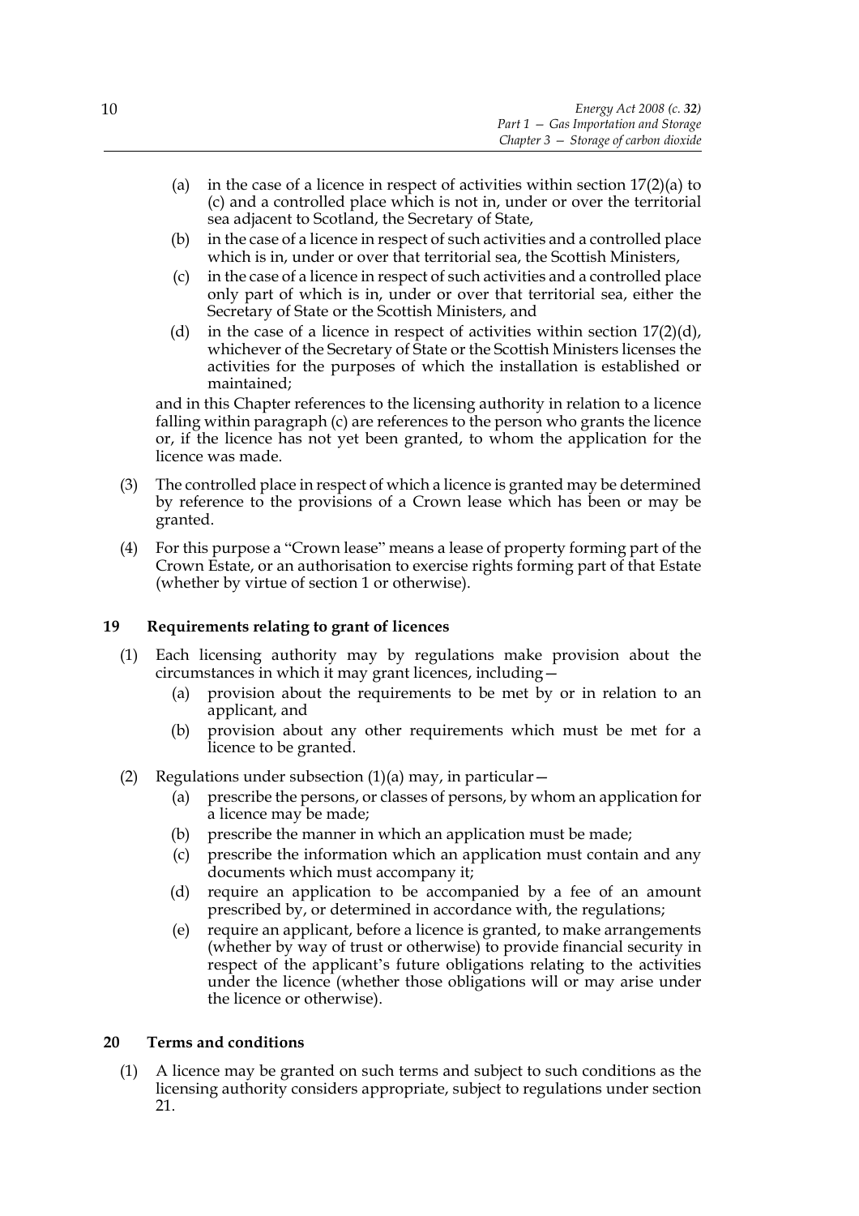(a) in the case of a licence in respect of activities within section 17(2)(a) to (c) and a controlled place which is not in, under or over the territorial sea adjacent to Scotland, the Secretary of State,

(b) in the case of a licence in respect of such activities and a controlled place which is in, under or over that territorial sea, the Scottish Ministers,

(c) in the case of a licence in respect of such activities and a controlled place only part of which is in, under or over that territorial sea, either the Secretary of State or the Scottish Ministers, and

(d) in the case of a licence in respect of activities within section 17(2)(d), whichever of the Secretary of State or the Scottish Ministers licenses the activities for the purposes of which the installation is established or maintained;

and in this Chapter references to the licensing authority in relation to a licence falling within paragraph (c) are references to the person who grants the licence or, if the licence has not yet been granted, to whom the application for the licence was made.

(3) The controlled place in respect of which a licence is granted may be determined by reference to the provisions of a Crown lease which has been or may be granted.

(4) For this purpose a "Crown lease" means a lease of property forming part of the Crown Estate, or an authorisation to exercise rights forming part of that Estate (whether by virtue of section 1 or otherwise).

### 19 Requirements relating to grant of licences

(1) Each licensing authority may by regulations make provision about the circumstances in which it may grant licences, including—

(a) provision about the requirements to be met by or in relation to an applicant, and

(b) provision about any other requirements which must be met for a licence to be granted.

(2) Regulations under subsection (1)(a) may, in particular—

(a) prescribe the persons, or classes of persons, by whom an application for a licence may be made;

(b) prescribe the manner in which an application must be made;

(c) prescribe the information which an application must contain and any documents which must accompany it;

(d) require an application to be accompanied by a fee of an amount prescribed by, or determined in accordance with, the regulations;

(e) require an applicant, before a licence is granted, to make arrangements (whether by way of trust or otherwise) to provide financial security in respect of the applicant's future obligations relating to the activities under the licence (whether those obligations will or may arise under the licence or otherwise).

### 20 Terms and conditions

(1) A licence may be granted on such terms and subject to such conditions as the licensing authority considers appropriate, subject to regulations under section 21.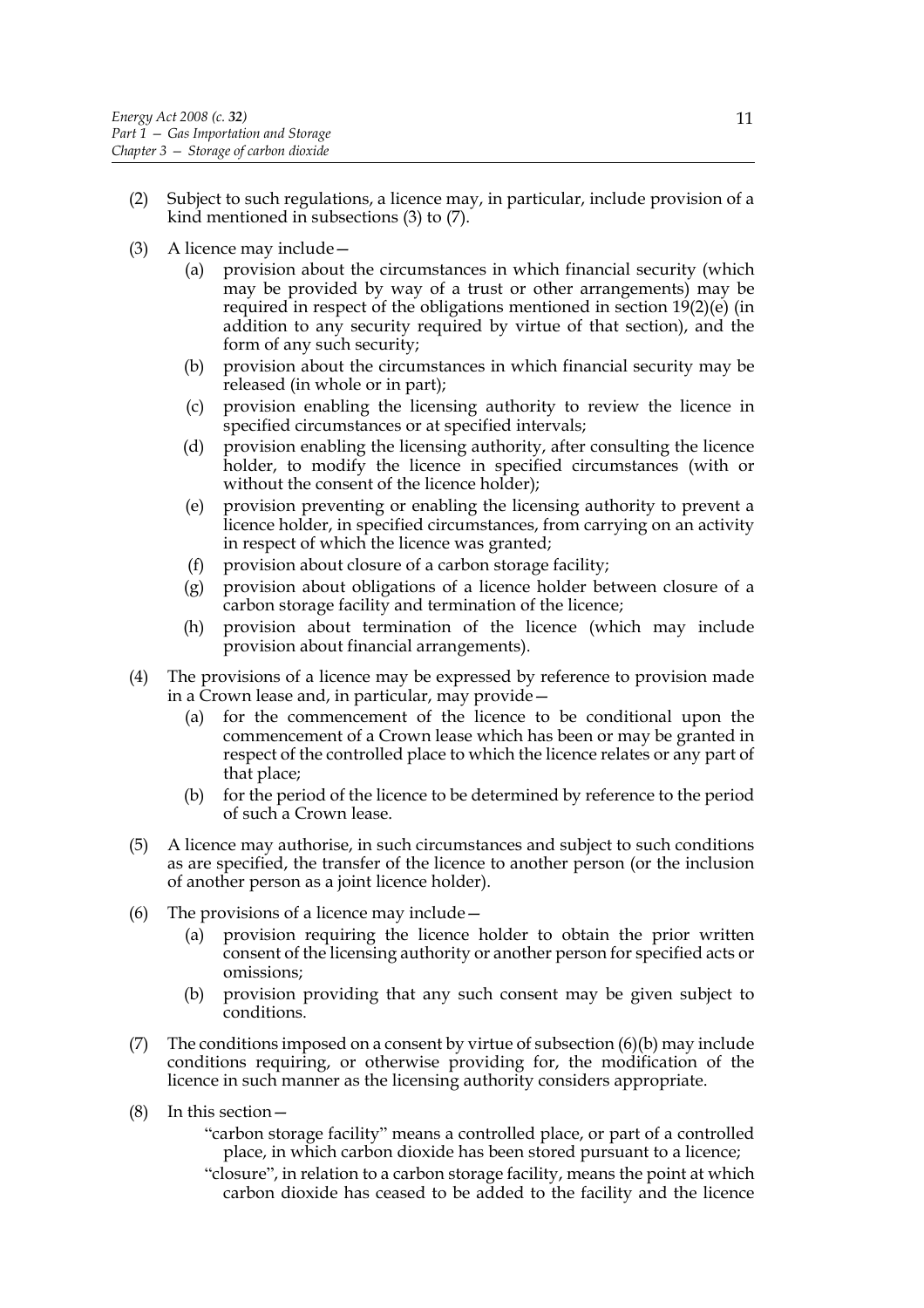(2) Subject to such regulations, a licence may, in particular, include provision of a kind mentioned in subsections (3) to (7).

(3) A licence may include—

 (a) provision about the circumstances in which financial security (which may be provided by way of a trust or other arrangements) may be required in respect of the obligations mentioned in section 19(2)(e) (in addition to any security required by virtue of that section), and the form of any such security;

 (b) provision about the circumstances in which financial security may be released (in whole or in part);

 (c) provision enabling the licensing authority to review the licence in specified circumstances or at specified intervals;

 (d) provision enabling the licensing authority, after consulting the licence holder, to modify the licence in specified circumstances (with or without the consent of the licence holder);

 (e) provision preventing or enabling the licensing authority to prevent a licence holder, in specified circumstances, from carrying on an activity in respect of which the licence was granted;

 (f) provision about closure of a carbon storage facility;

 (g) provision about obligations of a licence holder between closure of a carbon storage facility and termination of the licence;

 (h) provision about termination of the licence (which may include provision about financial arrangements).

(4) The provisions of a licence may be expressed by reference to provision made in a Crown lease and, in particular, may provide—

 (a) for the commencement of the licence to be conditional upon the commencement of a Crown lease which has been or may be granted in respect of the controlled place to which the licence relates or any part of that place;

 (b) for the period of the licence to be determined by reference to the period of such a Crown lease.

(5) A licence may authorise, in such circumstances and subject to such conditions as are specified, the transfer of the licence to another person (or the inclusion of another person as a joint licence holder).

(6) The provisions of a licence may include—

 (a) provision requiring the licence holder to obtain the prior written consent of the licensing authority or another person for specified acts or omissions;

 (b) provision providing that any such consent may be given subject to conditions.

(7) The conditions imposed on a consent by virtue of subsection (6)(b) may include conditions requiring, or otherwise providing for, the modification of the licence in such manner as the licensing authority considers appropriate.

(8) In this section—

 "carbon storage facility" means a controlled place, or part of a controlled place, in which carbon dioxide has been stored pursuant to a licence;

 "closure", in relation to a carbon storage facility, means the point at which carbon dioxide has ceased to be added to the facility and the licence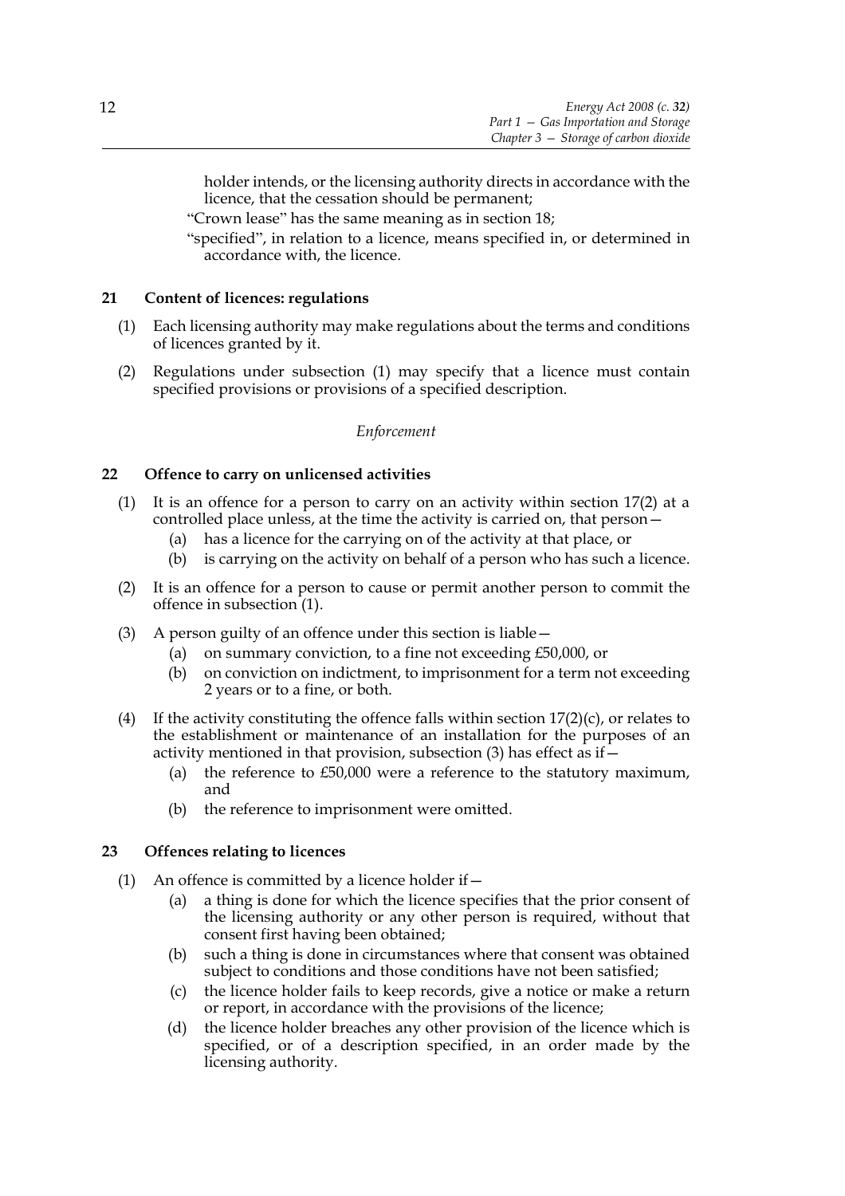holder intends, or the licensing authority directs in accordance with the licence, that the cessation should be permanent;

"Crown lease" has the same meaning as in section 18;

"specified", in relation to a licence, means specified in, or determined in accordance with, the licence.

### 21 Content of licences: regulations

(1) Each licensing authority may make regulations about the terms and conditions of licences granted by it.

(2) Regulations under subsection (1) may specify that a licence must contain specified provisions or provisions of a specified description.

*Enforcement*

### 22 Offence to carry on unlicensed activities

(1) It is an offence for a person to carry on an activity within section 17(2) at a controlled place unless, at the time the activity is carried on, that person—

- (a) has a licence for the carrying on of the activity at that place, or
- (b) is carrying on the activity on behalf of a person who has such a licence.

(2) It is an offence for a person to cause or permit another person to commit the offence in subsection (1).

(3) A person guilty of an offence under this section is liable—

- (a) on summary conviction, to a fine not exceeding £50,000, or
- (b) on conviction on indictment, to imprisonment for a term not exceeding 2 years or to a fine, or both.

(4) If the activity constituting the offence falls within section 17(2)(c), or relates to the establishment or maintenance of an installation for the purposes of an activity mentioned in that provision, subsection (3) has effect as if—

- (a) the reference to £50,000 were a reference to the statutory maximum, and
- (b) the reference to imprisonment were omitted.

### 23 Offences relating to licences

(1) An offence is committed by a licence holder if—

- (a) a thing is done for which the licence specifies that the prior consent of the licensing authority or any other person is required, without that consent first having been obtained;
- (b) such a thing is done in circumstances where that consent was obtained subject to conditions and those conditions have not been satisfied;
- (c) the licence holder fails to keep records, give a notice or make a return or report, in accordance with the provisions of the licence;
- (d) the licence holder breaches any other provision of the licence which is specified, or of a description specified, in an order made by the licensing authority.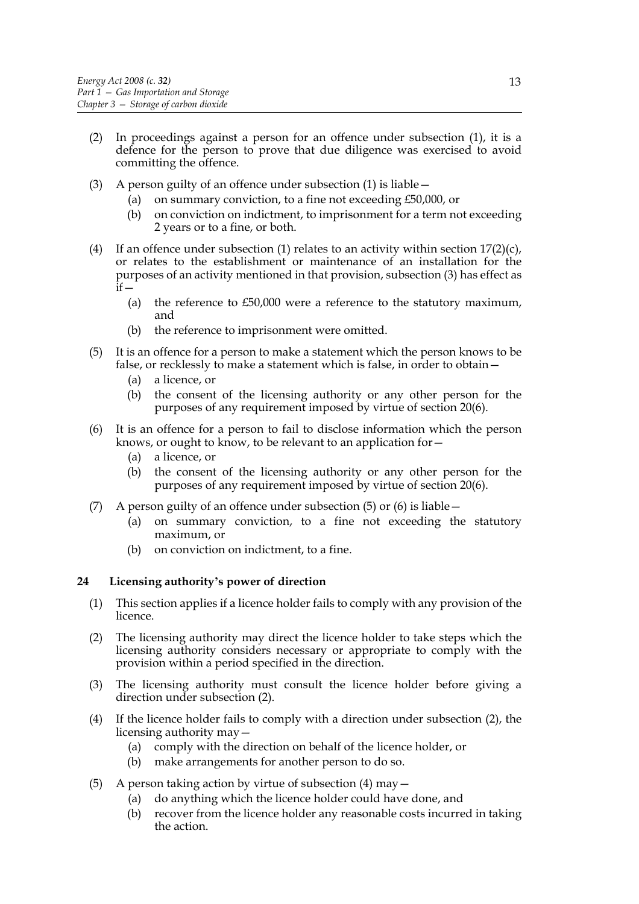(2) In proceedings against a person for an offence under subsection (1), it is a defence for the person to prove that due diligence was exercised to avoid committing the offence.

(3) A person guilty of an offence under subsection (1) is liable—

   (a) on summary conviction, to a fine not exceeding £50,000, or

   (b) on conviction on indictment, to imprisonment for a term not exceeding 2 years or to a fine, or both.

(4) If an offence under subsection (1) relates to an activity within section 17(2)(c), or relates to the establishment or maintenance of an installation for the purposes of an activity mentioned in that provision, subsection (3) has effect as if—

   (a) the reference to £50,000 were a reference to the statutory maximum, and

   (b) the reference to imprisonment were omitted.

(5) It is an offence for a person to make a statement which the person knows to be false, or recklessly to make a statement which is false, in order to obtain—

   (a) a licence, or

   (b) the consent of the licensing authority or any other person for the purposes of any requirement imposed by virtue of section 20(6).

(6) It is an offence for a person to fail to disclose information which the person knows, or ought to know, to be relevant to an application for—

   (a) a licence, or

   (b) the consent of the licensing authority or any other person for the purposes of any requirement imposed by virtue of section 20(6).

(7) A person guilty of an offence under subsection (5) or (6) is liable—

   (a) on summary conviction, to a fine not exceeding the statutory maximum, or

   (b) on conviction on indictment, to a fine.

### 24 Licensing authority's power of direction

(1) This section applies if a licence holder fails to comply with any provision of the licence.

(2) The licensing authority may direct the licence holder to take steps which the licensing authority considers necessary or appropriate to comply with the provision within a period specified in the direction.

(3) The licensing authority must consult the licence holder before giving a direction under subsection (2).

(4) If the licence holder fails to comply with a direction under subsection (2), the licensing authority may—

   (a) comply with the direction on behalf of the licence holder, or

   (b) make arrangements for another person to do so.

(5) A person taking action by virtue of subsection (4) may—

   (a) do anything which the licence holder could have done, and

   (b) recover from the licence holder any reasonable costs incurred in taking the action.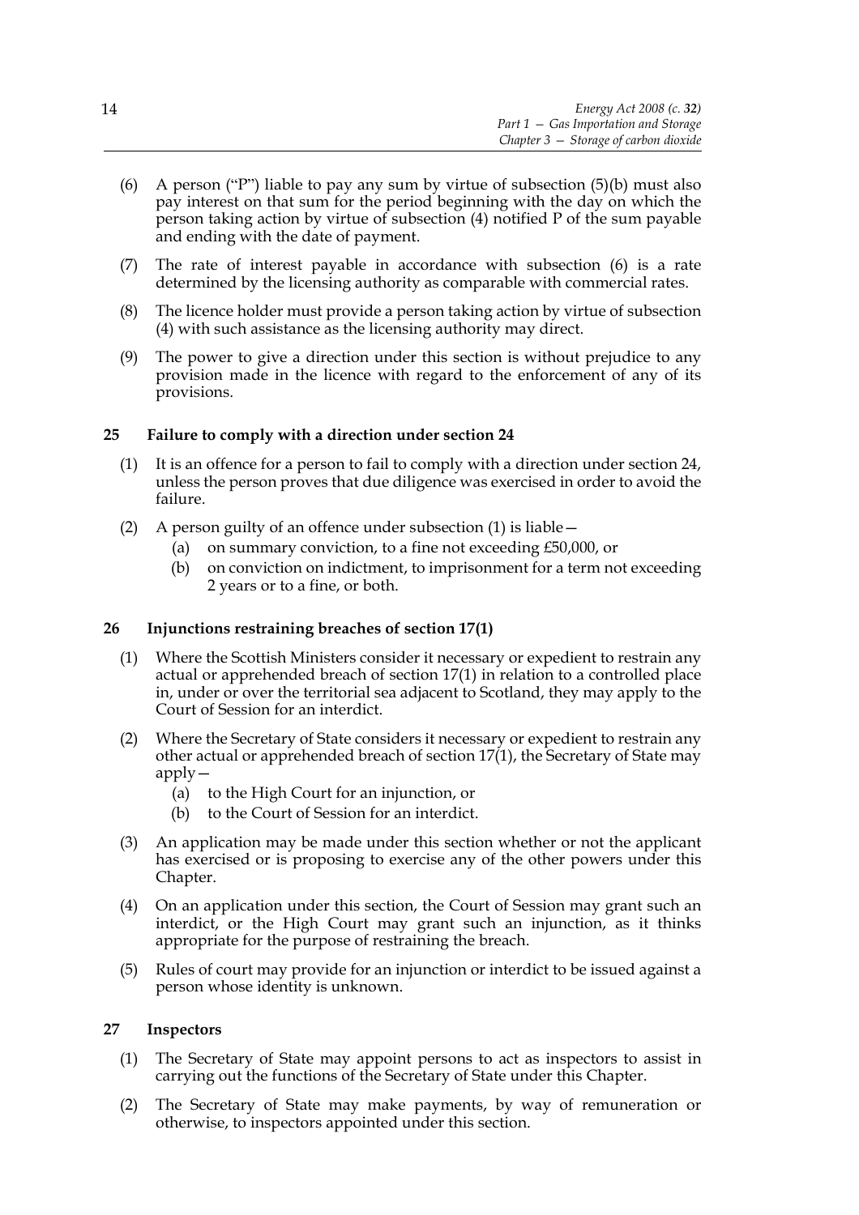(6) A person ("P") liable to pay any sum by virtue of subsection (5)(b) must also pay interest on that sum for the period beginning with the day on which the person taking action by virtue of subsection (4) notified P of the sum payable and ending with the date of payment.

(7) The rate of interest payable in accordance with subsection (6) is a rate determined by the licensing authority as comparable with commercial rates.

(8) The licence holder must provide a person taking action by virtue of subsection (4) with such assistance as the licensing authority may direct.

(9) The power to give a direction under this section is without prejudice to any provision made in the licence with regard to the enforcement of any of its provisions.

### 25 Failure to comply with a direction under section 24

(1) It is an offence for a person to fail to comply with a direction under section 24, unless the person proves that due diligence was exercised in order to avoid the failure.

(2) A person guilty of an offence under subsection (1) is liable—

- (a) on summary conviction, to a fine not exceeding £50,000, or
- (b) on conviction on indictment, to imprisonment for a term not exceeding 2 years or to a fine, or both.

### 26 Injunctions restraining breaches of section 17(1)

(1) Where the Scottish Ministers consider it necessary or expedient to restrain any actual or apprehended breach of section 17(1) in relation to a controlled place in, under or over the territorial sea adjacent to Scotland, they may apply to the Court of Session for an interdict.

(2) Where the Secretary of State considers it necessary or expedient to restrain any other actual or apprehended breach of section 17(1), the Secretary of State may apply—

- (a) to the High Court for an injunction, or
- (b) to the Court of Session for an interdict.

(3) An application may be made under this section whether or not the applicant has exercised or is proposing to exercise any of the other powers under this Chapter.

(4) On an application under this section, the Court of Session may grant such an interdict, or the High Court may grant such an injunction, as it thinks appropriate for the purpose of restraining the breach.

(5) Rules of court may provide for an injunction or interdict to be issued against a person whose identity is unknown.

### 27 Inspectors

(1) The Secretary of State may appoint persons to act as inspectors to assist in carrying out the functions of the Secretary of State under this Chapter.

(2) The Secretary of State may make payments, by way of remuneration or otherwise, to inspectors appointed under this section.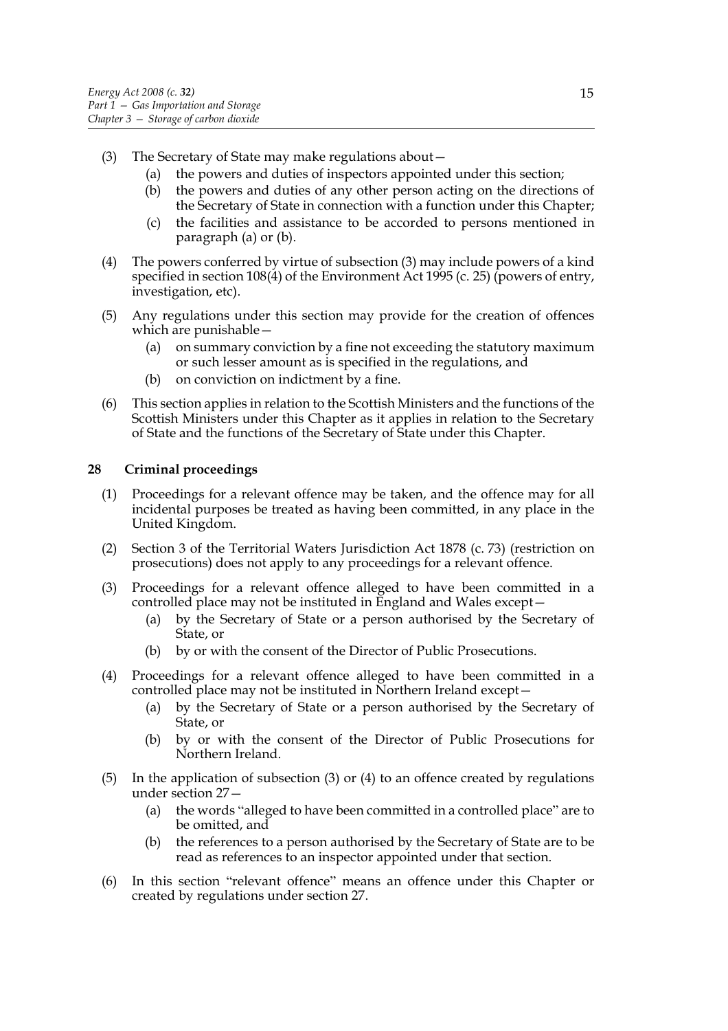(3) The Secretary of State may make regulations about—

(a) the powers and duties of inspectors appointed under this section;

(b) the powers and duties of any other person acting on the directions of the Secretary of State in connection with a function under this Chapter;

(c) the facilities and assistance to be accorded to persons mentioned in paragraph (a) or (b).

(4) The powers conferred by virtue of subsection (3) may include powers of a kind specified in section 108(4) of the Environment Act 1995 (c. 25) (powers of entry, investigation, etc).

(5) Any regulations under this section may provide for the creation of offences which are punishable—

(a) on summary conviction by a fine not exceeding the statutory maximum or such lesser amount as is specified in the regulations, and

(b) on conviction on indictment by a fine.

(6) This section applies in relation to the Scottish Ministers and the functions of the Scottish Ministers under this Chapter as it applies in relation to the Secretary of State and the functions of the Secretary of State under this Chapter.

### 28 Criminal proceedings

(1) Proceedings for a relevant offence may be taken, and the offence may for all incidental purposes be treated as having been committed, in any place in the United Kingdom.

(2) Section 3 of the Territorial Waters Jurisdiction Act 1878 (c. 73) (restriction on prosecutions) does not apply to any proceedings for a relevant offence.

(3) Proceedings for a relevant offence alleged to have been committed in a controlled place may not be instituted in England and Wales except—

(a) by the Secretary of State or a person authorised by the Secretary of State, or

(b) by or with the consent of the Director of Public Prosecutions.

(4) Proceedings for a relevant offence alleged to have been committed in a controlled place may not be instituted in Northern Ireland except—

(a) by the Secretary of State or a person authorised by the Secretary of State, or

(b) by or with the consent of the Director of Public Prosecutions for Northern Ireland.

(5) In the application of subsection (3) or (4) to an offence created by regulations under section 27—

(a) the words "alleged to have been committed in a controlled place" are to be omitted, and

(b) the references to a person authorised by the Secretary of State are to be read as references to an inspector appointed under that section.

(6) In this section "relevant offence" means an offence under this Chapter or created by regulations under section 27.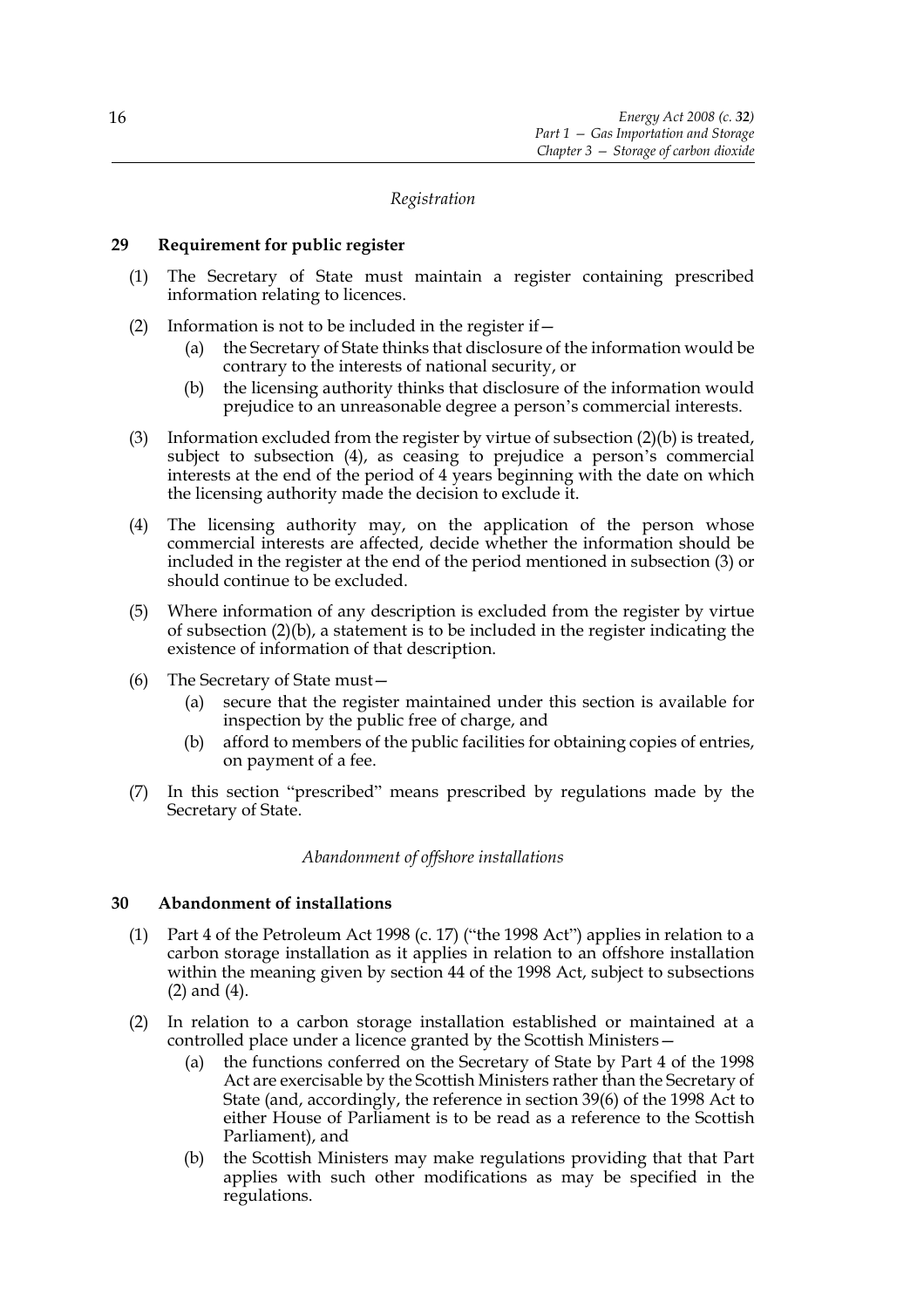*Registration*

**29 Requirement for public register**

(1) The Secretary of State must maintain a register containing prescribed information relating to licences.

(2) Information is not to be included in the register if—

- (a) the Secretary of State thinks that disclosure of the information would be contrary to the interests of national security, or
- (b) the licensing authority thinks that disclosure of the information would prejudice to an unreasonable degree a person's commercial interests.

(3) Information excluded from the register by virtue of subsection (2)(b) is treated, subject to subsection (4), as ceasing to prejudice a person's commercial interests at the end of the period of 4 years beginning with the date on which the licensing authority made the decision to exclude it.

(4) The licensing authority may, on the application of the person whose commercial interests are affected, decide whether the information should be included in the register at the end of the period mentioned in subsection (3) or should continue to be excluded.

(5) Where information of any description is excluded from the register by virtue of subsection (2)(b), a statement is to be included in the register indicating the existence of information of that description.

(6) The Secretary of State must—

- (a) secure that the register maintained under this section is available for inspection by the public free of charge, and
- (b) afford to members of the public facilities for obtaining copies of entries, on payment of a fee.

(7) In this section "prescribed" means prescribed by regulations made by the Secretary of State.

*Abandonment of offshore installations*

**30 Abandonment of installations**

(1) Part 4 of the Petroleum Act 1998 (c. 17) ("the 1998 Act") applies in relation to a carbon storage installation as it applies in relation to an offshore installation within the meaning given by section 44 of the 1998 Act, subject to subsections (2) and (4).

(2) In relation to a carbon storage installation established or maintained at a controlled place under a licence granted by the Scottish Ministers—

- (a) the functions conferred on the Secretary of State by Part 4 of the 1998 Act are exercisable by the Scottish Ministers rather than the Secretary of State (and, accordingly, the reference in section 39(6) of the 1998 Act to either House of Parliament is to be read as a reference to the Scottish Parliament), and
- (b) the Scottish Ministers may make regulations providing that that Part applies with such other modifications as may be specified in the regulations.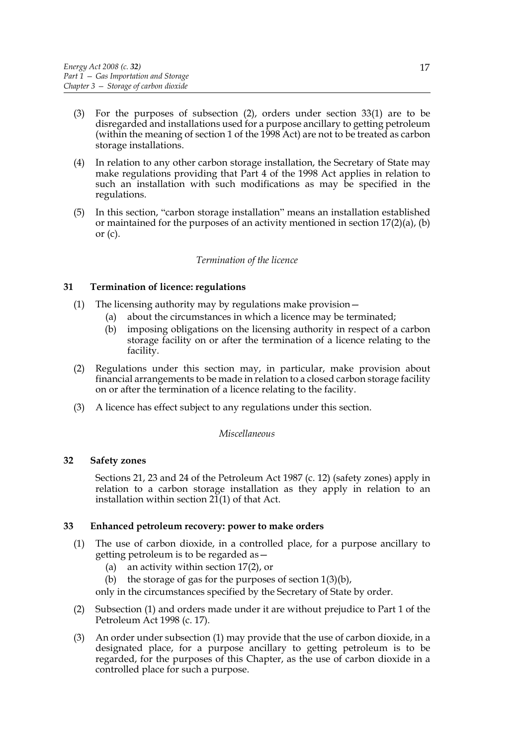(3) For the purposes of subsection (2), orders under section 33(1) are to be disregarded and installations used for a purpose ancillary to getting petroleum (within the meaning of section 1 of the 1998 Act) are not to be treated as carbon storage installations.

(4) In relation to any other carbon storage installation, the Secretary of State may make regulations providing that Part 4 of the 1998 Act applies in relation to such an installation with such modifications as may be specified in the regulations.

(5) In this section, "carbon storage installation" means an installation established or maintained for the purposes of an activity mentioned in section 17(2)(a), (b) or (c).

*Termination of the licence*

### 31 Termination of licence: regulations

(1) The licensing authority may by regulations make provision—

- (a) about the circumstances in which a licence may be terminated;
- (b) imposing obligations on the licensing authority in respect of a carbon storage facility on or after the termination of a licence relating to the facility.

(2) Regulations under this section may, in particular, make provision about financial arrangements to be made in relation to a closed carbon storage facility on or after the termination of a licence relating to the facility.

(3) A licence has effect subject to any regulations under this section.

*Miscellaneous*

### 32 Safety zones

Sections 21, 23 and 24 of the Petroleum Act 1987 (c. 12) (safety zones) apply in relation to a carbon storage installation as they apply in relation to an installation within section 21(1) of that Act.

### 33 Enhanced petroleum recovery: power to make orders

(1) The use of carbon dioxide, in a controlled place, for a purpose ancillary to getting petroleum is to be regarded as—

- (a) an activity within section 17(2), or
- (b) the storage of gas for the purposes of section 1(3)(b),

only in the circumstances specified by the Secretary of State by order.

(2) Subsection (1) and orders made under it are without prejudice to Part 1 of the Petroleum Act 1998 (c. 17).

(3) An order under subsection (1) may provide that the use of carbon dioxide, in a designated place, for a purpose ancillary to getting petroleum is to be regarded, for the purposes of this Chapter, as the use of carbon dioxide in a controlled place for such a purpose.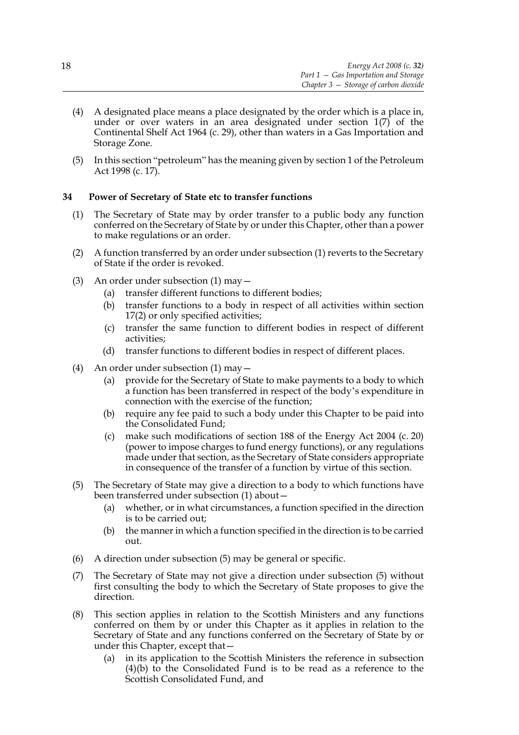(4) A designated place means a place designated by the order which is a place in, under or over waters in an area designated under section 1(7) of the Continental Shelf Act 1964 (c. 29), other than waters in a Gas Importation and Storage Zone.

(5) In this section "petroleum" has the meaning given by section 1 of the Petroleum Act 1998 (c. 17).

### 34 Power of Secretary of State etc to transfer functions

(1) The Secretary of State may by order transfer to a public body any function conferred on the Secretary of State by or under this Chapter, other than a power to make regulations or an order.

(2) A function transferred by an order under subsection (1) reverts to the Secretary of State if the order is revoked.

(3) An order under subsection (1) may—
  - (a) transfer different functions to different bodies;
  - (b) transfer functions to a body in respect of all activities within section 17(2) or only specified activities;
  - (c) transfer the same function to different bodies in respect of different activities;
  - (d) transfer functions to different bodies in respect of different places.

(4) An order under subsection (1) may—
  - (a) provide for the Secretary of State to make payments to a body to which a function has been transferred in respect of the body's expenditure in connection with the exercise of the function;
  - (b) require any fee paid to such a body under this Chapter to be paid into the Consolidated Fund;
  - (c) make such modifications of section 188 of the Energy Act 2004 (c. 20) (power to impose charges to fund energy functions), or any regulations made under that section, as the Secretary of State considers appropriate in consequence of the transfer of a function by virtue of this section.

(5) The Secretary of State may give a direction to a body to which functions have been transferred under subsection (1) about—
  - (a) whether, or in what circumstances, a function specified in the direction is to be carried out;
  - (b) the manner in which a function specified in the direction is to be carried out.

(6) A direction under subsection (5) may be general or specific.

(7) The Secretary of State may not give a direction under subsection (5) without first consulting the body to which the Secretary of State proposes to give the direction.

(8) This section applies in relation to the Scottish Ministers and any functions conferred on them by or under this Chapter as it applies in relation to the Secretary of State and any functions conferred on the Secretary of State by or under this Chapter, except that—
  - (a) in its application to the Scottish Ministers the reference in subsection (4)(b) to the Consolidated Fund is to be read as a reference to the Scottish Consolidated Fund, and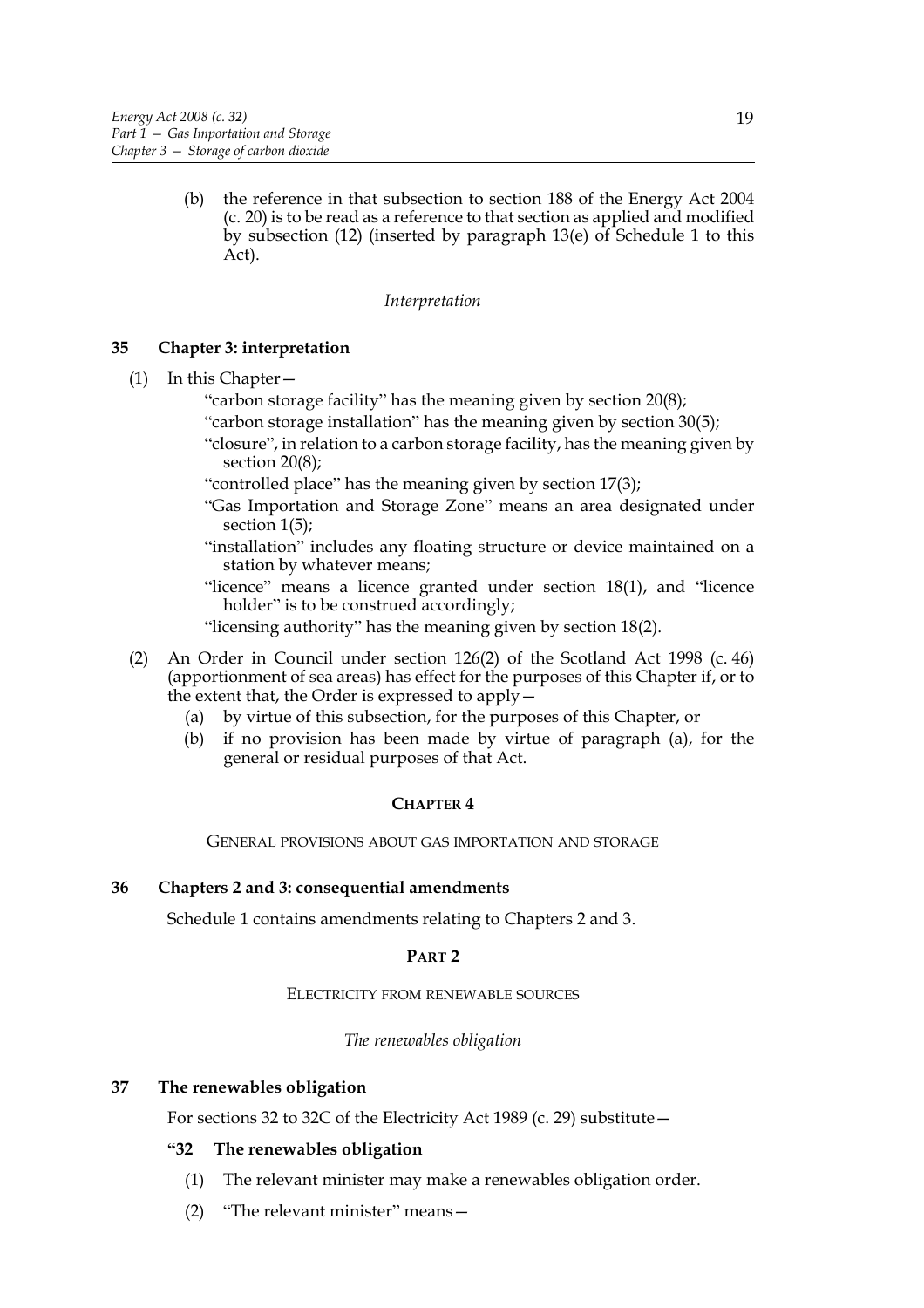(b) the reference in that subsection to section 188 of the Energy Act 2004 (c. 20) is to be read as a reference to that section as applied and modified by subsection (12) (inserted by paragraph 13(e) of Schedule 1 to this Act).

*Interpretation*

### 35 Chapter 3: interpretation

(1) In this Chapter—

"carbon storage facility" has the meaning given by section 20(8);

"carbon storage installation" has the meaning given by section 30(5);

"closure", in relation to a carbon storage facility, has the meaning given by section 20(8);

"controlled place" has the meaning given by section 17(3);

"Gas Importation and Storage Zone" means an area designated under section 1(5);

"installation" includes any floating structure or device maintained on a station by whatever means;

"licence" means a licence granted under section 18(1), and "licence holder" is to be construed accordingly;

"licensing authority" has the meaning given by section 18(2).

(2) An Order in Council under section 126(2) of the Scotland Act 1998 (c. 46) (apportionment of sea areas) has effect for the purposes of this Chapter if, or to the extent that, the Order is expressed to apply—

(a) by virtue of this subsection, for the purposes of this Chapter, or

(b) if no provision has been made by virtue of paragraph (a), for the general or residual purposes of that Act.

## CHAPTER 4

GENERAL PROVISIONS ABOUT GAS IMPORTATION AND STORAGE

### 36 Chapters 2 and 3: consequential amendments

Schedule 1 contains amendments relating to Chapters 2 and 3.

## PART 2

ELECTRICITY FROM RENEWABLE SOURCES

*The renewables obligation*

### 37 The renewables obligation

For sections 32 to 32C of the Electricity Act 1989 (c. 29) substitute—

**"32 The renewables obligation**

(1) The relevant minister may make a renewables obligation order.

(2) "The relevant minister" means—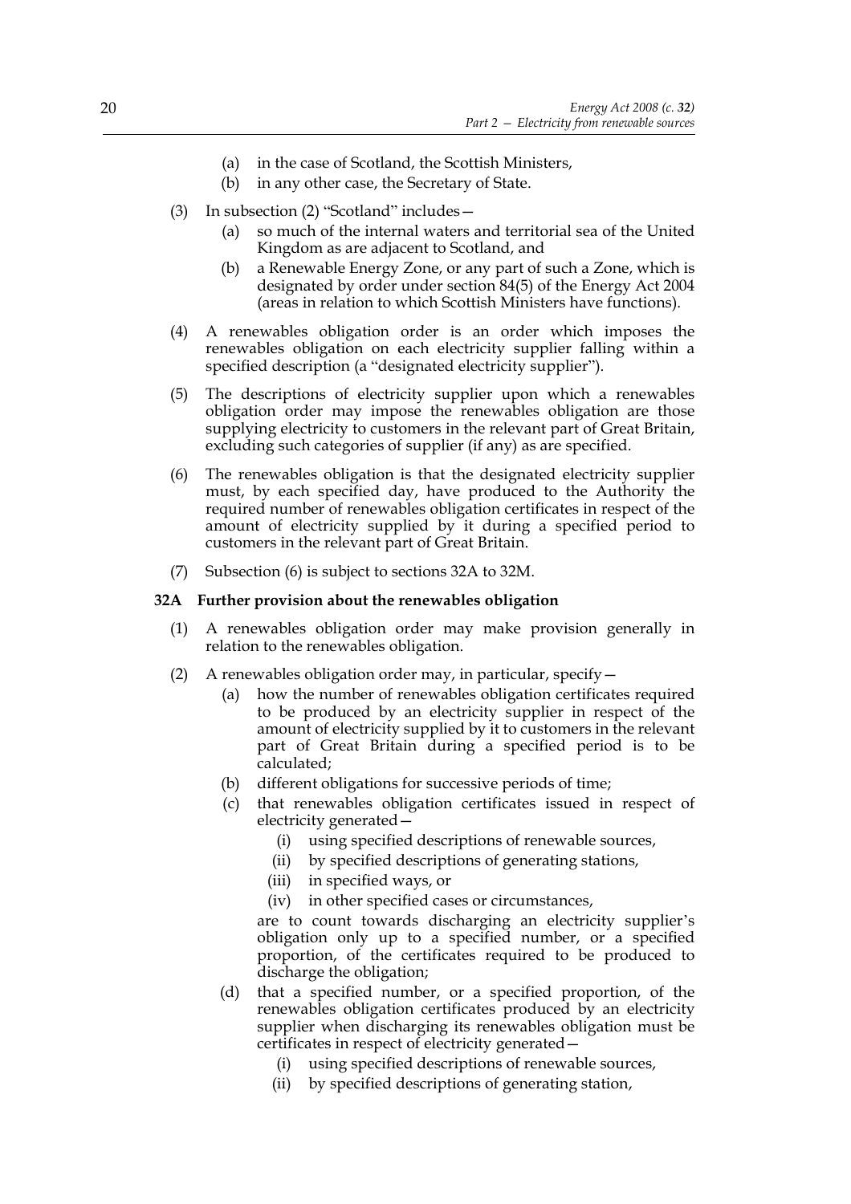- (a) in the case of Scotland, the Scottish Ministers,
- (b) in any other case, the Secretary of State.

(3) In subsection (2) "Scotland" includes—

- (a) so much of the internal waters and territorial sea of the United Kingdom as are adjacent to Scotland, and
- (b) a Renewable Energy Zone, or any part of such a Zone, which is designated by order under section 84(5) of the Energy Act 2004 (areas in relation to which Scottish Ministers have functions).

(4) A renewables obligation order is an order which imposes the renewables obligation on each electricity supplier falling within a specified description (a "designated electricity supplier").

(5) The descriptions of electricity supplier upon which a renewables obligation order may impose the renewables obligation are those supplying electricity to customers in the relevant part of Great Britain, excluding such categories of supplier (if any) as are specified.

(6) The renewables obligation is that the designated electricity supplier must, by each specified day, have produced to the Authority the required number of renewables obligation certificates in respect of the amount of electricity supplied by it during a specified period to customers in the relevant part of Great Britain.

(7) Subsection (6) is subject to sections 32A to 32M.

### 32A Further provision about the renewables obligation

(1) A renewables obligation order may make provision generally in relation to the renewables obligation.

(2) A renewables obligation order may, in particular, specify—

- (a) how the number of renewables obligation certificates required to be produced by an electricity supplier in respect of the amount of electricity supplied by it to customers in the relevant part of Great Britain during a specified period is to be calculated;
- (b) different obligations for successive periods of time;
- (c) that renewables obligation certificates issued in respect of electricity generated—
  - (i) using specified descriptions of renewable sources,
  - (ii) by specified descriptions of generating stations,
  - (iii) in specified ways, or
  - (iv) in other specified cases or circumstances,

  are to count towards discharging an electricity supplier's obligation only up to a specified number, or a specified proportion, of the certificates required to be produced to discharge the obligation;
- (d) that a specified number, or a specified proportion, of the renewables obligation certificates produced by an electricity supplier when discharging its renewables obligation must be certificates in respect of electricity generated—
  - (i) using specified descriptions of renewable sources,
  - (ii) by specified descriptions of generating station,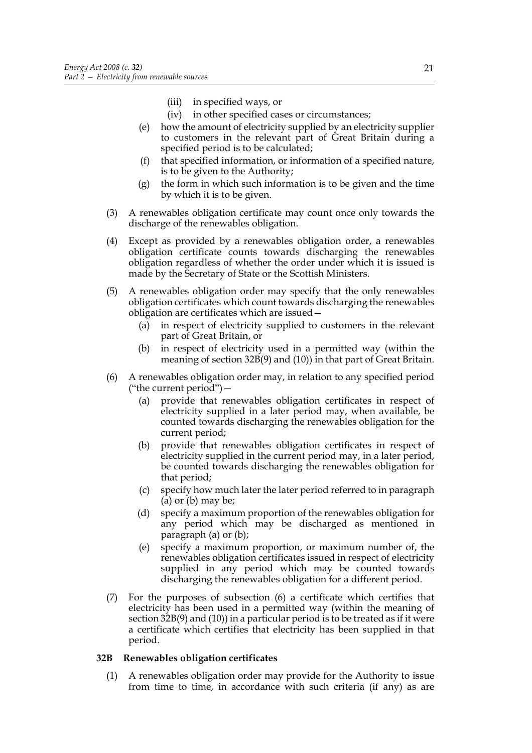(iii) in specified ways, or

(iv) in other specified cases or circumstances;

(e) how the amount of electricity supplied by an electricity supplier to customers in the relevant part of Great Britain during a specified period is to be calculated;

(f) that specified information, or information of a specified nature, is to be given to the Authority;

(g) the form in which such information is to be given and the time by which it is to be given.

(3) A renewables obligation certificate may count once only towards the discharge of the renewables obligation.

(4) Except as provided by a renewables obligation order, a renewables obligation certificate counts towards discharging the renewables obligation regardless of whether the order under which it is issued is made by the Secretary of State or the Scottish Ministers.

(5) A renewables obligation order may specify that the only renewables obligation certificates which count towards discharging the renewables obligation are certificates which are issued—

(a) in respect of electricity supplied to customers in the relevant part of Great Britain, or

(b) in respect of electricity used in a permitted way (within the meaning of section 32B(9) and (10)) in that part of Great Britain.

(6) A renewables obligation order may, in relation to any specified period ("the current period")—

(a) provide that renewables obligation certificates in respect of electricity supplied in a later period may, when available, be counted towards discharging the renewables obligation for the current period;

(b) provide that renewables obligation certificates in respect of electricity supplied in the current period may, in a later period, be counted towards discharging the renewables obligation for that period;

(c) specify how much later the later period referred to in paragraph (a) or (b) may be;

(d) specify a maximum proportion of the renewables obligation for any period which may be discharged as mentioned in paragraph (a) or (b);

(e) specify a maximum proportion, or maximum number of, the renewables obligation certificates issued in respect of electricity supplied in any period which may be counted towards discharging the renewables obligation for a different period.

(7) For the purposes of subsection (6) a certificate which certifies that electricity has been used in a permitted way (within the meaning of section 32B(9) and (10)) in a particular period is to be treated as if it were a certificate which certifies that electricity has been supplied in that period.

**32B Renewables obligation certificates**

(1) A renewables obligation order may provide for the Authority to issue from time to time, in accordance with such criteria (if any) as are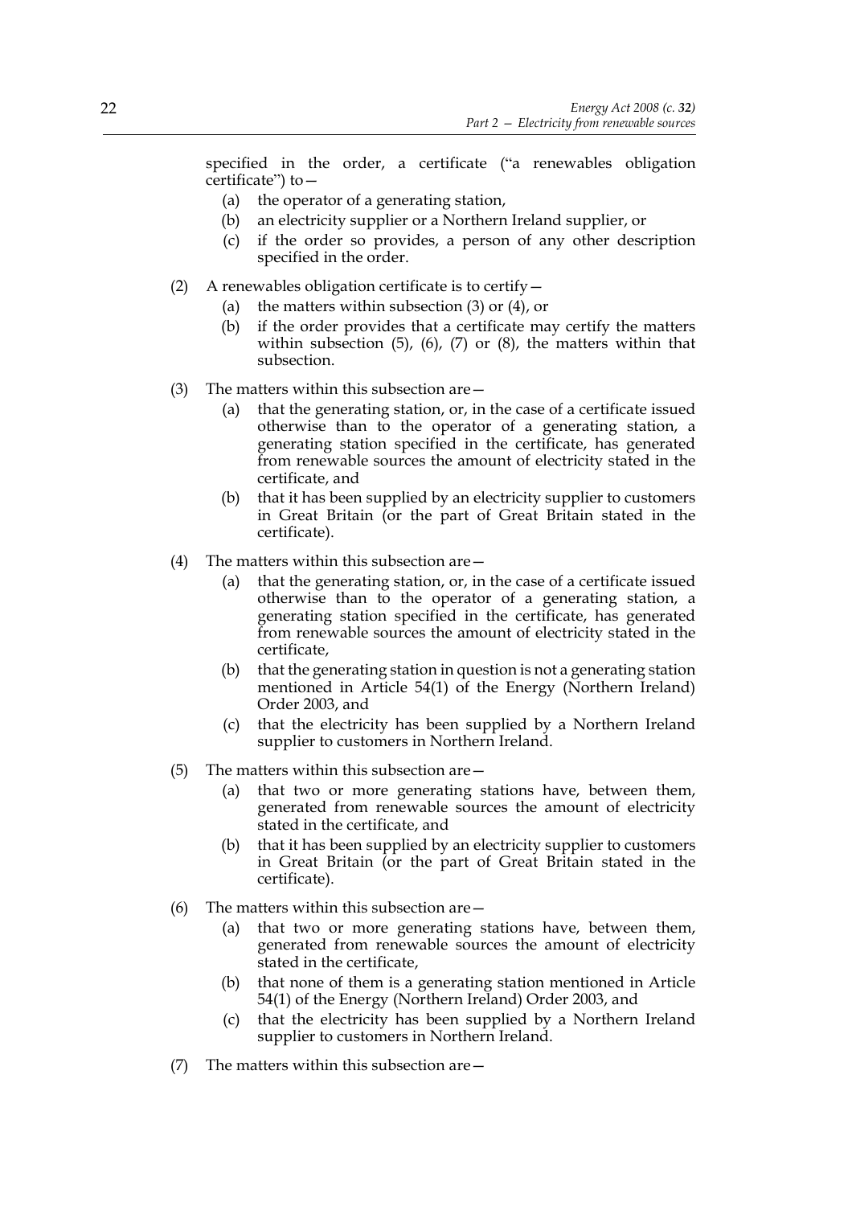specified in the order, a certificate ("a renewables obligation certificate") to—

(a) the operator of a generating station,

(b) an electricity supplier or a Northern Ireland supplier, or

(c) if the order so provides, a person of any other description specified in the order.

(2) A renewables obligation certificate is to certify—

(a) the matters within subsection (3) or (4), or

(b) if the order provides that a certificate may certify the matters within subsection (5), (6), (7) or (8), the matters within that subsection.

(3) The matters within this subsection are—

(a) that the generating station, or, in the case of a certificate issued otherwise than to the operator of a generating station, a generating station specified in the certificate, has generated from renewable sources the amount of electricity stated in the certificate, and

(b) that it has been supplied by an electricity supplier to customers in Great Britain (or the part of Great Britain stated in the certificate).

(4) The matters within this subsection are—

(a) that the generating station, or, in the case of a certificate issued otherwise than to the operator of a generating station, a generating station specified in the certificate, has generated from renewable sources the amount of electricity stated in the certificate,

(b) that the generating station in question is not a generating station mentioned in Article 54(1) of the Energy (Northern Ireland) Order 2003, and

(c) that the electricity has been supplied by a Northern Ireland supplier to customers in Northern Ireland.

(5) The matters within this subsection are—

(a) that two or more generating stations have, between them, generated from renewable sources the amount of electricity stated in the certificate, and

(b) that it has been supplied by an electricity supplier to customers in Great Britain (or the part of Great Britain stated in the certificate).

(6) The matters within this subsection are—

(a) that two or more generating stations have, between them, generated from renewable sources the amount of electricity stated in the certificate,

(b) that none of them is a generating station mentioned in Article 54(1) of the Energy (Northern Ireland) Order 2003, and

(c) that the electricity has been supplied by a Northern Ireland supplier to customers in Northern Ireland.

(7) The matters within this subsection are—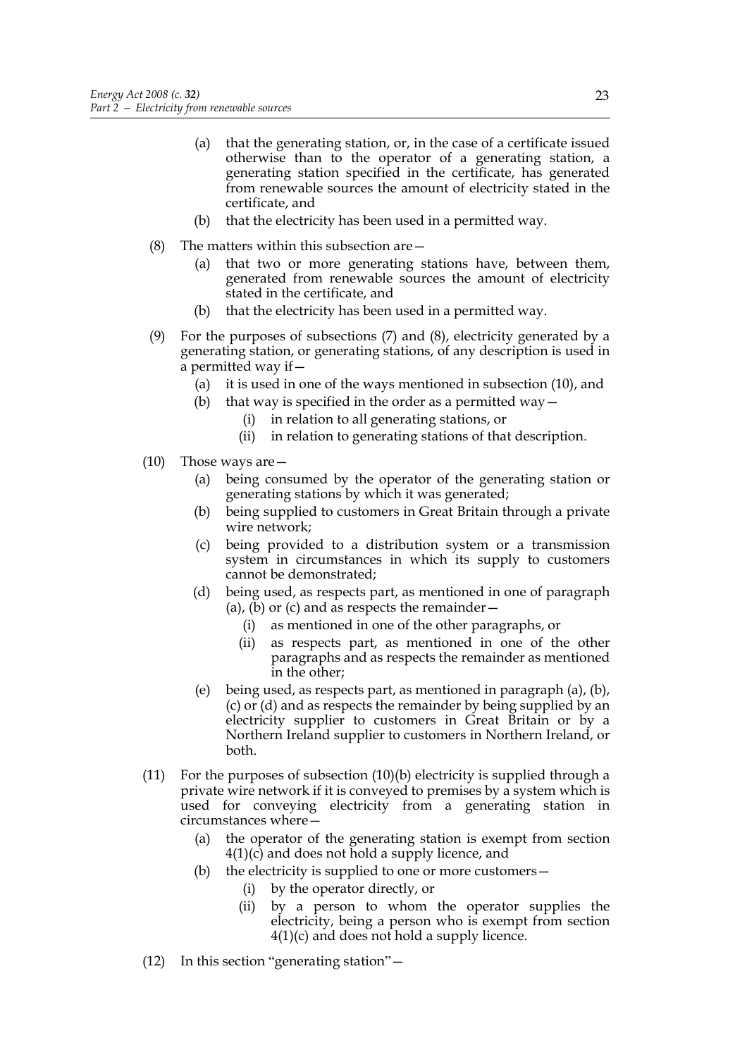(a) that the generating station, or, in the case of a certificate issued otherwise than to the operator of a generating station, a generating station specified in the certificate, has generated from renewable sources the amount of electricity stated in the certificate, and

(b) that the electricity has been used in a permitted way.

(8) The matters within this subsection are—

(a) that two or more generating stations have, between them, generated from renewable sources the amount of electricity stated in the certificate, and

(b) that the electricity has been used in a permitted way.

(9) For the purposes of subsections (7) and (8), electricity generated by a generating station, or generating stations, of any description is used in a permitted way if—

(a) it is used in one of the ways mentioned in subsection (10), and

(b) that way is specified in the order as a permitted way—

(i) in relation to all generating stations, or

(ii) in relation to generating stations of that description.

(10) Those ways are—

(a) being consumed by the operator of the generating station or generating stations by which it was generated;

(b) being supplied to customers in Great Britain through a private wire network;

(c) being provided to a distribution system or a transmission system in circumstances in which its supply to customers cannot be demonstrated;

(d) being used, as respects part, as mentioned in one of paragraph (a), (b) or (c) and as respects the remainder—

(i) as mentioned in one of the other paragraphs, or

(ii) as respects part, as mentioned in one of the other paragraphs and as respects the remainder as mentioned in the other;

(e) being used, as respects part, as mentioned in paragraph (a), (b), (c) or (d) and as respects the remainder by being supplied by an electricity supplier to customers in Great Britain or by a Northern Ireland supplier to customers in Northern Ireland, or both.

(11) For the purposes of subsection (10)(b) electricity is supplied through a private wire network if it is conveyed to premises by a system which is used for conveying electricity from a generating station in circumstances where—

(a) the operator of the generating station is exempt from section 4(1)(c) and does not hold a supply licence, and

(b) the electricity is supplied to one or more customers—

(i) by the operator directly, or

(ii) by a person to whom the operator supplies the electricity, being a person who is exempt from section 4(1)(c) and does not hold a supply licence.

(12) In this section "generating station"—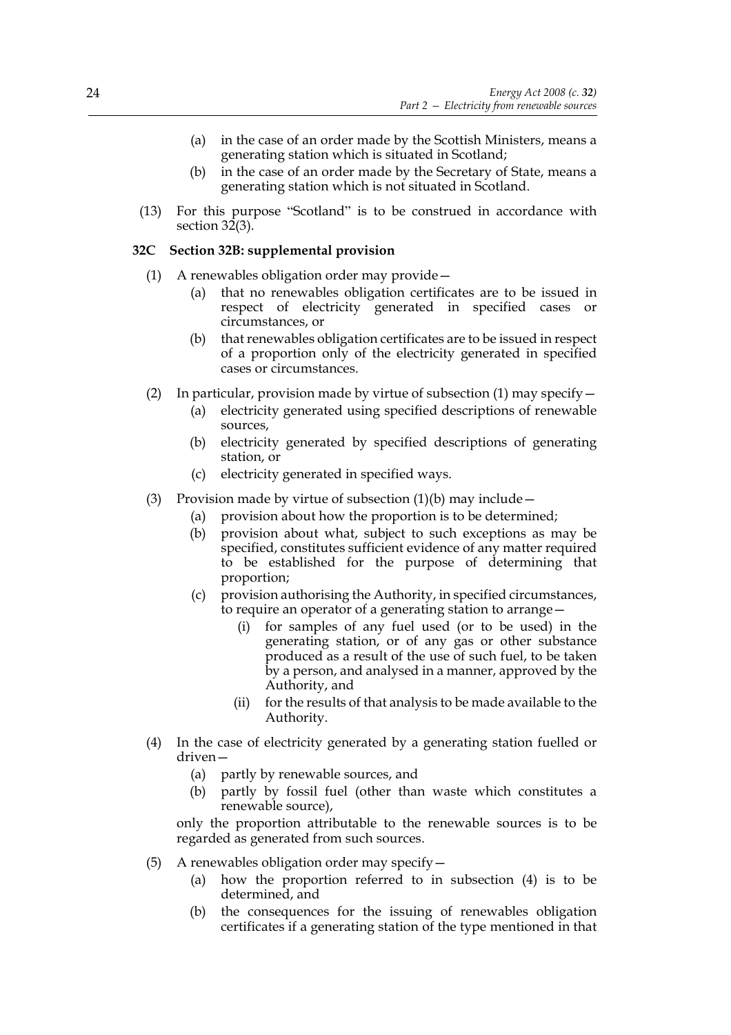(a) in the case of an order made by the Scottish Ministers, means a generating station which is situated in Scotland;

(b) in the case of an order made by the Secretary of State, means a generating station which is not situated in Scotland.

(13) For this purpose "Scotland" is to be construed in accordance with section 32(3).

**32C Section 32B: supplemental provision**

(1) A renewables obligation order may provide—

(a) that no renewables obligation certificates are to be issued in respect of electricity generated in specified cases or circumstances, or

(b) that renewables obligation certificates are to be issued in respect of a proportion only of the electricity generated in specified cases or circumstances.

(2) In particular, provision made by virtue of subsection (1) may specify—

(a) electricity generated using specified descriptions of renewable sources,

(b) electricity generated by specified descriptions of generating station, or

(c) electricity generated in specified ways.

(3) Provision made by virtue of subsection (1)(b) may include—

(a) provision about how the proportion is to be determined;

(b) provision about what, subject to such exceptions as may be specified, constitutes sufficient evidence of any matter required to be established for the purpose of determining that proportion;

(c) provision authorising the Authority, in specified circumstances, to require an operator of a generating station to arrange—

(i) for samples of any fuel used (or to be used) in the generating station, or of any gas or other substance produced as a result of the use of such fuel, to be taken by a person, and analysed in a manner, approved by the Authority, and

(ii) for the results of that analysis to be made available to the Authority.

(4) In the case of electricity generated by a generating station fuelled or driven—

(a) partly by renewable sources, and

(b) partly by fossil fuel (other than waste which constitutes a renewable source),

only the proportion attributable to the renewable sources is to be regarded as generated from such sources.

(5) A renewables obligation order may specify—

(a) how the proportion referred to in subsection (4) is to be determined, and

(b) the consequences for the issuing of renewables obligation certificates if a generating station of the type mentioned in that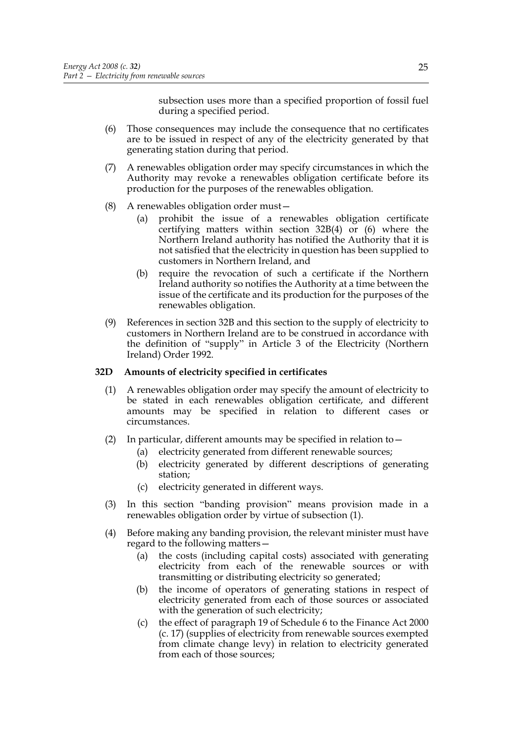subsection uses more than a specified proportion of fossil fuel during a specified period.

(6) Those consequences may include the consequence that no certificates are to be issued in respect of any of the electricity generated by that generating station during that period.

(7) A renewables obligation order may specify circumstances in which the Authority may revoke a renewables obligation certificate before its production for the purposes of the renewables obligation.

(8) A renewables obligation order must—

  (a) prohibit the issue of a renewables obligation certificate certifying matters within section 32B(4) or (6) where the Northern Ireland authority has notified the Authority that it is not satisfied that the electricity in question has been supplied to customers in Northern Ireland, and

  (b) require the revocation of such a certificate if the Northern Ireland authority so notifies the Authority at a time between the issue of the certificate and its production for the purposes of the renewables obligation.

(9) References in section 32B and this section to the supply of electricity to customers in Northern Ireland are to be construed in accordance with the definition of "supply" in Article 3 of the Electricity (Northern Ireland) Order 1992.

**32D Amounts of electricity specified in certificates**

(1) A renewables obligation order may specify the amount of electricity to be stated in each renewables obligation certificate, and different amounts may be specified in relation to different cases or circumstances.

(2) In particular, different amounts may be specified in relation to—

  (a) electricity generated from different renewable sources;

  (b) electricity generated by different descriptions of generating station;

  (c) electricity generated in different ways.

(3) In this section "banding provision" means provision made in a renewables obligation order by virtue of subsection (1).

(4) Before making any banding provision, the relevant minister must have regard to the following matters—

  (a) the costs (including capital costs) associated with generating electricity from each of the renewable sources or with transmitting or distributing electricity so generated;

  (b) the income of operators of generating stations in respect of electricity generated from each of those sources or associated with the generation of such electricity;

  (c) the effect of paragraph 19 of Schedule 6 to the Finance Act 2000 (c. 17) (supplies of electricity from renewable sources exempted from climate change levy) in relation to electricity generated from each of those sources;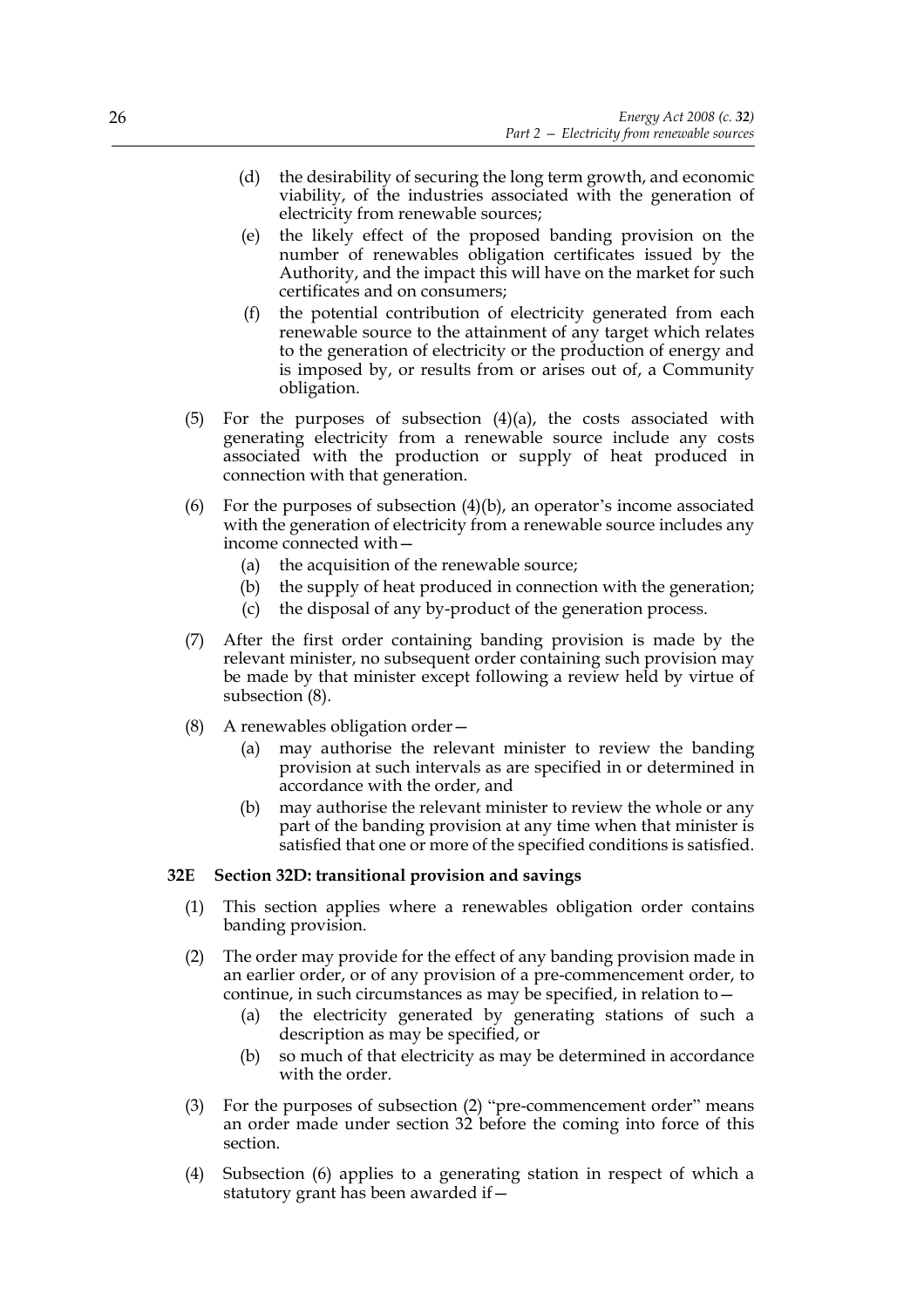(d) the desirability of securing the long term growth, and economic viability, of the industries associated with the generation of electricity from renewable sources;

(e) the likely effect of the proposed banding provision on the number of renewables obligation certificates issued by the Authority, and the impact this will have on the market for such certificates and on consumers;

(f) the potential contribution of electricity generated from each renewable source to the attainment of any target which relates to the generation of electricity or the production of energy and is imposed by, or results from or arises out of, a Community obligation.

(5) For the purposes of subsection (4)(a), the costs associated with generating electricity from a renewable source include any costs associated with the production or supply of heat produced in connection with that generation.

(6) For the purposes of subsection (4)(b), an operator's income associated with the generation of electricity from a renewable source includes any income connected with—

(a) the acquisition of the renewable source;

(b) the supply of heat produced in connection with the generation;

(c) the disposal of any by-product of the generation process.

(7) After the first order containing banding provision is made by the relevant minister, no subsequent order containing such provision may be made by that minister except following a review held by virtue of subsection (8).

(8) A renewables obligation order—

(a) may authorise the relevant minister to review the banding provision at such intervals as are specified in or determined in accordance with the order, and

(b) may authorise the relevant minister to review the whole or any part of the banding provision at any time when that minister is satisfied that one or more of the specified conditions is satisfied.

**32E Section 32D: transitional provision and savings**

(1) This section applies where a renewables obligation order contains banding provision.

(2) The order may provide for the effect of any banding provision made in an earlier order, or of any provision of a pre-commencement order, to continue, in such circumstances as may be specified, in relation to—

(a) the electricity generated by generating stations of such a description as may be specified, or

(b) so much of that electricity as may be determined in accordance with the order.

(3) For the purposes of subsection (2) "pre-commencement order" means an order made under section 32 before the coming into force of this section.

(4) Subsection (6) applies to a generating station in respect of which a statutory grant has been awarded if—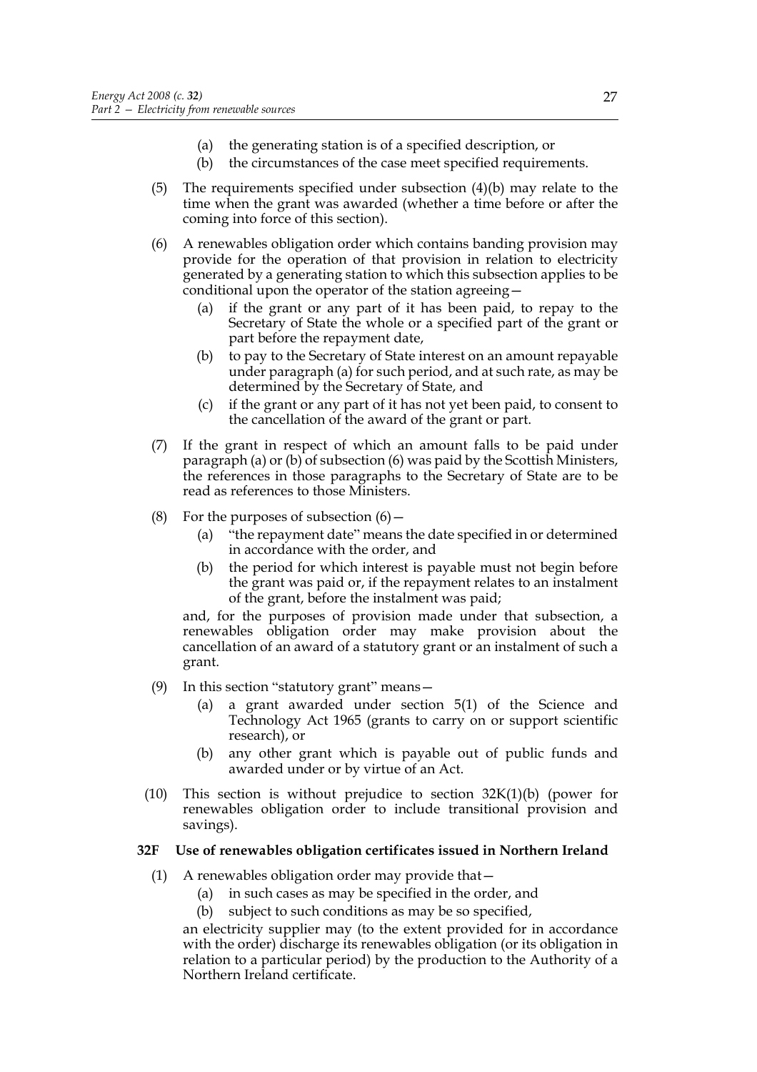(a) the generating station is of a specified description, or

(b) the circumstances of the case meet specified requirements.

(5) The requirements specified under subsection (4)(b) may relate to the time when the grant was awarded (whether a time before or after the coming into force of this section).

(6) A renewables obligation order which contains banding provision may provide for the operation of that provision in relation to electricity generated by a generating station to which this subsection applies to be conditional upon the operator of the station agreeing—

(a) if the grant or any part of it has been paid, to repay to the Secretary of State the whole or a specified part of the grant or part before the repayment date,

(b) to pay to the Secretary of State interest on an amount repayable under paragraph (a) for such period, and at such rate, as may be determined by the Secretary of State, and

(c) if the grant or any part of it has not yet been paid, to consent to the cancellation of the award of the grant or part.

(7) If the grant in respect of which an amount falls to be paid under paragraph (a) or (b) of subsection (6) was paid by the Scottish Ministers, the references in those paragraphs to the Secretary of State are to be read as references to those Ministers.

(8) For the purposes of subsection (6)—

(a) "the repayment date" means the date specified in or determined in accordance with the order, and

(b) the period for which interest is payable must not begin before the grant was paid or, if the repayment relates to an instalment of the grant, before the instalment was paid;

and, for the purposes of provision made under that subsection, a renewables obligation order may make provision about the cancellation of an award of a statutory grant or an instalment of such a grant.

(9) In this section "statutory grant" means—

(a) a grant awarded under section 5(1) of the Science and Technology Act 1965 (grants to carry on or support scientific research), or

(b) any other grant which is payable out of public funds and awarded under or by virtue of an Act.

(10) This section is without prejudice to section 32K(1)(b) (power for renewables obligation order to include transitional provision and savings).

**32F Use of renewables obligation certificates issued in Northern Ireland**

(1) A renewables obligation order may provide that—

(a) in such cases as may be specified in the order, and

(b) subject to such conditions as may be so specified,

an electricity supplier may (to the extent provided for in accordance with the order) discharge its renewables obligation (or its obligation in relation to a particular period) by the production to the Authority of a Northern Ireland certificate.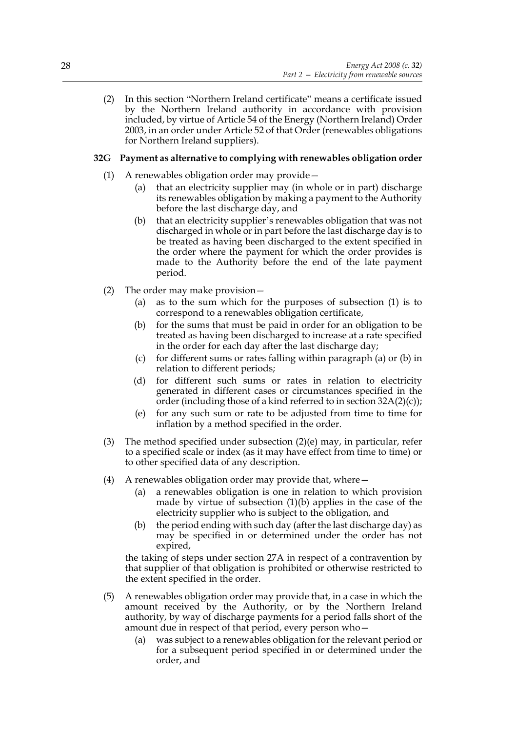(2) In this section "Northern Ireland certificate" means a certificate issued by the Northern Ireland authority in accordance with provision included, by virtue of Article 54 of the Energy (Northern Ireland) Order 2003, in an order under Article 52 of that Order (renewables obligations for Northern Ireland suppliers).

**32G Payment as alternative to complying with renewables obligation order**

(1) A renewables obligation order may provide—

(a) that an electricity supplier may (in whole or in part) discharge its renewables obligation by making a payment to the Authority before the last discharge day, and

(b) that an electricity supplier's renewables obligation that was not discharged in whole or in part before the last discharge day is to be treated as having been discharged to the extent specified in the order where the payment for which the order provides is made to the Authority before the end of the late payment period.

(2) The order may make provision—

(a) as to the sum which for the purposes of subsection (1) is to correspond to a renewables obligation certificate,

(b) for the sums that must be paid in order for an obligation to be treated as having been discharged to increase at a rate specified in the order for each day after the last discharge day;

(c) for different sums or rates falling within paragraph (a) or (b) in relation to different periods;

(d) for different such sums or rates in relation to electricity generated in different cases or circumstances specified in the order (including those of a kind referred to in section 32A(2)(c));

(e) for any such sum or rate to be adjusted from time to time for inflation by a method specified in the order.

(3) The method specified under subsection (2)(e) may, in particular, refer to a specified scale or index (as it may have effect from time to time) or to other specified data of any description.

(4) A renewables obligation order may provide that, where—

(a) a renewables obligation is one in relation to which provision made by virtue of subsection (1)(b) applies in the case of the electricity supplier who is subject to the obligation, and

(b) the period ending with such day (after the last discharge day) as may be specified in or determined under the order has not expired,

the taking of steps under section 27A in respect of a contravention by that supplier of that obligation is prohibited or otherwise restricted to the extent specified in the order.

(5) A renewables obligation order may provide that, in a case in which the amount received by the Authority, or by the Northern Ireland authority, by way of discharge payments for a period falls short of the amount due in respect of that period, every person who—

(a) was subject to a renewables obligation for the relevant period or for a subsequent period specified in or determined under the order, and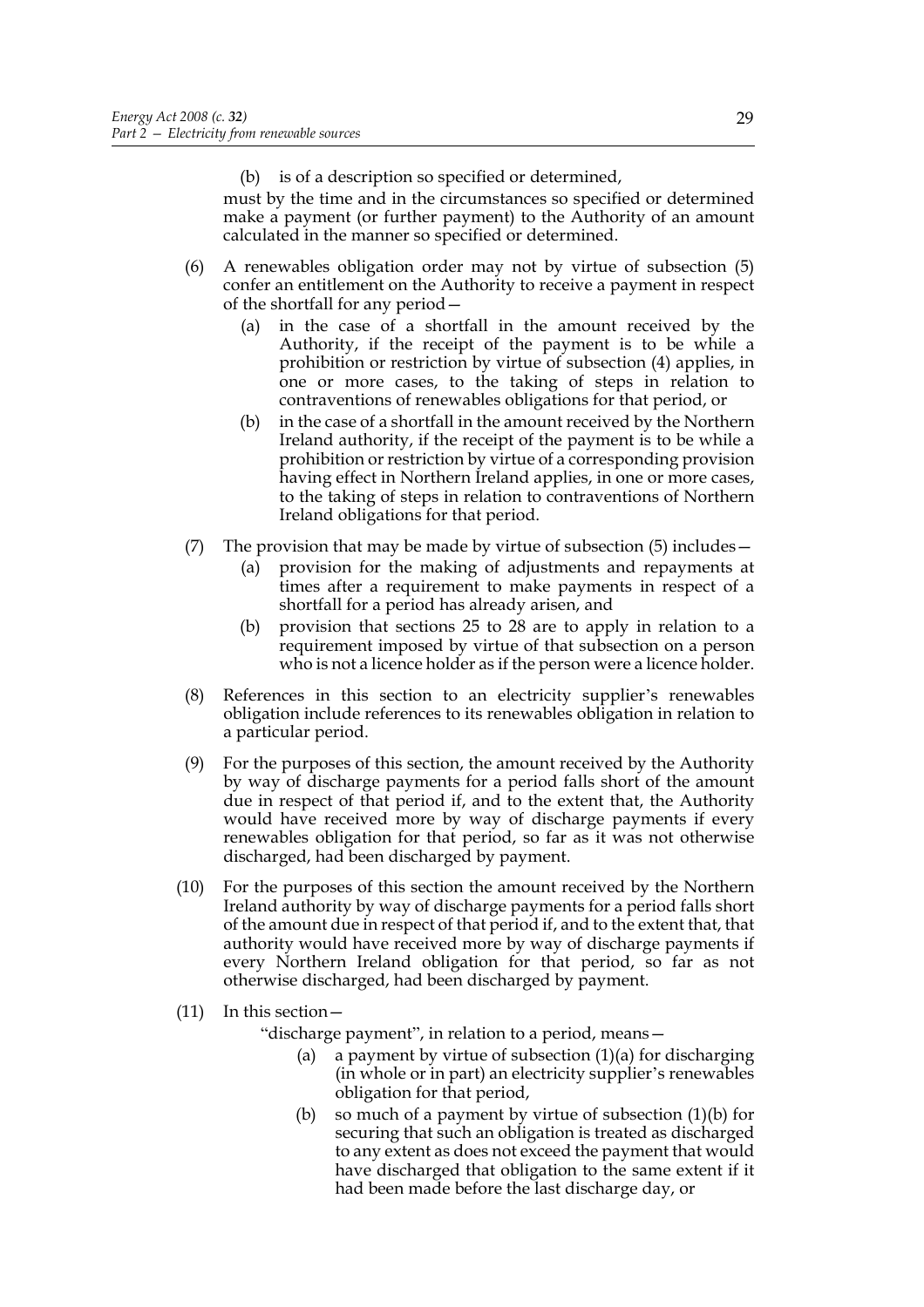(b) is of a description so specified or determined,

must by the time and in the circumstances so specified or determined make a payment (or further payment) to the Authority of an amount calculated in the manner so specified or determined.

(6) A renewables obligation order may not by virtue of subsection (5) confer an entitlement on the Authority to receive a payment in respect of the shortfall for any period—

(a) in the case of a shortfall in the amount received by the Authority, if the receipt of the payment is to be while a prohibition or restriction by virtue of subsection (4) applies, in one or more cases, to the taking of steps in relation to contraventions of renewables obligations for that period, or

(b) in the case of a shortfall in the amount received by the Northern Ireland authority, if the receipt of the payment is to be while a prohibition or restriction by virtue of a corresponding provision having effect in Northern Ireland applies, in one or more cases, to the taking of steps in relation to contraventions of Northern Ireland obligations for that period.

(7) The provision that may be made by virtue of subsection (5) includes—

(a) provision for the making of adjustments and repayments at times after a requirement to make payments in respect of a shortfall for a period has already arisen, and

(b) provision that sections 25 to 28 are to apply in relation to a requirement imposed by virtue of that subsection on a person who is not a licence holder as if the person were a licence holder.

(8) References in this section to an electricity supplier's renewables obligation include references to its renewables obligation in relation to a particular period.

(9) For the purposes of this section, the amount received by the Authority by way of discharge payments for a period falls short of the amount due in respect of that period if, and to the extent that, the Authority would have received more by way of discharge payments if every renewables obligation for that period, so far as it was not otherwise discharged, had been discharged by payment.

(10) For the purposes of this section the amount received by the Northern Ireland authority by way of discharge payments for a period falls short of the amount due in respect of that period if, and to the extent that, that authority would have received more by way of discharge payments if every Northern Ireland obligation for that period, so far as not otherwise discharged, had been discharged by payment.

(11) In this section—

"discharge payment", in relation to a period, means—

(a) a payment by virtue of subsection (1)(a) for discharging (in whole or in part) an electricity supplier's renewables obligation for that period,

(b) so much of a payment by virtue of subsection (1)(b) for securing that such an obligation is treated as discharged to any extent as does not exceed the payment that would have discharged that obligation to the same extent if it had been made before the last discharge day, or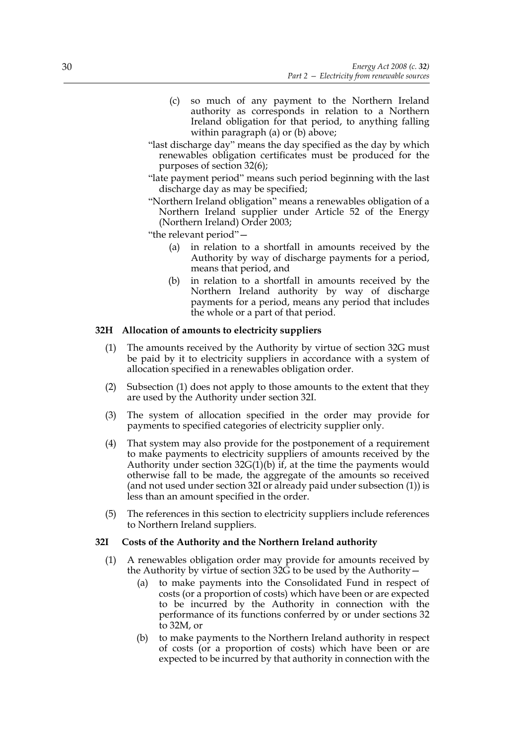(c) so much of any payment to the Northern Ireland authority as corresponds in relation to a Northern Ireland obligation for that period, to anything falling within paragraph (a) or (b) above;

"last discharge day" means the day specified as the day by which renewables obligation certificates must be produced for the purposes of section 32(6);

"late payment period" means such period beginning with the last discharge day as may be specified;

"Northern Ireland obligation" means a renewables obligation of a Northern Ireland supplier under Article 52 of the Energy (Northern Ireland) Order 2003;

"the relevant period"—

(a) in relation to a shortfall in amounts received by the Authority by way of discharge payments for a period, means that period, and

(b) in relation to a shortfall in amounts received by the Northern Ireland authority by way of discharge payments for a period, means any period that includes the whole or a part of that period.

**32H Allocation of amounts to electricity suppliers**

(1) The amounts received by the Authority by virtue of section 32G must be paid by it to electricity suppliers in accordance with a system of allocation specified in a renewables obligation order.

(2) Subsection (1) does not apply to those amounts to the extent that they are used by the Authority under section 32I.

(3) The system of allocation specified in the order may provide for payments to specified categories of electricity supplier only.

(4) That system may also provide for the postponement of a requirement to make payments to electricity suppliers of amounts received by the Authority under section 32G(1)(b) if, at the time the payments would otherwise fall to be made, the aggregate of the amounts so received (and not used under section 32I or already paid under subsection (1)) is less than an amount specified in the order.

(5) The references in this section to electricity suppliers include references to Northern Ireland suppliers.

**32I Costs of the Authority and the Northern Ireland authority**

(1) A renewables obligation order may provide for amounts received by the Authority by virtue of section 32G to be used by the Authority—

(a) to make payments into the Consolidated Fund in respect of costs (or a proportion of costs) which have been or are expected to be incurred by the Authority in connection with the performance of its functions conferred by or under sections 32 to 32M, or

(b) to make payments to the Northern Ireland authority in respect of costs (or a proportion of costs) which have been or are expected to be incurred by that authority in connection with the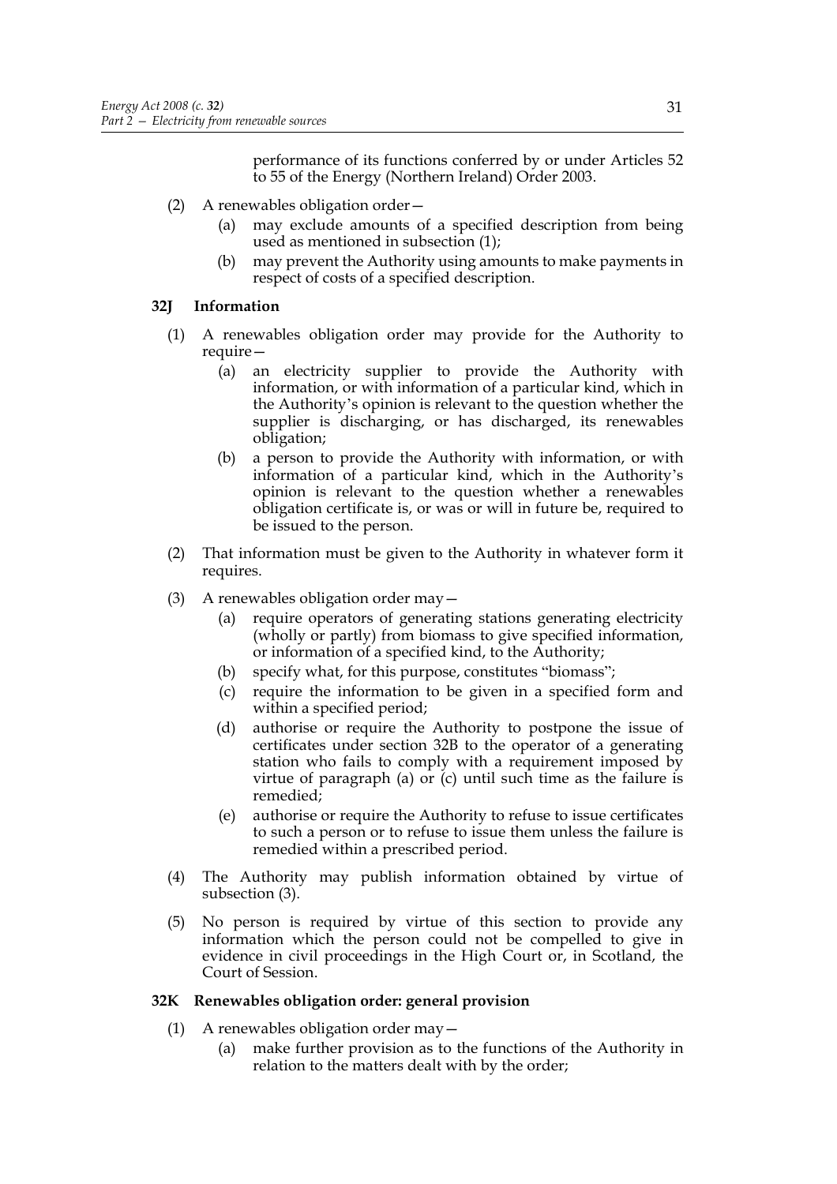performance of its functions conferred by or under Articles 52 to 55 of the Energy (Northern Ireland) Order 2003.

(2) A renewables obligation order—

(a) may exclude amounts of a specified description from being used as mentioned in subsection (1);

(b) may prevent the Authority using amounts to make payments in respect of costs of a specified description.

**32J Information**

(1) A renewables obligation order may provide for the Authority to require—

(a) an electricity supplier to provide the Authority with information, or with information of a particular kind, which in the Authority's opinion is relevant to the question whether the supplier is discharging, or has discharged, its renewables obligation;

(b) a person to provide the Authority with information, or with information of a particular kind, which in the Authority's opinion is relevant to the question whether a renewables obligation certificate is, or was or will in future be, required to be issued to the person.

(2) That information must be given to the Authority in whatever form it requires.

(3) A renewables obligation order may—

(a) require operators of generating stations generating electricity (wholly or partly) from biomass to give specified information, or information of a specified kind, to the Authority;

(b) specify what, for this purpose, constitutes "biomass";

(c) require the information to be given in a specified form and within a specified period;

(d) authorise or require the Authority to postpone the issue of certificates under section 32B to the operator of a generating station who fails to comply with a requirement imposed by virtue of paragraph (a) or (c) until such time as the failure is remedied;

(e) authorise or require the Authority to refuse to issue certificates to such a person or to refuse to issue them unless the failure is remedied within a prescribed period.

(4) The Authority may publish information obtained by virtue of subsection (3).

(5) No person is required by virtue of this section to provide any information which the person could not be compelled to give in evidence in civil proceedings in the High Court or, in Scotland, the Court of Session.

**32K Renewables obligation order: general provision**

(1) A renewables obligation order may—

(a) make further provision as to the functions of the Authority in relation to the matters dealt with by the order;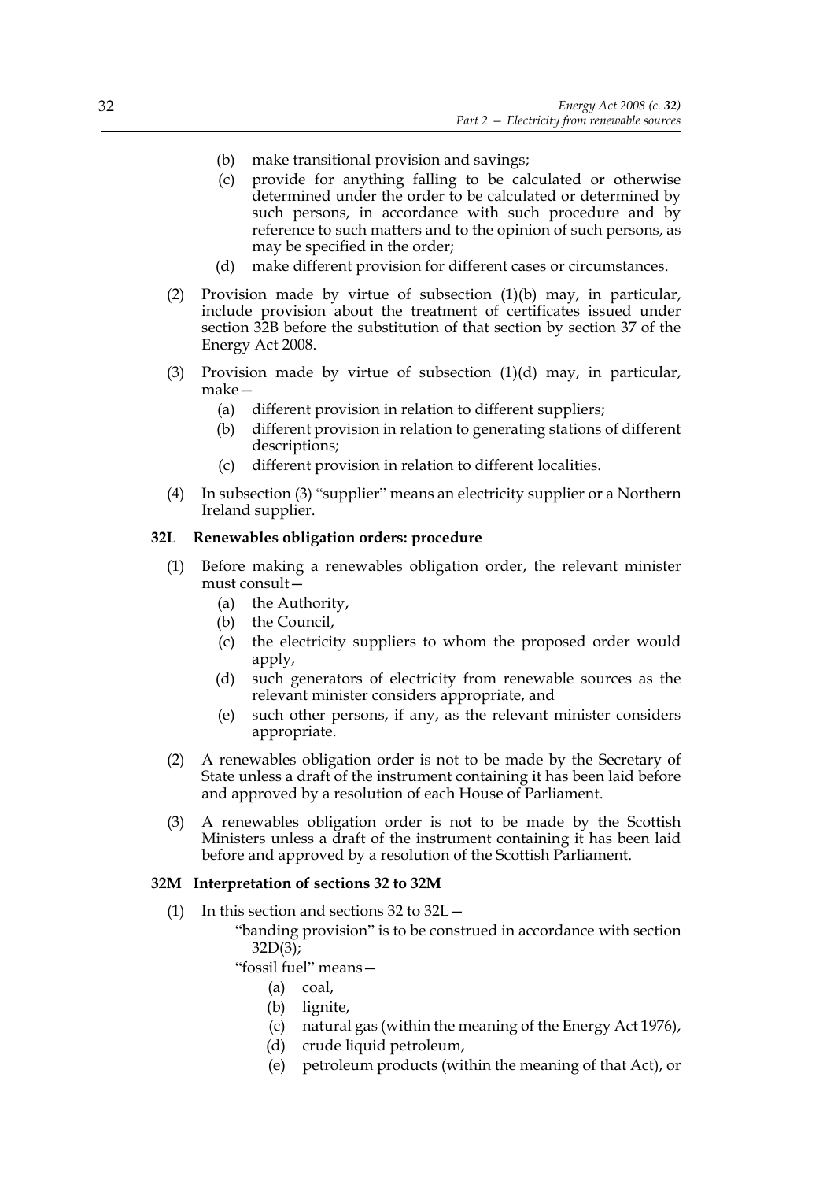(b) make transitional provision and savings;

(c) provide for anything falling to be calculated or otherwise determined under the order to be calculated or determined by such persons, in accordance with such procedure and by reference to such matters and to the opinion of such persons, as may be specified in the order;

(d) make different provision for different cases or circumstances.

(2) Provision made by virtue of subsection (1)(b) may, in particular, include provision about the treatment of certificates issued under section 32B before the substitution of that section by section 37 of the Energy Act 2008.

(3) Provision made by virtue of subsection (1)(d) may, in particular, make—

(a) different provision in relation to different suppliers;

(b) different provision in relation to generating stations of different descriptions;

(c) different provision in relation to different localities.

(4) In subsection (3) "supplier" means an electricity supplier or a Northern Ireland supplier.

**32L Renewables obligation orders: procedure**

(1) Before making a renewables obligation order, the relevant minister must consult—

(a) the Authority,

(b) the Council,

(c) the electricity suppliers to whom the proposed order would apply,

(d) such generators of electricity from renewable sources as the relevant minister considers appropriate, and

(e) such other persons, if any, as the relevant minister considers appropriate.

(2) A renewables obligation order is not to be made by the Secretary of State unless a draft of the instrument containing it has been laid before and approved by a resolution of each House of Parliament.

(3) A renewables obligation order is not to be made by the Scottish Ministers unless a draft of the instrument containing it has been laid before and approved by a resolution of the Scottish Parliament.

**32M Interpretation of sections 32 to 32M**

(1) In this section and sections 32 to 32L—

"banding provision" is to be construed in accordance with section 32D(3);

"fossil fuel" means—

(a) coal,

(b) lignite,

(c) natural gas (within the meaning of the Energy Act 1976),

(d) crude liquid petroleum,

(e) petroleum products (within the meaning of that Act), or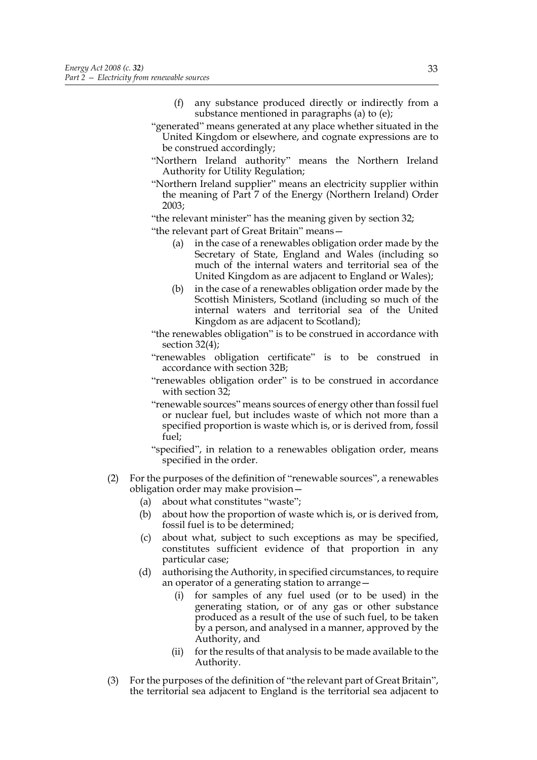(f) any substance produced directly or indirectly from a substance mentioned in paragraphs (a) to (e);

"generated" means generated at any place whether situated in the United Kingdom or elsewhere, and cognate expressions are to be construed accordingly;

"Northern Ireland authority" means the Northern Ireland Authority for Utility Regulation;

"Northern Ireland supplier" means an electricity supplier within the meaning of Part 7 of the Energy (Northern Ireland) Order 2003;

"the relevant minister" has the meaning given by section 32;

"the relevant part of Great Britain" means—

(a) in the case of a renewables obligation order made by the Secretary of State, England and Wales (including so much of the internal waters and territorial sea of the United Kingdom as are adjacent to England or Wales);

(b) in the case of a renewables obligation order made by the Scottish Ministers, Scotland (including so much of the internal waters and territorial sea of the United Kingdom as are adjacent to Scotland);

"the renewables obligation" is to be construed in accordance with section 32(4);

"renewables obligation certificate" is to be construed in accordance with section 32B;

"renewables obligation order" is to be construed in accordance with section 32;

"renewable sources" means sources of energy other than fossil fuel or nuclear fuel, but includes waste of which not more than a specified proportion is waste which is, or is derived from, fossil fuel;

"specified", in relation to a renewables obligation order, means specified in the order.

(2) For the purposes of the definition of "renewable sources", a renewables obligation order may make provision—

(a) about what constitutes "waste";

(b) about how the proportion of waste which is, or is derived from, fossil fuel is to be determined;

(c) about what, subject to such exceptions as may be specified, constitutes sufficient evidence of that proportion in any particular case;

(d) authorising the Authority, in specified circumstances, to require an operator of a generating station to arrange—

(i) for samples of any fuel used (or to be used) in the generating station, or of any gas or other substance produced as a result of the use of such fuel, to be taken by a person, and analysed in a manner, approved by the Authority, and

(ii) for the results of that analysis to be made available to the Authority.

(3) For the purposes of the definition of "the relevant part of Great Britain", the territorial sea adjacent to England is the territorial sea adjacent to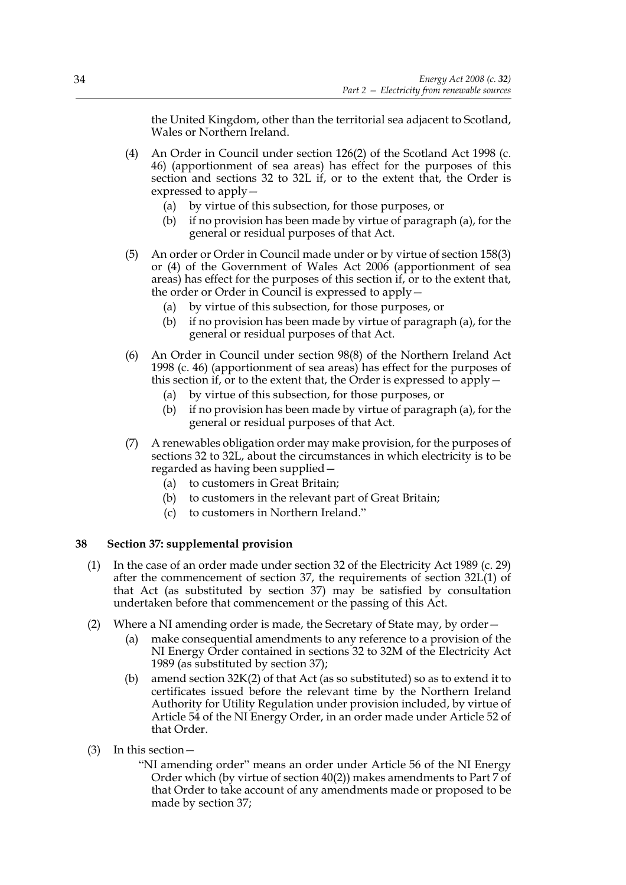the United Kingdom, other than the territorial sea adjacent to Scotland, Wales or Northern Ireland.

(4) An Order in Council under section 126(2) of the Scotland Act 1998 (c. 46) (apportionment of sea areas) has effect for the purposes of this section and sections 32 to 32L if, or to the extent that, the Order is expressed to apply—

(a) by virtue of this subsection, for those purposes, or

(b) if no provision has been made by virtue of paragraph (a), for the general or residual purposes of that Act.

(5) An order or Order in Council made under or by virtue of section 158(3) or (4) of the Government of Wales Act 2006 (apportionment of sea areas) has effect for the purposes of this section if, or to the extent that, the order or Order in Council is expressed to apply—

(a) by virtue of this subsection, for those purposes, or

(b) if no provision has been made by virtue of paragraph (a), for the general or residual purposes of that Act.

(6) An Order in Council under section 98(8) of the Northern Ireland Act 1998 (c. 46) (apportionment of sea areas) has effect for the purposes of this section if, or to the extent that, the Order is expressed to apply—

(a) by virtue of this subsection, for those purposes, or

(b) if no provision has been made by virtue of paragraph (a), for the general or residual purposes of that Act.

(7) A renewables obligation order may make provision, for the purposes of sections 32 to 32L, about the circumstances in which electricity is to be regarded as having been supplied—

(a) to customers in Great Britain;

(b) to customers in the relevant part of Great Britain;

(c) to customers in Northern Ireland."

### 38 Section 37: supplemental provision

(1) In the case of an order made under section 32 of the Electricity Act 1989 (c. 29) after the commencement of section 37, the requirements of section 32L(1) of that Act (as substituted by section 37) may be satisfied by consultation undertaken before that commencement or the passing of this Act.

(2) Where a NI amending order is made, the Secretary of State may, by order—

(a) make consequential amendments to any reference to a provision of the NI Energy Order contained in sections 32 to 32M of the Electricity Act 1989 (as substituted by section 37);

(b) amend section 32K(2) of that Act (as so substituted) so as to extend it to certificates issued before the relevant time by the Northern Ireland Authority for Utility Regulation under provision included, by virtue of Article 54 of the NI Energy Order, in an order made under Article 52 of that Order.

(3) In this section—

"NI amending order" means an order under Article 56 of the NI Energy Order which (by virtue of section 40(2)) makes amendments to Part 7 of that Order to take account of any amendments made or proposed to be made by section 37;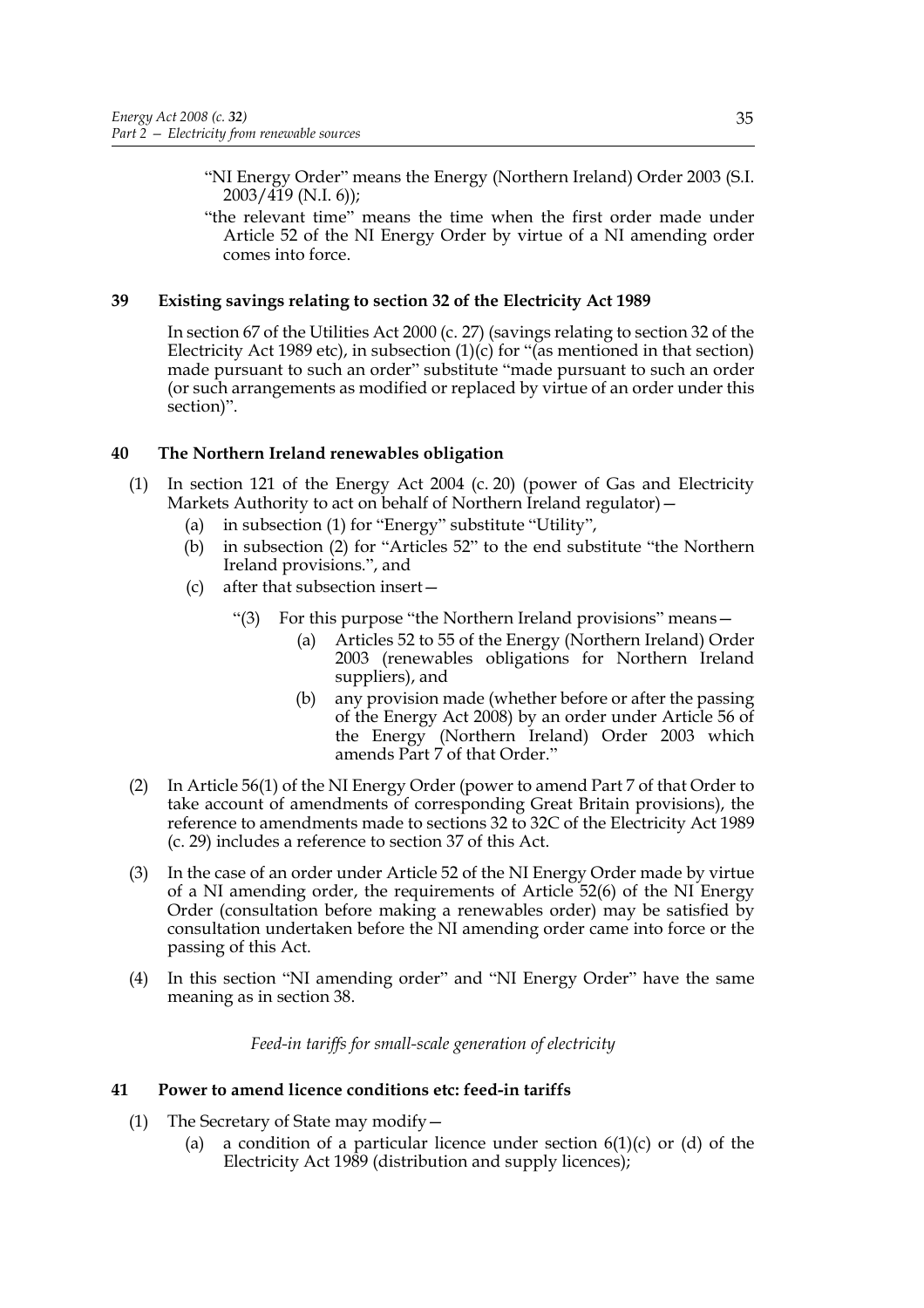"NI Energy Order" means the Energy (Northern Ireland) Order 2003 (S.I. 2003/419 (N.I. 6));

"the relevant time" means the time when the first order made under Article 52 of the NI Energy Order by virtue of a NI amending order comes into force.

### 39 Existing savings relating to section 32 of the Electricity Act 1989

In section 67 of the Utilities Act 2000 (c. 27) (savings relating to section 32 of the Electricity Act 1989 etc), in subsection (1)(c) for "(as mentioned in that section) made pursuant to such an order" substitute "made pursuant to such an order (or such arrangements as modified or replaced by virtue of an order under this section)".

### 40 The Northern Ireland renewables obligation

(1) In section 121 of the Energy Act 2004 (c. 20) (power of Gas and Electricity Markets Authority to act on behalf of Northern Ireland regulator)—

(a) in subsection (1) for "Energy" substitute "Utility",

(b) in subsection (2) for "Articles 52" to the end substitute "the Northern Ireland provisions.", and

(c) after that subsection insert—

"(3) For this purpose "the Northern Ireland provisions" means—

(a) Articles 52 to 55 of the Energy (Northern Ireland) Order 2003 (renewables obligations for Northern Ireland suppliers), and

(b) any provision made (whether before or after the passing of the Energy Act 2008) by an order under Article 56 of the Energy (Northern Ireland) Order 2003 which amends Part 7 of that Order."

(2) In Article 56(1) of the NI Energy Order (power to amend Part 7 of that Order to take account of amendments of corresponding Great Britain provisions), the reference to amendments made to sections 32 to 32C of the Electricity Act 1989 (c. 29) includes a reference to section 37 of this Act.

(3) In the case of an order under Article 52 of the NI Energy Order made by virtue of a NI amending order, the requirements of Article 52(6) of the NI Energy Order (consultation before making a renewables order) may be satisfied by consultation undertaken before the NI amending order came into force or the passing of this Act.

(4) In this section "NI amending order" and "NI Energy Order" have the same meaning as in section 38.

*Feed-in tariffs for small-scale generation of electricity*

### 41 Power to amend licence conditions etc: feed-in tariffs

(1) The Secretary of State may modify—

(a) a condition of a particular licence under section 6(1)(c) or (d) of the Electricity Act 1989 (distribution and supply licences);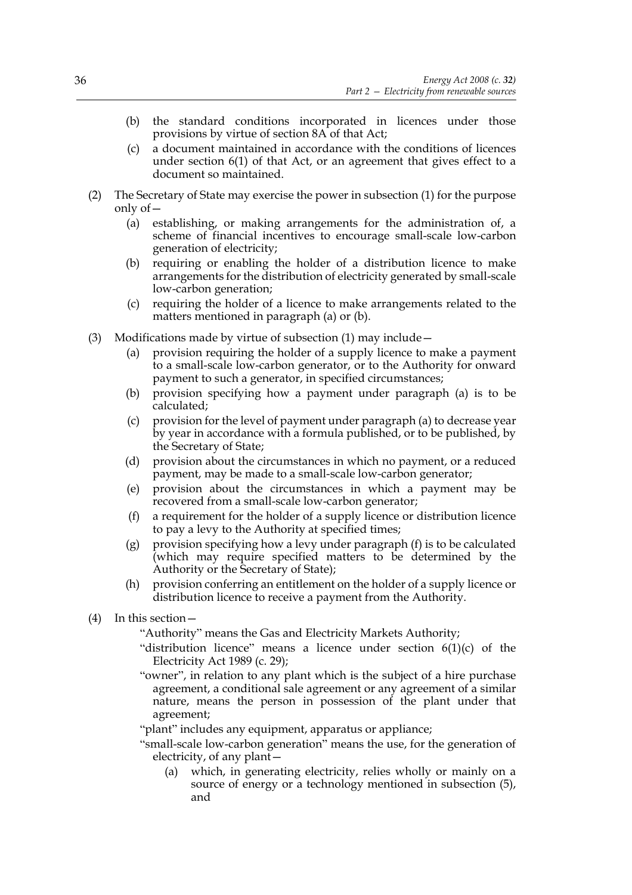(b) the standard conditions incorporated in licences under those provisions by virtue of section 8A of that Act;

(c) a document maintained in accordance with the conditions of licences under section 6(1) of that Act, or an agreement that gives effect to a document so maintained.

(2) The Secretary of State may exercise the power in subsection (1) for the purpose only of—

(a) establishing, or making arrangements for the administration of, a scheme of financial incentives to encourage small-scale low-carbon generation of electricity;

(b) requiring or enabling the holder of a distribution licence to make arrangements for the distribution of electricity generated by small-scale low-carbon generation;

(c) requiring the holder of a licence to make arrangements related to the matters mentioned in paragraph (a) or (b).

(3) Modifications made by virtue of subsection (1) may include—

(a) provision requiring the holder of a supply licence to make a payment to a small-scale low-carbon generator, or to the Authority for onward payment to such a generator, in specified circumstances;

(b) provision specifying how a payment under paragraph (a) is to be calculated;

(c) provision for the level of payment under paragraph (a) to decrease year by year in accordance with a formula published, or to be published, by the Secretary of State;

(d) provision about the circumstances in which no payment, or a reduced payment, may be made to a small-scale low-carbon generator;

(e) provision about the circumstances in which a payment may be recovered from a small-scale low-carbon generator;

(f) a requirement for the holder of a supply licence or distribution licence to pay a levy to the Authority at specified times;

(g) provision specifying how a levy under paragraph (f) is to be calculated (which may require specified matters to be determined by the Authority or the Secretary of State);

(h) provision conferring an entitlement on the holder of a supply licence or distribution licence to receive a payment from the Authority.

(4) In this section—

"Authority" means the Gas and Electricity Markets Authority;

"distribution licence" means a licence under section 6(1)(c) of the Electricity Act 1989 (c. 29);

"owner", in relation to any plant which is the subject of a hire purchase agreement, a conditional sale agreement or any agreement of a similar nature, means the person in possession of the plant under that agreement;

"plant" includes any equipment, apparatus or appliance;

"small-scale low-carbon generation" means the use, for the generation of electricity, of any plant—

(a) which, in generating electricity, relies wholly or mainly on a source of energy or a technology mentioned in subsection (5), and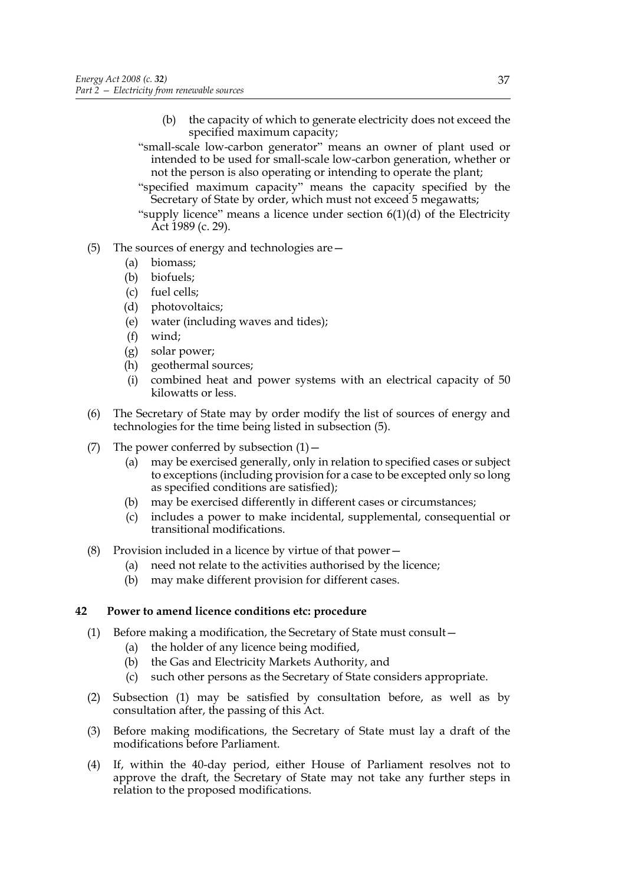(b) the capacity of which to generate electricity does not exceed the specified maximum capacity;

"small-scale low-carbon generator" means an owner of plant used or intended to be used for small-scale low-carbon generation, whether or not the person is also operating or intending to operate the plant;

"specified maximum capacity" means the capacity specified by the Secretary of State by order, which must not exceed 5 megawatts;

"supply licence" means a licence under section 6(1)(d) of the Electricity Act 1989 (c. 29).

(5) The sources of energy and technologies are—

(a) biomass;

(b) biofuels;

(c) fuel cells;

(d) photovoltaics;

(e) water (including waves and tides);

(f) wind;

(g) solar power;

(h) geothermal sources;

(i) combined heat and power systems with an electrical capacity of 50 kilowatts or less.

(6) The Secretary of State may by order modify the list of sources of energy and technologies for the time being listed in subsection (5).

(7) The power conferred by subsection (1)—

(a) may be exercised generally, only in relation to specified cases or subject to exceptions (including provision for a case to be excepted only so long as specified conditions are satisfied);

(b) may be exercised differently in different cases or circumstances;

(c) includes a power to make incidental, supplemental, consequential or transitional modifications.

(8) Provision included in a licence by virtue of that power—

(a) need not relate to the activities authorised by the licence;

(b) may make different provision for different cases.

### 42 Power to amend licence conditions etc: procedure

(1) Before making a modification, the Secretary of State must consult—

(a) the holder of any licence being modified,

(b) the Gas and Electricity Markets Authority, and

(c) such other persons as the Secretary of State considers appropriate.

(2) Subsection (1) may be satisfied by consultation before, as well as by consultation after, the passing of this Act.

(3) Before making modifications, the Secretary of State must lay a draft of the modifications before Parliament.

(4) If, within the 40-day period, either House of Parliament resolves not to approve the draft, the Secretary of State may not take any further steps in relation to the proposed modifications.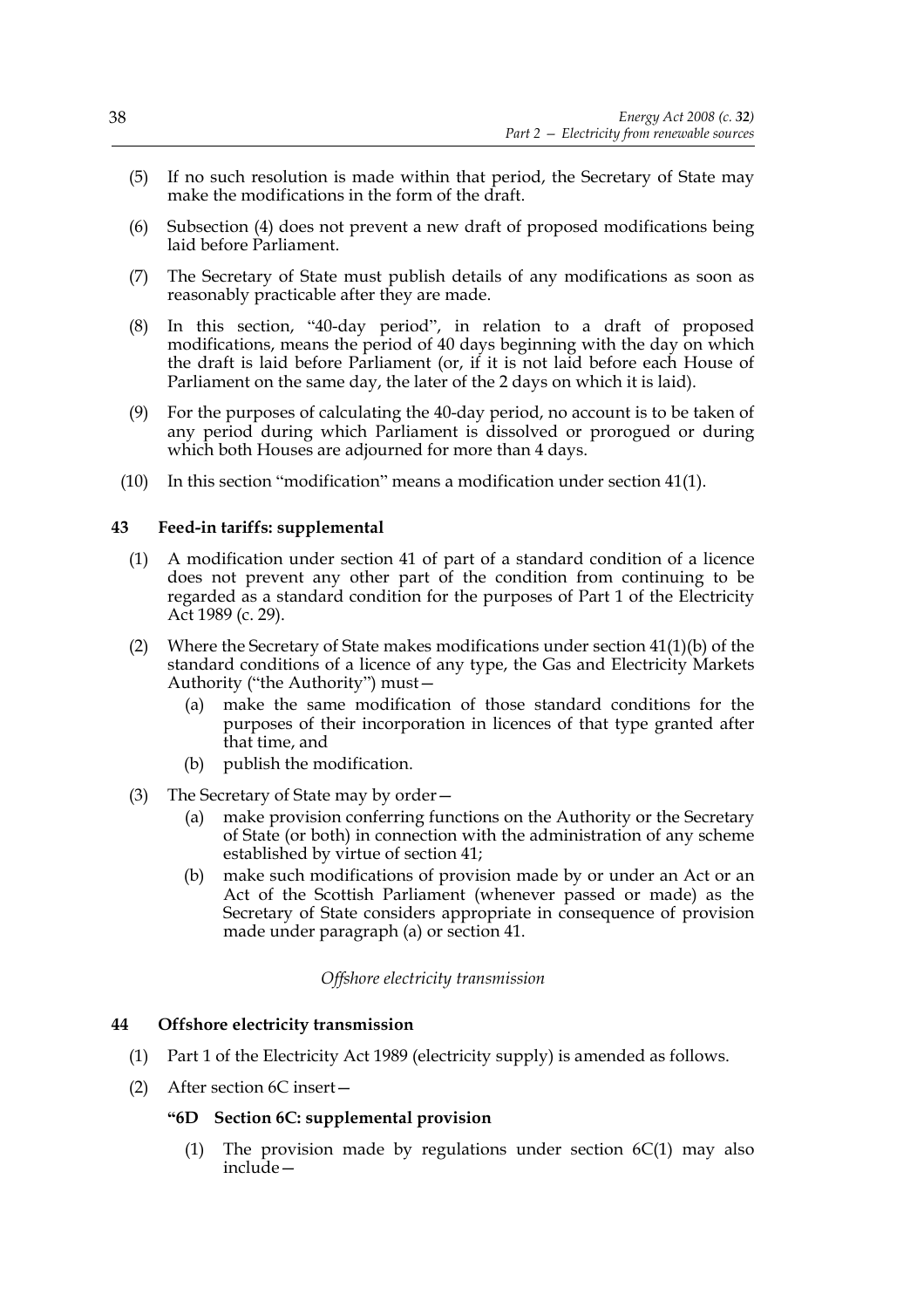(5) If no such resolution is made within that period, the Secretary of State may make the modifications in the form of the draft.

(6) Subsection (4) does not prevent a new draft of proposed modifications being laid before Parliament.

(7) The Secretary of State must publish details of any modifications as soon as reasonably practicable after they are made.

(8) In this section, "40-day period", in relation to a draft of proposed modifications, means the period of 40 days beginning with the day on which the draft is laid before Parliament (or, if it is not laid before each House of Parliament on the same day, the later of the 2 days on which it is laid).

(9) For the purposes of calculating the 40-day period, no account is to be taken of any period during which Parliament is dissolved or prorogued or during which both Houses are adjourned for more than 4 days.

(10) In this section "modification" means a modification under section 41(1).

## 43 Feed-in tariffs: supplemental

(1) A modification under section 41 of part of a standard condition of a licence does not prevent any other part of the condition from continuing to be regarded as a standard condition for the purposes of Part 1 of the Electricity Act 1989 (c. 29).

(2) Where the Secretary of State makes modifications under section 41(1)(b) of the standard conditions of a licence of any type, the Gas and Electricity Markets Authority ("the Authority") must—

(a) make the same modification of those standard conditions for the purposes of their incorporation in licences of that type granted after that time, and

(b) publish the modification.

(3) The Secretary of State may by order—

(a) make provision conferring functions on the Authority or the Secretary of State (or both) in connection with the administration of any scheme established by virtue of section 41;

(b) make such modifications of provision made by or under an Act or an Act of the Scottish Parliament (whenever passed or made) as the Secretary of State considers appropriate in consequence of provision made under paragraph (a) or section 41.

*Offshore electricity transmission*

## 44 Offshore electricity transmission

(1) Part 1 of the Electricity Act 1989 (electricity supply) is amended as follows.

(2) After section 6C insert—

**"6D Section 6C: supplemental provision**

(1) The provision made by regulations under section 6C(1) may also include—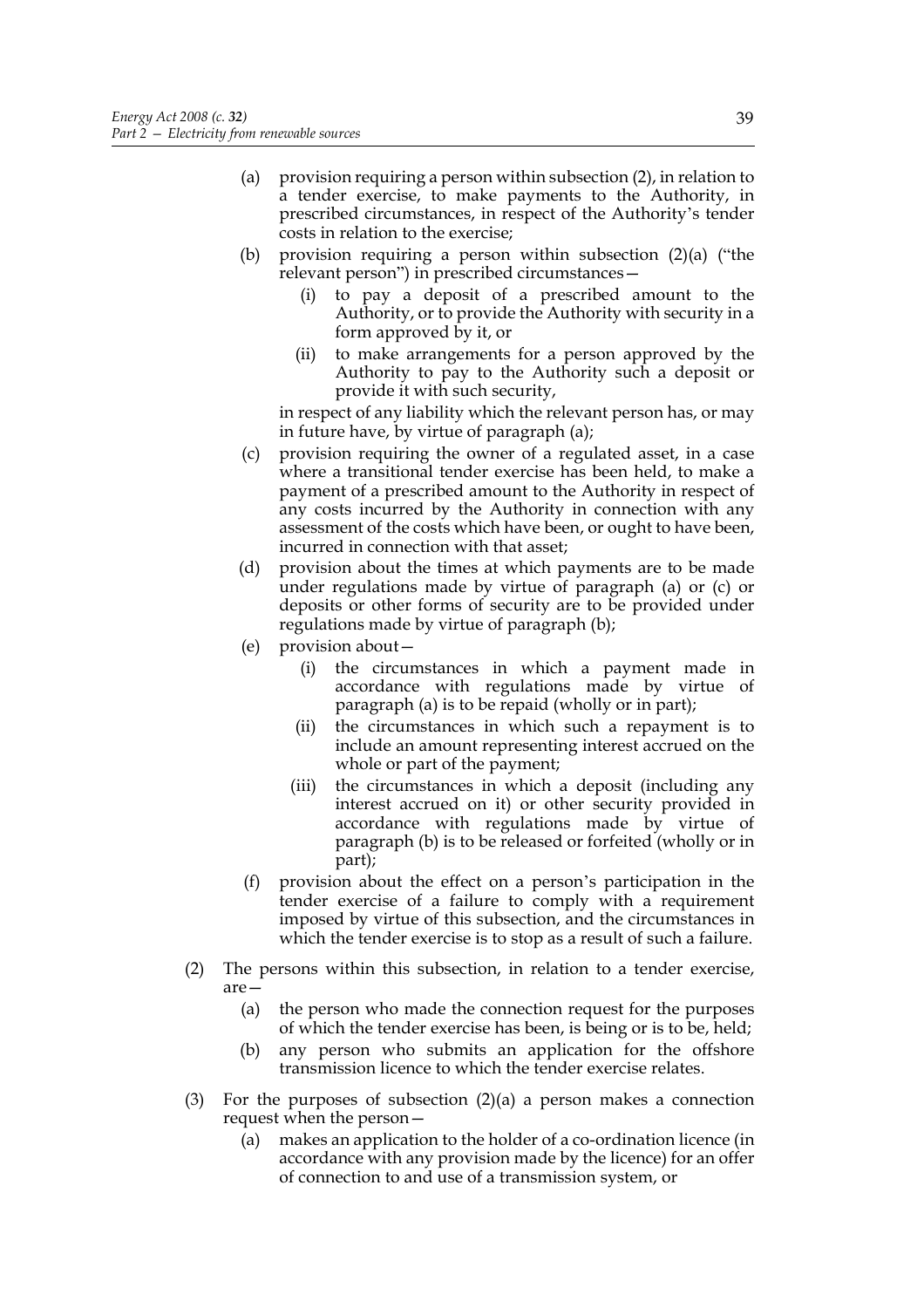(a) provision requiring a person within subsection (2), in relation to a tender exercise, to make payments to the Authority, in prescribed circumstances, in respect of the Authority's tender costs in relation to the exercise;

(b) provision requiring a person within subsection (2)(a) ("the relevant person") in prescribed circumstances—

  (i) to pay a deposit of a prescribed amount to the Authority, or to provide the Authority with security in a form approved by it, or

  (ii) to make arrangements for a person approved by the Authority to pay to the Authority such a deposit or provide it with such security,

  in respect of any liability which the relevant person has, or may in future have, by virtue of paragraph (a);

(c) provision requiring the owner of a regulated asset, in a case where a transitional tender exercise has been held, to make a payment of a prescribed amount to the Authority in respect of any costs incurred by the Authority in connection with any assessment of the costs which have been, or ought to have been, incurred in connection with that asset;

(d) provision about the times at which payments are to be made under regulations made by virtue of paragraph (a) or (c) or deposits or other forms of security are to be provided under regulations made by virtue of paragraph (b);

(e) provision about—

  (i) the circumstances in which a payment made in accordance with regulations made by virtue of paragraph (a) is to be repaid (wholly or in part);

  (ii) the circumstances in which such a repayment is to include an amount representing interest accrued on the whole or part of the payment;

  (iii) the circumstances in which a deposit (including any interest accrued on it) or other security provided in accordance with regulations made by virtue of paragraph (b) is to be released or forfeited (wholly or in part);

(f) provision about the effect on a person's participation in the tender exercise of a failure to comply with a requirement imposed by virtue of this subsection, and the circumstances in which the tender exercise is to stop as a result of such a failure.

(2) The persons within this subsection, in relation to a tender exercise, are—

  (a) the person who made the connection request for the purposes of which the tender exercise has been, is being or is to be, held;

  (b) any person who submits an application for the offshore transmission licence to which the tender exercise relates.

(3) For the purposes of subsection (2)(a) a person makes a connection request when the person—

  (a) makes an application to the holder of a co-ordination licence (in accordance with any provision made by the licence) for an offer of connection to and use of a transmission system, or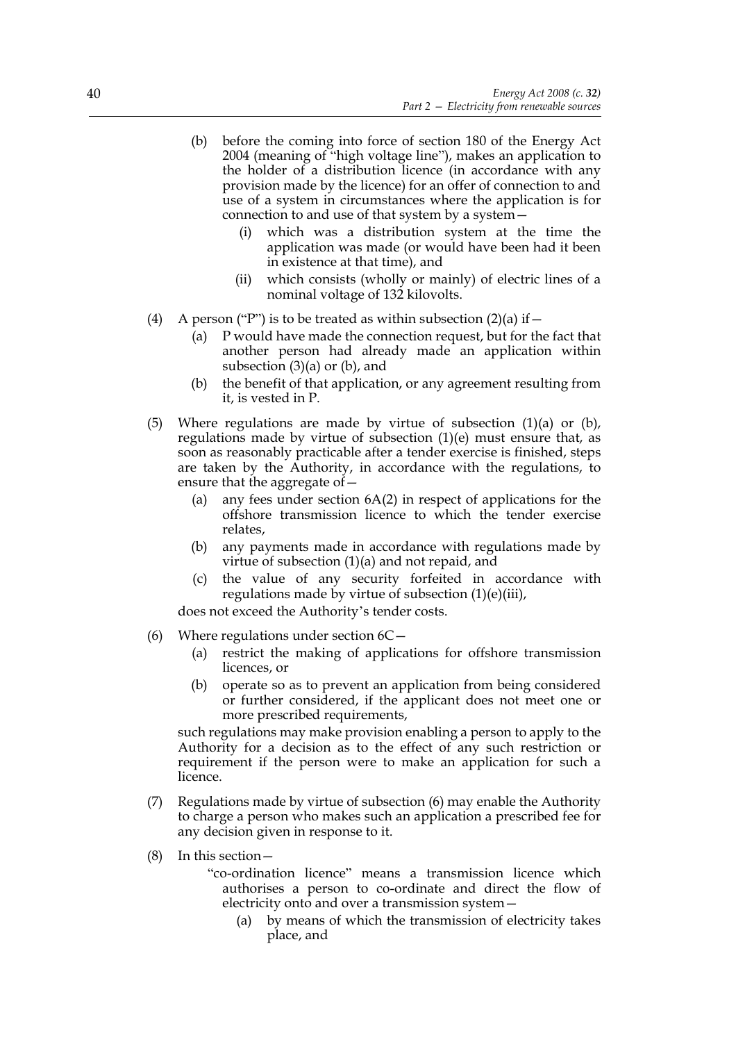(b) before the coming into force of section 180 of the Energy Act 2004 (meaning of "high voltage line"), makes an application to the holder of a distribution licence (in accordance with any provision made by the licence) for an offer of connection to and use of a system in circumstances where the application is for connection to and use of that system by a system—

   (i) which was a distribution system at the time the application was made (or would have been had it been in existence at that time), and

   (ii) which consists (wholly or mainly) of electric lines of a nominal voltage of 132 kilovolts.

(4) A person ("P") is to be treated as within subsection (2)(a) if—

   (a) P would have made the connection request, but for the fact that another person had already made an application within subsection (3)(a) or (b), and

   (b) the benefit of that application, or any agreement resulting from it, is vested in P.

(5) Where regulations are made by virtue of subsection (1)(a) or (b), regulations made by virtue of subsection (1)(e) must ensure that, as soon as reasonably practicable after a tender exercise is finished, steps are taken by the Authority, in accordance with the regulations, to ensure that the aggregate of—

   (a) any fees under section 6A(2) in respect of applications for the offshore transmission licence to which the tender exercise relates,

   (b) any payments made in accordance with regulations made by virtue of subsection (1)(a) and not repaid, and

   (c) the value of any security forfeited in accordance with regulations made by virtue of subsection (1)(e)(iii),

does not exceed the Authority's tender costs.

(6) Where regulations under section 6C—

   (a) restrict the making of applications for offshore transmission licences, or

   (b) operate so as to prevent an application from being considered or further considered, if the applicant does not meet one or more prescribed requirements,

such regulations may make provision enabling a person to apply to the Authority for a decision as to the effect of any such restriction or requirement if the person were to make an application for such a licence.

(7) Regulations made by virtue of subsection (6) may enable the Authority to charge a person who makes such an application a prescribed fee for any decision given in response to it.

(8) In this section—

"co-ordination licence" means a transmission licence which authorises a person to co-ordinate and direct the flow of electricity onto and over a transmission system—

   (a) by means of which the transmission of electricity takes place, and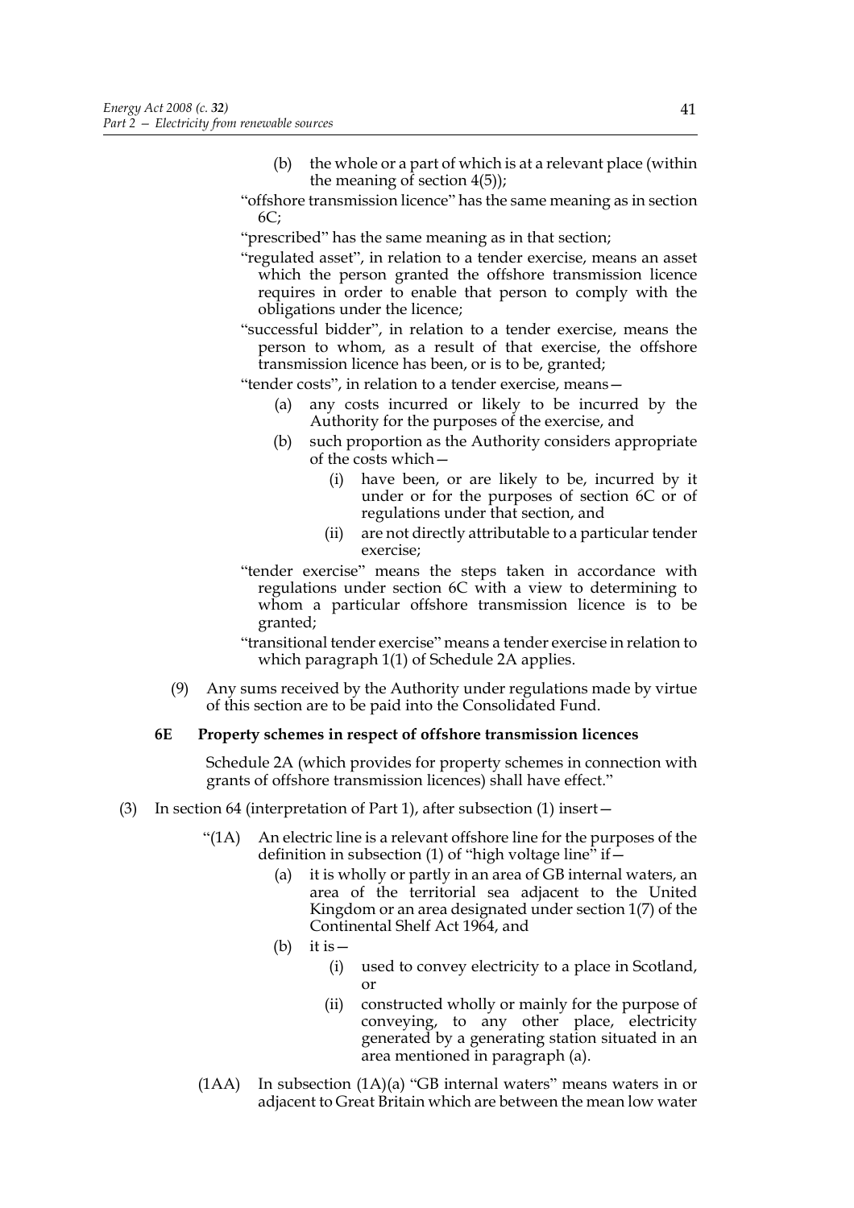(b) the whole or a part of which is at a relevant place (within the meaning of section 4(5));

"offshore transmission licence" has the same meaning as in section 6C;

"prescribed" has the same meaning as in that section;

"regulated asset", in relation to a tender exercise, means an asset which the person granted the offshore transmission licence requires in order to enable that person to comply with the obligations under the licence;

"successful bidder", in relation to a tender exercise, means the person to whom, as a result of that exercise, the offshore transmission licence has been, or is to be, granted;

"tender costs", in relation to a tender exercise, means—

(a) any costs incurred or likely to be incurred by the Authority for the purposes of the exercise, and

(b) such proportion as the Authority considers appropriate of the costs which—

(i) have been, or are likely to be, incurred by it under or for the purposes of section 6C or of regulations under that section, and

(ii) are not directly attributable to a particular tender exercise;

"tender exercise" means the steps taken in accordance with regulations under section 6C with a view to determining to whom a particular offshore transmission licence is to be granted;

"transitional tender exercise" means a tender exercise in relation to which paragraph 1(1) of Schedule 2A applies.

(9) Any sums received by the Authority under regulations made by virtue of this section are to be paid into the Consolidated Fund.

**6E Property schemes in respect of offshore transmission licences**

Schedule 2A (which provides for property schemes in connection with grants of offshore transmission licences) shall have effect."

(3) In section 64 (interpretation of Part 1), after subsection (1) insert—

"(1A) An electric line is a relevant offshore line for the purposes of the definition in subsection (1) of "high voltage line" if—

(a) it is wholly or partly in an area of GB internal waters, an area of the territorial sea adjacent to the United Kingdom or an area designated under section 1(7) of the Continental Shelf Act 1964, and

(b) it is—

(i) used to convey electricity to a place in Scotland, or

(ii) constructed wholly or mainly for the purpose of conveying, to any other place, electricity generated by a generating station situated in an area mentioned in paragraph (a).

(1AA) In subsection (1A)(a) "GB internal waters" means waters in or adjacent to Great Britain which are between the mean low water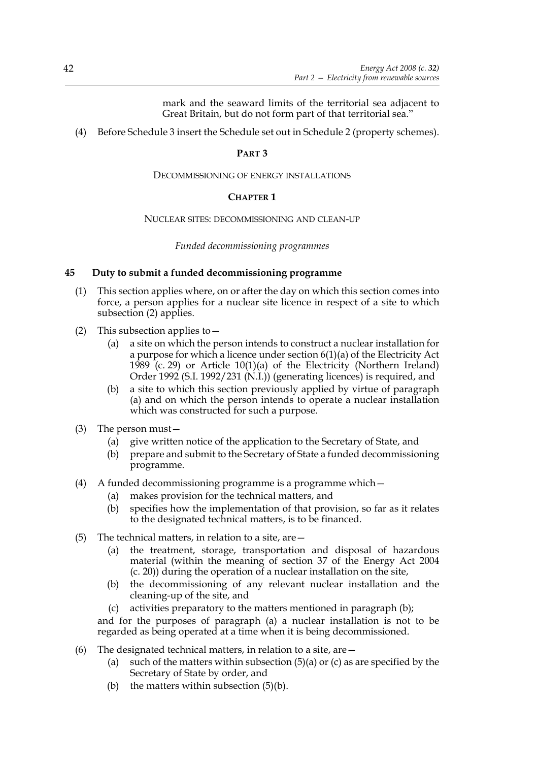mark and the seaward limits of the territorial sea adjacent to Great Britain, but do not form part of that territorial sea."

(4) Before Schedule 3 insert the Schedule set out in Schedule 2 (property schemes).

## PART 3

### DECOMMISSIONING OF ENERGY INSTALLATIONS

### CHAPTER 1

#### NUCLEAR SITES: DECOMMISSIONING AND CLEAN-UP

*Funded decommissioning programmes*

**45 Duty to submit a funded decommissioning programme**

(1) This section applies where, on or after the day on which this section comes into force, a person applies for a nuclear site licence in respect of a site to which subsection (2) applies.

(2) This subsection applies to—

(a) a site on which the person intends to construct a nuclear installation for a purpose for which a licence under section 6(1)(a) of the Electricity Act 1989 (c. 29) or Article 10(1)(a) of the Electricity (Northern Ireland) Order 1992 (S.I. 1992/231 (N.I.)) (generating licences) is required, and

(b) a site to which this section previously applied by virtue of paragraph (a) and on which the person intends to operate a nuclear installation which was constructed for such a purpose.

(3) The person must—

(a) give written notice of the application to the Secretary of State, and

(b) prepare and submit to the Secretary of State a funded decommissioning programme.

(4) A funded decommissioning programme is a programme which—

(a) makes provision for the technical matters, and

(b) specifies how the implementation of that provision, so far as it relates to the designated technical matters, is to be financed.

(5) The technical matters, in relation to a site, are—

(a) the treatment, storage, transportation and disposal of hazardous material (within the meaning of section 37 of the Energy Act 2004 (c. 20)) during the operation of a nuclear installation on the site,

(b) the decommissioning of any relevant nuclear installation and the cleaning-up of the site, and

(c) activities preparatory to the matters mentioned in paragraph (b);

and for the purposes of paragraph (a) a nuclear installation is not to be regarded as being operated at a time when it is being decommissioned.

(6) The designated technical matters, in relation to a site, are—

(a) such of the matters within subsection (5)(a) or (c) as are specified by the Secretary of State by order, and

(b) the matters within subsection (5)(b).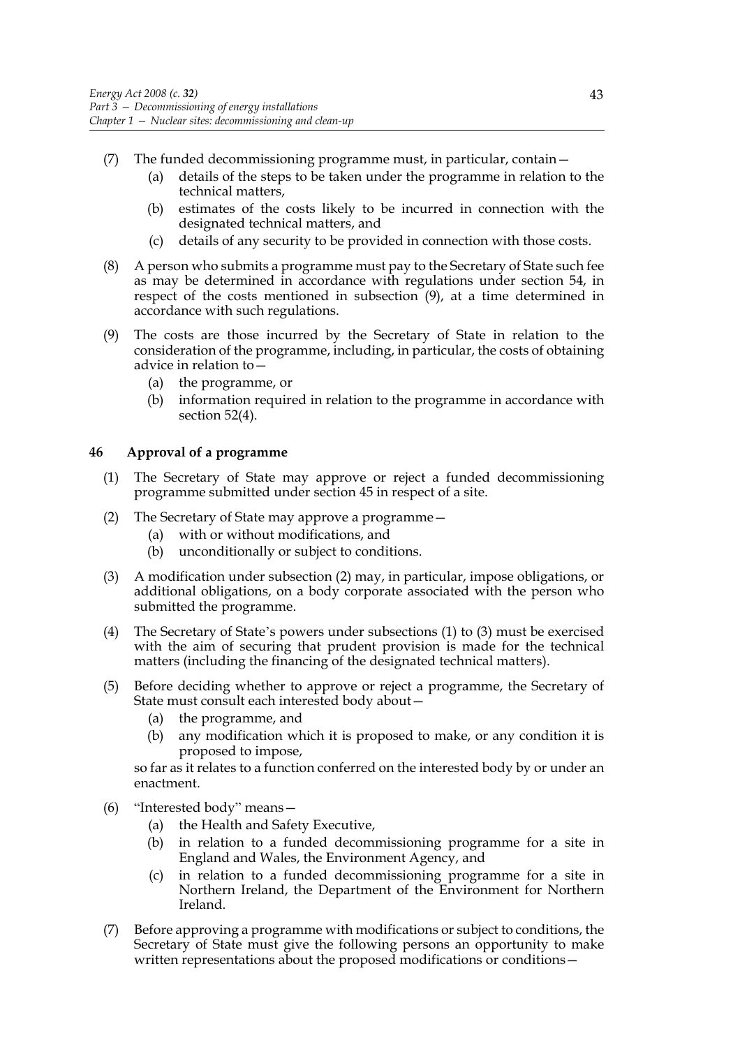(7) The funded decommissioning programme must, in particular, contain—

 (a) details of the steps to be taken under the programme in relation to the technical matters,

 (b) estimates of the costs likely to be incurred in connection with the designated technical matters, and

 (c) details of any security to be provided in connection with those costs.

(8) A person who submits a programme must pay to the Secretary of State such fee as may be determined in accordance with regulations under section 54, in respect of the costs mentioned in subsection (9), at a time determined in accordance with such regulations.

(9) The costs are those incurred by the Secretary of State in relation to the consideration of the programme, including, in particular, the costs of obtaining advice in relation to—

 (a) the programme, or

 (b) information required in relation to the programme in accordance with section 52(4).

### 46 Approval of a programme

(1) The Secretary of State may approve or reject a funded decommissioning programme submitted under section 45 in respect of a site.

(2) The Secretary of State may approve a programme—

 (a) with or without modifications, and

 (b) unconditionally or subject to conditions.

(3) A modification under subsection (2) may, in particular, impose obligations, or additional obligations, on a body corporate associated with the person who submitted the programme.

(4) The Secretary of State's powers under subsections (1) to (3) must be exercised with the aim of securing that prudent provision is made for the technical matters (including the financing of the designated technical matters).

(5) Before deciding whether to approve or reject a programme, the Secretary of State must consult each interested body about—

 (a) the programme, and

 (b) any modification which it is proposed to make, or any condition it is proposed to impose,

so far as it relates to a function conferred on the interested body by or under an enactment.

(6) "Interested body" means—

 (a) the Health and Safety Executive,

 (b) in relation to a funded decommissioning programme for a site in England and Wales, the Environment Agency, and

 (c) in relation to a funded decommissioning programme for a site in Northern Ireland, the Department of the Environment for Northern Ireland.

(7) Before approving a programme with modifications or subject to conditions, the Secretary of State must give the following persons an opportunity to make written representations about the proposed modifications or conditions—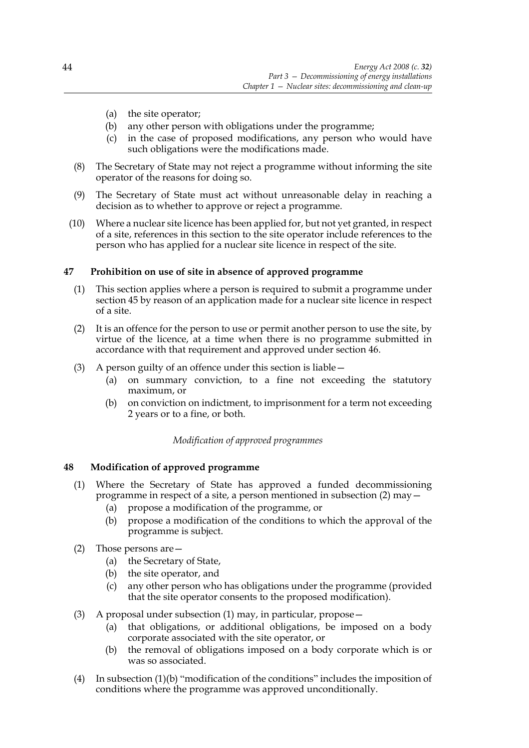(a) the site operator;

(b) any other person with obligations under the programme;

(c) in the case of proposed modifications, any person who would have such obligations were the modifications made.

(8) The Secretary of State may not reject a programme without informing the site operator of the reasons for doing so.

(9) The Secretary of State must act without unreasonable delay in reaching a decision as to whether to approve or reject a programme.

(10) Where a nuclear site licence has been applied for, but not yet granted, in respect of a site, references in this section to the site operator include references to the person who has applied for a nuclear site licence in respect of the site.

### 47 Prohibition on use of site in absence of approved programme

(1) This section applies where a person is required to submit a programme under section 45 by reason of an application made for a nuclear site licence in respect of a site.

(2) It is an offence for the person to use or permit another person to use the site, by virtue of the licence, at a time when there is no programme submitted in accordance with that requirement and approved under section 46.

(3) A person guilty of an offence under this section is liable—

(a) on summary conviction, to a fine not exceeding the statutory maximum, or

(b) on conviction on indictment, to imprisonment for a term not exceeding 2 years or to a fine, or both.

*Modification of approved programmes*

### 48 Modification of approved programme

(1) Where the Secretary of State has approved a funded decommissioning programme in respect of a site, a person mentioned in subsection (2) may—

(a) propose a modification of the programme, or

(b) propose a modification of the conditions to which the approval of the programme is subject.

(2) Those persons are—

(a) the Secretary of State,

(b) the site operator, and

(c) any other person who has obligations under the programme (provided that the site operator consents to the proposed modification).

(3) A proposal under subsection (1) may, in particular, propose—

(a) that obligations, or additional obligations, be imposed on a body corporate associated with the site operator, or

(b) the removal of obligations imposed on a body corporate which is or was so associated.

(4) In subsection (1)(b) "modification of the conditions" includes the imposition of conditions where the programme was approved unconditionally.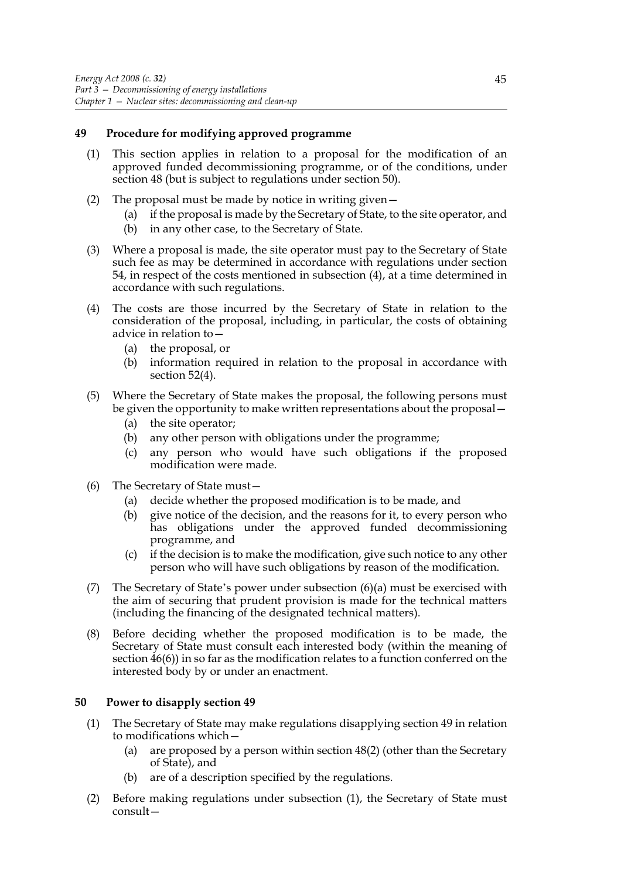## 49 Procedure for modifying approved programme

(1) This section applies in relation to a proposal for the modification of an approved funded decommissioning programme, or of the conditions, under section 48 (but is subject to regulations under section 50).

(2) The proposal must be made by notice in writing given—

(a) if the proposal is made by the Secretary of State, to the site operator, and

(b) in any other case, to the Secretary of State.

(3) Where a proposal is made, the site operator must pay to the Secretary of State such fee as may be determined in accordance with regulations under section 54, in respect of the costs mentioned in subsection (4), at a time determined in accordance with such regulations.

(4) The costs are those incurred by the Secretary of State in relation to the consideration of the proposal, including, in particular, the costs of obtaining advice in relation to—

(a) the proposal, or

(b) information required in relation to the proposal in accordance with section 52(4).

(5) Where the Secretary of State makes the proposal, the following persons must be given the opportunity to make written representations about the proposal—

(a) the site operator;

(b) any other person with obligations under the programme;

(c) any person who would have such obligations if the proposed modification were made.

(6) The Secretary of State must—

(a) decide whether the proposed modification is to be made, and

(b) give notice of the decision, and the reasons for it, to every person who has obligations under the approved funded decommissioning programme, and

(c) if the decision is to make the modification, give such notice to any other person who will have such obligations by reason of the modification.

(7) The Secretary of State's power under subsection (6)(a) must be exercised with the aim of securing that prudent provision is made for the technical matters (including the financing of the designated technical matters).

(8) Before deciding whether the proposed modification is to be made, the Secretary of State must consult each interested body (within the meaning of section 46(6)) in so far as the modification relates to a function conferred on the interested body by or under an enactment.

## 50 Power to disapply section 49

(1) The Secretary of State may make regulations disapplying section 49 in relation to modifications which—

(a) are proposed by a person within section 48(2) (other than the Secretary of State), and

(b) are of a description specified by the regulations.

(2) Before making regulations under subsection (1), the Secretary of State must consult—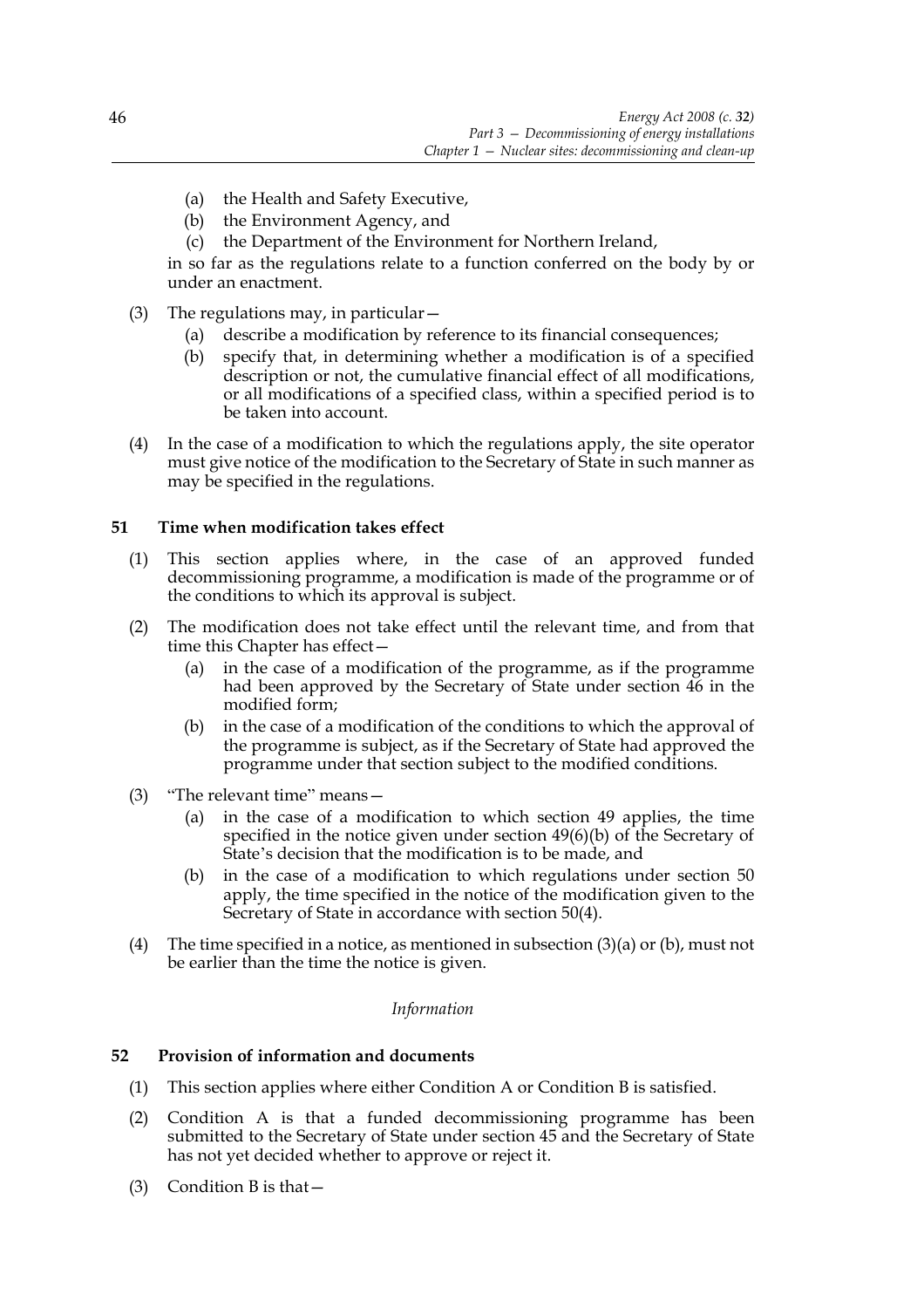(a) the Health and Safety Executive,

(b) the Environment Agency, and

(c) the Department of the Environment for Northern Ireland,

in so far as the regulations relate to a function conferred on the body by or under an enactment.

(3) The regulations may, in particular—

(a) describe a modification by reference to its financial consequences;

(b) specify that, in determining whether a modification is of a specified description or not, the cumulative financial effect of all modifications, or all modifications of a specified class, within a specified period is to be taken into account.

(4) In the case of a modification to which the regulations apply, the site operator must give notice of the modification to the Secretary of State in such manner as may be specified in the regulations.

### 51 Time when modification takes effect

(1) This section applies where, in the case of an approved funded decommissioning programme, a modification is made of the programme or of the conditions to which its approval is subject.

(2) The modification does not take effect until the relevant time, and from that time this Chapter has effect—

(a) in the case of a modification of the programme, as if the programme had been approved by the Secretary of State under section 46 in the modified form;

(b) in the case of a modification of the conditions to which the approval of the programme is subject, as if the Secretary of State had approved the programme under that section subject to the modified conditions.

(3) "The relevant time" means—

(a) in the case of a modification to which section 49 applies, the time specified in the notice given under section 49(6)(b) of the Secretary of State's decision that the modification is to be made, and

(b) in the case of a modification to which regulations under section 50 apply, the time specified in the notice of the modification given to the Secretary of State in accordance with section 50(4).

(4) The time specified in a notice, as mentioned in subsection (3)(a) or (b), must not be earlier than the time the notice is given.

*Information*

### 52 Provision of information and documents

(1) This section applies where either Condition A or Condition B is satisfied.

(2) Condition A is that a funded decommissioning programme has been submitted to the Secretary of State under section 45 and the Secretary of State has not yet decided whether to approve or reject it.

(3) Condition B is that—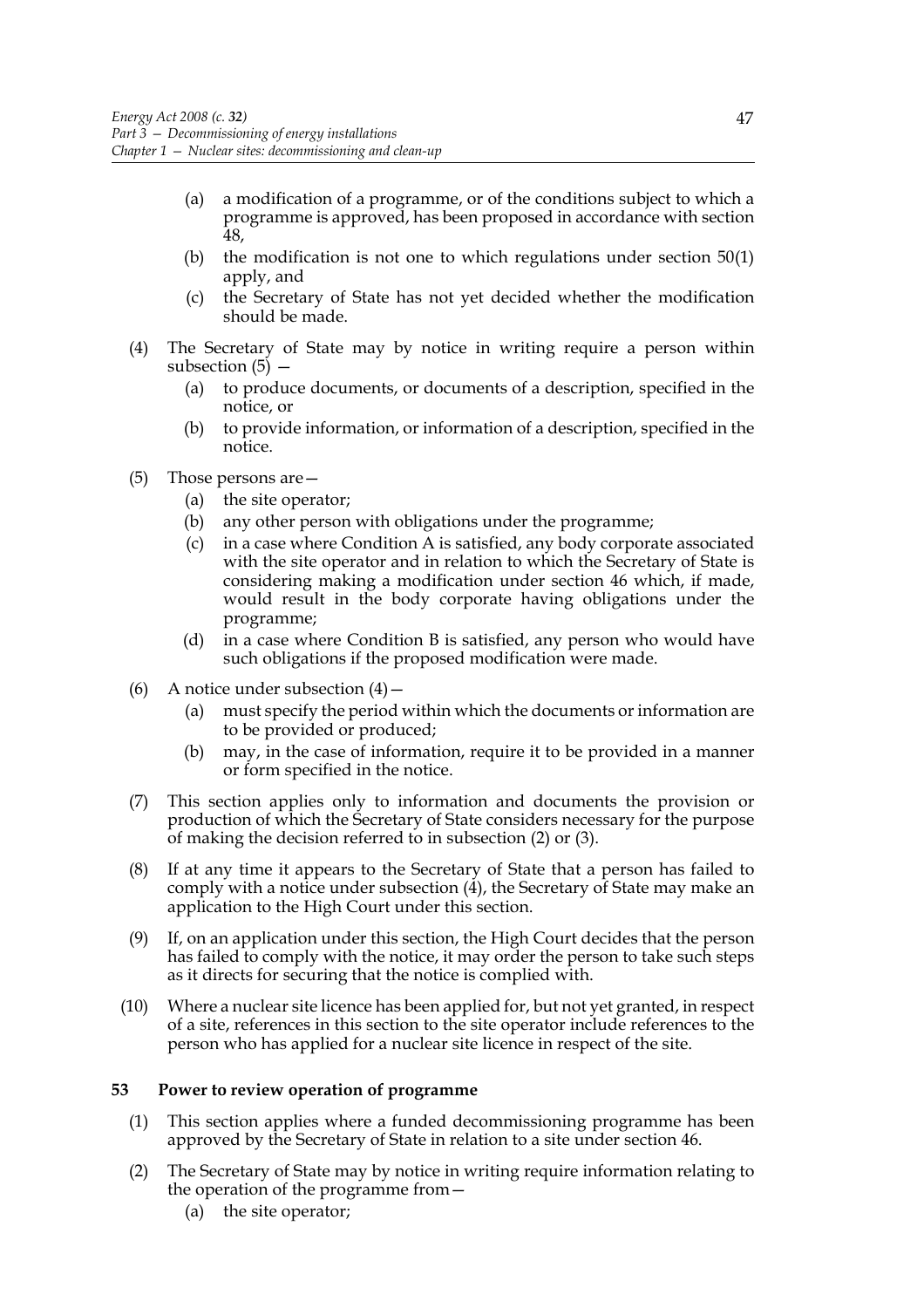(a) a modification of a programme, or of the conditions subject to which a programme is approved, has been proposed in accordance with section 48,

(b) the modification is not one to which regulations under section 50(1) apply, and

(c) the Secretary of State has not yet decided whether the modification should be made.

(4) The Secretary of State may by notice in writing require a person within subsection (5) —

(a) to produce documents, or documents of a description, specified in the notice, or

(b) to provide information, or information of a description, specified in the notice.

(5) Those persons are—

(a) the site operator;

(b) any other person with obligations under the programme;

(c) in a case where Condition A is satisfied, any body corporate associated with the site operator and in relation to which the Secretary of State is considering making a modification under section 46 which, if made, would result in the body corporate having obligations under the programme;

(d) in a case where Condition B is satisfied, any person who would have such obligations if the proposed modification were made.

(6) A notice under subsection (4)—

(a) must specify the period within which the documents or information are to be provided or produced;

(b) may, in the case of information, require it to be provided in a manner or form specified in the notice.

(7) This section applies only to information and documents the provision or production of which the Secretary of State considers necessary for the purpose of making the decision referred to in subsection (2) or (3).

(8) If at any time it appears to the Secretary of State that a person has failed to comply with a notice under subsection (4), the Secretary of State may make an application to the High Court under this section.

(9) If, on an application under this section, the High Court decides that the person has failed to comply with the notice, it may order the person to take such steps as it directs for securing that the notice is complied with.

(10) Where a nuclear site licence has been applied for, but not yet granted, in respect of a site, references in this section to the site operator include references to the person who has applied for a nuclear site licence in respect of the site.

### 53 Power to review operation of programme

(1) This section applies where a funded decommissioning programme has been approved by the Secretary of State in relation to a site under section 46.

(2) The Secretary of State may by notice in writing require information relating to the operation of the programme from—

(a) the site operator;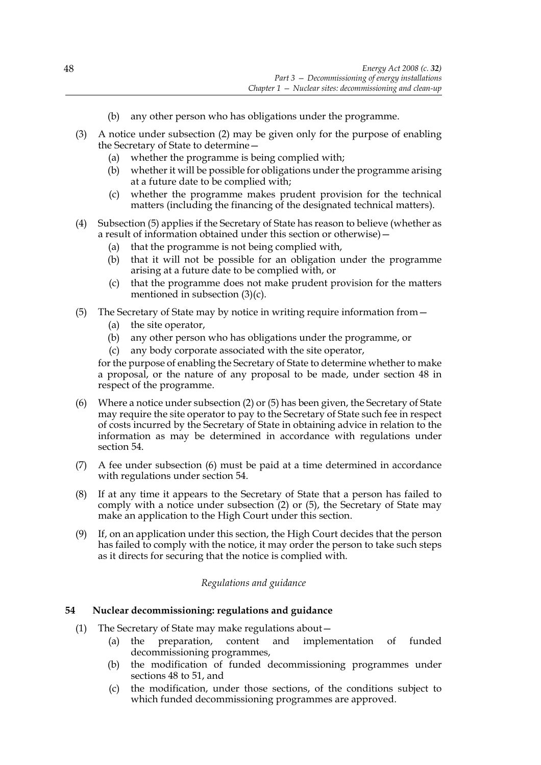(b) any other person who has obligations under the programme.

(3) A notice under subsection (2) may be given only for the purpose of enabling the Secretary of State to determine—

(a) whether the programme is being complied with;

(b) whether it will be possible for obligations under the programme arising at a future date to be complied with;

(c) whether the programme makes prudent provision for the technical matters (including the financing of the designated technical matters).

(4) Subsection (5) applies if the Secretary of State has reason to believe (whether as a result of information obtained under this section or otherwise)—

(a) that the programme is not being complied with,

(b) that it will not be possible for an obligation under the programme arising at a future date to be complied with, or

(c) that the programme does not make prudent provision for the matters mentioned in subsection (3)(c).

(5) The Secretary of State may by notice in writing require information from—

(a) the site operator,

(b) any other person who has obligations under the programme, or

(c) any body corporate associated with the site operator,

for the purpose of enabling the Secretary of State to determine whether to make a proposal, or the nature of any proposal to be made, under section 48 in respect of the programme.

(6) Where a notice under subsection (2) or (5) has been given, the Secretary of State may require the site operator to pay to the Secretary of State such fee in respect of costs incurred by the Secretary of State in obtaining advice in relation to the information as may be determined in accordance with regulations under section 54.

(7) A fee under subsection (6) must be paid at a time determined in accordance with regulations under section 54.

(8) If at any time it appears to the Secretary of State that a person has failed to comply with a notice under subsection (2) or (5), the Secretary of State may make an application to the High Court under this section.

(9) If, on an application under this section, the High Court decides that the person has failed to comply with the notice, it may order the person to take such steps as it directs for securing that the notice is complied with.

*Regulations and guidance*

### 54 Nuclear decommissioning: regulations and guidance

(1) The Secretary of State may make regulations about—

(a) the preparation, content and implementation of funded decommissioning programmes,

(b) the modification of funded decommissioning programmes under sections 48 to 51, and

(c) the modification, under those sections, of the conditions subject to which funded decommissioning programmes are approved.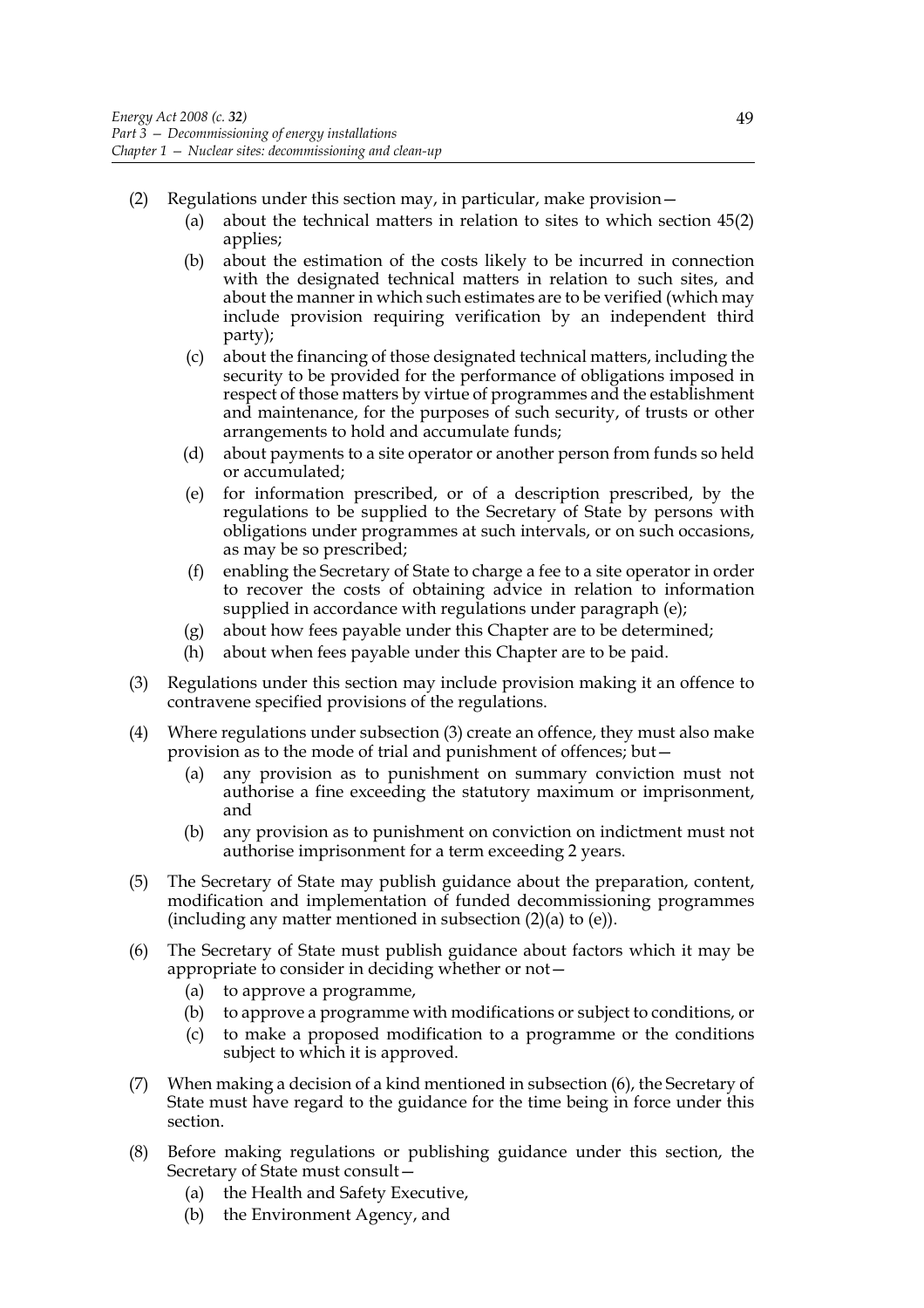(2) Regulations under this section may, in particular, make provision—

(a) about the technical matters in relation to sites to which section 45(2) applies;

(b) about the estimation of the costs likely to be incurred in connection with the designated technical matters in relation to such sites, and about the manner in which such estimates are to be verified (which may include provision requiring verification by an independent third party);

(c) about the financing of those designated technical matters, including the security to be provided for the performance of obligations imposed in respect of those matters by virtue of programmes and the establishment and maintenance, for the purposes of such security, of trusts or other arrangements to hold and accumulate funds;

(d) about payments to a site operator or another person from funds so held or accumulated;

(e) for information prescribed, or of a description prescribed, by the regulations to be supplied to the Secretary of State by persons with obligations under programmes at such intervals, or on such occasions, as may be so prescribed;

(f) enabling the Secretary of State to charge a fee to a site operator in order to recover the costs of obtaining advice in relation to information supplied in accordance with regulations under paragraph (e);

(g) about how fees payable under this Chapter are to be determined;

(h) about when fees payable under this Chapter are to be paid.

(3) Regulations under this section may include provision making it an offence to contravene specified provisions of the regulations.

(4) Where regulations under subsection (3) create an offence, they must also make provision as to the mode of trial and punishment of offences; but—

(a) any provision as to punishment on summary conviction must not authorise a fine exceeding the statutory maximum or imprisonment, and

(b) any provision as to punishment on conviction on indictment must not authorise imprisonment for a term exceeding 2 years.

(5) The Secretary of State may publish guidance about the preparation, content, modification and implementation of funded decommissioning programmes (including any matter mentioned in subsection (2)(a) to (e)).

(6) The Secretary of State must publish guidance about factors which it may be appropriate to consider in deciding whether or not—

(a) to approve a programme,

(b) to approve a programme with modifications or subject to conditions, or

(c) to make a proposed modification to a programme or the conditions subject to which it is approved.

(7) When making a decision of a kind mentioned in subsection (6), the Secretary of State must have regard to the guidance for the time being in force under this section.

(8) Before making regulations or publishing guidance under this section, the Secretary of State must consult—

(a) the Health and Safety Executive,

(b) the Environment Agency, and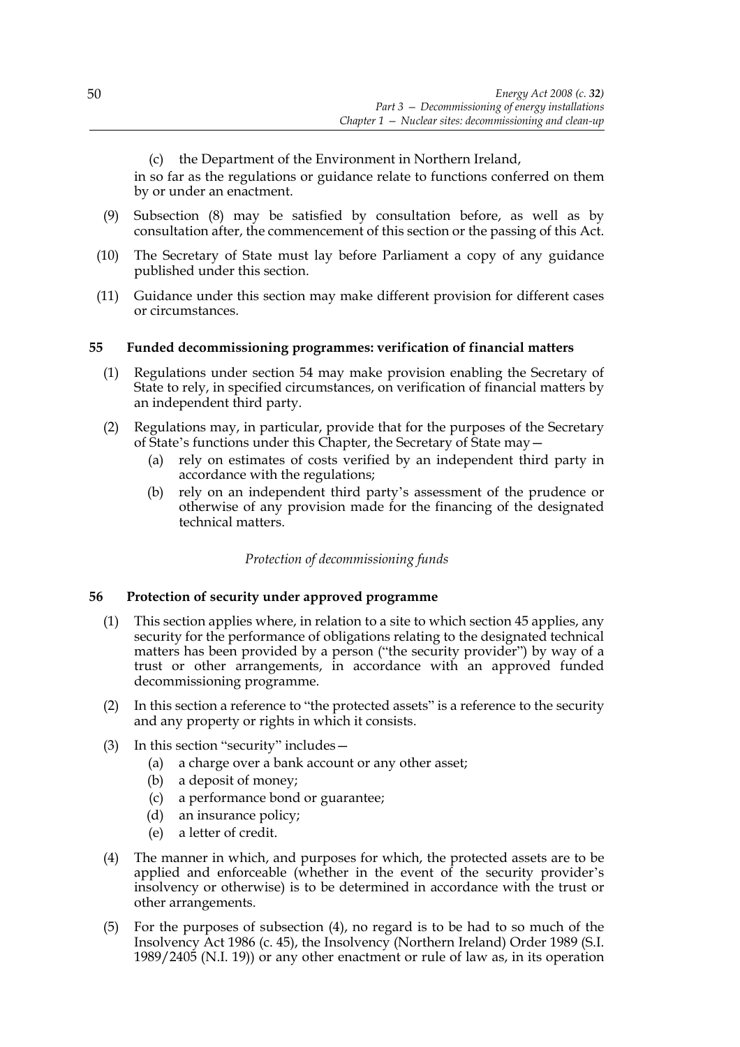(c) the Department of the Environment in Northern Ireland,

in so far as the regulations or guidance relate to functions conferred on them by or under an enactment.

(9) Subsection (8) may be satisfied by consultation before, as well as by consultation after, the commencement of this section or the passing of this Act.

(10) The Secretary of State must lay before Parliament a copy of any guidance published under this section.

(11) Guidance under this section may make different provision for different cases or circumstances.

### 55 Funded decommissioning programmes: verification of financial matters

(1) Regulations under section 54 may make provision enabling the Secretary of State to rely, in specified circumstances, on verification of financial matters by an independent third party.

(2) Regulations may, in particular, provide that for the purposes of the Secretary of State's functions under this Chapter, the Secretary of State may—

(a) rely on estimates of costs verified by an independent third party in accordance with the regulations;

(b) rely on an independent third party's assessment of the prudence or otherwise of any provision made for the financing of the designated technical matters.

*Protection of decommissioning funds*

### 56 Protection of security under approved programme

(1) This section applies where, in relation to a site to which section 45 applies, any security for the performance of obligations relating to the designated technical matters has been provided by a person ("the security provider") by way of a trust or other arrangements, in accordance with an approved funded decommissioning programme.

(2) In this section a reference to "the protected assets" is a reference to the security and any property or rights in which it consists.

(3) In this section "security" includes—

(a) a charge over a bank account or any other asset;

(b) a deposit of money;

(c) a performance bond or guarantee;

(d) an insurance policy;

(e) a letter of credit.

(4) The manner in which, and purposes for which, the protected assets are to be applied and enforceable (whether in the event of the security provider's insolvency or otherwise) is to be determined in accordance with the trust or other arrangements.

(5) For the purposes of subsection (4), no regard is to be had to so much of the Insolvency Act 1986 (c. 45), the Insolvency (Northern Ireland) Order 1989 (S.I. 1989/2405 (N.I. 19)) or any other enactment or rule of law as, in its operation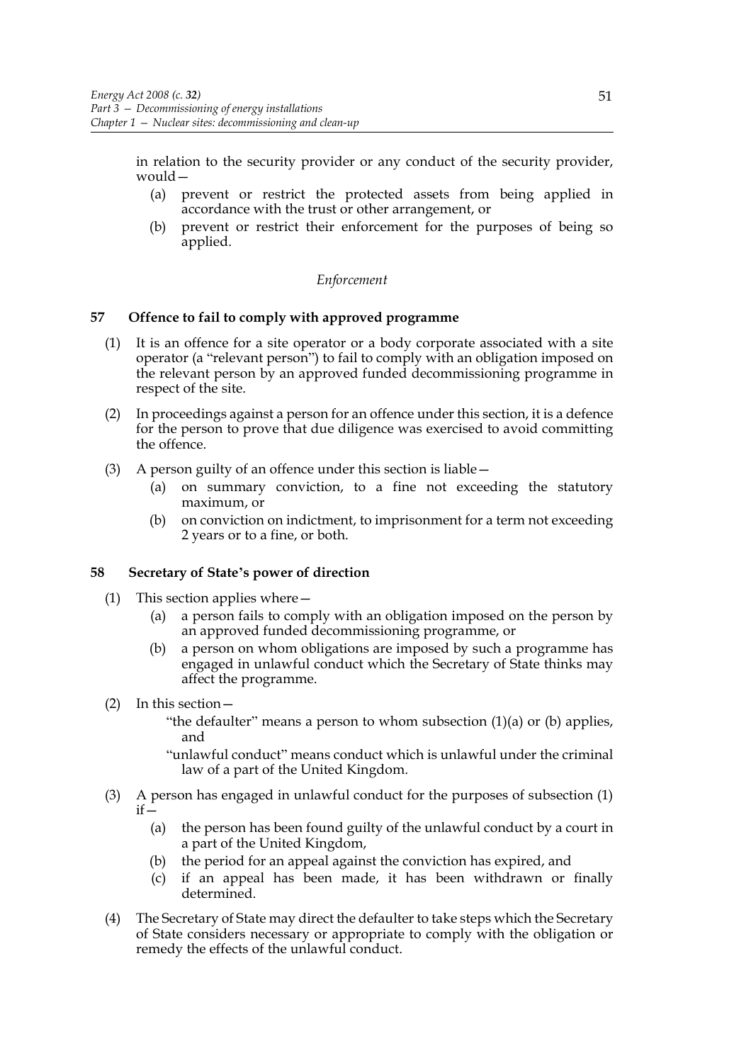in relation to the security provider or any conduct of the security provider, would—

(a) prevent or restrict the protected assets from being applied in accordance with the trust or other arrangement, or

(b) prevent or restrict their enforcement for the purposes of being so applied.

*Enforcement*

### 57 Offence to fail to comply with approved programme

(1) It is an offence for a site operator or a body corporate associated with a site operator (a "relevant person") to fail to comply with an obligation imposed on the relevant person by an approved funded decommissioning programme in respect of the site.

(2) In proceedings against a person for an offence under this section, it is a defence for the person to prove that due diligence was exercised to avoid committing the offence.

(3) A person guilty of an offence under this section is liable—

(a) on summary conviction, to a fine not exceeding the statutory maximum, or

(b) on conviction on indictment, to imprisonment for a term not exceeding 2 years or to a fine, or both.

### 58 Secretary of State's power of direction

(1) This section applies where—

(a) a person fails to comply with an obligation imposed on the person by an approved funded decommissioning programme, or

(b) a person on whom obligations are imposed by such a programme has engaged in unlawful conduct which the Secretary of State thinks may affect the programme.

(2) In this section—

"the defaulter" means a person to whom subsection (1)(a) or (b) applies, and

"unlawful conduct" means conduct which is unlawful under the criminal law of a part of the United Kingdom.

(3) A person has engaged in unlawful conduct for the purposes of subsection (1) if—

(a) the person has been found guilty of the unlawful conduct by a court in a part of the United Kingdom,

(b) the period for an appeal against the conviction has expired, and

(c) if an appeal has been made, it has been withdrawn or finally determined.

(4) The Secretary of State may direct the defaulter to take steps which the Secretary of State considers necessary or appropriate to comply with the obligation or remedy the effects of the unlawful conduct.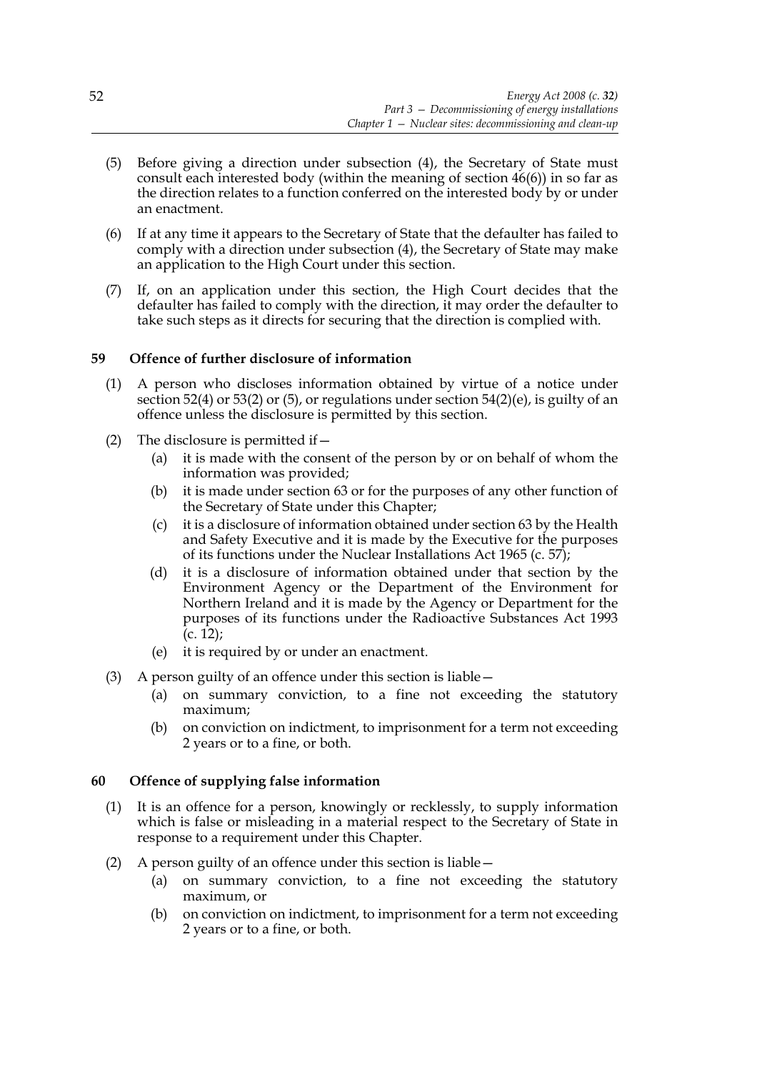(5) Before giving a direction under subsection (4), the Secretary of State must consult each interested body (within the meaning of section 46(6)) in so far as the direction relates to a function conferred on the interested body by or under an enactment.

(6) If at any time it appears to the Secretary of State that the defaulter has failed to comply with a direction under subsection (4), the Secretary of State may make an application to the High Court under this section.

(7) If, on an application under this section, the High Court decides that the defaulter has failed to comply with the direction, it may order the defaulter to take such steps as it directs for securing that the direction is complied with.

### 59 Offence of further disclosure of information

(1) A person who discloses information obtained by virtue of a notice under section 52(4) or 53(2) or (5), or regulations under section 54(2)(e), is guilty of an offence unless the disclosure is permitted by this section.

(2) The disclosure is permitted if—

(a) it is made with the consent of the person by or on behalf of whom the information was provided;

(b) it is made under section 63 or for the purposes of any other function of the Secretary of State under this Chapter;

(c) it is a disclosure of information obtained under section 63 by the Health and Safety Executive and it is made by the Executive for the purposes of its functions under the Nuclear Installations Act 1965 (c. 57);

(d) it is a disclosure of information obtained under that section by the Environment Agency or the Department of the Environment for Northern Ireland and it is made by the Agency or Department for the purposes of its functions under the Radioactive Substances Act 1993 (c. 12);

(e) it is required by or under an enactment.

(3) A person guilty of an offence under this section is liable—

(a) on summary conviction, to a fine not exceeding the statutory maximum;

(b) on conviction on indictment, to imprisonment for a term not exceeding 2 years or to a fine, or both.

### 60 Offence of supplying false information

(1) It is an offence for a person, knowingly or recklessly, to supply information which is false or misleading in a material respect to the Secretary of State in response to a requirement under this Chapter.

(2) A person guilty of an offence under this section is liable—

(a) on summary conviction, to a fine not exceeding the statutory maximum, or

(b) on conviction on indictment, to imprisonment for a term not exceeding 2 years or to a fine, or both.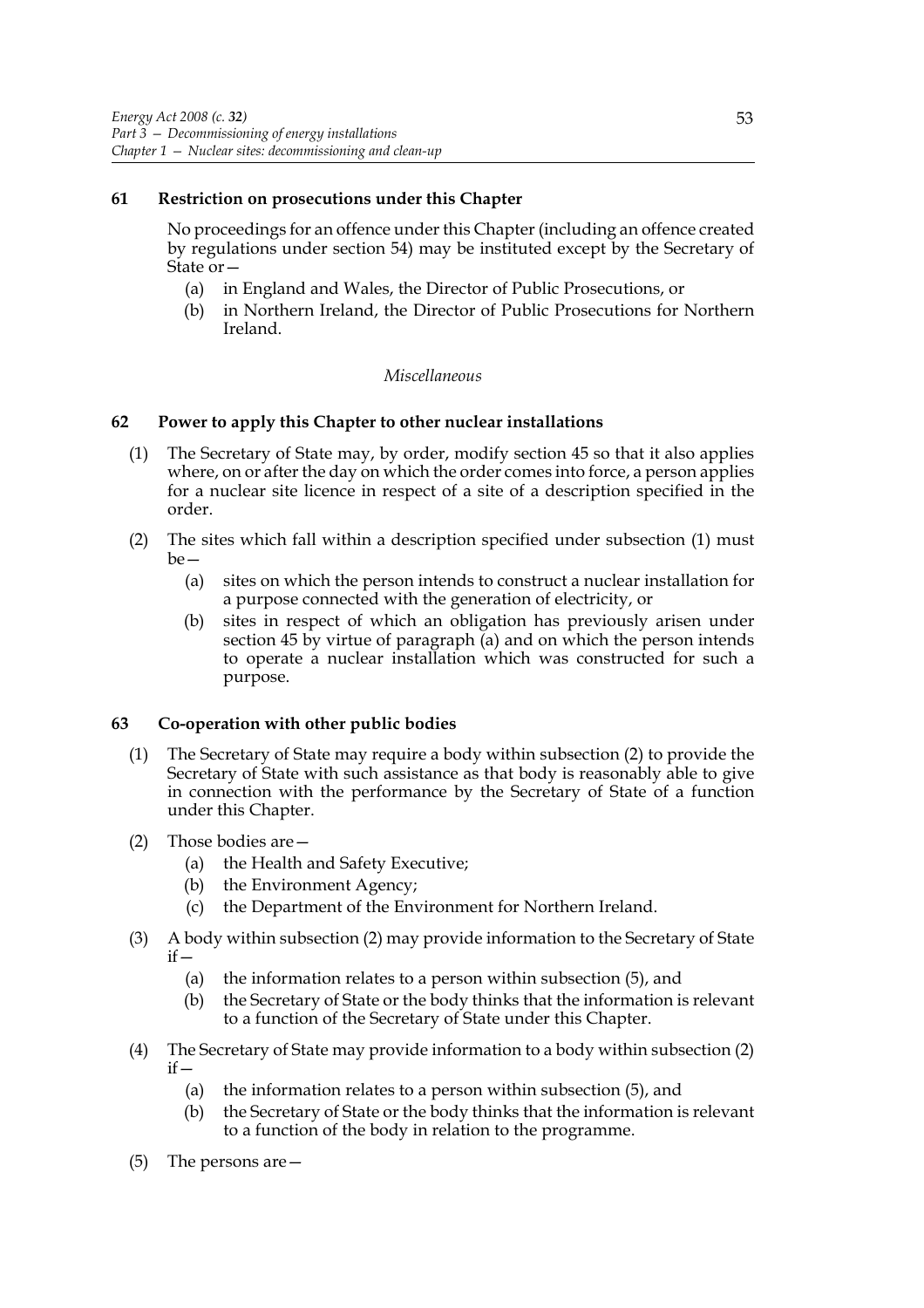### 61 Restriction on prosecutions under this Chapter

No proceedings for an offence under this Chapter (including an offence created by regulations under section 54) may be instituted except by the Secretary of State or—

(a) in England and Wales, the Director of Public Prosecutions, or

(b) in Northern Ireland, the Director of Public Prosecutions for Northern Ireland.

*Miscellaneous*

### 62 Power to apply this Chapter to other nuclear installations

(1) The Secretary of State may, by order, modify section 45 so that it also applies where, on or after the day on which the order comes into force, a person applies for a nuclear site licence in respect of a site of a description specified in the order.

(2) The sites which fall within a description specified under subsection (1) must be—

(a) sites on which the person intends to construct a nuclear installation for a purpose connected with the generation of electricity, or

(b) sites in respect of which an obligation has previously arisen under section 45 by virtue of paragraph (a) and on which the person intends to operate a nuclear installation which was constructed for such a purpose.

### 63 Co-operation with other public bodies

(1) The Secretary of State may require a body within subsection (2) to provide the Secretary of State with such assistance as that body is reasonably able to give in connection with the performance by the Secretary of State of a function under this Chapter.

(2) Those bodies are—

(a) the Health and Safety Executive;

(b) the Environment Agency;

(c) the Department of the Environment for Northern Ireland.

(3) A body within subsection (2) may provide information to the Secretary of State if—

(a) the information relates to a person within subsection (5), and

(b) the Secretary of State or the body thinks that the information is relevant to a function of the Secretary of State under this Chapter.

(4) The Secretary of State may provide information to a body within subsection (2) if—

(a) the information relates to a person within subsection (5), and

(b) the Secretary of State or the body thinks that the information is relevant to a function of the body in relation to the programme.

(5) The persons are—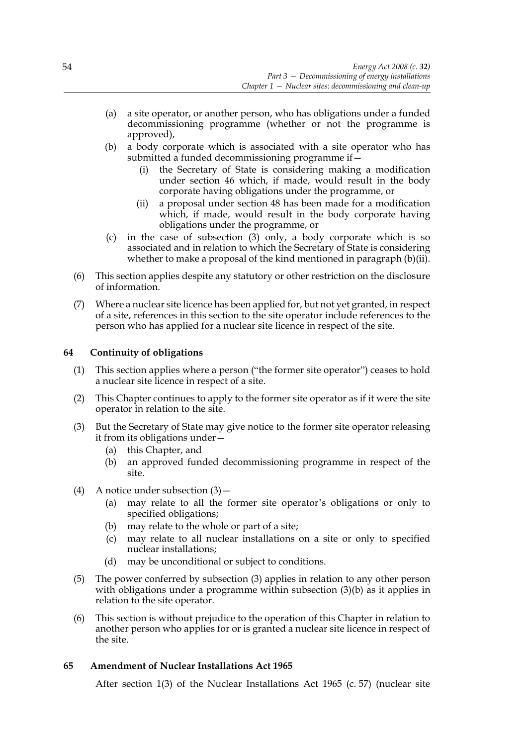(a) a site operator, or another person, who has obligations under a funded decommissioning programme (whether or not the programme is approved),

(b) a body corporate which is associated with a site operator who has submitted a funded decommissioning programme if—

  (i) the Secretary of State is considering making a modification under section 46 which, if made, would result in the body corporate having obligations under the programme, or

  (ii) a proposal under section 48 has been made for a modification which, if made, would result in the body corporate having obligations under the programme, or

(c) in the case of subsection (3) only, a body corporate which is so associated and in relation to which the Secretary of State is considering whether to make a proposal of the kind mentioned in paragraph (b)(ii).

(6) This section applies despite any statutory or other restriction on the disclosure of information.

(7) Where a nuclear site licence has been applied for, but not yet granted, in respect of a site, references in this section to the site operator include references to the person who has applied for a nuclear site licence in respect of the site.

### 64 Continuity of obligations

(1) This section applies where a person ("the former site operator") ceases to hold a nuclear site licence in respect of a site.

(2) This Chapter continues to apply to the former site operator as if it were the site operator in relation to the site.

(3) But the Secretary of State may give notice to the former site operator releasing it from its obligations under—

  (a) this Chapter, and

  (b) an approved funded decommissioning programme in respect of the site.

(4) A notice under subsection (3)—

  (a) may relate to all the former site operator's obligations or only to specified obligations;

  (b) may relate to the whole or part of a site;

  (c) may relate to all nuclear installations on a site or only to specified nuclear installations;

  (d) may be unconditional or subject to conditions.

(5) The power conferred by subsection (3) applies in relation to any other person with obligations under a programme within subsection (3)(b) as it applies in relation to the site operator.

(6) This section is without prejudice to the operation of this Chapter in relation to another person who applies for or is granted a nuclear site licence in respect of the site.

### 65 Amendment of Nuclear Installations Act 1965

After section 1(3) of the Nuclear Installations Act 1965 (c. 57) (nuclear site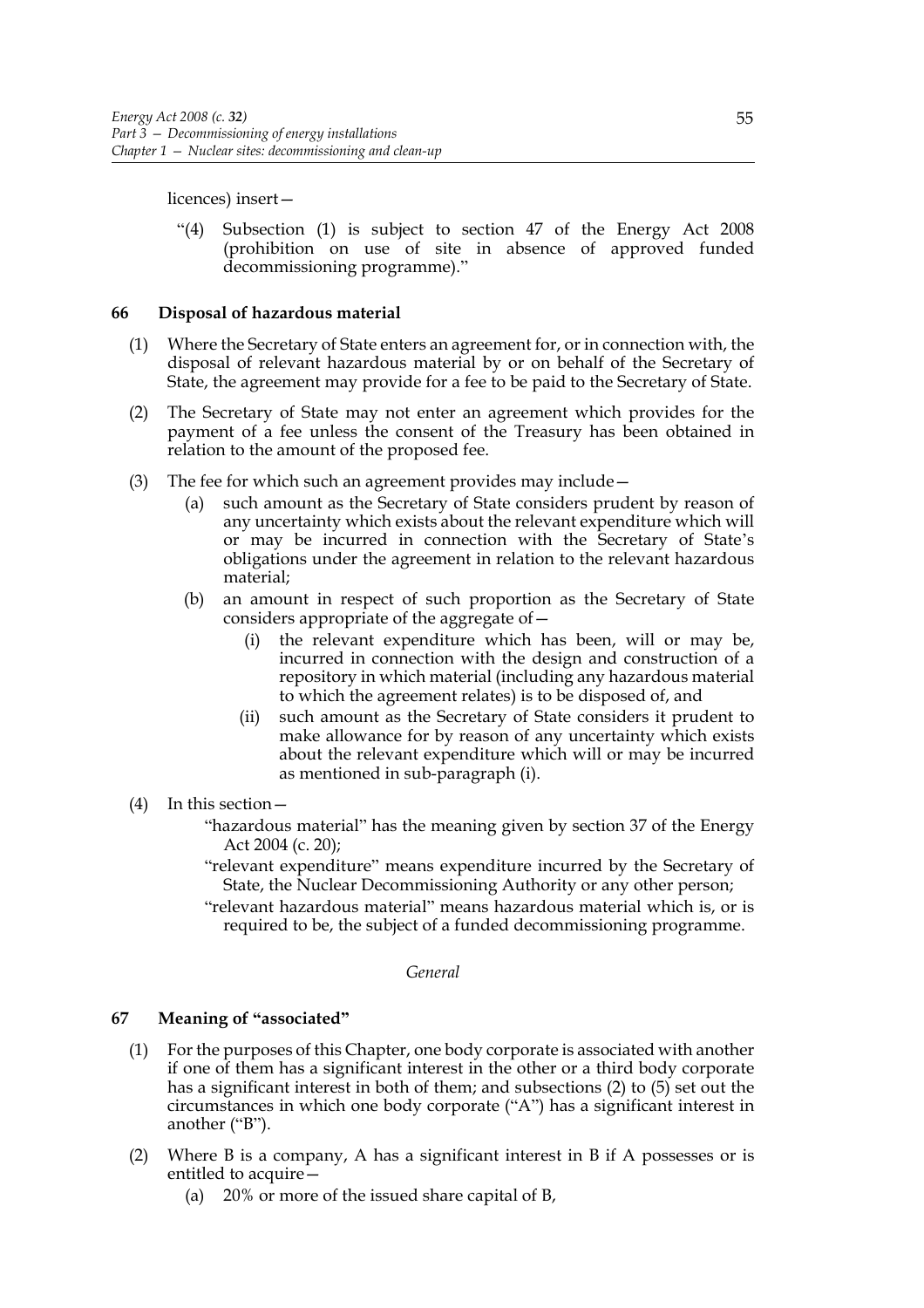licences) insert—

"(4) Subsection (1) is subject to section 47 of the Energy Act 2008 (prohibition on use of site in absence of approved funded decommissioning programme)."

### 66 Disposal of hazardous material

(1) Where the Secretary of State enters an agreement for, or in connection with, the disposal of relevant hazardous material by or on behalf of the Secretary of State, the agreement may provide for a fee to be paid to the Secretary of State.

(2) The Secretary of State may not enter an agreement which provides for the payment of a fee unless the consent of the Treasury has been obtained in relation to the amount of the proposed fee.

(3) The fee for which such an agreement provides may include—

- (a) such amount as the Secretary of State considers prudent by reason of any uncertainty which exists about the relevant expenditure which will or may be incurred in connection with the Secretary of State's obligations under the agreement in relation to the relevant hazardous material;
- (b) an amount in respect of such proportion as the Secretary of State considers appropriate of the aggregate of—
  - (i) the relevant expenditure which has been, will or may be, incurred in connection with the design and construction of a repository in which material (including any hazardous material to which the agreement relates) is to be disposed of, and
  - (ii) such amount as the Secretary of State considers it prudent to make allowance for by reason of any uncertainty which exists about the relevant expenditure which will or may be incurred as mentioned in sub-paragraph (i).

(4) In this section—

"hazardous material" has the meaning given by section 37 of the Energy Act 2004 (c. 20);

"relevant expenditure" means expenditure incurred by the Secretary of State, the Nuclear Decommissioning Authority or any other person;

"relevant hazardous material" means hazardous material which is, or is required to be, the subject of a funded decommissioning programme.

*General*

### 67 Meaning of "associated"

(1) For the purposes of this Chapter, one body corporate is associated with another if one of them has a significant interest in the other or a third body corporate has a significant interest in both of them; and subsections (2) to (5) set out the circumstances in which one body corporate ("A") has a significant interest in another ("B").

(2) Where B is a company, A has a significant interest in B if A possesses or is entitled to acquire—

- (a) 20% or more of the issued share capital of B,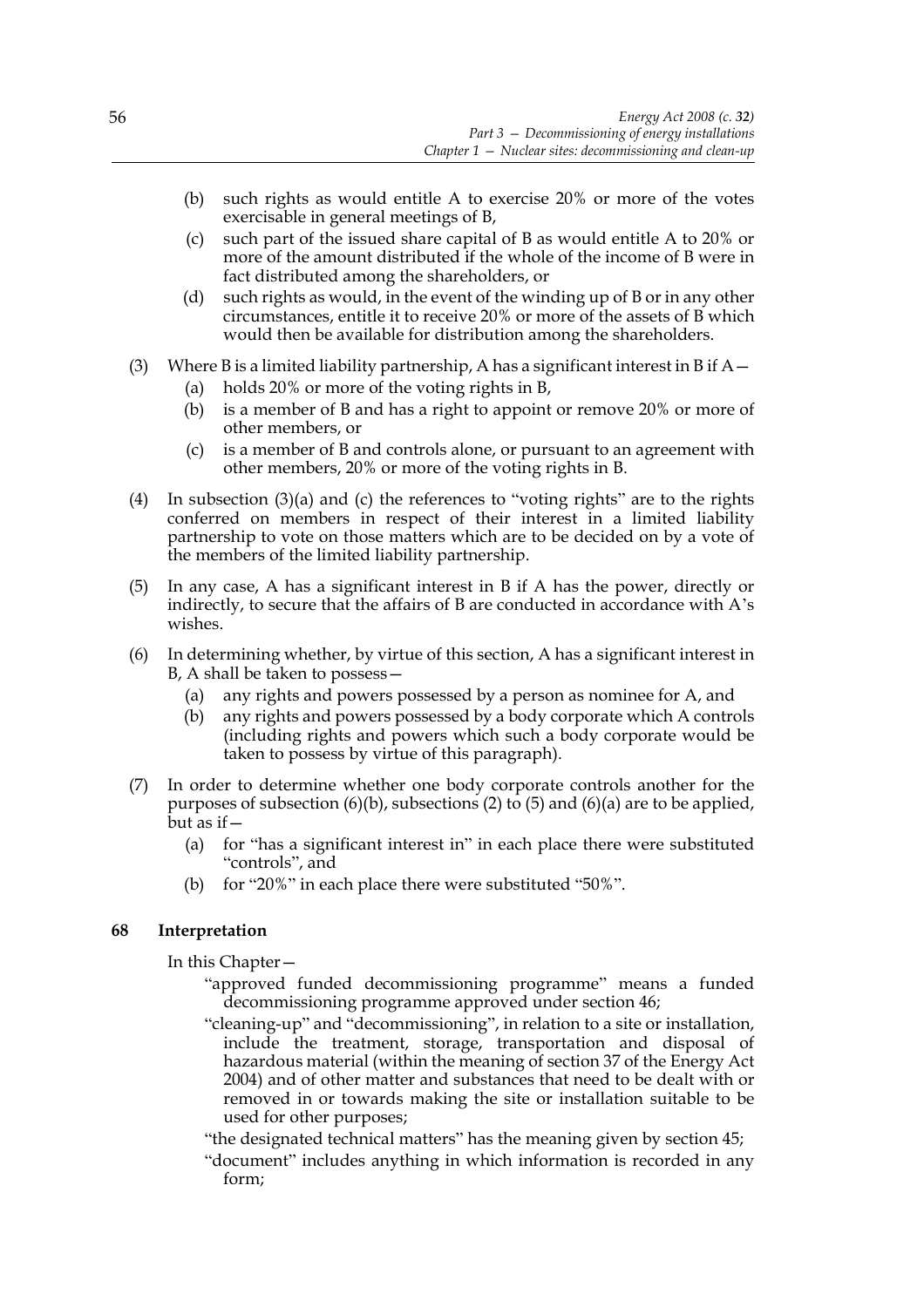(b) such rights as would entitle A to exercise 20% or more of the votes exercisable in general meetings of B,

(c) such part of the issued share capital of B as would entitle A to 20% or more of the amount distributed if the whole of the income of B were in fact distributed among the shareholders, or

(d) such rights as would, in the event of the winding up of B or in any other circumstances, entitle it to receive 20% or more of the assets of B which would then be available for distribution among the shareholders.

(3) Where B is a limited liability partnership, A has a significant interest in B if A—

(a) holds 20% or more of the voting rights in B,

(b) is a member of B and has a right to appoint or remove 20% or more of other members, or

(c) is a member of B and controls alone, or pursuant to an agreement with other members, 20% or more of the voting rights in B.

(4) In subsection (3)(a) and (c) the references to "voting rights" are to the rights conferred on members in respect of their interest in a limited liability partnership to vote on those matters which are to be decided on by a vote of the members of the limited liability partnership.

(5) In any case, A has a significant interest in B if A has the power, directly or indirectly, to secure that the affairs of B are conducted in accordance with A's wishes.

(6) In determining whether, by virtue of this section, A has a significant interest in B, A shall be taken to possess—

(a) any rights and powers possessed by a person as nominee for A, and

(b) any rights and powers possessed by a body corporate which A controls (including rights and powers which such a body corporate would be taken to possess by virtue of this paragraph).

(7) In order to determine whether one body corporate controls another for the purposes of subsection (6)(b), subsections (2) to (5) and (6)(a) are to be applied, but as if—

(a) for "has a significant interest in" in each place there were substituted "controls", and

(b) for "20%" in each place there were substituted "50%".

**68 Interpretation**

In this Chapter—

"approved funded decommissioning programme" means a funded decommissioning programme approved under section 46;

"cleaning-up" and "decommissioning", in relation to a site or installation, include the treatment, storage, transportation and disposal of hazardous material (within the meaning of section 37 of the Energy Act 2004) and of other matter and substances that need to be dealt with or removed in or towards making the site or installation suitable to be used for other purposes;

"the designated technical matters" has the meaning given by section 45;

"document" includes anything in which information is recorded in any form;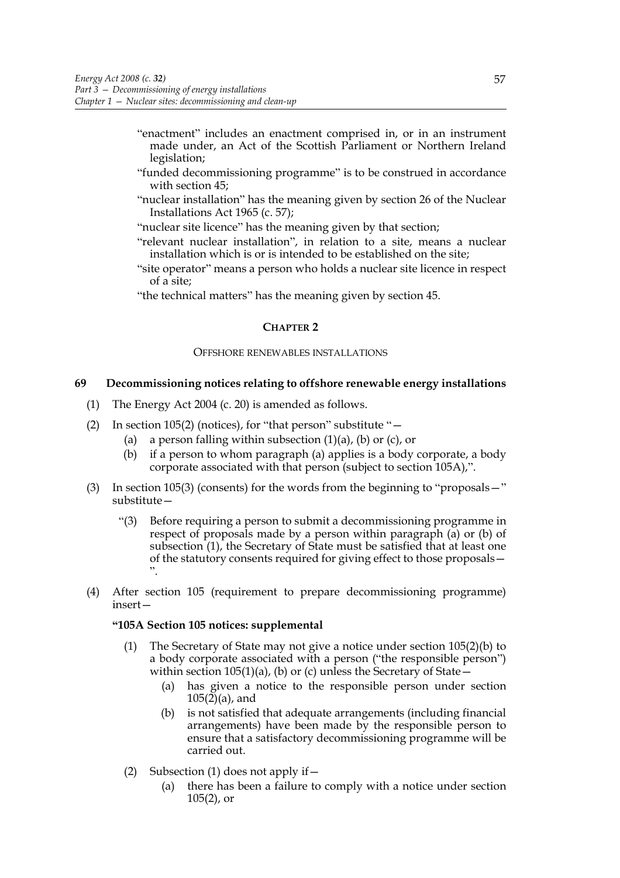"enactment" includes an enactment comprised in, or in an instrument made under, an Act of the Scottish Parliament or Northern Ireland legislation;

"funded decommissioning programme" is to be construed in accordance with section 45;

"nuclear installation" has the meaning given by section 26 of the Nuclear Installations Act 1965 (c. 57);

"nuclear site licence" has the meaning given by that section;

"relevant nuclear installation", in relation to a site, means a nuclear installation which is or is intended to be established on the site;

"site operator" means a person who holds a nuclear site licence in respect of a site;

"the technical matters" has the meaning given by section 45.

## CHAPTER 2

### OFFSHORE RENEWABLES INSTALLATIONS

### 69 Decommissioning notices relating to offshore renewable energy installations

(1) The Energy Act 2004 (c. 20) is amended as follows.

(2) In section 105(2) (notices), for "that person" substitute "—

- (a) a person falling within subsection (1)(a), (b) or (c), or
- (b) if a person to whom paragraph (a) applies is a body corporate, a body corporate associated with that person (subject to section 105A),".

(3) In section 105(3) (consents) for the words from the beginning to "proposals—" substitute—

> "(3) Before requiring a person to submit a decommissioning programme in respect of proposals made by a person within paragraph (a) or (b) of subsection (1), the Secretary of State must be satisfied that at least one of the statutory consents required for giving effect to those proposals—".

(4) After section 105 (requirement to prepare decommissioning programme) insert—

> **"105A Section 105 notices: supplemental**
>
> (1) The Secretary of State may not give a notice under section 105(2)(b) to a body corporate associated with a person ("the responsible person") within section 105(1)(a), (b) or (c) unless the Secretary of State—
>
> - (a) has given a notice to the responsible person under section 105(2)(a), and
> - (b) is not satisfied that adequate arrangements (including financial arrangements) have been made by the responsible person to ensure that a satisfactory decommissioning programme will be carried out.
>
> (2) Subsection (1) does not apply if—
>
> - (a) there has been a failure to comply with a notice under section 105(2), or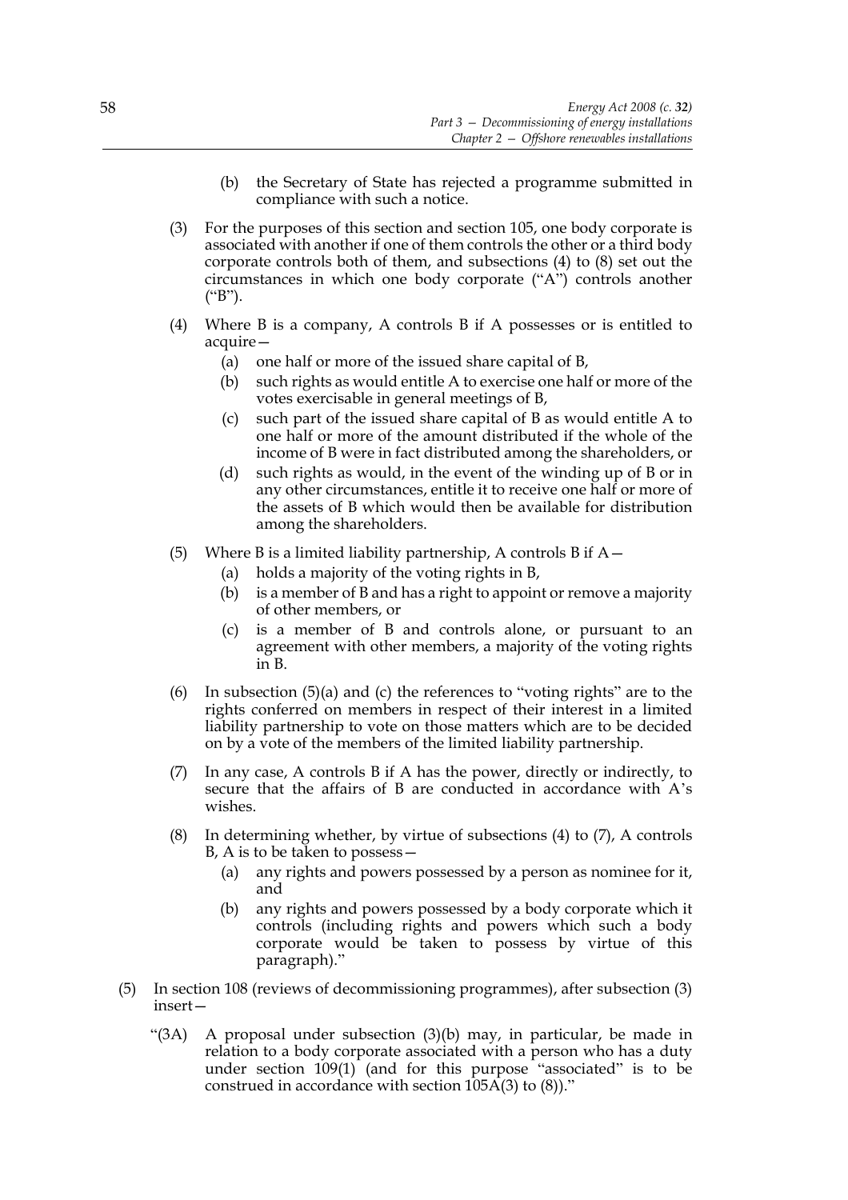(b) the Secretary of State has rejected a programme submitted in compliance with such a notice.

(3) For the purposes of this section and section 105, one body corporate is associated with another if one of them controls the other or a third body corporate controls both of them, and subsections (4) to (8) set out the circumstances in which one body corporate ("A") controls another ("B").

(4) Where B is a company, A controls B if A possesses or is entitled to acquire—

   (a) one half or more of the issued share capital of B,

   (b) such rights as would entitle A to exercise one half or more of the votes exercisable in general meetings of B,

   (c) such part of the issued share capital of B as would entitle A to one half or more of the amount distributed if the whole of the income of B were in fact distributed among the shareholders, or

   (d) such rights as would, in the event of the winding up of B or in any other circumstances, entitle it to receive one half or more of the assets of B which would then be available for distribution among the shareholders.

(5) Where B is a limited liability partnership, A controls B if A—

   (a) holds a majority of the voting rights in B,

   (b) is a member of B and has a right to appoint or remove a majority of other members, or

   (c) is a member of B and controls alone, or pursuant to an agreement with other members, a majority of the voting rights in B.

(6) In subsection (5)(a) and (c) the references to "voting rights" are to the rights conferred on members in respect of their interest in a limited liability partnership to vote on those matters which are to be decided on by a vote of the members of the limited liability partnership.

(7) In any case, A controls B if A has the power, directly or indirectly, to secure that the affairs of B are conducted in accordance with A's wishes.

(8) In determining whether, by virtue of subsections (4) to (7), A controls B, A is to be taken to possess—

   (a) any rights and powers possessed by a person as nominee for it, and

   (b) any rights and powers possessed by a body corporate which it controls (including rights and powers which such a body corporate would be taken to possess by virtue of this paragraph)."

(5) In section 108 (reviews of decommissioning programmes), after subsection (3) insert—

"(3A) A proposal under subsection (3)(b) may, in particular, be made in relation to a body corporate associated with a person who has a duty under section 109(1) (and for this purpose "associated" is to be construed in accordance with section 105A(3) to (8))."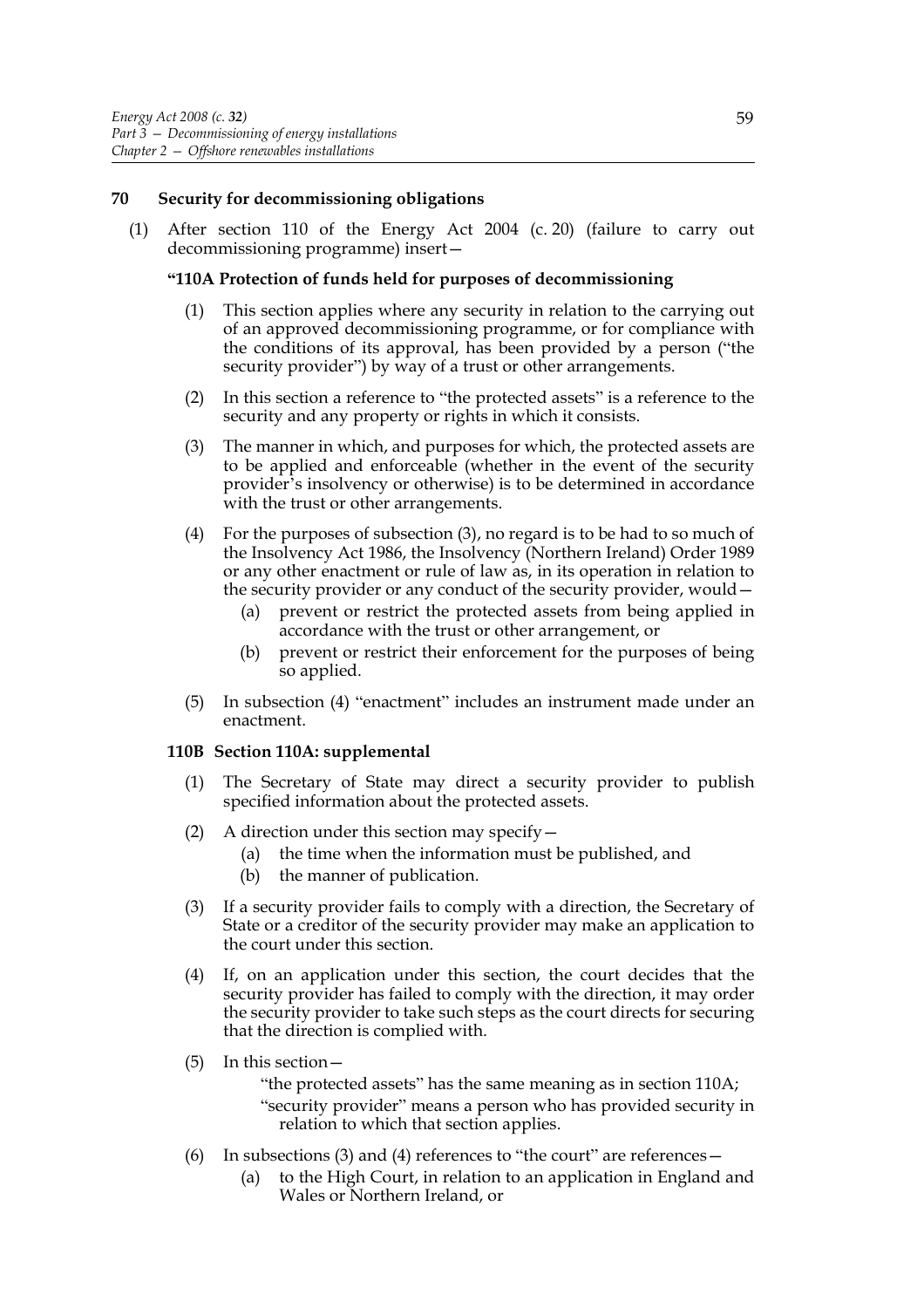## 70 Security for decommissioning obligations

(1) After section 110 of the Energy Act 2004 (c. 20) (failure to carry out decommissioning programme) insert—

**"110A Protection of funds held for purposes of decommissioning**

(1) This section applies where any security in relation to the carrying out of an approved decommissioning programme, or for compliance with the conditions of its approval, has been provided by a person ("the security provider") by way of a trust or other arrangements.

(2) In this section a reference to "the protected assets" is a reference to the security and any property or rights in which it consists.

(3) The manner in which, and purposes for which, the protected assets are to be applied and enforceable (whether in the event of the security provider's insolvency or otherwise) is to be determined in accordance with the trust or other arrangements.

(4) For the purposes of subsection (3), no regard is to be had to so much of the Insolvency Act 1986, the Insolvency (Northern Ireland) Order 1989 or any other enactment or rule of law as, in its operation in relation to the security provider or any conduct of the security provider, would—

(a) prevent or restrict the protected assets from being applied in accordance with the trust or other arrangement, or

(b) prevent or restrict their enforcement for the purposes of being so applied.

(5) In subsection (4) "enactment" includes an instrument made under an enactment.

**110B Section 110A: supplemental**

(1) The Secretary of State may direct a security provider to publish specified information about the protected assets.

(2) A direction under this section may specify—

(a) the time when the information must be published, and

(b) the manner of publication.

(3) If a security provider fails to comply with a direction, the Secretary of State or a creditor of the security provider may make an application to the court under this section.

(4) If, on an application under this section, the court decides that the security provider has failed to comply with the direction, it may order the security provider to take such steps as the court directs for securing that the direction is complied with.

(5) In this section—

"the protected assets" has the same meaning as in section 110A;

"security provider" means a person who has provided security in relation to which that section applies.

(6) In subsections (3) and (4) references to "the court" are references—

(a) to the High Court, in relation to an application in England and Wales or Northern Ireland, or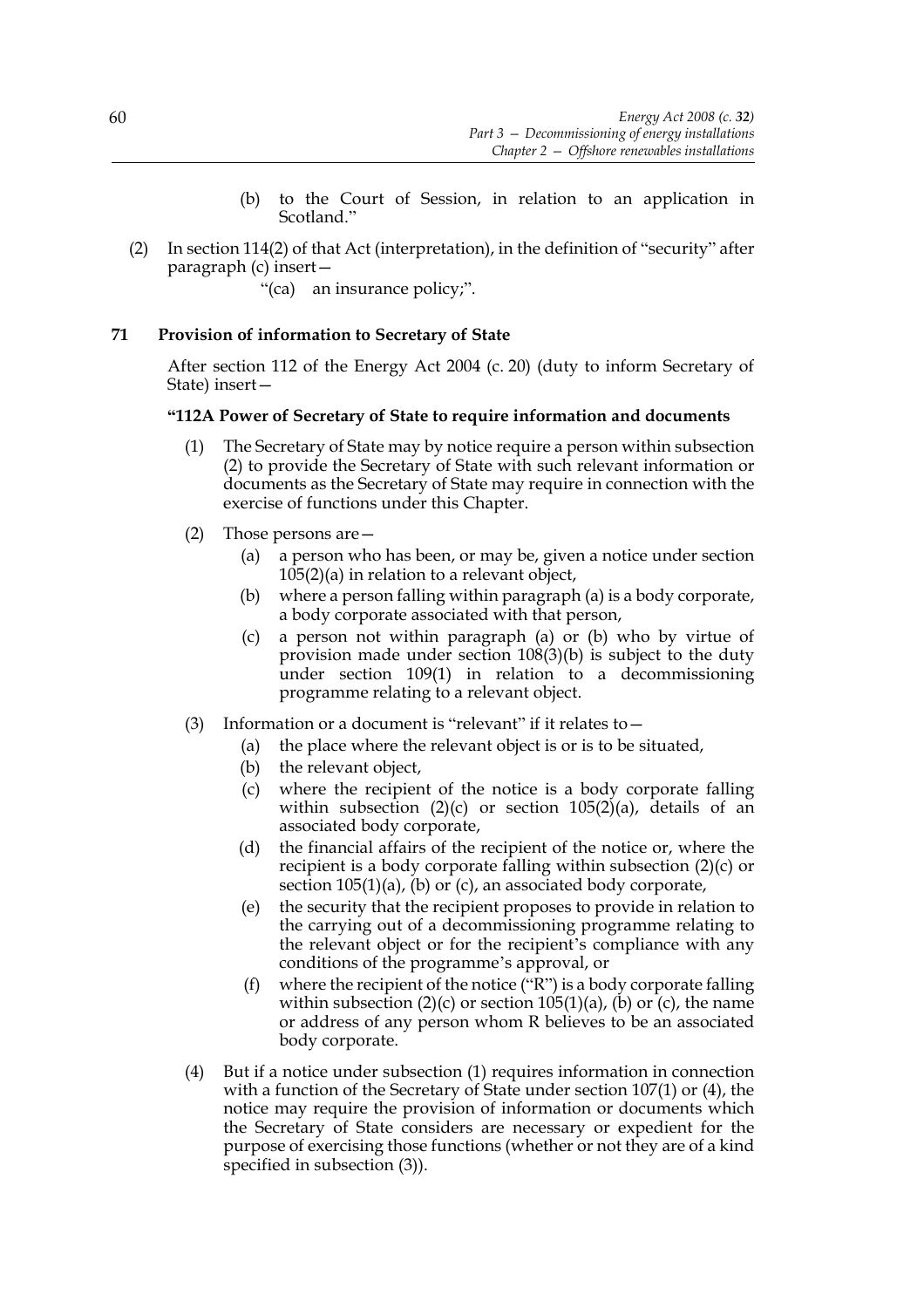(b) to the Court of Session, in relation to an application in Scotland."

(2) In section 114(2) of that Act (interpretation), in the definition of "security" after paragraph (c) insert—

"(ca) an insurance policy;".

**71 Provision of information to Secretary of State**

After section 112 of the Energy Act 2004 (c. 20) (duty to inform Secretary of State) insert—

**"112A Power of Secretary of State to require information and documents**

(1) The Secretary of State may by notice require a person within subsection (2) to provide the Secretary of State with such relevant information or documents as the Secretary of State may require in connection with the exercise of functions under this Chapter.

(2) Those persons are—

(a) a person who has been, or may be, given a notice under section 105(2)(a) in relation to a relevant object,

(b) where a person falling within paragraph (a) is a body corporate, a body corporate associated with that person,

(c) a person not within paragraph (a) or (b) who by virtue of provision made under section 108(3)(b) is subject to the duty under section 109(1) in relation to a decommissioning programme relating to a relevant object.

(3) Information or a document is "relevant" if it relates to—

(a) the place where the relevant object is or is to be situated,

(b) the relevant object,

(c) where the recipient of the notice is a body corporate falling within subsection (2)(c) or section 105(2)(a), details of an associated body corporate,

(d) the financial affairs of the recipient of the notice or, where the recipient is a body corporate falling within subsection (2)(c) or section 105(1)(a), (b) or (c), an associated body corporate,

(e) the security that the recipient proposes to provide in relation to the carrying out of a decommissioning programme relating to the relevant object or for the recipient's compliance with any conditions of the programme's approval, or

(f) where the recipient of the notice ("R") is a body corporate falling within subsection (2)(c) or section 105(1)(a), (b) or (c), the name or address of any person whom R believes to be an associated body corporate.

(4) But if a notice under subsection (1) requires information in connection with a function of the Secretary of State under section 107(1) or (4), the notice may require the provision of information or documents which the Secretary of State considers are necessary or expedient for the purpose of exercising those functions (whether or not they are of a kind specified in subsection (3)).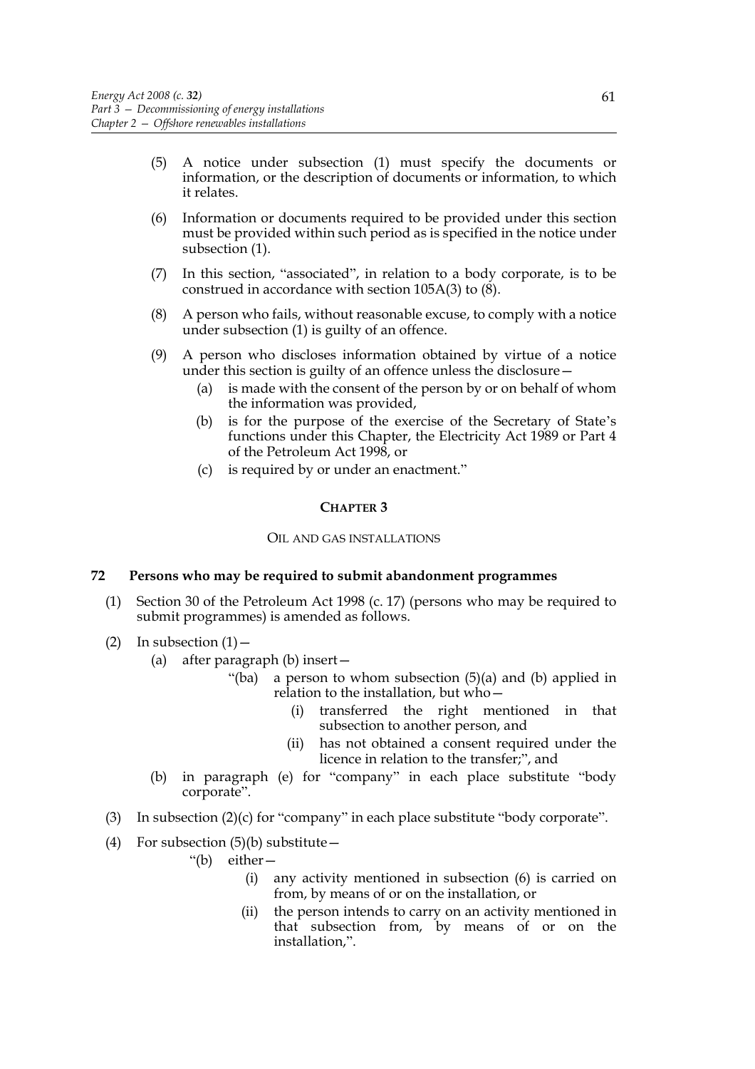(5) A notice under subsection (1) must specify the documents or information, or the description of documents or information, to which it relates.

(6) Information or documents required to be provided under this section must be provided within such period as is specified in the notice under subsection (1).

(7) In this section, "associated", in relation to a body corporate, is to be construed in accordance with section 105A(3) to (8).

(8) A person who fails, without reasonable excuse, to comply with a notice under subsection (1) is guilty of an offence.

(9) A person who discloses information obtained by virtue of a notice under this section is guilty of an offence unless the disclosure—

(a) is made with the consent of the person by or on behalf of whom the information was provided,

(b) is for the purpose of the exercise of the Secretary of State's functions under this Chapter, the Electricity Act 1989 or Part 4 of the Petroleum Act 1998, or

(c) is required by or under an enactment."

## CHAPTER 3

### OIL AND GAS INSTALLATIONS

### 72 Persons who may be required to submit abandonment programmes

(1) Section 30 of the Petroleum Act 1998 (c. 17) (persons who may be required to submit programmes) is amended as follows.

(2) In subsection (1)—

(a) after paragraph (b) insert—

"(ba) a person to whom subsection (5)(a) and (b) applied in relation to the installation, but who—

(i) transferred the right mentioned in that subsection to another person, and

(ii) has not obtained a consent required under the licence in relation to the transfer;", and

(b) in paragraph (e) for "company" in each place substitute "body corporate".

(3) In subsection (2)(c) for "company" in each place substitute "body corporate".

(4) For subsection (5)(b) substitute—

"(b) either—

(i) any activity mentioned in subsection (6) is carried on from, by means of or on the installation, or

(ii) the person intends to carry on an activity mentioned in that subsection from, by means of or on the installation,".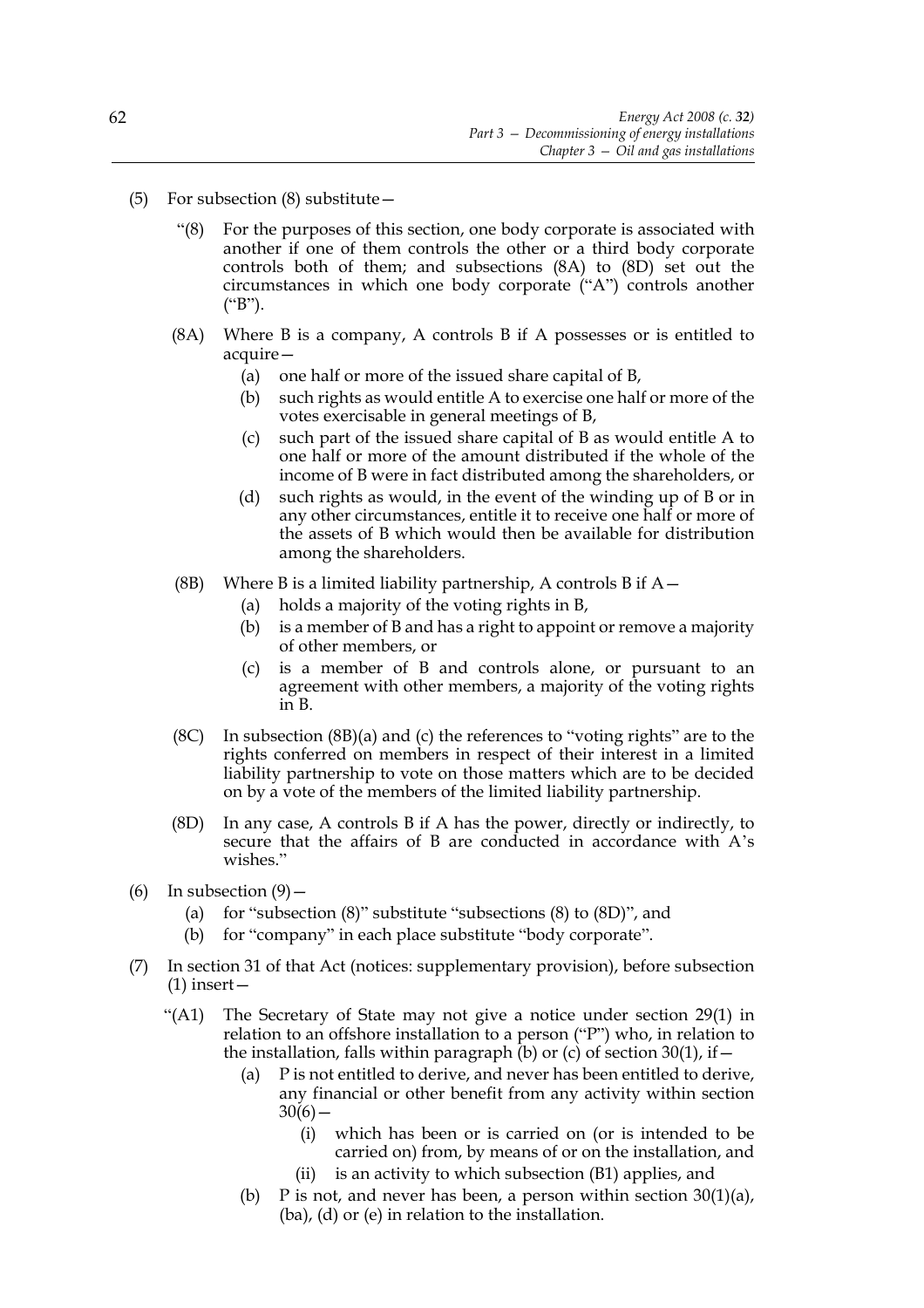(5) For subsection (8) substitute—

"(8) For the purposes of this section, one body corporate is associated with another if one of them controls the other or a third body corporate controls both of them; and subsections (8A) to (8D) set out the circumstances in which one body corporate ("A") controls another ("B").

(8A) Where B is a company, A controls B if A possesses or is entitled to acquire—

(a) one half or more of the issued share capital of B,

(b) such rights as would entitle A to exercise one half or more of the votes exercisable in general meetings of B,

(c) such part of the issued share capital of B as would entitle A to one half or more of the amount distributed if the whole of the income of B were in fact distributed among the shareholders, or

(d) such rights as would, in the event of the winding up of B or in any other circumstances, entitle it to receive one half or more of the assets of B which would then be available for distribution among the shareholders.

(8B) Where B is a limited liability partnership, A controls B if A—

(a) holds a majority of the voting rights in B,

(b) is a member of B and has a right to appoint or remove a majority of other members, or

(c) is a member of B and controls alone, or pursuant to an agreement with other members, a majority of the voting rights in B.

(8C) In subsection (8B)(a) and (c) the references to "voting rights" are to the rights conferred on members in respect of their interest in a limited liability partnership to vote on those matters which are to be decided on by a vote of the members of the limited liability partnership.

(8D) In any case, A controls B if A has the power, directly or indirectly, to secure that the affairs of B are conducted in accordance with A's wishes."

(6) In subsection (9)—

(a) for "subsection (8)" substitute "subsections (8) to (8D)", and

(b) for "company" in each place substitute "body corporate".

(7) In section 31 of that Act (notices: supplementary provision), before subsection (1) insert—

"(A1) The Secretary of State may not give a notice under section 29(1) in relation to an offshore installation to a person ("P") who, in relation to the installation, falls within paragraph (b) or (c) of section 30(1), if—

(a) P is not entitled to derive, and never has been entitled to derive, any financial or other benefit from any activity within section 30(6)—

(i) which has been or is carried on (or is intended to be carried on) from, by means of or on the installation, and

(ii) is an activity to which subsection (B1) applies, and

(b) P is not, and never has been, a person within section 30(1)(a), (ba), (d) or (e) in relation to the installation.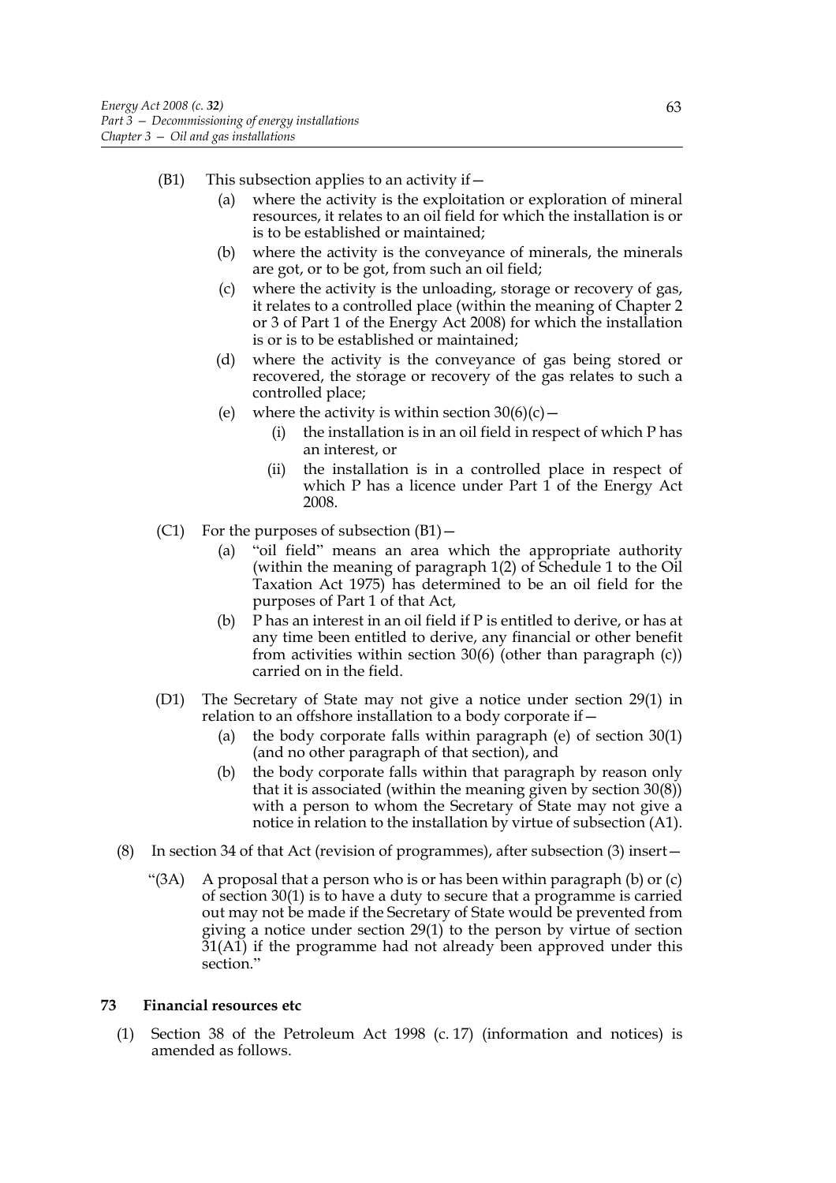(B1) This subsection applies to an activity if—

(a) where the activity is the exploitation or exploration of mineral resources, it relates to an oil field for which the installation is or is to be established or maintained;

(b) where the activity is the conveyance of minerals, the minerals are got, or to be got, from such an oil field;

(c) where the activity is the unloading, storage or recovery of gas, it relates to a controlled place (within the meaning of Chapter 2 or 3 of Part 1 of the Energy Act 2008) for which the installation is or is to be established or maintained;

(d) where the activity is the conveyance of gas being stored or recovered, the storage or recovery of the gas relates to such a controlled place;

(e) where the activity is within section 30(6)(c)—

(i) the installation is in an oil field in respect of which P has an interest, or

(ii) the installation is in a controlled place in respect of which P has a licence under Part 1 of the Energy Act 2008.

(C1) For the purposes of subsection (B1)—

(a) "oil field" means an area which the appropriate authority (within the meaning of paragraph 1(2) of Schedule 1 to the Oil Taxation Act 1975) has determined to be an oil field for the purposes of Part 1 of that Act,

(b) P has an interest in an oil field if P is entitled to derive, or has at any time been entitled to derive, any financial or other benefit from activities within section 30(6) (other than paragraph (c)) carried on in the field.

(D1) The Secretary of State may not give a notice under section 29(1) in relation to an offshore installation to a body corporate if—

(a) the body corporate falls within paragraph (e) of section 30(1) (and no other paragraph of that section), and

(b) the body corporate falls within that paragraph by reason only that it is associated (within the meaning given by section 30(8)) with a person to whom the Secretary of State may not give a notice in relation to the installation by virtue of subsection (A1).

(8) In section 34 of that Act (revision of programmes), after subsection (3) insert—

"(3A) A proposal that a person who is or has been within paragraph (b) or (c) of section 30(1) is to have a duty to secure that a programme is carried out may not be made if the Secretary of State would be prevented from giving a notice under section 29(1) to the person by virtue of section 31(A1) if the programme had not already been approved under this section."

### 73 Financial resources etc

(1) Section 38 of the Petroleum Act 1998 (c. 17) (information and notices) is amended as follows.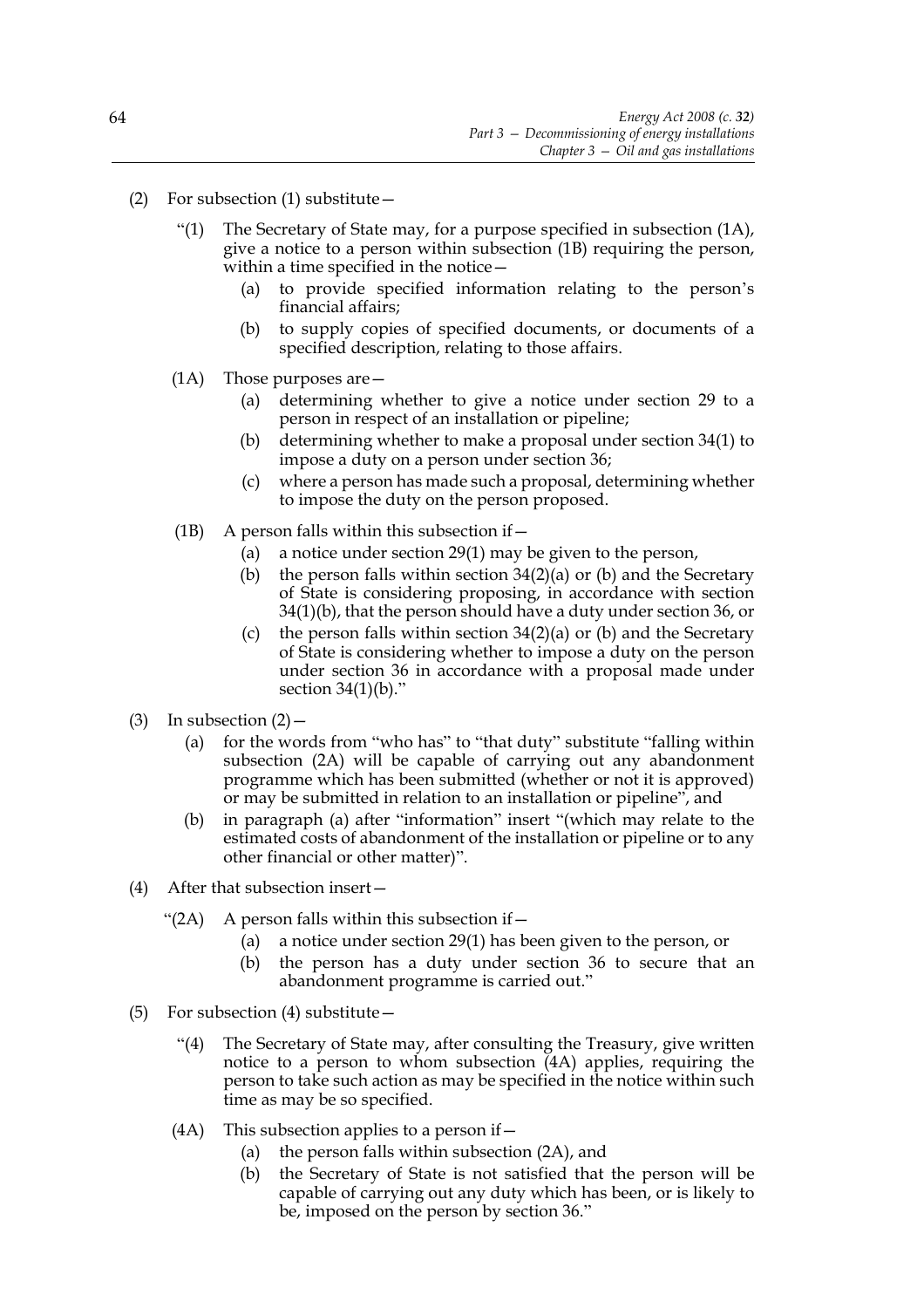(2) For subsection (1) substitute—

"(1) The Secretary of State may, for a purpose specified in subsection (1A), give a notice to a person within subsection (1B) requiring the person, within a time specified in the notice—

(a) to provide specified information relating to the person's financial affairs;

(b) to supply copies of specified documents, or documents of a specified description, relating to those affairs.

(1A) Those purposes are—

(a) determining whether to give a notice under section 29 to a person in respect of an installation or pipeline;

(b) determining whether to make a proposal under section 34(1) to impose a duty on a person under section 36;

(c) where a person has made such a proposal, determining whether to impose the duty on the person proposed.

(1B) A person falls within this subsection if—

(a) a notice under section 29(1) may be given to the person,

(b) the person falls within section 34(2)(a) or (b) and the Secretary of State is considering proposing, in accordance with section 34(1)(b), that the person should have a duty under section 36, or

(c) the person falls within section 34(2)(a) or (b) and the Secretary of State is considering whether to impose a duty on the person under section 36 in accordance with a proposal made under section 34(1)(b)."

(3) In subsection (2)—

(a) for the words from "who has" to "that duty" substitute "falling within subsection (2A) will be capable of carrying out any abandonment programme which has been submitted (whether or not it is approved) or may be submitted in relation to an installation or pipeline", and

(b) in paragraph (a) after "information" insert "(which may relate to the estimated costs of abandonment of the installation or pipeline or to any other financial or other matter)".

(4) After that subsection insert—

"(2A) A person falls within this subsection if—

(a) a notice under section 29(1) has been given to the person, or

(b) the person has a duty under section 36 to secure that an abandonment programme is carried out."

(5) For subsection (4) substitute—

"(4) The Secretary of State may, after consulting the Treasury, give written notice to a person to whom subsection (4A) applies, requiring the person to take such action as may be specified in the notice within such time as may be so specified.

(4A) This subsection applies to a person if—

(a) the person falls within subsection (2A), and

(b) the Secretary of State is not satisfied that the person will be capable of carrying out any duty which has been, or is likely to be, imposed on the person by section 36."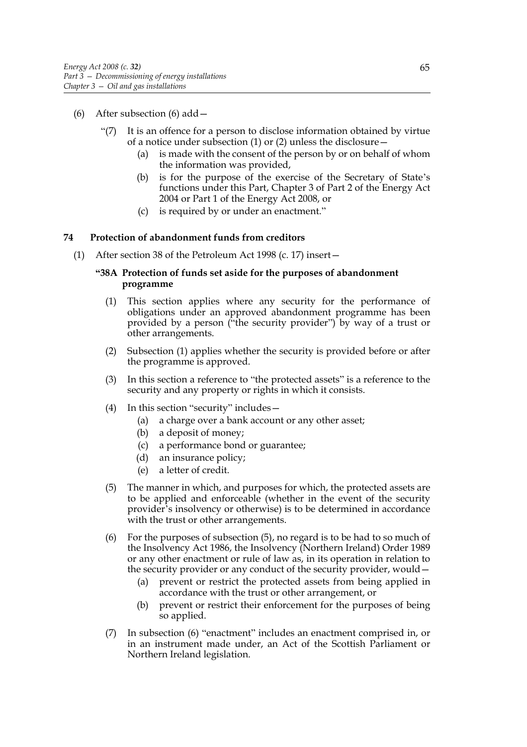(6) After subsection (6) add—

"(7) It is an offence for a person to disclose information obtained by virtue of a notice under subsection (1) or (2) unless the disclosure—

(a) is made with the consent of the person by or on behalf of whom the information was provided,

(b) is for the purpose of the exercise of the Secretary of State's functions under this Part, Chapter 3 of Part 2 of the Energy Act 2004 or Part 1 of the Energy Act 2008, or

(c) is required by or under an enactment."

### 74 Protection of abandonment funds from creditors

(1) After section 38 of the Petroleum Act 1998 (c. 17) insert—

**"38A Protection of funds set aside for the purposes of abandonment programme**

(1) This section applies where any security for the performance of obligations under an approved abandonment programme has been provided by a person ("the security provider") by way of a trust or other arrangements.

(2) Subsection (1) applies whether the security is provided before or after the programme is approved.

(3) In this section a reference to "the protected assets" is a reference to the security and any property or rights in which it consists.

(4) In this section "security" includes—

(a) a charge over a bank account or any other asset;

(b) a deposit of money;

(c) a performance bond or guarantee;

(d) an insurance policy;

(e) a letter of credit.

(5) The manner in which, and purposes for which, the protected assets are to be applied and enforceable (whether in the event of the security provider's insolvency or otherwise) is to be determined in accordance with the trust or other arrangements.

(6) For the purposes of subsection (5), no regard is to be had to so much of the Insolvency Act 1986, the Insolvency (Northern Ireland) Order 1989 or any other enactment or rule of law as, in its operation in relation to the security provider or any conduct of the security provider, would—

(a) prevent or restrict the protected assets from being applied in accordance with the trust or other arrangement, or

(b) prevent or restrict their enforcement for the purposes of being so applied.

(7) In subsection (6) "enactment" includes an enactment comprised in, or in an instrument made under, an Act of the Scottish Parliament or Northern Ireland legislation.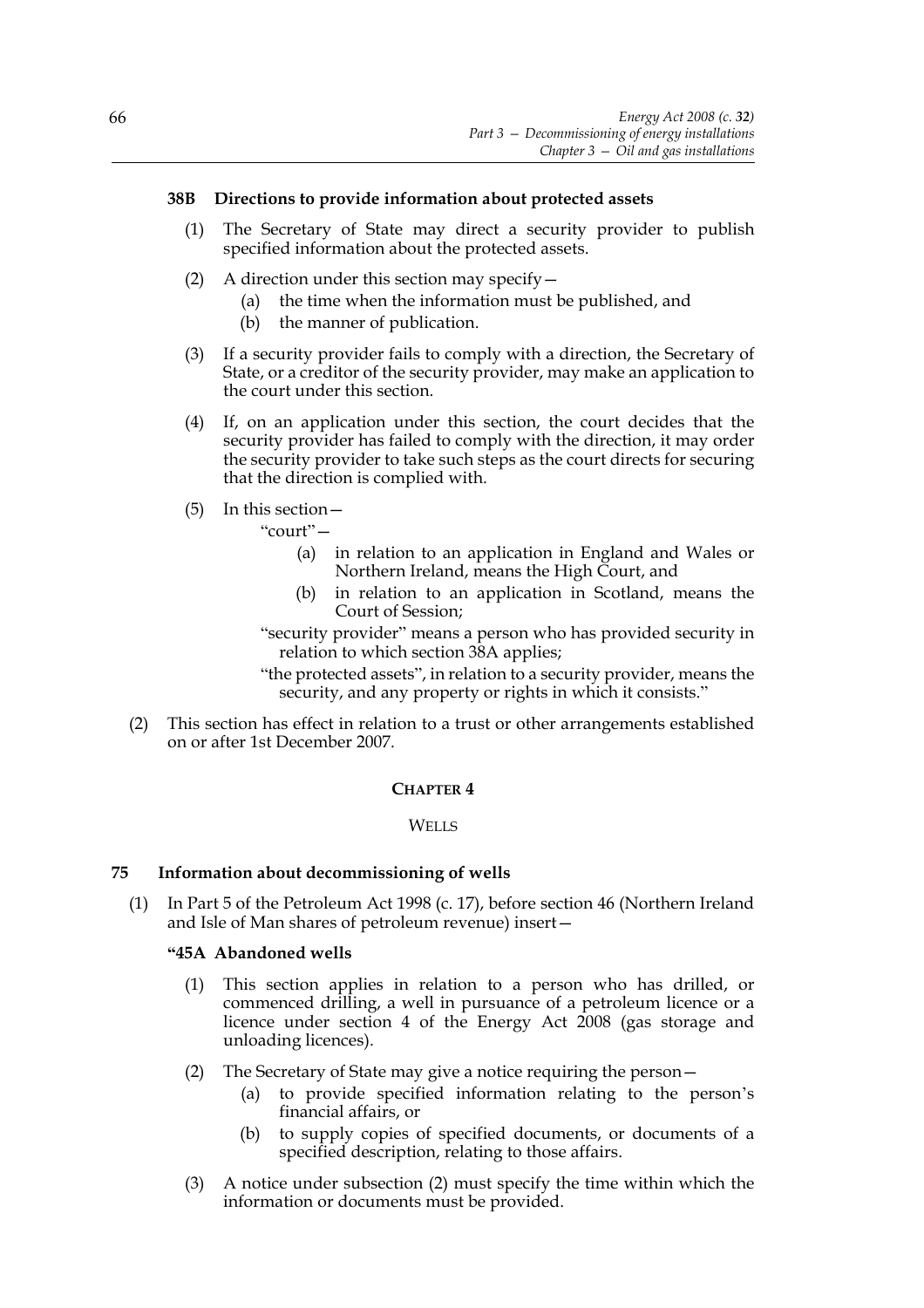**38B Directions to provide information about protected assets**

(1) The Secretary of State may direct a security provider to publish specified information about the protected assets.

(2) A direction under this section may specify—

(a) the time when the information must be published, and

(b) the manner of publication.

(3) If a security provider fails to comply with a direction, the Secretary of State, or a creditor of the security provider, may make an application to the court under this section.

(4) If, on an application under this section, the court decides that the security provider has failed to comply with the direction, it may order the security provider to take such steps as the court directs for securing that the direction is complied with.

(5) In this section—

"court"—

(a) in relation to an application in England and Wales or Northern Ireland, means the High Court, and

(b) in relation to an application in Scotland, means the Court of Session;

"security provider" means a person who has provided security in relation to which section 38A applies;

"the protected assets", in relation to a security provider, means the security, and any property or rights in which it consists."

(2) This section has effect in relation to a trust or other arrangements established on or after 1st December 2007.

## CHAPTER 4

### WELLS

**75 Information about decommissioning of wells**

(1) In Part 5 of the Petroleum Act 1998 (c. 17), before section 46 (Northern Ireland and Isle of Man shares of petroleum revenue) insert—

**"45A Abandoned wells**

(1) This section applies in relation to a person who has drilled, or commenced drilling, a well in pursuance of a petroleum licence or a licence under section 4 of the Energy Act 2008 (gas storage and unloading licences).

(2) The Secretary of State may give a notice requiring the person—

(a) to provide specified information relating to the person's financial affairs, or

(b) to supply copies of specified documents, or documents of a specified description, relating to those affairs.

(3) A notice under subsection (2) must specify the time within which the information or documents must be provided.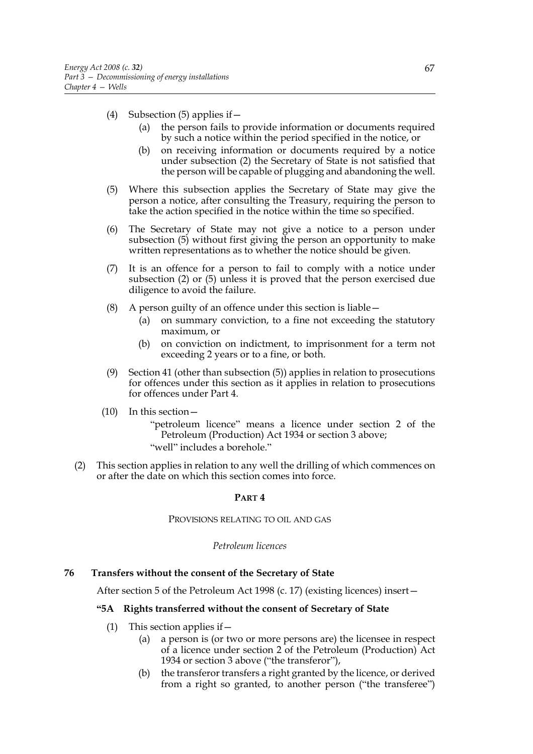(4) Subsection (5) applies if—

   (a) the person fails to provide information or documents required by such a notice within the period specified in the notice, or

   (b) on receiving information or documents required by a notice under subsection (2) the Secretary of State is not satisfied that the person will be capable of plugging and abandoning the well.

(5) Where this subsection applies the Secretary of State may give the person a notice, after consulting the Treasury, requiring the person to take the action specified in the notice within the time so specified.

(6) The Secretary of State may not give a notice to a person under subsection (5) without first giving the person an opportunity to make written representations as to whether the notice should be given.

(7) It is an offence for a person to fail to comply with a notice under subsection (2) or (5) unless it is proved that the person exercised due diligence to avoid the failure.

(8) A person guilty of an offence under this section is liable—

   (a) on summary conviction, to a fine not exceeding the statutory maximum, or

   (b) on conviction on indictment, to imprisonment for a term not exceeding 2 years or to a fine, or both.

(9) Section 41 (other than subsection (5)) applies in relation to prosecutions for offences under this section as it applies in relation to prosecutions for offences under Part 4.

(10) In this section—

   "petroleum licence" means a licence under section 2 of the Petroleum (Production) Act 1934 or section 3 above;

   "well" includes a borehole."

(2) This section applies in relation to any well the drilling of which commences on or after the date on which this section comes into force.

## PART 4

### PROVISIONS RELATING TO OIL AND GAS

*Petroleum licences*

#### 76 Transfers without the consent of the Secretary of State

After section 5 of the Petroleum Act 1998 (c. 17) (existing licences) insert—

**"5A Rights transferred without the consent of Secretary of State**

(1) This section applies if—

   (a) a person is (or two or more persons are) the licensee in respect of a licence under section 2 of the Petroleum (Production) Act 1934 or section 3 above ("the transferor"),

   (b) the transferor transfers a right granted by the licence, or derived from a right so granted, to another person ("the transferee")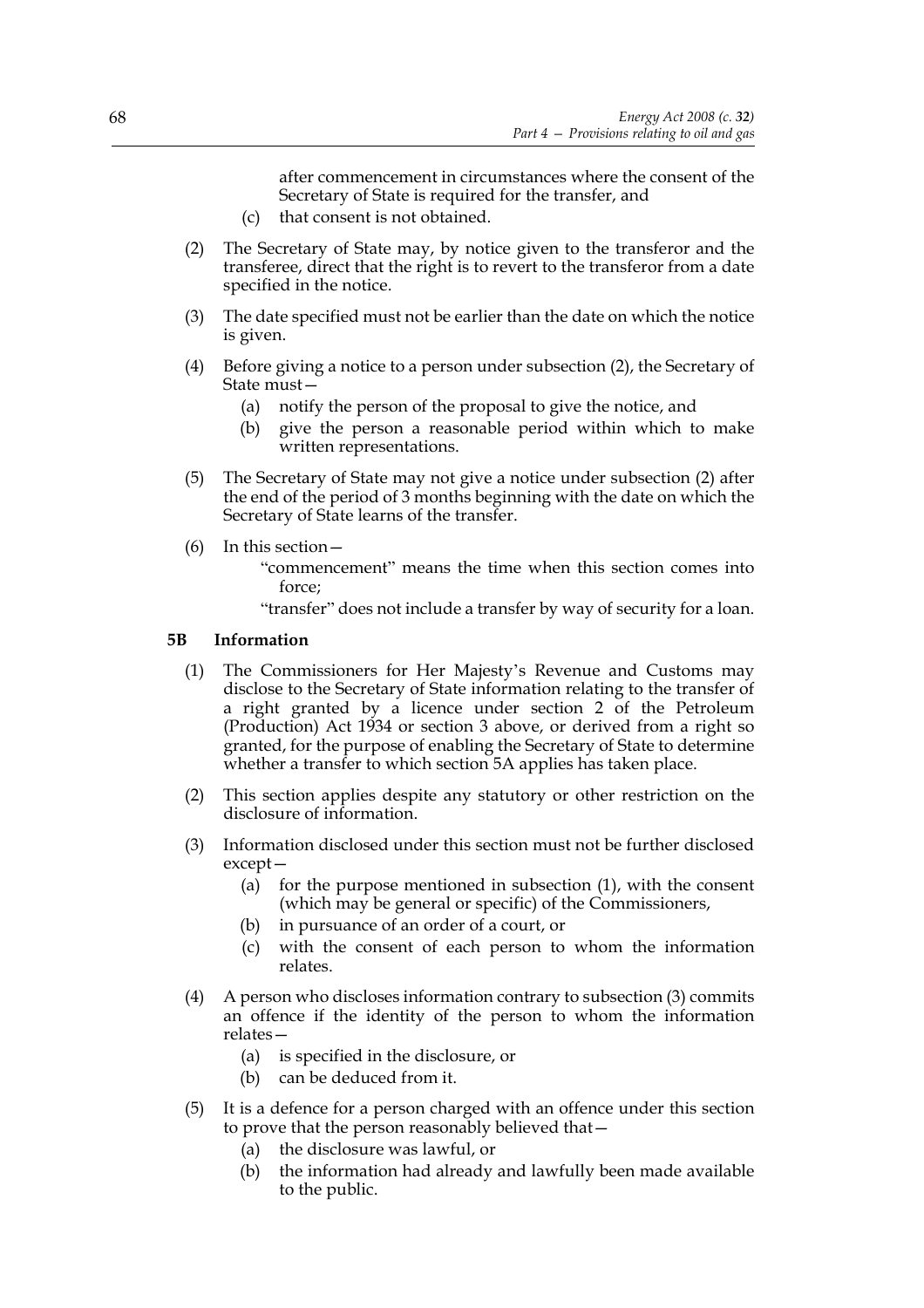after commencement in circumstances where the consent of the Secretary of State is required for the transfer, and

(c) that consent is not obtained.

(2) The Secretary of State may, by notice given to the transferor and the transferee, direct that the right is to revert to the transferor from a date specified in the notice.

(3) The date specified must not be earlier than the date on which the notice is given.

(4) Before giving a notice to a person under subsection (2), the Secretary of State must—

(a) notify the person of the proposal to give the notice, and

(b) give the person a reasonable period within which to make written representations.

(5) The Secretary of State may not give a notice under subsection (2) after the end of the period of 3 months beginning with the date on which the Secretary of State learns of the transfer.

(6) In this section—

"commencement" means the time when this section comes into force;

"transfer" does not include a transfer by way of security for a loan.

**5B Information**

(1) The Commissioners for Her Majesty's Revenue and Customs may disclose to the Secretary of State information relating to the transfer of a right granted by a licence under section 2 of the Petroleum (Production) Act 1934 or section 3 above, or derived from a right so granted, for the purpose of enabling the Secretary of State to determine whether a transfer to which section 5A applies has taken place.

(2) This section applies despite any statutory or other restriction on the disclosure of information.

(3) Information disclosed under this section must not be further disclosed except—

(a) for the purpose mentioned in subsection (1), with the consent (which may be general or specific) of the Commissioners,

(b) in pursuance of an order of a court, or

(c) with the consent of each person to whom the information relates.

(4) A person who discloses information contrary to subsection (3) commits an offence if the identity of the person to whom the information relates—

(a) is specified in the disclosure, or

(b) can be deduced from it.

(5) It is a defence for a person charged with an offence under this section to prove that the person reasonably believed that—

(a) the disclosure was lawful, or

(b) the information had already and lawfully been made available to the public.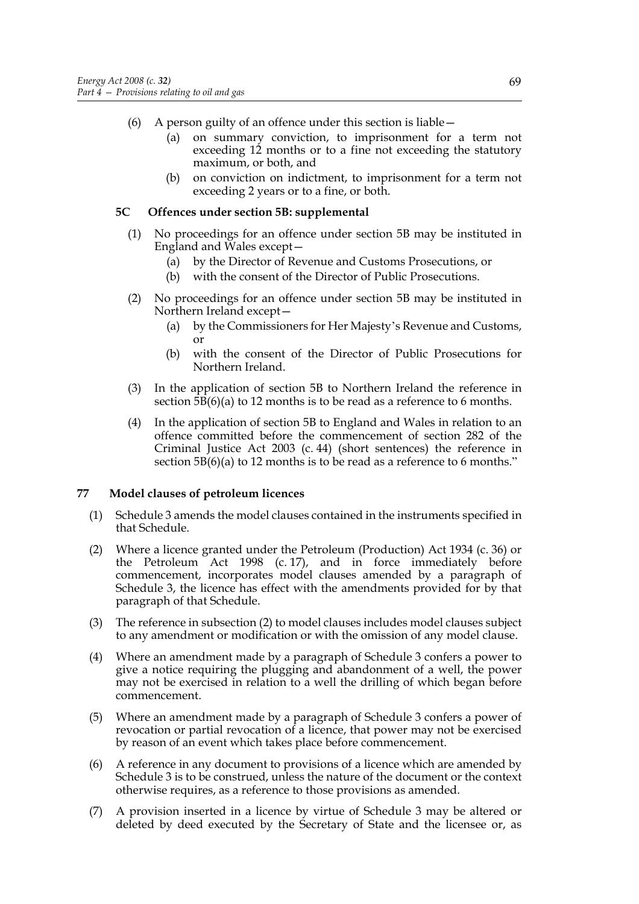(6) A person guilty of an offence under this section is liable—

  (a) on summary conviction, to imprisonment for a term not exceeding 12 months or to a fine not exceeding the statutory maximum, or both, and

  (b) on conviction on indictment, to imprisonment for a term not exceeding 2 years or to a fine, or both.

### 5C Offences under section 5B: supplemental

(1) No proceedings for an offence under section 5B may be instituted in England and Wales except—

  (a) by the Director of Revenue and Customs Prosecutions, or

  (b) with the consent of the Director of Public Prosecutions.

(2) No proceedings for an offence under section 5B may be instituted in Northern Ireland except—

  (a) by the Commissioners for Her Majesty's Revenue and Customs, or

  (b) with the consent of the Director of Public Prosecutions for Northern Ireland.

(3) In the application of section 5B to Northern Ireland the reference in section 5B(6)(a) to 12 months is to be read as a reference to 6 months.

(4) In the application of section 5B to England and Wales in relation to an offence committed before the commencement of section 282 of the Criminal Justice Act 2003 (c. 44) (short sentences) the reference in section 5B(6)(a) to 12 months is to be read as a reference to 6 months."

## 77 Model clauses of petroleum licences

(1) Schedule 3 amends the model clauses contained in the instruments specified in that Schedule.

(2) Where a licence granted under the Petroleum (Production) Act 1934 (c. 36) or the Petroleum Act 1998 (c. 17), and in force immediately before commencement, incorporates model clauses amended by a paragraph of Schedule 3, the licence has effect with the amendments provided for by that paragraph of that Schedule.

(3) The reference in subsection (2) to model clauses includes model clauses subject to any amendment or modification or with the omission of any model clause.

(4) Where an amendment made by a paragraph of Schedule 3 confers a power to give a notice requiring the plugging and abandonment of a well, the power may not be exercised in relation to a well the drilling of which began before commencement.

(5) Where an amendment made by a paragraph of Schedule 3 confers a power of revocation or partial revocation of a licence, that power may not be exercised by reason of an event which takes place before commencement.

(6) A reference in any document to provisions of a licence which are amended by Schedule 3 is to be construed, unless the nature of the document or the context otherwise requires, as a reference to those provisions as amended.

(7) A provision inserted in a licence by virtue of Schedule 3 may be altered or deleted by deed executed by the Secretary of State and the licensee or, as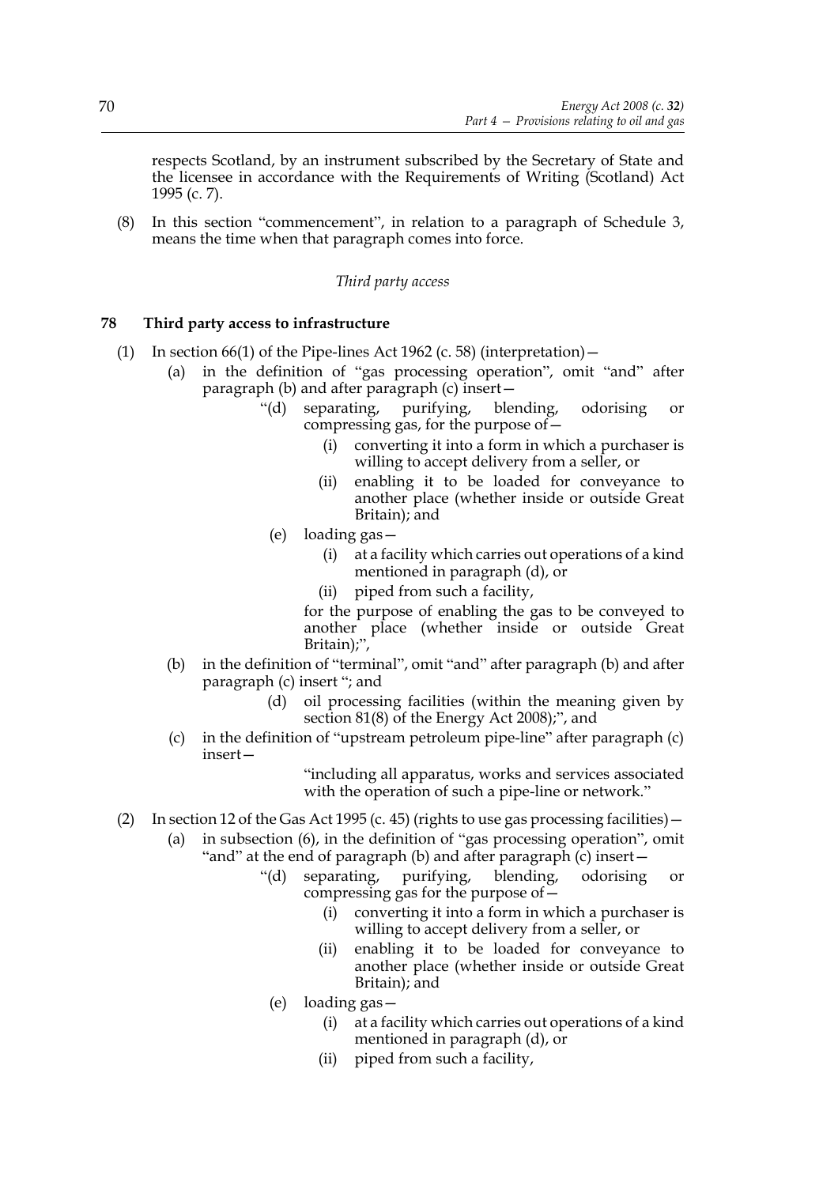respects Scotland, by an instrument subscribed by the Secretary of State and the licensee in accordance with the Requirements of Writing (Scotland) Act 1995 (c. 7).

(8) In this section "commencement", in relation to a paragraph of Schedule 3, means the time when that paragraph comes into force.

*Third party access*

### 78 Third party access to infrastructure

(1) In section 66(1) of the Pipe-lines Act 1962 (c. 58) (interpretation)—

(a) in the definition of "gas processing operation", omit "and" after paragraph (b) and after paragraph (c) insert—

"(d) separating, purifying, blending, odorising or compressing gas, for the purpose of—

(i) converting it into a form in which a purchaser is willing to accept delivery from a seller, or

(ii) enabling it to be loaded for conveyance to another place (whether inside or outside Great Britain); and

(e) loading gas—

(i) at a facility which carries out operations of a kind mentioned in paragraph (d), or

(ii) piped from such a facility,

for the purpose of enabling the gas to be conveyed to another place (whether inside or outside Great Britain);",

(b) in the definition of "terminal", omit "and" after paragraph (b) and after paragraph (c) insert "; and

(d) oil processing facilities (within the meaning given by section 81(8) of the Energy Act 2008);", and

(c) in the definition of "upstream petroleum pipe-line" after paragraph (c) insert—

"including all apparatus, works and services associated with the operation of such a pipe-line or network."

(2) In section 12 of the Gas Act 1995 (c. 45) (rights to use gas processing facilities)—

(a) in subsection (6), in the definition of "gas processing operation", omit "and" at the end of paragraph (b) and after paragraph (c) insert—

"(d) separating, purifying, blending, odorising or compressing gas for the purpose of—

(i) converting it into a form in which a purchaser is willing to accept delivery from a seller, or

(ii) enabling it to be loaded for conveyance to another place (whether inside or outside Great Britain); and

(e) loading gas—

(i) at a facility which carries out operations of a kind mentioned in paragraph (d), or

(ii) piped from such a facility,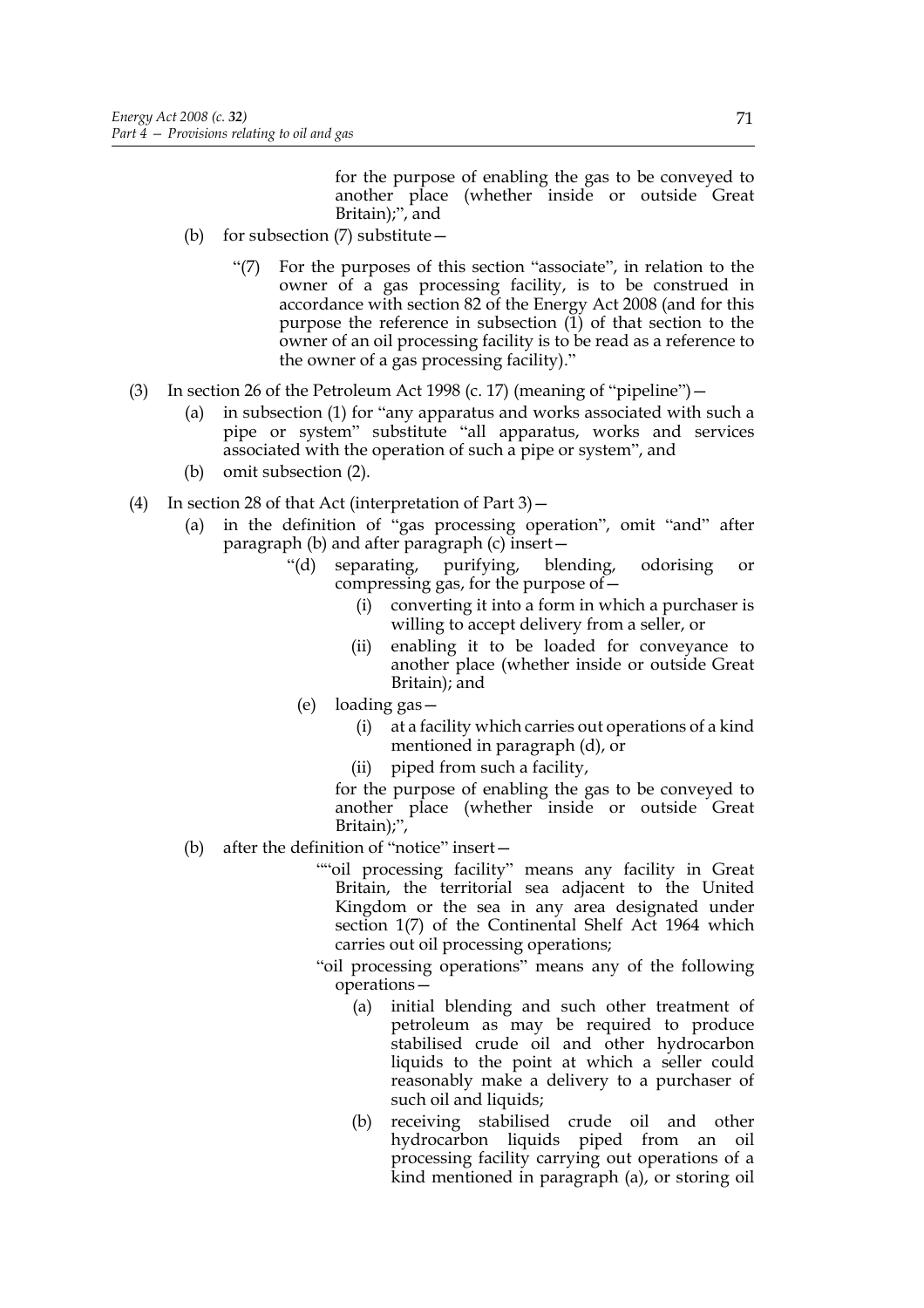for the purpose of enabling the gas to be conveyed to another place (whether inside or outside Great Britain);", and

(b) for subsection (7) substitute—

"(7) For the purposes of this section "associate", in relation to the owner of a gas processing facility, is to be construed in accordance with section 82 of the Energy Act 2008 (and for this purpose the reference in subsection (1) of that section to the owner of an oil processing facility is to be read as a reference to the owner of a gas processing facility)."

(3) In section 26 of the Petroleum Act 1998 (c. 17) (meaning of "pipeline")—

(a) in subsection (1) for "any apparatus and works associated with such a pipe or system" substitute "all apparatus, works and services associated with the operation of such a pipe or system", and

(b) omit subsection (2).

(4) In section 28 of that Act (interpretation of Part 3)—

(a) in the definition of "gas processing operation", omit "and" after paragraph (b) and after paragraph (c) insert—

"(d) separating, purifying, blending, odorising or compressing gas, for the purpose of—

(i) converting it into a form in which a purchaser is willing to accept delivery from a seller, or

(ii) enabling it to be loaded for conveyance to another place (whether inside or outside Great Britain); and

(e) loading gas—

(i) at a facility which carries out operations of a kind mentioned in paragraph (d), or

(ii) piped from such a facility,

for the purpose of enabling the gas to be conveyed to another place (whether inside or outside Great Britain);",

(b) after the definition of "notice" insert—

""oil processing facility" means any facility in Great Britain, the territorial sea adjacent to the United Kingdom or the sea in any area designated under section 1(7) of the Continental Shelf Act 1964 which carries out oil processing operations;

"oil processing operations" means any of the following operations—

(a) initial blending and such other treatment of petroleum as may be required to produce stabilised crude oil and other hydrocarbon liquids to the point at which a seller could reasonably make a delivery to a purchaser of such oil and liquids;

(b) receiving stabilised crude oil and other hydrocarbon liquids piped from an oil processing facility carrying out operations of a kind mentioned in paragraph (a), or storing oil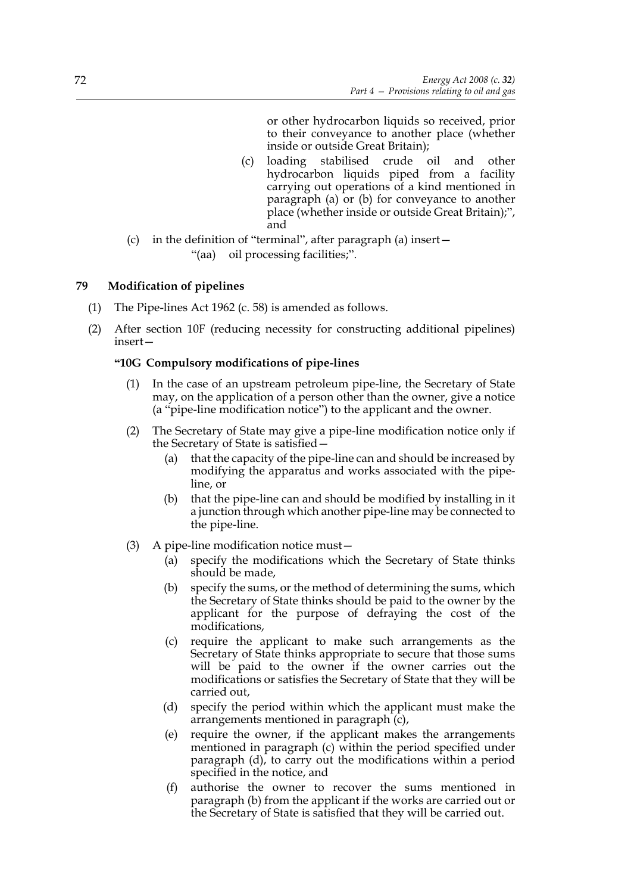or other hydrocarbon liquids so received, prior to their conveyance to another place (whether inside or outside Great Britain);

(c) loading stabilised crude oil and other hydrocarbon liquids piped from a facility carrying out operations of a kind mentioned in paragraph (a) or (b) for conveyance to another place (whether inside or outside Great Britain);", and

(c) in the definition of "terminal", after paragraph (a) insert—

"(aa) oil processing facilities;".

## 79 Modification of pipelines

(1) The Pipe-lines Act 1962 (c. 58) is amended as follows.

(2) After section 10F (reducing necessity for constructing additional pipelines) insert—

**"10G Compulsory modifications of pipe-lines**

(1) In the case of an upstream petroleum pipe-line, the Secretary of State may, on the application of a person other than the owner, give a notice (a "pipe-line modification notice") to the applicant and the owner.

(2) The Secretary of State may give a pipe-line modification notice only if the Secretary of State is satisfied—

(a) that the capacity of the pipe-line can and should be increased by modifying the apparatus and works associated with the pipe-line, or

(b) that the pipe-line can and should be modified by installing in it a junction through which another pipe-line may be connected to the pipe-line.

(3) A pipe-line modification notice must—

(a) specify the modifications which the Secretary of State thinks should be made,

(b) specify the sums, or the method of determining the sums, which the Secretary of State thinks should be paid to the owner by the applicant for the purpose of defraying the cost of the modifications,

(c) require the applicant to make such arrangements as the Secretary of State thinks appropriate to secure that those sums will be paid to the owner if the owner carries out the modifications or satisfies the Secretary of State that they will be carried out,

(d) specify the period within which the applicant must make the arrangements mentioned in paragraph (c),

(e) require the owner, if the applicant makes the arrangements mentioned in paragraph (c) within the period specified under paragraph (d), to carry out the modifications within a period specified in the notice, and

(f) authorise the owner to recover the sums mentioned in paragraph (b) from the applicant if the works are carried out or the Secretary of State is satisfied that they will be carried out.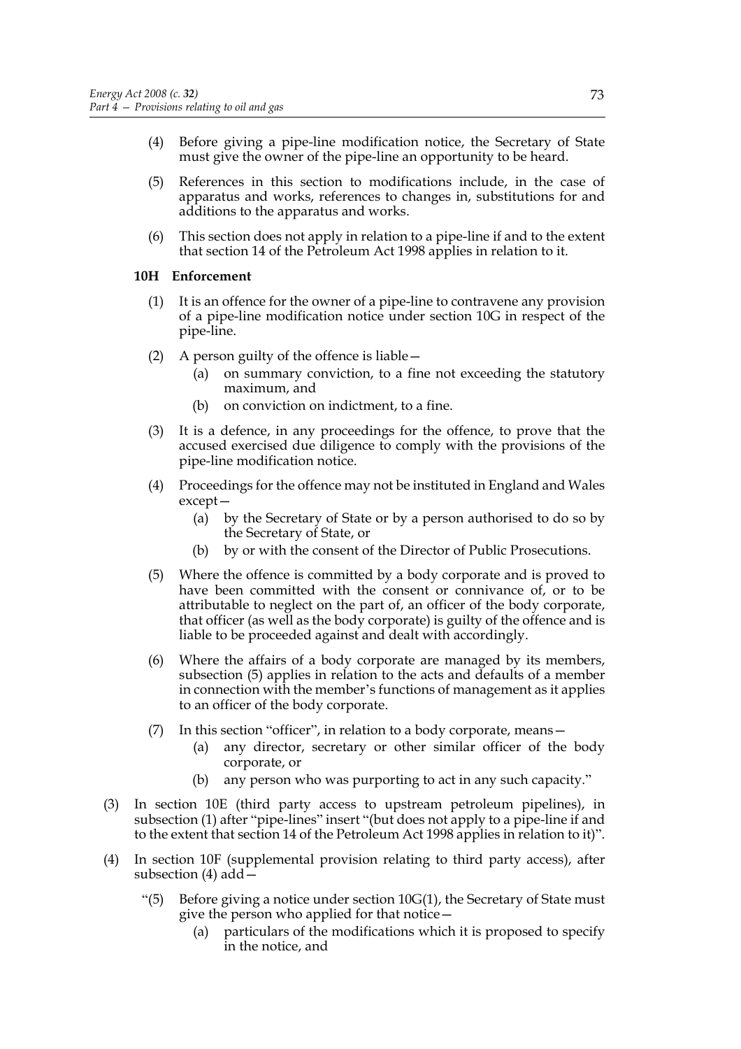(4) Before giving a pipe-line modification notice, the Secretary of State must give the owner of the pipe-line an opportunity to be heard.

(5) References in this section to modifications include, in the case of apparatus and works, references to changes in, substitutions for and additions to the apparatus and works.

(6) This section does not apply in relation to a pipe-line if and to the extent that section 14 of the Petroleum Act 1998 applies in relation to it.

**10H Enforcement**

(1) It is an offence for the owner of a pipe-line to contravene any provision of a pipe-line modification notice under section 10G in respect of the pipe-line.

(2) A person guilty of the offence is liable—

(a) on summary conviction, to a fine not exceeding the statutory maximum, and

(b) on conviction on indictment, to a fine.

(3) It is a defence, in any proceedings for the offence, to prove that the accused exercised due diligence to comply with the provisions of the pipe-line modification notice.

(4) Proceedings for the offence may not be instituted in England and Wales except—

(a) by the Secretary of State or by a person authorised to do so by the Secretary of State, or

(b) by or with the consent of the Director of Public Prosecutions.

(5) Where the offence is committed by a body corporate and is proved to have been committed with the consent or connivance of, or to be attributable to neglect on the part of, an officer of the body corporate, that officer (as well as the body corporate) is guilty of the offence and is liable to be proceeded against and dealt with accordingly.

(6) Where the affairs of a body corporate are managed by its members, subsection (5) applies in relation to the acts and defaults of a member in connection with the member's functions of management as it applies to an officer of the body corporate.

(7) In this section "officer", in relation to a body corporate, means—

(a) any director, secretary or other similar officer of the body corporate, or

(b) any person who was purporting to act in any such capacity."

(3) In section 10E (third party access to upstream petroleum pipelines), in subsection (1) after "pipe-lines" insert "(but does not apply to a pipe-line if and to the extent that section 14 of the Petroleum Act 1998 applies in relation to it)".

(4) In section 10F (supplemental provision relating to third party access), after subsection (4) add—

"(5) Before giving a notice under section 10G(1), the Secretary of State must give the person who applied for that notice—

(a) particulars of the modifications which it is proposed to specify in the notice, and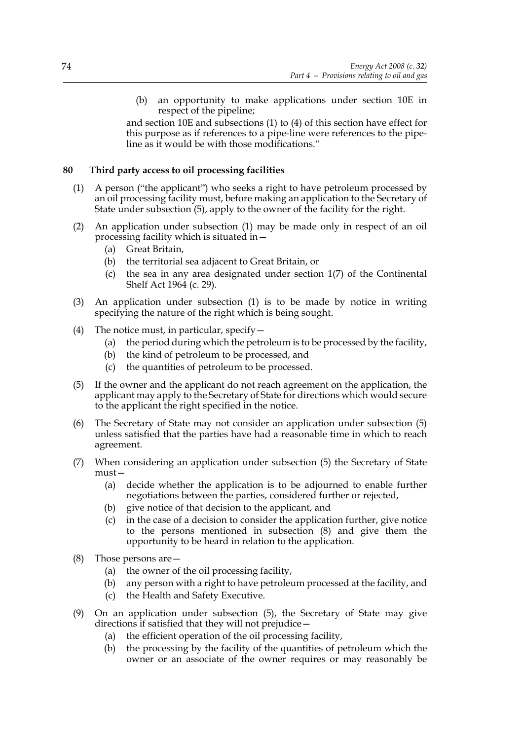(b) an opportunity to make applications under section 10E in respect of the pipeline;

and section 10E and subsections (1) to (4) of this section have effect for this purpose as if references to a pipe-line were references to the pipe-line as it would be with those modifications."

## 80 Third party access to oil processing facilities

(1) A person ("the applicant") who seeks a right to have petroleum processed by an oil processing facility must, before making an application to the Secretary of State under subsection (5), apply to the owner of the facility for the right.

(2) An application under subsection (1) may be made only in respect of an oil processing facility which is situated in—

- (a) Great Britain,
- (b) the territorial sea adjacent to Great Britain, or
- (c) the sea in any area designated under section 1(7) of the Continental Shelf Act 1964 (c. 29).

(3) An application under subsection (1) is to be made by notice in writing specifying the nature of the right which is being sought.

(4) The notice must, in particular, specify—

- (a) the period during which the petroleum is to be processed by the facility,
- (b) the kind of petroleum to be processed, and
- (c) the quantities of petroleum to be processed.

(5) If the owner and the applicant do not reach agreement on the application, the applicant may apply to the Secretary of State for directions which would secure to the applicant the right specified in the notice.

(6) The Secretary of State may not consider an application under subsection (5) unless satisfied that the parties have had a reasonable time in which to reach agreement.

(7) When considering an application under subsection (5) the Secretary of State must—

- (a) decide whether the application is to be adjourned to enable further negotiations between the parties, considered further or rejected,
- (b) give notice of that decision to the applicant, and
- (c) in the case of a decision to consider the application further, give notice to the persons mentioned in subsection (8) and give them the opportunity to be heard in relation to the application.

(8) Those persons are—

- (a) the owner of the oil processing facility,
- (b) any person with a right to have petroleum processed at the facility, and
- (c) the Health and Safety Executive.

(9) On an application under subsection (5), the Secretary of State may give directions if satisfied that they will not prejudice—

- (a) the efficient operation of the oil processing facility,
- (b) the processing by the facility of the quantities of petroleum which the owner or an associate of the owner requires or may reasonably be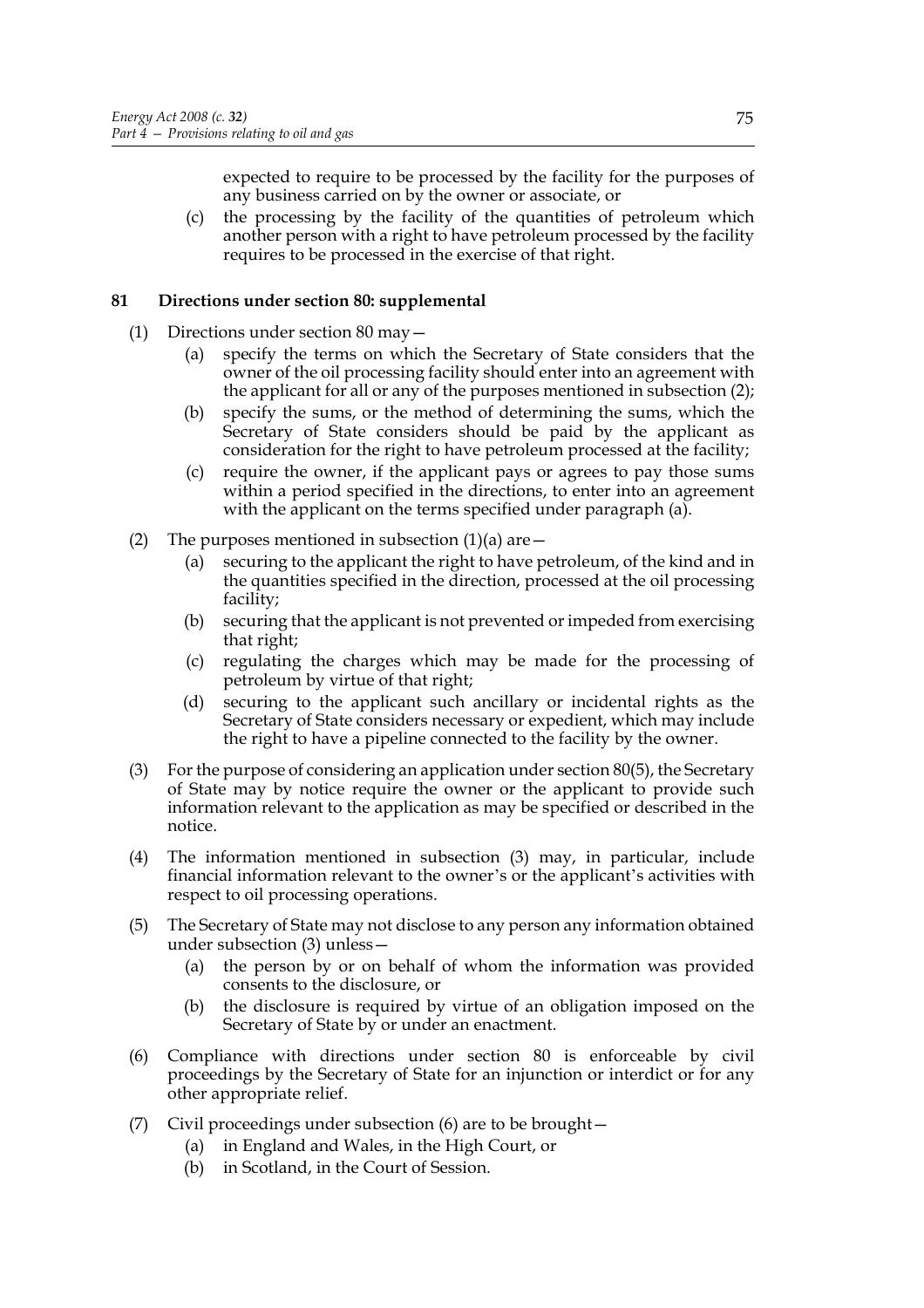expected to require to be processed by the facility for the purposes of any business carried on by the owner or associate, or

(c) the processing by the facility of the quantities of petroleum which another person with a right to have petroleum processed by the facility requires to be processed in the exercise of that right.

**81 Directions under section 80: supplemental**

(1) Directions under section 80 may—

(a) specify the terms on which the Secretary of State considers that the owner of the oil processing facility should enter into an agreement with the applicant for all or any of the purposes mentioned in subsection (2);

(b) specify the sums, or the method of determining the sums, which the Secretary of State considers should be paid by the applicant as consideration for the right to have petroleum processed at the facility;

(c) require the owner, if the applicant pays or agrees to pay those sums within a period specified in the directions, to enter into an agreement with the applicant on the terms specified under paragraph (a).

(2) The purposes mentioned in subsection (1)(a) are—

(a) securing to the applicant the right to have petroleum, of the kind and in the quantities specified in the direction, processed at the oil processing facility;

(b) securing that the applicant is not prevented or impeded from exercising that right;

(c) regulating the charges which may be made for the processing of petroleum by virtue of that right;

(d) securing to the applicant such ancillary or incidental rights as the Secretary of State considers necessary or expedient, which may include the right to have a pipeline connected to the facility by the owner.

(3) For the purpose of considering an application under section 80(5), the Secretary of State may by notice require the owner or the applicant to provide such information relevant to the application as may be specified or described in the notice.

(4) The information mentioned in subsection (3) may, in particular, include financial information relevant to the owner's or the applicant's activities with respect to oil processing operations.

(5) The Secretary of State may not disclose to any person any information obtained under subsection (3) unless—

(a) the person by or on behalf of whom the information was provided consents to the disclosure, or

(b) the disclosure is required by virtue of an obligation imposed on the Secretary of State by or under an enactment.

(6) Compliance with directions under section 80 is enforceable by civil proceedings by the Secretary of State for an injunction or interdict or for any other appropriate relief.

(7) Civil proceedings under subsection (6) are to be brought—

(a) in England and Wales, in the High Court, or

(b) in Scotland, in the Court of Session.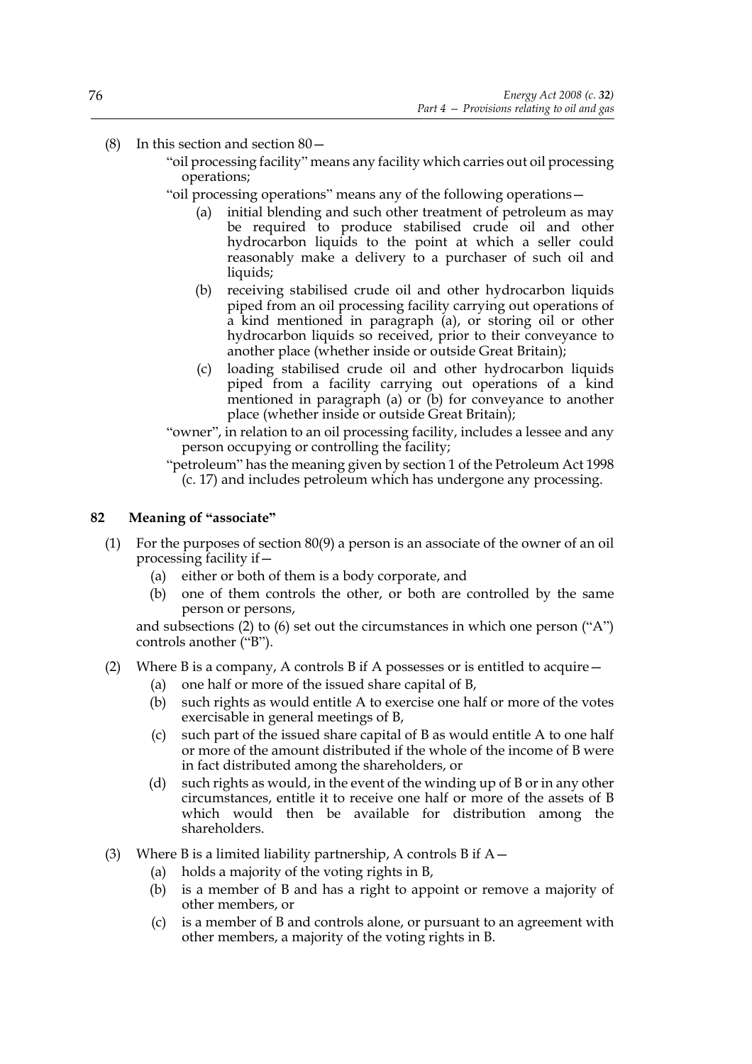(8) In this section and section 80—

"oil processing facility" means any facility which carries out oil processing operations;

"oil processing operations" means any of the following operations—

(a) initial blending and such other treatment of petroleum as may be required to produce stabilised crude oil and other hydrocarbon liquids to the point at which a seller could reasonably make a delivery to a purchaser of such oil and liquids;

(b) receiving stabilised crude oil and other hydrocarbon liquids piped from an oil processing facility carrying out operations of a kind mentioned in paragraph (a), or storing oil or other hydrocarbon liquids so received, prior to their conveyance to another place (whether inside or outside Great Britain);

(c) loading stabilised crude oil and other hydrocarbon liquids piped from a facility carrying out operations of a kind mentioned in paragraph (a) or (b) for conveyance to another place (whether inside or outside Great Britain);

"owner", in relation to an oil processing facility, includes a lessee and any person occupying or controlling the facility;

"petroleum" has the meaning given by section 1 of the Petroleum Act 1998 (c. 17) and includes petroleum which has undergone any processing.

## 82 Meaning of "associate"

(1) For the purposes of section 80(9) a person is an associate of the owner of an oil processing facility if—

(a) either or both of them is a body corporate, and

(b) one of them controls the other, or both are controlled by the same person or persons,

and subsections (2) to (6) set out the circumstances in which one person ("A") controls another ("B").

(2) Where B is a company, A controls B if A possesses or is entitled to acquire—

(a) one half or more of the issued share capital of B,

(b) such rights as would entitle A to exercise one half or more of the votes exercisable in general meetings of B,

(c) such part of the issued share capital of B as would entitle A to one half or more of the amount distributed if the whole of the income of B were in fact distributed among the shareholders, or

(d) such rights as would, in the event of the winding up of B or in any other circumstances, entitle it to receive one half or more of the assets of B which would then be available for distribution among the shareholders.

(3) Where B is a limited liability partnership, A controls B if A—

(a) holds a majority of the voting rights in B,

(b) is a member of B and has a right to appoint or remove a majority of other members, or

(c) is a member of B and controls alone, or pursuant to an agreement with other members, a majority of the voting rights in B.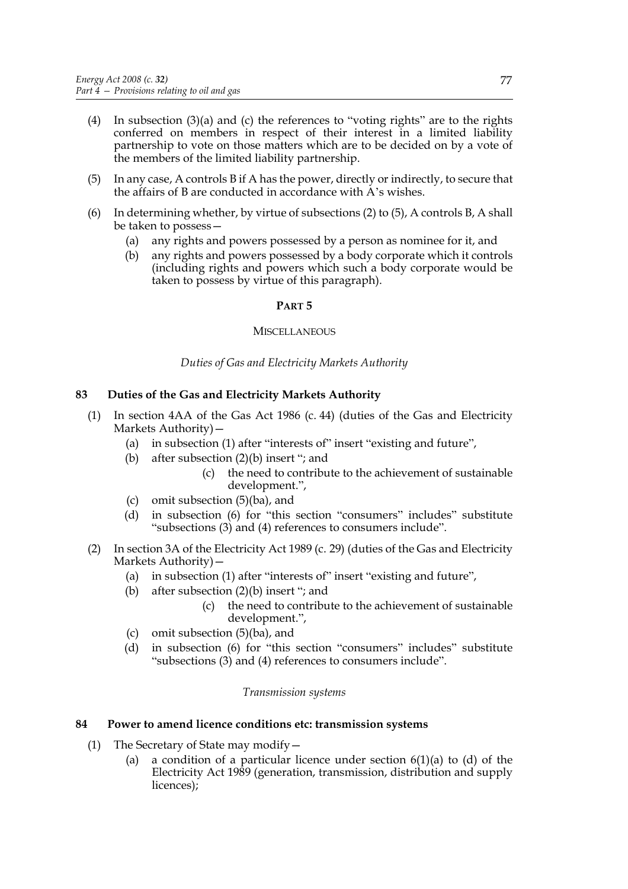(4) In subsection (3)(a) and (c) the references to "voting rights" are to the rights conferred on members in respect of their interest in a limited liability partnership to vote on those matters which are to be decided on by a vote of the members of the limited liability partnership.

(5) In any case, A controls B if A has the power, directly or indirectly, to secure that the affairs of B are conducted in accordance with A's wishes.

(6) In determining whether, by virtue of subsections (2) to (5), A controls B, A shall be taken to possess—

- (a) any rights and powers possessed by a person as nominee for it, and
- (b) any rights and powers possessed by a body corporate which it controls (including rights and powers which such a body corporate would be taken to possess by virtue of this paragraph).

## PART 5

## MISCELLANEOUS

*Duties of Gas and Electricity Markets Authority*

### 83 Duties of the Gas and Electricity Markets Authority

(1) In section 4AA of the Gas Act 1986 (c. 44) (duties of the Gas and Electricity Markets Authority)—

- (a) in subsection (1) after "interests of" insert "existing and future",
- (b) after subsection (2)(b) insert "; and
  - (c) the need to contribute to the achievement of sustainable development.",
- (c) omit subsection (5)(ba), and
- (d) in subsection (6) for "this section "consumers" includes" substitute "subsections (3) and (4) references to consumers include".

(2) In section 3A of the Electricity Act 1989 (c. 29) (duties of the Gas and Electricity Markets Authority)—

- (a) in subsection (1) after "interests of" insert "existing and future",
- (b) after subsection (2)(b) insert "; and
  - (c) the need to contribute to the achievement of sustainable development.",
- (c) omit subsection (5)(ba), and
- (d) in subsection (6) for "this section "consumers" includes" substitute "subsections (3) and (4) references to consumers include".

*Transmission systems*

### 84 Power to amend licence conditions etc: transmission systems

(1) The Secretary of State may modify—

- (a) a condition of a particular licence under section 6(1)(a) to (d) of the Electricity Act 1989 (generation, transmission, distribution and supply licences);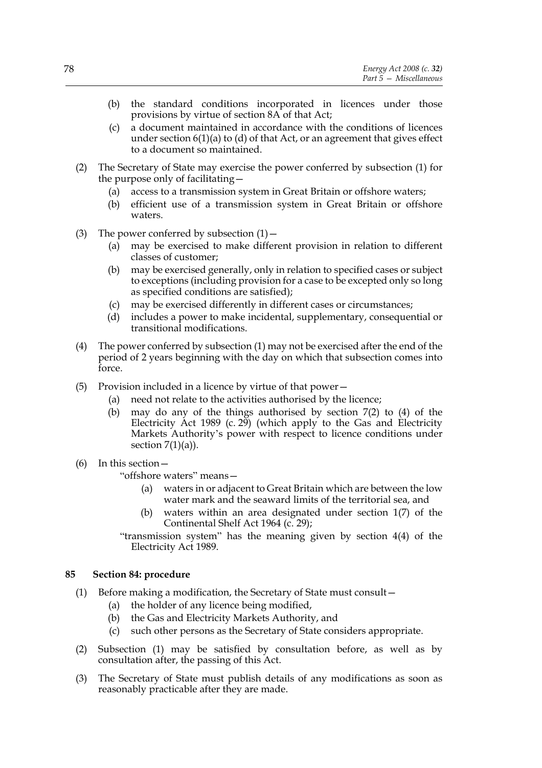(b) the standard conditions incorporated in licences under those provisions by virtue of section 8A of that Act;

(c) a document maintained in accordance with the conditions of licences under section 6(1)(a) to (d) of that Act, or an agreement that gives effect to a document so maintained.

(2) The Secretary of State may exercise the power conferred by subsection (1) for the purpose only of facilitating—

(a) access to a transmission system in Great Britain or offshore waters;

(b) efficient use of a transmission system in Great Britain or offshore waters.

(3) The power conferred by subsection (1)—

(a) may be exercised to make different provision in relation to different classes of customer;

(b) may be exercised generally, only in relation to specified cases or subject to exceptions (including provision for a case to be excepted only so long as specified conditions are satisfied);

(c) may be exercised differently in different cases or circumstances;

(d) includes a power to make incidental, supplementary, consequential or transitional modifications.

(4) The power conferred by subsection (1) may not be exercised after the end of the period of 2 years beginning with the day on which that subsection comes into force.

(5) Provision included in a licence by virtue of that power—

(a) need not relate to the activities authorised by the licence;

(b) may do any of the things authorised by section 7(2) to (4) of the Electricity Act 1989 (c. 29) (which apply to the Gas and Electricity Markets Authority's power with respect to licence conditions under section 7(1)(a)).

(6) In this section—

"offshore waters" means—

(a) waters in or adjacent to Great Britain which are between the low water mark and the seaward limits of the territorial sea, and

(b) waters within an area designated under section 1(7) of the Continental Shelf Act 1964 (c. 29);

"transmission system" has the meaning given by section 4(4) of the Electricity Act 1989.

### 85 Section 84: procedure

(1) Before making a modification, the Secretary of State must consult—

(a) the holder of any licence being modified,

(b) the Gas and Electricity Markets Authority, and

(c) such other persons as the Secretary of State considers appropriate.

(2) Subsection (1) may be satisfied by consultation before, as well as by consultation after, the passing of this Act.

(3) The Secretary of State must publish details of any modifications as soon as reasonably practicable after they are made.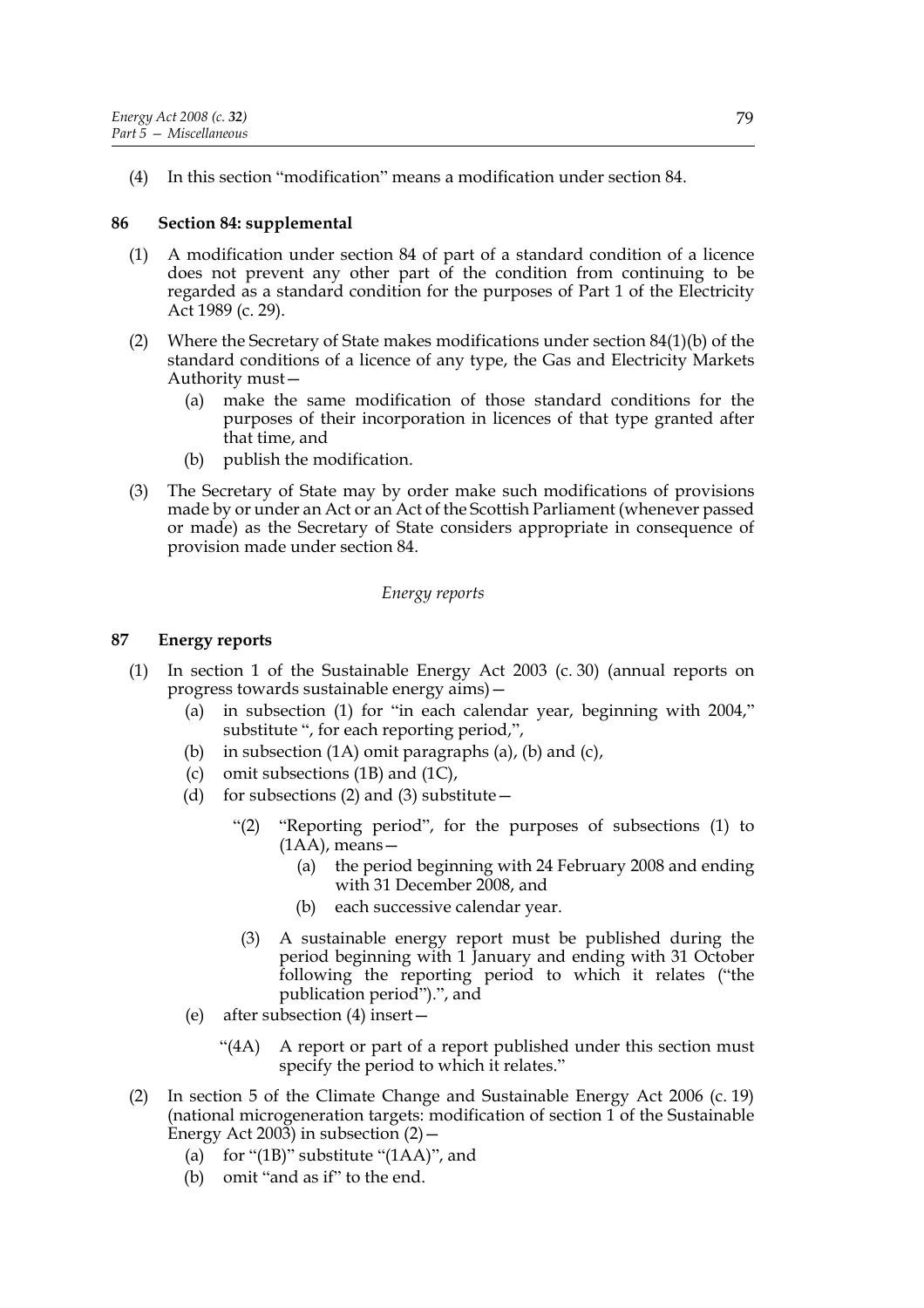(4) In this section "modification" means a modification under section 84.

### 86 Section 84: supplemental

(1) A modification under section 84 of part of a standard condition of a licence does not prevent any other part of the condition from continuing to be regarded as a standard condition for the purposes of Part 1 of the Electricity Act 1989 (c. 29).

(2) Where the Secretary of State makes modifications under section 84(1)(b) of the standard conditions of a licence of any type, the Gas and Electricity Markets Authority must—

- (a) make the same modification of those standard conditions for the purposes of their incorporation in licences of that type granted after that time, and
- (b) publish the modification.

(3) The Secretary of State may by order make such modifications of provisions made by or under an Act or an Act of the Scottish Parliament (whenever passed or made) as the Secretary of State considers appropriate in consequence of provision made under section 84.

*Energy reports*

### 87 Energy reports

(1) In section 1 of the Sustainable Energy Act 2003 (c. 30) (annual reports on progress towards sustainable energy aims)—

- (a) in subsection (1) for "in each calendar year, beginning with 2004," substitute ", for each reporting period,",
- (b) in subsection (1A) omit paragraphs (a), (b) and (c),
- (c) omit subsections (1B) and (1C),
- (d) for subsections (2) and (3) substitute—

  "(2) "Reporting period", for the purposes of subsections (1) to (1AA), means—

  - (a) the period beginning with 24 February 2008 and ending with 31 December 2008, and
  - (b) each successive calendar year.

  (3) A sustainable energy report must be published during the period beginning with 1 January and ending with 31 October following the reporting period to which it relates ("the publication period").", and

- (e) after subsection (4) insert—

  "(4A) A report or part of a report published under this section must specify the period to which it relates."

(2) In section 5 of the Climate Change and Sustainable Energy Act 2006 (c. 19) (national microgeneration targets: modification of section 1 of the Sustainable Energy Act 2003) in subsection (2)—

- (a) for "(1B)" substitute "(1AA)", and
- (b) omit "and as if" to the end.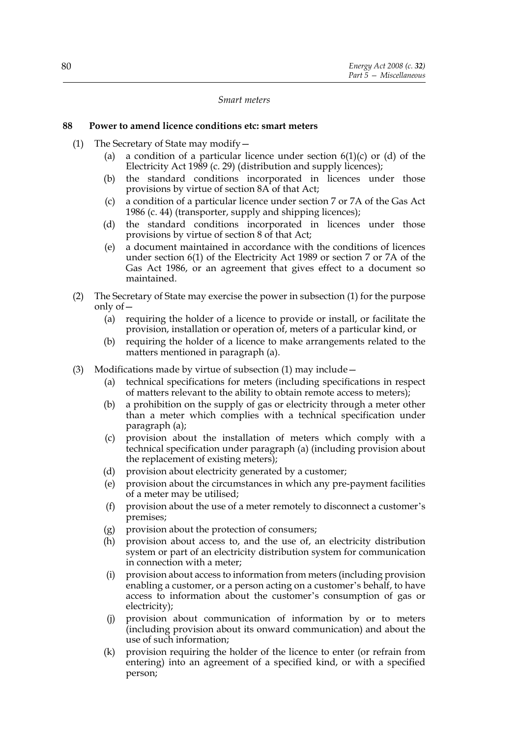*Smart meters*

**88 Power to amend licence conditions etc: smart meters**

(1) The Secretary of State may modify—

(a) a condition of a particular licence under section 6(1)(c) or (d) of the Electricity Act 1989 (c. 29) (distribution and supply licences);

(b) the standard conditions incorporated in licences under those provisions by virtue of section 8A of that Act;

(c) a condition of a particular licence under section 7 or 7A of the Gas Act 1986 (c. 44) (transporter, supply and shipping licences);

(d) the standard conditions incorporated in licences under those provisions by virtue of section 8 of that Act;

(e) a document maintained in accordance with the conditions of licences under section 6(1) of the Electricity Act 1989 or section 7 or 7A of the Gas Act 1986, or an agreement that gives effect to a document so maintained.

(2) The Secretary of State may exercise the power in subsection (1) for the purpose only of—

(a) requiring the holder of a licence to provide or install, or facilitate the provision, installation or operation of, meters of a particular kind, or

(b) requiring the holder of a licence to make arrangements related to the matters mentioned in paragraph (a).

(3) Modifications made by virtue of subsection (1) may include—

(a) technical specifications for meters (including specifications in respect of matters relevant to the ability to obtain remote access to meters);

(b) a prohibition on the supply of gas or electricity through a meter other than a meter which complies with a technical specification under paragraph (a);

(c) provision about the installation of meters which comply with a technical specification under paragraph (a) (including provision about the replacement of existing meters);

(d) provision about electricity generated by a customer;

(e) provision about the circumstances in which any pre-payment facilities of a meter may be utilised;

(f) provision about the use of a meter remotely to disconnect a customer's premises;

(g) provision about the protection of consumers;

(h) provision about access to, and the use of, an electricity distribution system or part of an electricity distribution system for communication in connection with a meter;

(i) provision about access to information from meters (including provision enabling a customer, or a person acting on a customer's behalf, to have access to information about the customer's consumption of gas or electricity);

(j) provision about communication of information by or to meters (including provision about its onward communication) and about the use of such information;

(k) provision requiring the holder of the licence to enter (or refrain from entering) into an agreement of a specified kind, or with a specified person;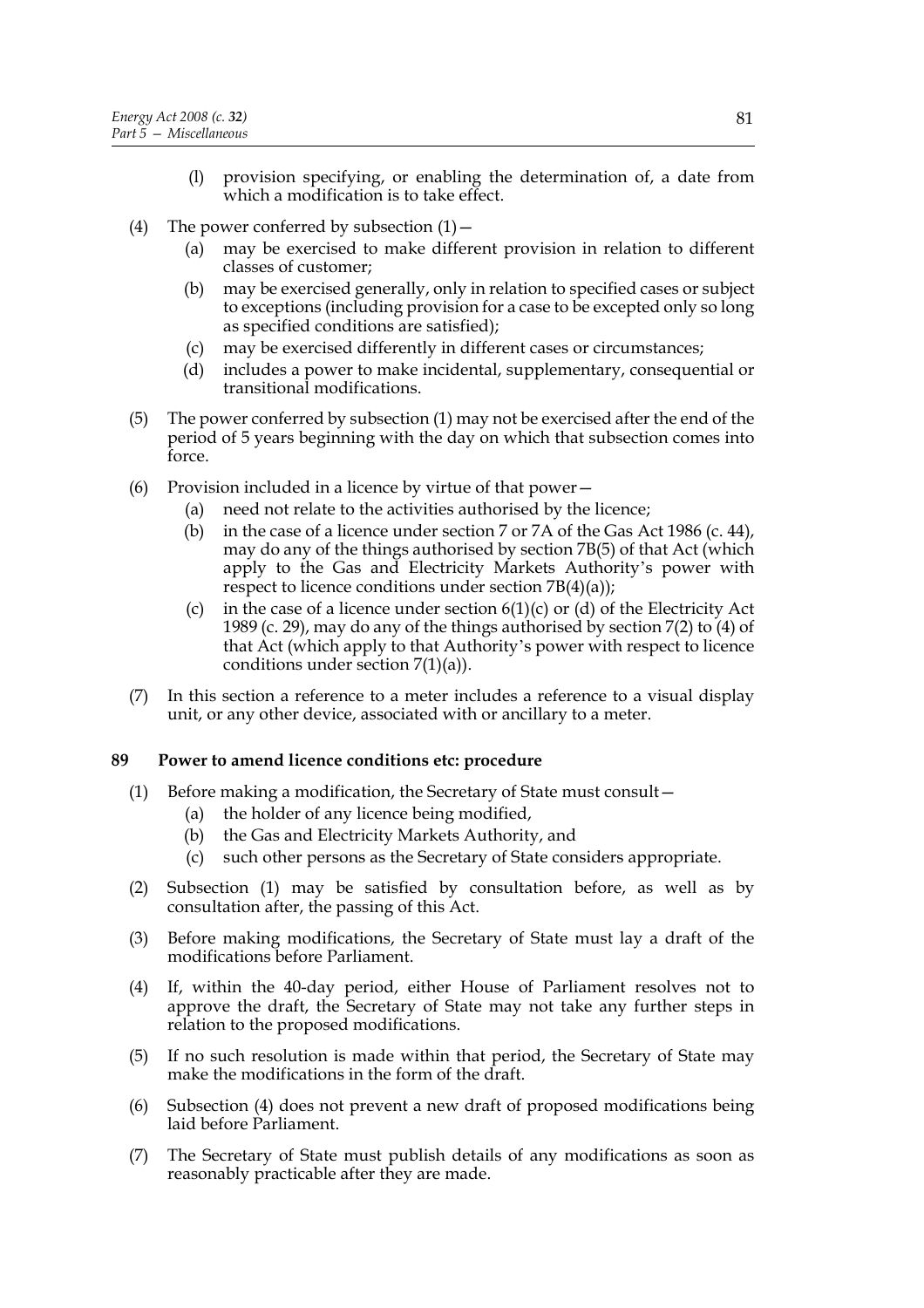(l) provision specifying, or enabling the determination of, a date from which a modification is to take effect.

(4) The power conferred by subsection (1)—

(a) may be exercised to make different provision in relation to different classes of customer;

(b) may be exercised generally, only in relation to specified cases or subject to exceptions (including provision for a case to be excepted only so long as specified conditions are satisfied);

(c) may be exercised differently in different cases or circumstances;

(d) includes a power to make incidental, supplementary, consequential or transitional modifications.

(5) The power conferred by subsection (1) may not be exercised after the end of the period of 5 years beginning with the day on which that subsection comes into force.

(6) Provision included in a licence by virtue of that power—

(a) need not relate to the activities authorised by the licence;

(b) in the case of a licence under section 7 or 7A of the Gas Act 1986 (c. 44), may do any of the things authorised by section 7B(5) of that Act (which apply to the Gas and Electricity Markets Authority's power with respect to licence conditions under section 7B(4)(a));

(c) in the case of a licence under section 6(1)(c) or (d) of the Electricity Act 1989 (c. 29), may do any of the things authorised by section 7(2) to (4) of that Act (which apply to that Authority's power with respect to licence conditions under section 7(1)(a)).

(7) In this section a reference to a meter includes a reference to a visual display unit, or any other device, associated with or ancillary to a meter.

### 89 Power to amend licence conditions etc: procedure

(1) Before making a modification, the Secretary of State must consult—

(a) the holder of any licence being modified,

(b) the Gas and Electricity Markets Authority, and

(c) such other persons as the Secretary of State considers appropriate.

(2) Subsection (1) may be satisfied by consultation before, as well as by consultation after, the passing of this Act.

(3) Before making modifications, the Secretary of State must lay a draft of the modifications before Parliament.

(4) If, within the 40-day period, either House of Parliament resolves not to approve the draft, the Secretary of State may not take any further steps in relation to the proposed modifications.

(5) If no such resolution is made within that period, the Secretary of State may make the modifications in the form of the draft.

(6) Subsection (4) does not prevent a new draft of proposed modifications being laid before Parliament.

(7) The Secretary of State must publish details of any modifications as soon as reasonably practicable after they are made.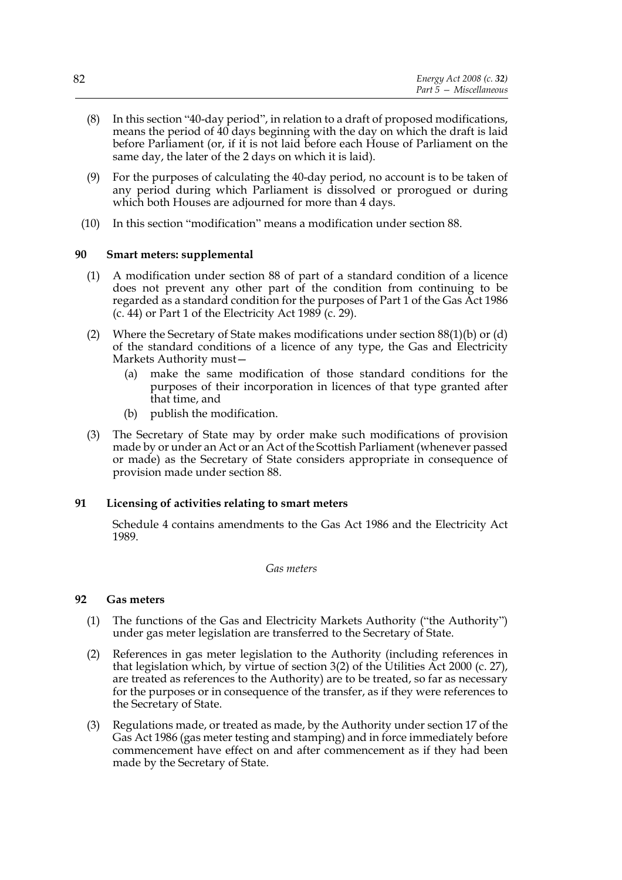(8) In this section "40-day period", in relation to a draft of proposed modifications, means the period of 40 days beginning with the day on which the draft is laid before Parliament (or, if it is not laid before each House of Parliament on the same day, the later of the 2 days on which it is laid).

(9) For the purposes of calculating the 40-day period, no account is to be taken of any period during which Parliament is dissolved or prorogued or during which both Houses are adjourned for more than 4 days.

(10) In this section "modification" means a modification under section 88.

### 90 Smart meters: supplemental

(1) A modification under section 88 of part of a standard condition of a licence does not prevent any other part of the condition from continuing to be regarded as a standard condition for the purposes of Part 1 of the Gas Act 1986 (c. 44) or Part 1 of the Electricity Act 1989 (c. 29).

(2) Where the Secretary of State makes modifications under section 88(1)(b) or (d) of the standard conditions of a licence of any type, the Gas and Electricity Markets Authority must—

- (a) make the same modification of those standard conditions for the purposes of their incorporation in licences of that type granted after that time, and
- (b) publish the modification.

(3) The Secretary of State may by order make such modifications of provision made by or under an Act or an Act of the Scottish Parliament (whenever passed or made) as the Secretary of State considers appropriate in consequence of provision made under section 88.

### 91 Licensing of activities relating to smart meters

Schedule 4 contains amendments to the Gas Act 1986 and the Electricity Act 1989.

*Gas meters*

### 92 Gas meters

(1) The functions of the Gas and Electricity Markets Authority ("the Authority") under gas meter legislation are transferred to the Secretary of State.

(2) References in gas meter legislation to the Authority (including references in that legislation which, by virtue of section 3(2) of the Utilities Act 2000 (c. 27), are treated as references to the Authority) are to be treated, so far as necessary for the purposes or in consequence of the transfer, as if they were references to the Secretary of State.

(3) Regulations made, or treated as made, by the Authority under section 17 of the Gas Act 1986 (gas meter testing and stamping) and in force immediately before commencement have effect on and after commencement as if they had been made by the Secretary of State.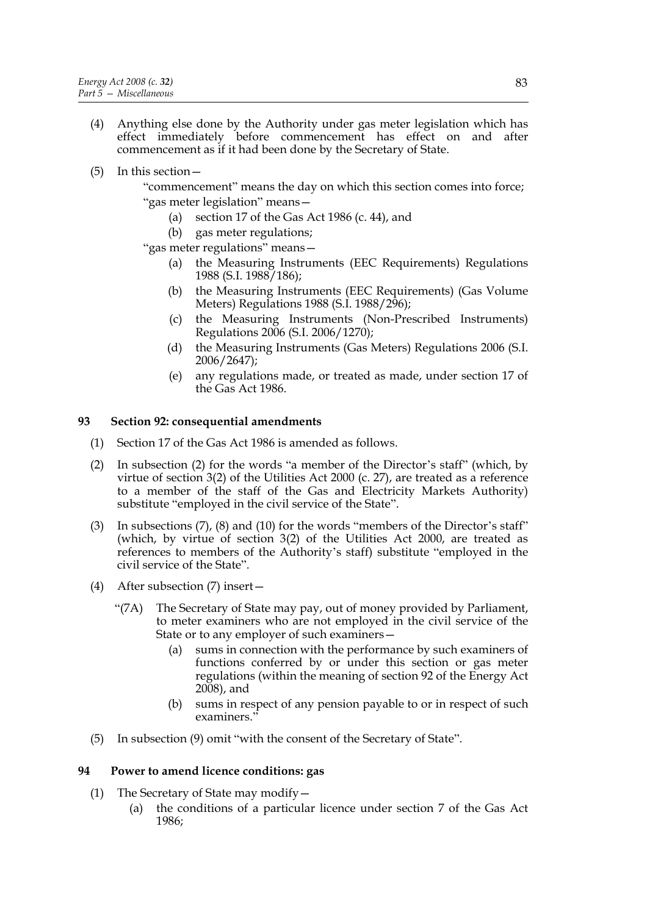(4) Anything else done by the Authority under gas meter legislation which has effect immediately before commencement has effect on and after commencement as if it had been done by the Secretary of State.

(5) In this section—

"commencement" means the day on which this section comes into force;

"gas meter legislation" means—

- (a) section 17 of the Gas Act 1986 (c. 44), and
- (b) gas meter regulations;

"gas meter regulations" means—

- (a) the Measuring Instruments (EEC Requirements) Regulations 1988 (S.I. 1988/186);
- (b) the Measuring Instruments (EEC Requirements) (Gas Volume Meters) Regulations 1988 (S.I. 1988/296);
- (c) the Measuring Instruments (Non-Prescribed Instruments) Regulations 2006 (S.I. 2006/1270);
- (d) the Measuring Instruments (Gas Meters) Regulations 2006 (S.I. 2006/2647);
- (e) any regulations made, or treated as made, under section 17 of the Gas Act 1986.

### 93 Section 92: consequential amendments

(1) Section 17 of the Gas Act 1986 is amended as follows.

(2) In subsection (2) for the words "a member of the Director's staff" (which, by virtue of section 3(2) of the Utilities Act 2000 (c. 27), are treated as a reference to a member of the staff of the Gas and Electricity Markets Authority) substitute "employed in the civil service of the State".

(3) In subsections (7), (8) and (10) for the words "members of the Director's staff" (which, by virtue of section 3(2) of the Utilities Act 2000, are treated as references to members of the Authority's staff) substitute "employed in the civil service of the State".

(4) After subsection (7) insert—

"(7A) The Secretary of State may pay, out of money provided by Parliament, to meter examiners who are not employed in the civil service of the State or to any employer of such examiners—

- (a) sums in connection with the performance by such examiners of functions conferred by or under this section or gas meter regulations (within the meaning of section 92 of the Energy Act 2008), and
- (b) sums in respect of any pension payable to or in respect of such examiners."

(5) In subsection (9) omit "with the consent of the Secretary of State".

### 94 Power to amend licence conditions: gas

(1) The Secretary of State may modify—

- (a) the conditions of a particular licence under section 7 of the Gas Act 1986;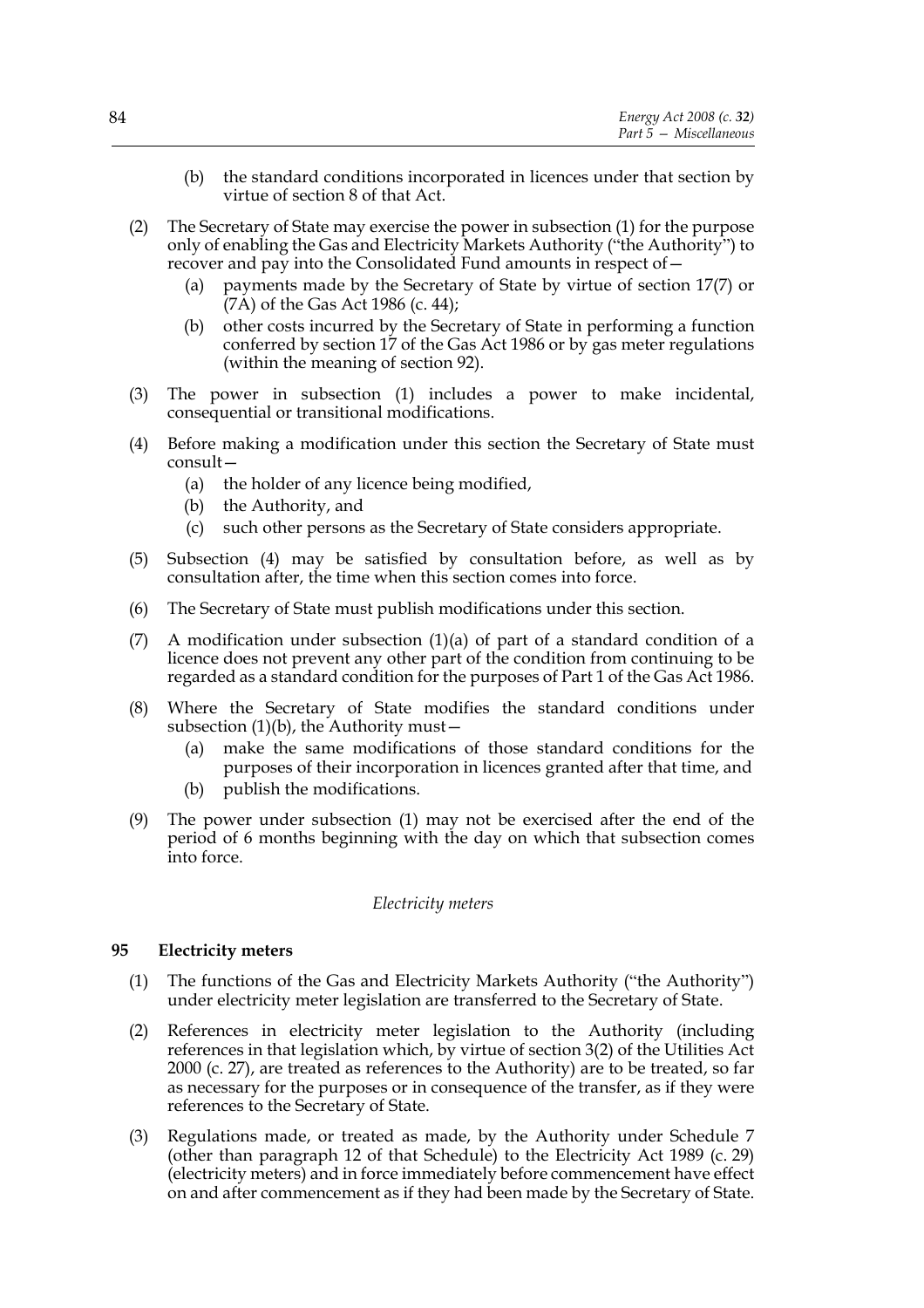(b) the standard conditions incorporated in licences under that section by virtue of section 8 of that Act.

(2) The Secretary of State may exercise the power in subsection (1) for the purpose only of enabling the Gas and Electricity Markets Authority ("the Authority") to recover and pay into the Consolidated Fund amounts in respect of—

(a) payments made by the Secretary of State by virtue of section 17(7) or (7A) of the Gas Act 1986 (c. 44);

(b) other costs incurred by the Secretary of State in performing a function conferred by section 17 of the Gas Act 1986 or by gas meter regulations (within the meaning of section 92).

(3) The power in subsection (1) includes a power to make incidental, consequential or transitional modifications.

(4) Before making a modification under this section the Secretary of State must consult—

(a) the holder of any licence being modified,

(b) the Authority, and

(c) such other persons as the Secretary of State considers appropriate.

(5) Subsection (4) may be satisfied by consultation before, as well as by consultation after, the time when this section comes into force.

(6) The Secretary of State must publish modifications under this section.

(7) A modification under subsection (1)(a) of part of a standard condition of a licence does not prevent any other part of the condition from continuing to be regarded as a standard condition for the purposes of Part 1 of the Gas Act 1986.

(8) Where the Secretary of State modifies the standard conditions under subsection (1)(b), the Authority must—

(a) make the same modifications of those standard conditions for the purposes of their incorporation in licences granted after that time, and

(b) publish the modifications.

(9) The power under subsection (1) may not be exercised after the end of the period of 6 months beginning with the day on which that subsection comes into force.

*Electricity meters*

**95 Electricity meters**

(1) The functions of the Gas and Electricity Markets Authority ("the Authority") under electricity meter legislation are transferred to the Secretary of State.

(2) References in electricity meter legislation to the Authority (including references in that legislation which, by virtue of section 3(2) of the Utilities Act 2000 (c. 27), are treated as references to the Authority) are to be treated, so far as necessary for the purposes or in consequence of the transfer, as if they were references to the Secretary of State.

(3) Regulations made, or treated as made, by the Authority under Schedule 7 (other than paragraph 12 of that Schedule) to the Electricity Act 1989 (c. 29) (electricity meters) and in force immediately before commencement have effect on and after commencement as if they had been made by the Secretary of State.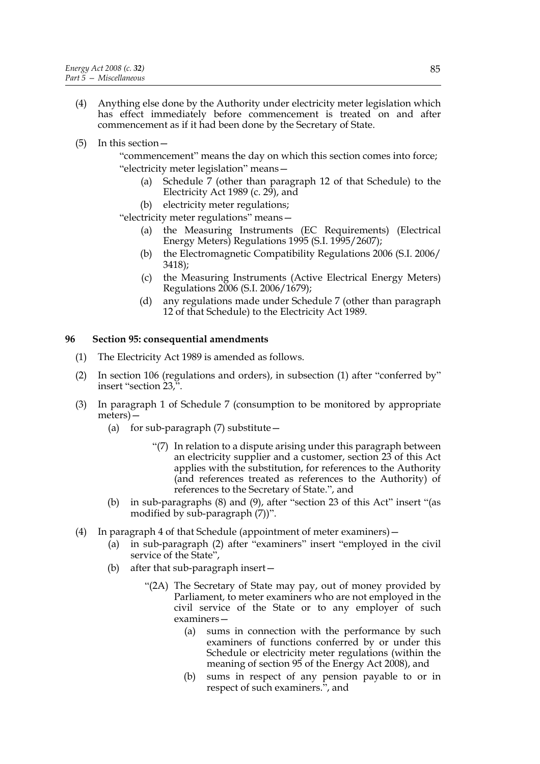(4) Anything else done by the Authority under electricity meter legislation which has effect immediately before commencement is treated on and after commencement as if it had been done by the Secretary of State.

(5) In this section—

"commencement" means the day on which this section comes into force;

"electricity meter legislation" means—

(a) Schedule 7 (other than paragraph 12 of that Schedule) to the Electricity Act 1989 (c. 29), and

(b) electricity meter regulations;

"electricity meter regulations" means—

(a) the Measuring Instruments (EC Requirements) (Electrical Energy Meters) Regulations 1995 (S.I. 1995/2607);

(b) the Electromagnetic Compatibility Regulations 2006 (S.I. 2006/3418);

(c) the Measuring Instruments (Active Electrical Energy Meters) Regulations 2006 (S.I. 2006/1679);

(d) any regulations made under Schedule 7 (other than paragraph 12 of that Schedule) to the Electricity Act 1989.

### 96 Section 95: consequential amendments

(1) The Electricity Act 1989 is amended as follows.

(2) In section 106 (regulations and orders), in subsection (1) after "conferred by" insert "section 23,".

(3) In paragraph 1 of Schedule 7 (consumption to be monitored by appropriate meters)—

(a) for sub-paragraph (7) substitute—

"(7) In relation to a dispute arising under this paragraph between an electricity supplier and a customer, section 23 of this Act applies with the substitution, for references to the Authority (and references treated as references to the Authority) of references to the Secretary of State.", and

(b) in sub-paragraphs (8) and (9), after "section 23 of this Act" insert "(as modified by sub-paragraph (7))".

(4) In paragraph 4 of that Schedule (appointment of meter examiners)—

(a) in sub-paragraph (2) after "examiners" insert "employed in the civil service of the State",

(b) after that sub-paragraph insert—

"(2A) The Secretary of State may pay, out of money provided by Parliament, to meter examiners who are not employed in the civil service of the State or to any employer of such examiners—

(a) sums in connection with the performance by such examiners of functions conferred by or under this Schedule or electricity meter regulations (within the meaning of section 95 of the Energy Act 2008), and

(b) sums in respect of any pension payable to or in respect of such examiners.", and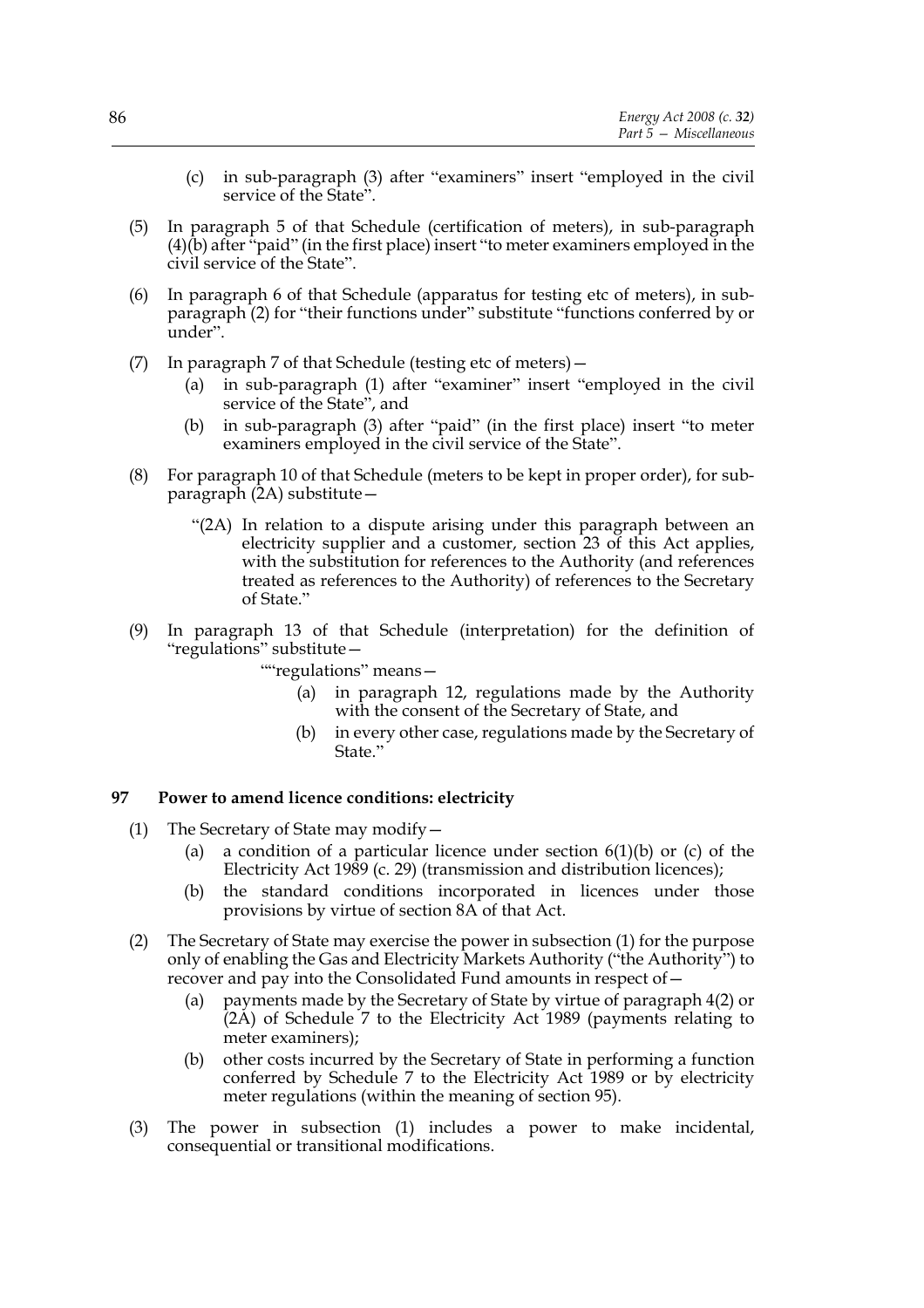(c) in sub-paragraph (3) after "examiners" insert "employed in the civil service of the State".

(5) In paragraph 5 of that Schedule (certification of meters), in sub-paragraph (4)(b) after "paid" (in the first place) insert "to meter examiners employed in the civil service of the State".

(6) In paragraph 6 of that Schedule (apparatus for testing etc of meters), in sub-paragraph (2) for "their functions under" substitute "functions conferred by or under".

(7) In paragraph 7 of that Schedule (testing etc of meters)—

(a) in sub-paragraph (1) after "examiner" insert "employed in the civil service of the State", and

(b) in sub-paragraph (3) after "paid" (in the first place) insert "to meter examiners employed in the civil service of the State".

(8) For paragraph 10 of that Schedule (meters to be kept in proper order), for sub-paragraph (2A) substitute—

"(2A) In relation to a dispute arising under this paragraph between an electricity supplier and a customer, section 23 of this Act applies, with the substitution for references to the Authority (and references treated as references to the Authority) of references to the Secretary of State."

(9) In paragraph 13 of that Schedule (interpretation) for the definition of "regulations" substitute—

""regulations" means—

(a) in paragraph 12, regulations made by the Authority with the consent of the Secretary of State, and

(b) in every other case, regulations made by the Secretary of State."

### 97 Power to amend licence conditions: electricity

(1) The Secretary of State may modify—

(a) a condition of a particular licence under section 6(1)(b) or (c) of the Electricity Act 1989 (c. 29) (transmission and distribution licences);

(b) the standard conditions incorporated in licences under those provisions by virtue of section 8A of that Act.

(2) The Secretary of State may exercise the power in subsection (1) for the purpose only of enabling the Gas and Electricity Markets Authority ("the Authority") to recover and pay into the Consolidated Fund amounts in respect of—

(a) payments made by the Secretary of State by virtue of paragraph 4(2) or (2A) of Schedule 7 to the Electricity Act 1989 (payments relating to meter examiners);

(b) other costs incurred by the Secretary of State in performing a function conferred by Schedule 7 to the Electricity Act 1989 or by electricity meter regulations (within the meaning of section 95).

(3) The power in subsection (1) includes a power to make incidental, consequential or transitional modifications.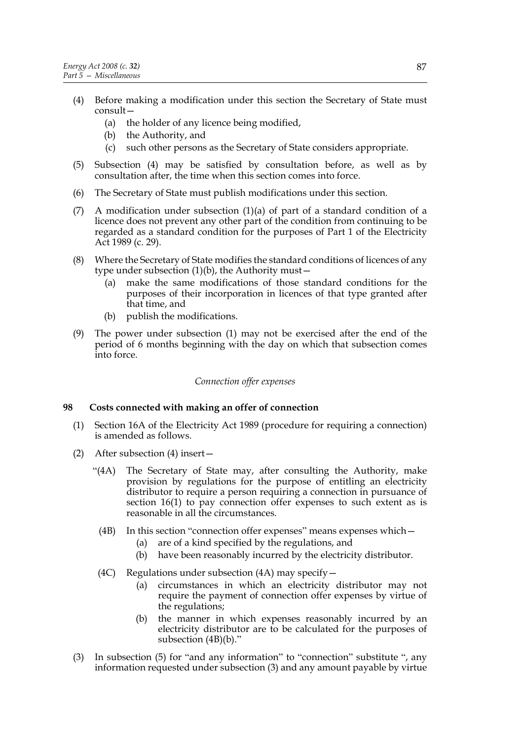(4) Before making a modification under this section the Secretary of State must consult—

   (a) the holder of any licence being modified,

   (b) the Authority, and

   (c) such other persons as the Secretary of State considers appropriate.

(5) Subsection (4) may be satisfied by consultation before, as well as by consultation after, the time when this section comes into force.

(6) The Secretary of State must publish modifications under this section.

(7) A modification under subsection (1)(a) of part of a standard condition of a licence does not prevent any other part of the condition from continuing to be regarded as a standard condition for the purposes of Part 1 of the Electricity Act 1989 (c. 29).

(8) Where the Secretary of State modifies the standard conditions of licences of any type under subsection (1)(b), the Authority must—

   (a) make the same modifications of those standard conditions for the purposes of their incorporation in licences of that type granted after that time, and

   (b) publish the modifications.

(9) The power under subsection (1) may not be exercised after the end of the period of 6 months beginning with the day on which that subsection comes into force.

*Connection offer expenses*

### 98 Costs connected with making an offer of connection

(1) Section 16A of the Electricity Act 1989 (procedure for requiring a connection) is amended as follows.

(2) After subsection (4) insert—

   "(4A) The Secretary of State may, after consulting the Authority, make provision by regulations for the purpose of entitling an electricity distributor to require a person requiring a connection in pursuance of section 16(1) to pay connection offer expenses to such extent as is reasonable in all the circumstances.

   (4B) In this section "connection offer expenses" means expenses which—

      (a) are of a kind specified by the regulations, and

      (b) have been reasonably incurred by the electricity distributor.

   (4C) Regulations under subsection (4A) may specify—

      (a) circumstances in which an electricity distributor may not require the payment of connection offer expenses by virtue of the regulations;

      (b) the manner in which expenses reasonably incurred by an electricity distributor are to be calculated for the purposes of subsection (4B)(b)."

(3) In subsection (5) for "and any information" to "connection" substitute ", any information requested under subsection (3) and any amount payable by virtue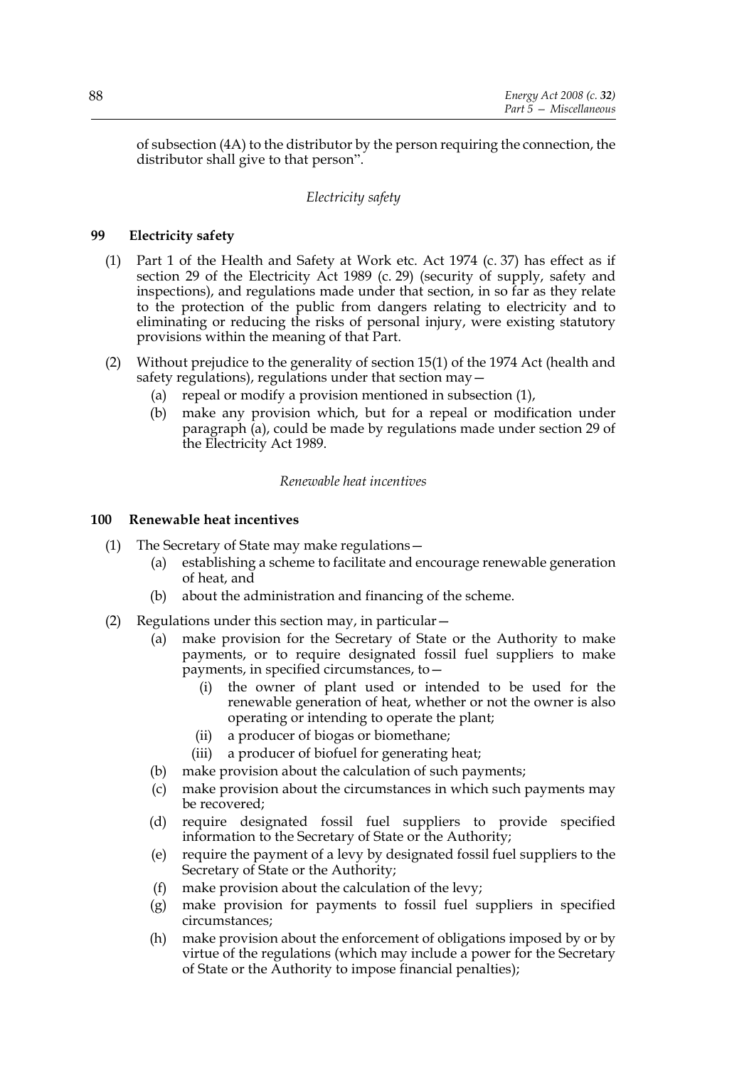of subsection (4A) to the distributor by the person requiring the connection, the distributor shall give to that person".

*Electricity safety*

### 99 Electricity safety

(1) Part 1 of the Health and Safety at Work etc. Act 1974 (c. 37) has effect as if section 29 of the Electricity Act 1989 (c. 29) (security of supply, safety and inspections), and regulations made under that section, in so far as they relate to the protection of the public from dangers relating to electricity and to eliminating or reducing the risks of personal injury, were existing statutory provisions within the meaning of that Part.

(2) Without prejudice to the generality of section 15(1) of the 1974 Act (health and safety regulations), regulations under that section may—

- (a) repeal or modify a provision mentioned in subsection (1),
- (b) make any provision which, but for a repeal or modification under paragraph (a), could be made by regulations made under section 29 of the Electricity Act 1989.

*Renewable heat incentives*

### 100 Renewable heat incentives

(1) The Secretary of State may make regulations—

- (a) establishing a scheme to facilitate and encourage renewable generation of heat, and
- (b) about the administration and financing of the scheme.

(2) Regulations under this section may, in particular—

- (a) make provision for the Secretary of State or the Authority to make payments, or to require designated fossil fuel suppliers to make payments, in specified circumstances, to—
  - (i) the owner of plant used or intended to be used for the renewable generation of heat, whether or not the owner is also operating or intending to operate the plant;
  - (ii) a producer of biogas or biomethane;
  - (iii) a producer of biofuel for generating heat;
- (b) make provision about the calculation of such payments;
- (c) make provision about the circumstances in which such payments may be recovered;
- (d) require designated fossil fuel suppliers to provide specified information to the Secretary of State or the Authority;
- (e) require the payment of a levy by designated fossil fuel suppliers to the Secretary of State or the Authority;
- (f) make provision about the calculation of the levy;
- (g) make provision for payments to fossil fuel suppliers in specified circumstances;
- (h) make provision about the enforcement of obligations imposed by or by virtue of the regulations (which may include a power for the Secretary of State or the Authority to impose financial penalties);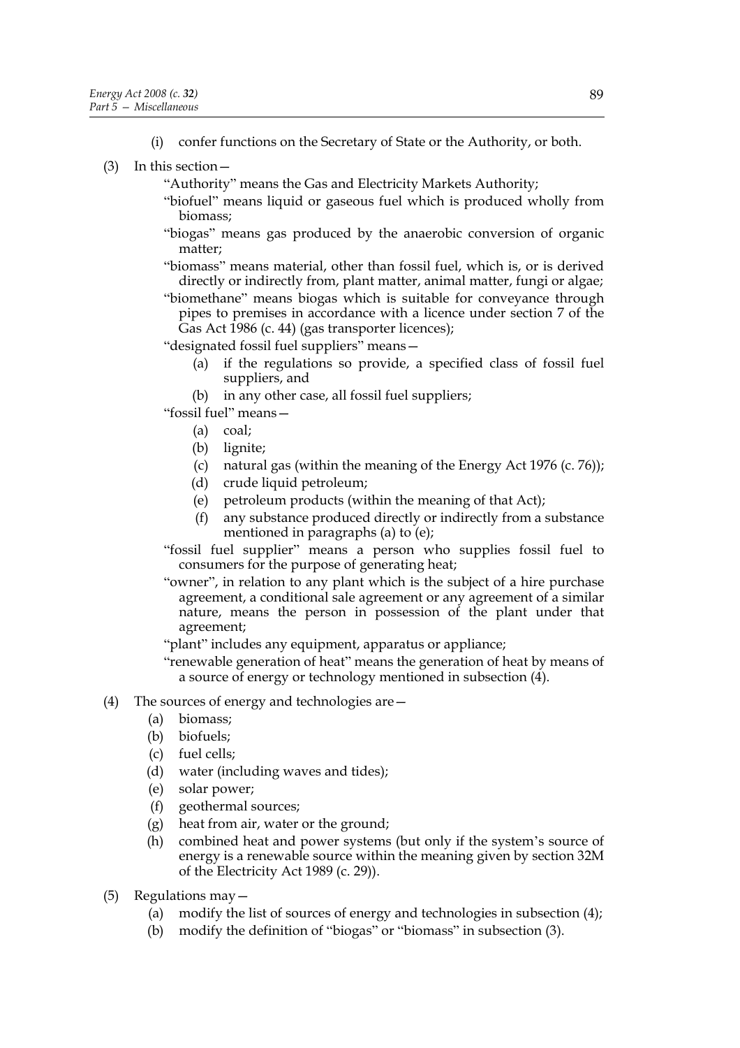(i) confer functions on the Secretary of State or the Authority, or both.

(3) In this section—

"Authority" means the Gas and Electricity Markets Authority;

"biofuel" means liquid or gaseous fuel which is produced wholly from biomass;

"biogas" means gas produced by the anaerobic conversion of organic matter;

"biomass" means material, other than fossil fuel, which is, or is derived directly or indirectly from, plant matter, animal matter, fungi or algae;

"biomethane" means biogas which is suitable for conveyance through pipes to premises in accordance with a licence under section 7 of the Gas Act 1986 (c. 44) (gas transporter licences);

"designated fossil fuel suppliers" means—

(a) if the regulations so provide, a specified class of fossil fuel suppliers, and

(b) in any other case, all fossil fuel suppliers;

"fossil fuel" means—

(a) coal;

(b) lignite;

(c) natural gas (within the meaning of the Energy Act 1976 (c. 76));

(d) crude liquid petroleum;

(e) petroleum products (within the meaning of that Act);

(f) any substance produced directly or indirectly from a substance mentioned in paragraphs (a) to (e);

"fossil fuel supplier" means a person who supplies fossil fuel to consumers for the purpose of generating heat;

"owner", in relation to any plant which is the subject of a hire purchase agreement, a conditional sale agreement or any agreement of a similar nature, means the person in possession of the plant under that agreement;

"plant" includes any equipment, apparatus or appliance;

"renewable generation of heat" means the generation of heat by means of a source of energy or technology mentioned in subsection (4).

(4) The sources of energy and technologies are—

(a) biomass;

(b) biofuels;

(c) fuel cells;

(d) water (including waves and tides);

(e) solar power;

(f) geothermal sources;

(g) heat from air, water or the ground;

(h) combined heat and power systems (but only if the system's source of energy is a renewable source within the meaning given by section 32M of the Electricity Act 1989 (c. 29)).

(5) Regulations may—

(a) modify the list of sources of energy and technologies in subsection (4);

(b) modify the definition of "biogas" or "biomass" in subsection (3).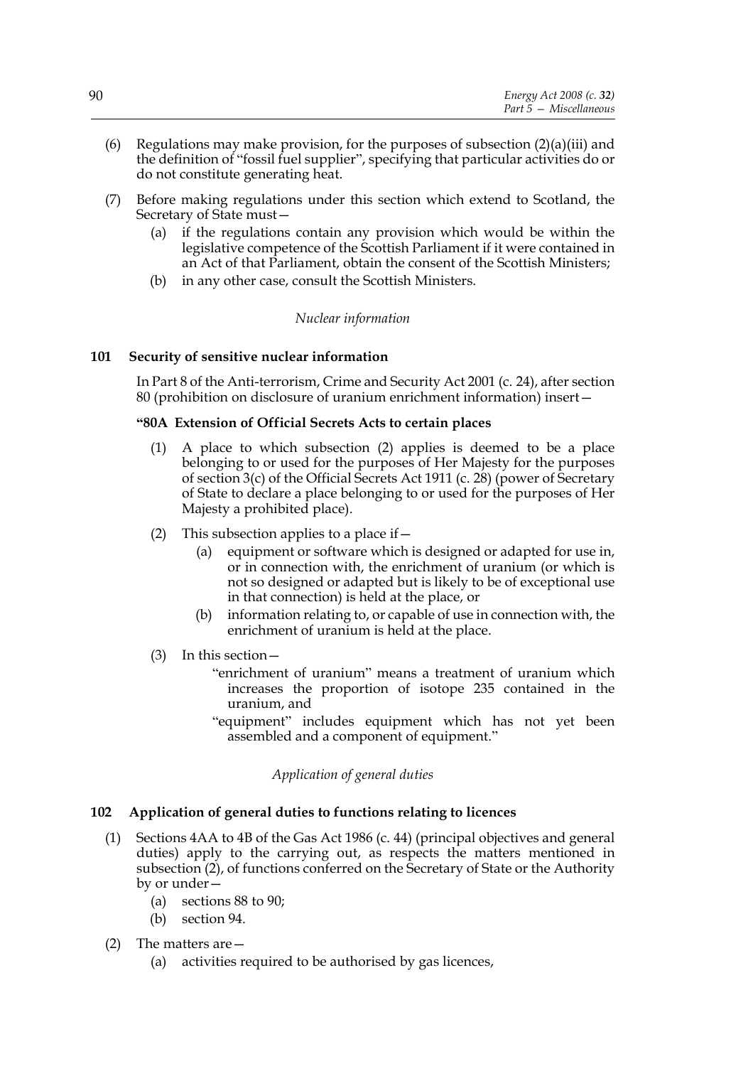(6) Regulations may make provision, for the purposes of subsection (2)(a)(iii) and the definition of "fossil fuel supplier", specifying that particular activities do or do not constitute generating heat.

(7) Before making regulations under this section which extend to Scotland, the Secretary of State must—

(a) if the regulations contain any provision which would be within the legislative competence of the Scottish Parliament if it were contained in an Act of that Parliament, obtain the consent of the Scottish Ministers;

(b) in any other case, consult the Scottish Ministers.

*Nuclear information*

**101 Security of sensitive nuclear information**

In Part 8 of the Anti-terrorism, Crime and Security Act 2001 (c. 24), after section 80 (prohibition on disclosure of uranium enrichment information) insert—

**"80A Extension of Official Secrets Acts to certain places**

(1) A place to which subsection (2) applies is deemed to be a place belonging to or used for the purposes of Her Majesty for the purposes of section 3(c) of the Official Secrets Act 1911 (c. 28) (power of Secretary of State to declare a place belonging to or used for the purposes of Her Majesty a prohibited place).

(2) This subsection applies to a place if—

(a) equipment or software which is designed or adapted for use in, or in connection with, the enrichment of uranium (or which is not so designed or adapted but is likely to be of exceptional use in that connection) is held at the place, or

(b) information relating to, or capable of use in connection with, the enrichment of uranium is held at the place.

(3) In this section—

"enrichment of uranium" means a treatment of uranium which increases the proportion of isotope 235 contained in the uranium, and

"equipment" includes equipment which has not yet been assembled and a component of equipment."

*Application of general duties*

**102 Application of general duties to functions relating to licences**

(1) Sections 4AA to 4B of the Gas Act 1986 (c. 44) (principal objectives and general duties) apply to the carrying out, as respects the matters mentioned in subsection (2), of functions conferred on the Secretary of State or the Authority by or under—

(a) sections 88 to 90;

(b) section 94.

(2) The matters are—

(a) activities required to be authorised by gas licences,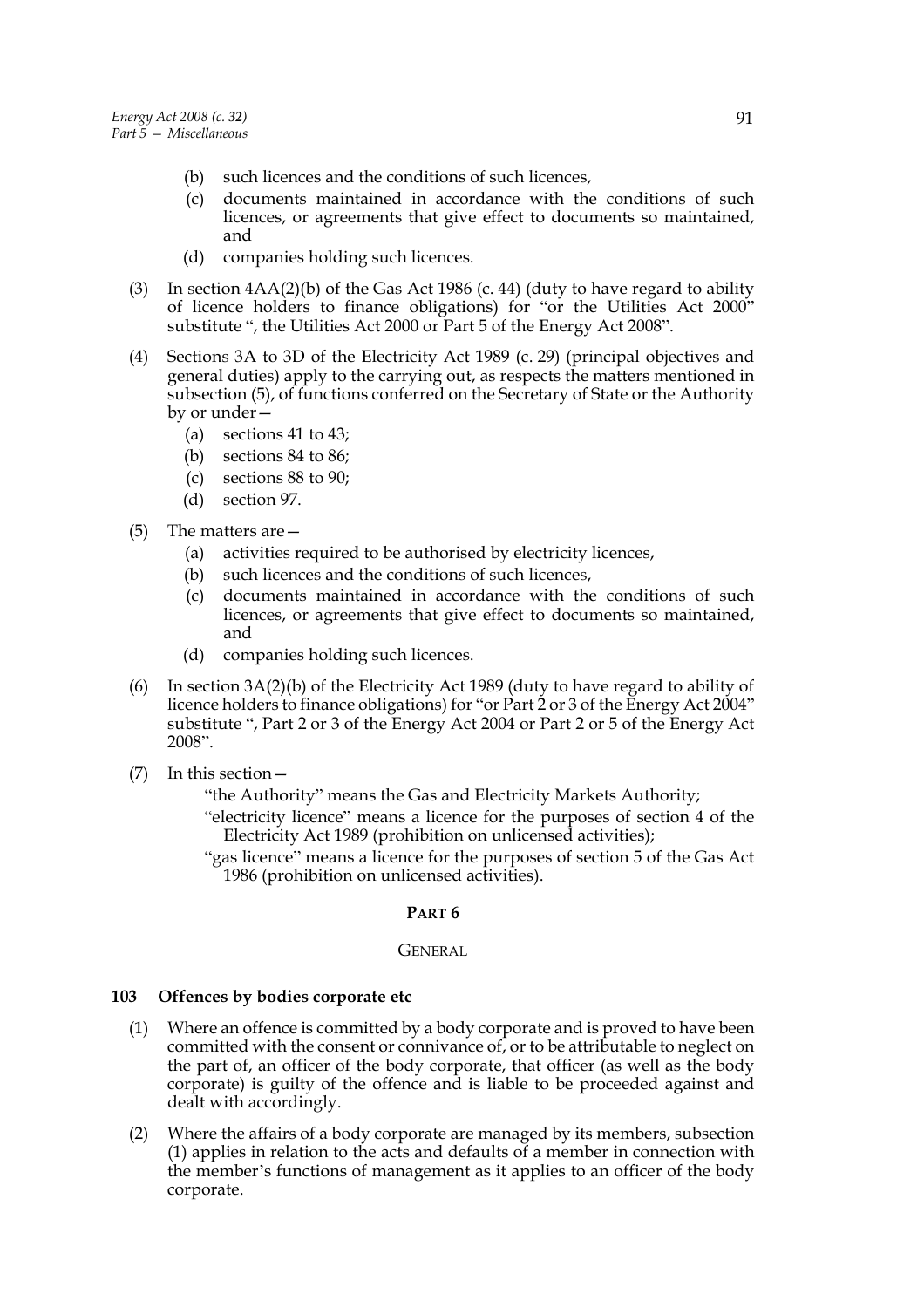- (b) such licences and the conditions of such licences,
- (c) documents maintained in accordance with the conditions of such licences, or agreements that give effect to documents so maintained, and
- (d) companies holding such licences.

(3) In section 4AA(2)(b) of the Gas Act 1986 (c. 44) (duty to have regard to ability of licence holders to finance obligations) for "or the Utilities Act 2000" substitute ", the Utilities Act 2000 or Part 5 of the Energy Act 2008".

(4) Sections 3A to 3D of the Electricity Act 1989 (c. 29) (principal objectives and general duties) apply to the carrying out, as respects the matters mentioned in subsection (5), of functions conferred on the Secretary of State or the Authority by or under—

- (a) sections 41 to 43;
- (b) sections 84 to 86;
- (c) sections 88 to 90;
- (d) section 97.

(5) The matters are—

- (a) activities required to be authorised by electricity licences,
- (b) such licences and the conditions of such licences,
- (c) documents maintained in accordance with the conditions of such licences, or agreements that give effect to documents so maintained, and
- (d) companies holding such licences.

(6) In section 3A(2)(b) of the Electricity Act 1989 (duty to have regard to ability of licence holders to finance obligations) for "or Part 2 or 3 of the Energy Act 2004" substitute ", Part 2 or 3 of the Energy Act 2004 or Part 2 or 5 of the Energy Act 2008".

(7) In this section—

"the Authority" means the Gas and Electricity Markets Authority;

"electricity licence" means a licence for the purposes of section 4 of the Electricity Act 1989 (prohibition on unlicensed activities);

"gas licence" means a licence for the purposes of section 5 of the Gas Act 1986 (prohibition on unlicensed activities).

## PART 6

### GENERAL

#### 103 Offences by bodies corporate etc

(1) Where an offence is committed by a body corporate and is proved to have been committed with the consent or connivance of, or to be attributable to neglect on the part of, an officer of the body corporate, that officer (as well as the body corporate) is guilty of the offence and is liable to be proceeded against and dealt with accordingly.

(2) Where the affairs of a body corporate are managed by its members, subsection (1) applies in relation to the acts and defaults of a member in connection with the member's functions of management as it applies to an officer of the body corporate.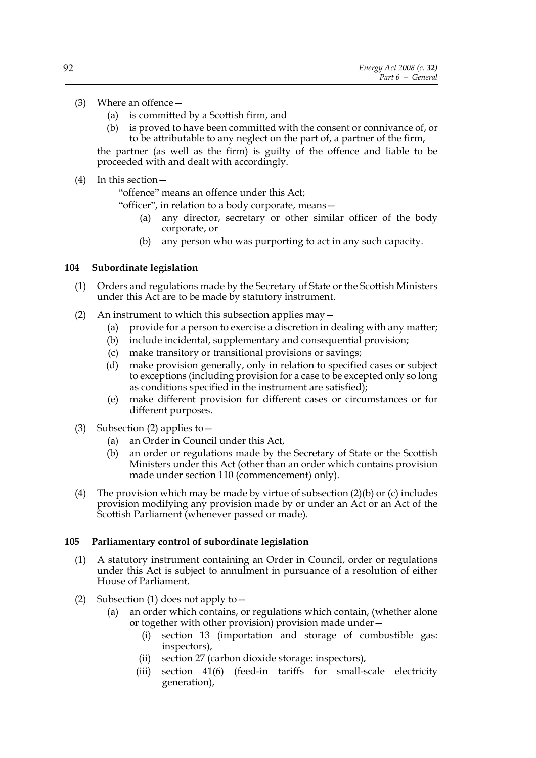(3) Where an offence—

   (a) is committed by a Scottish firm, and

   (b) is proved to have been committed with the consent or connivance of, or to be attributable to any neglect on the part of, a partner of the firm,

   the partner (as well as the firm) is guilty of the offence and liable to be proceeded with and dealt with accordingly.

(4) In this section—

   "offence" means an offence under this Act;

   "officer", in relation to a body corporate, means—

   (a) any director, secretary or other similar officer of the body corporate, or

   (b) any person who was purporting to act in any such capacity.

### 104 Subordinate legislation

(1) Orders and regulations made by the Secretary of State or the Scottish Ministers under this Act are to be made by statutory instrument.

(2) An instrument to which this subsection applies may—

   (a) provide for a person to exercise a discretion in dealing with any matter;

   (b) include incidental, supplementary and consequential provision;

   (c) make transitory or transitional provisions or savings;

   (d) make provision generally, only in relation to specified cases or subject to exceptions (including provision for a case to be excepted only so long as conditions specified in the instrument are satisfied);

   (e) make different provision for different cases or circumstances or for different purposes.

(3) Subsection (2) applies to—

   (a) an Order in Council under this Act,

   (b) an order or regulations made by the Secretary of State or the Scottish Ministers under this Act (other than an order which contains provision made under section 110 (commencement) only).

(4) The provision which may be made by virtue of subsection (2)(b) or (c) includes provision modifying any provision made by or under an Act or an Act of the Scottish Parliament (whenever passed or made).

### 105 Parliamentary control of subordinate legislation

(1) A statutory instrument containing an Order in Council, order or regulations under this Act is subject to annulment in pursuance of a resolution of either House of Parliament.

(2) Subsection (1) does not apply to—

   (a) an order which contains, or regulations which contain, (whether alone or together with other provision) provision made under—

      (i) section 13 (importation and storage of combustible gas: inspectors),

      (ii) section 27 (carbon dioxide storage: inspectors),

      (iii) section 41(6) (feed-in tariffs for small-scale electricity generation),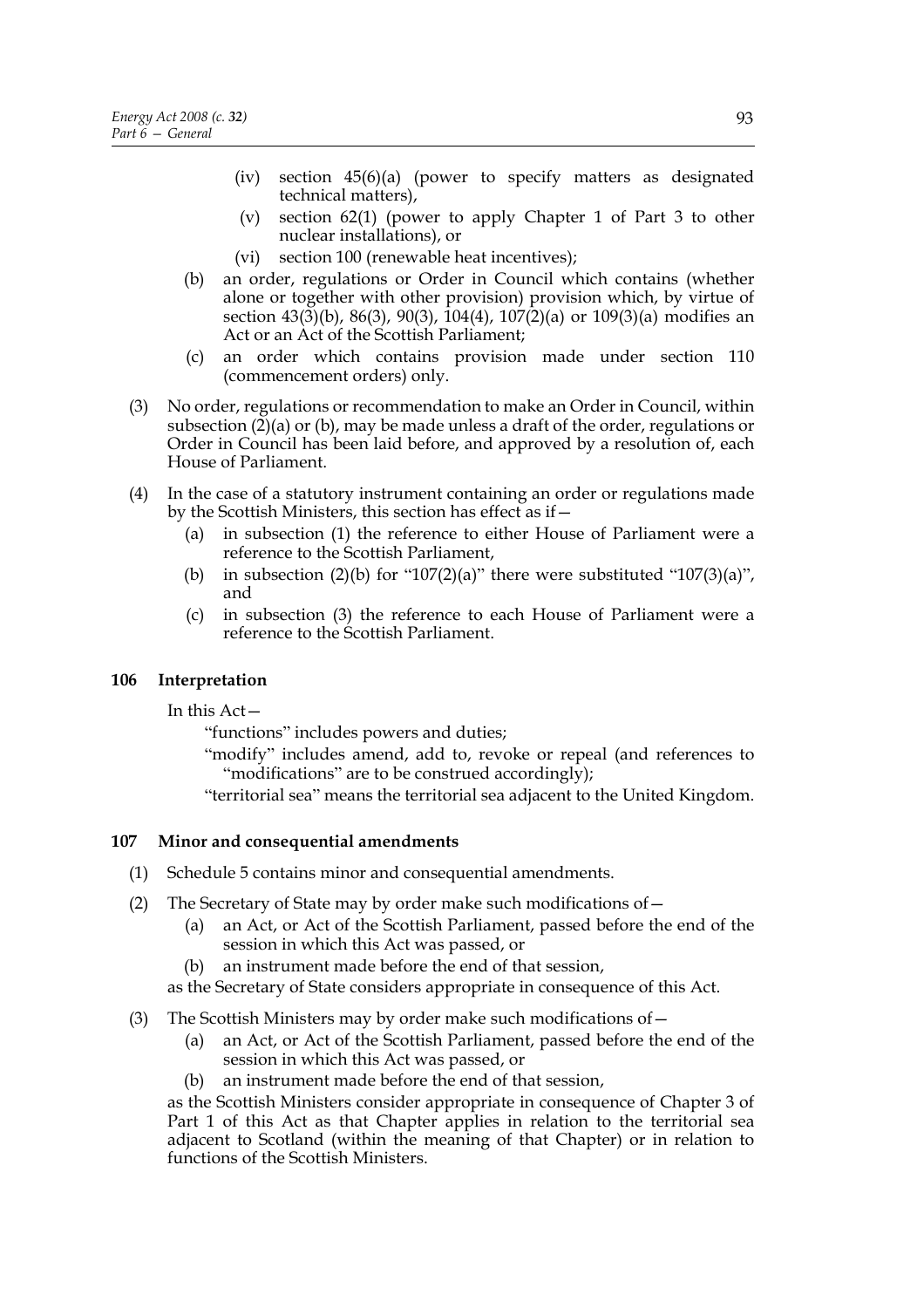(iv) section 45(6)(a) (power to specify matters as designated technical matters),

(v) section 62(1) (power to apply Chapter 1 of Part 3 to other nuclear installations), or

(vi) section 100 (renewable heat incentives);

(b) an order, regulations or Order in Council which contains (whether alone or together with other provision) provision which, by virtue of section 43(3)(b), 86(3), 90(3), 104(4), 107(2)(a) or 109(3)(a) modifies an Act or an Act of the Scottish Parliament;

(c) an order which contains provision made under section 110 (commencement orders) only.

(3) No order, regulations or recommendation to make an Order in Council, within subsection (2)(a) or (b), may be made unless a draft of the order, regulations or Order in Council has been laid before, and approved by a resolution of, each House of Parliament.

(4) In the case of a statutory instrument containing an order or regulations made by the Scottish Ministers, this section has effect as if—

(a) in subsection (1) the reference to either House of Parliament were a reference to the Scottish Parliament,

(b) in subsection (2)(b) for "107(2)(a)" there were substituted "107(3)(a)", and

(c) in subsection (3) the reference to each House of Parliament were a reference to the Scottish Parliament.

### 106 Interpretation

In this Act—

"functions" includes powers and duties;

"modify" includes amend, add to, revoke or repeal (and references to "modifications" are to be construed accordingly);

"territorial sea" means the territorial sea adjacent to the United Kingdom.

### 107 Minor and consequential amendments

(1) Schedule 5 contains minor and consequential amendments.

(2) The Secretary of State may by order make such modifications of—

(a) an Act, or Act of the Scottish Parliament, passed before the end of the session in which this Act was passed, or

(b) an instrument made before the end of that session,

as the Secretary of State considers appropriate in consequence of this Act.

(3) The Scottish Ministers may by order make such modifications of—

(a) an Act, or Act of the Scottish Parliament, passed before the end of the session in which this Act was passed, or

(b) an instrument made before the end of that session,

as the Scottish Ministers consider appropriate in consequence of Chapter 3 of Part 1 of this Act as that Chapter applies in relation to the territorial sea adjacent to Scotland (within the meaning of that Chapter) or in relation to functions of the Scottish Ministers.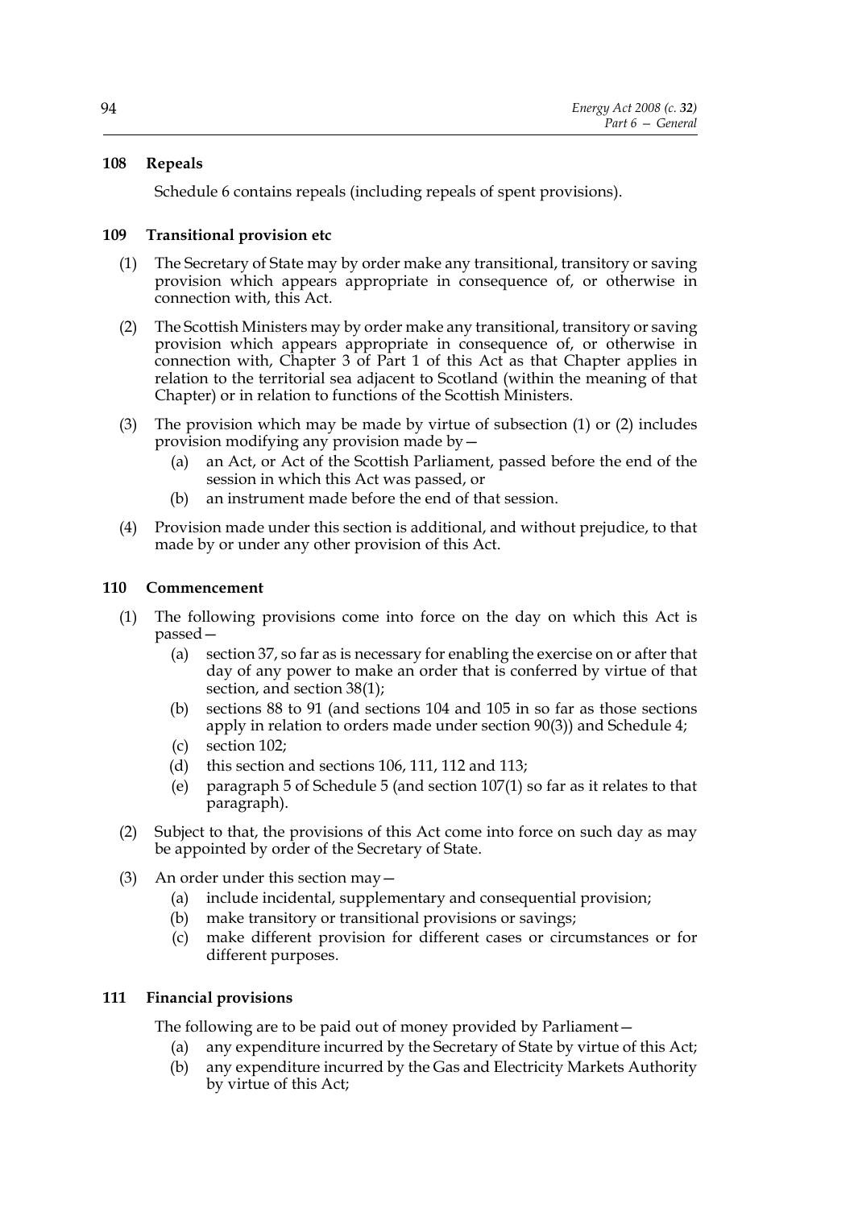### 108 Repeals

Schedule 6 contains repeals (including repeals of spent provisions).

### 109 Transitional provision etc

(1) The Secretary of State may by order make any transitional, transitory or saving provision which appears appropriate in consequence of, or otherwise in connection with, this Act.

(2) The Scottish Ministers may by order make any transitional, transitory or saving provision which appears appropriate in consequence of, or otherwise in connection with, Chapter 3 of Part 1 of this Act as that Chapter applies in relation to the territorial sea adjacent to Scotland (within the meaning of that Chapter) or in relation to functions of the Scottish Ministers.

(3) The provision which may be made by virtue of subsection (1) or (2) includes provision modifying any provision made by—

- (a) an Act, or Act of the Scottish Parliament, passed before the end of the session in which this Act was passed, or
- (b) an instrument made before the end of that session.

(4) Provision made under this section is additional, and without prejudice, to that made by or under any other provision of this Act.

### 110 Commencement

(1) The following provisions come into force on the day on which this Act is passed—

- (a) section 37, so far as is necessary for enabling the exercise on or after that day of any power to make an order that is conferred by virtue of that section, and section 38(1);
- (b) sections 88 to 91 (and sections 104 and 105 in so far as those sections apply in relation to orders made under section 90(3)) and Schedule 4;
- (c) section 102;
- (d) this section and sections 106, 111, 112 and 113;
- (e) paragraph 5 of Schedule 5 (and section 107(1) so far as it relates to that paragraph).

(2) Subject to that, the provisions of this Act come into force on such day as may be appointed by order of the Secretary of State.

(3) An order under this section may—

- (a) include incidental, supplementary and consequential provision;
- (b) make transitory or transitional provisions or savings;
- (c) make different provision for different cases or circumstances or for different purposes.

### 111 Financial provisions

The following are to be paid out of money provided by Parliament—

- (a) any expenditure incurred by the Secretary of State by virtue of this Act;
- (b) any expenditure incurred by the Gas and Electricity Markets Authority by virtue of this Act;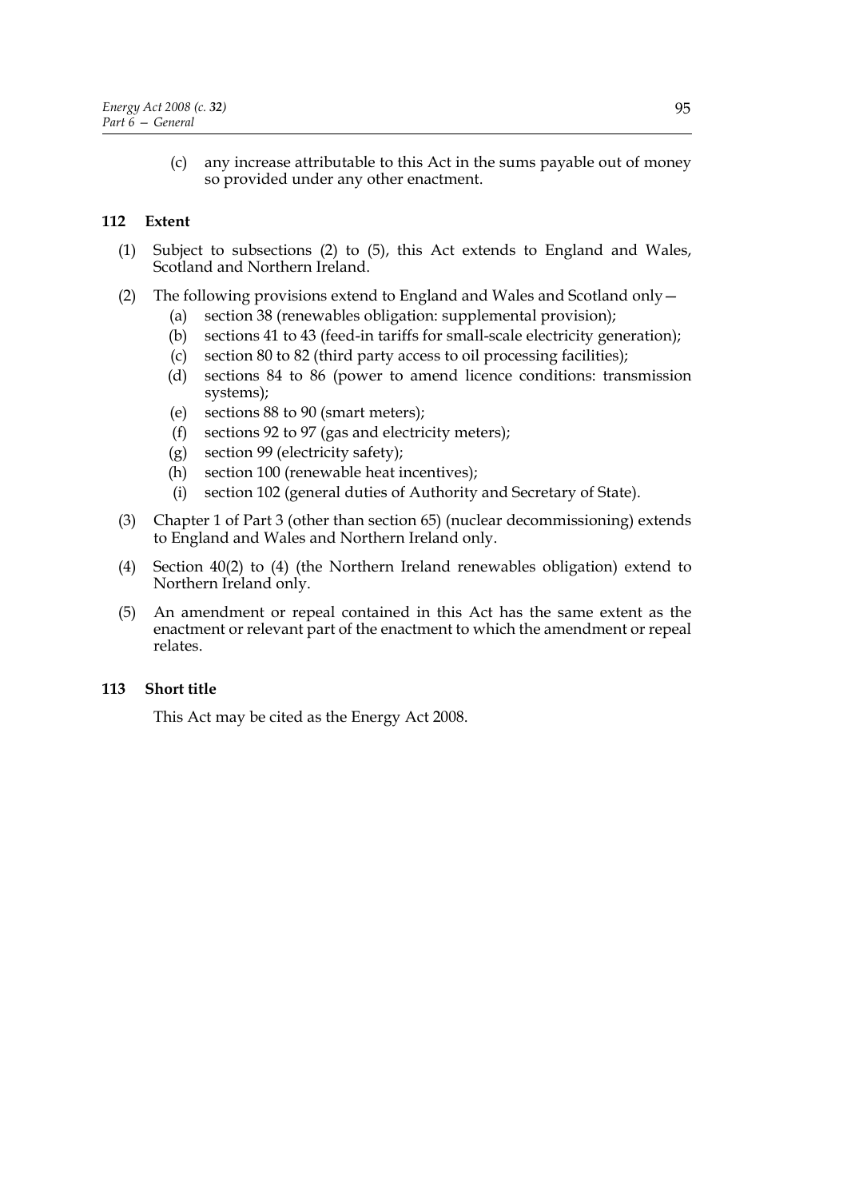(c) any increase attributable to this Act in the sums payable out of money so provided under any other enactment.

## 112 Extent

(1) Subject to subsections (2) to (5), this Act extends to England and Wales, Scotland and Northern Ireland.

(2) The following provisions extend to England and Wales and Scotland only—

- (a) section 38 (renewables obligation: supplemental provision);
- (b) sections 41 to 43 (feed-in tariffs for small-scale electricity generation);
- (c) section 80 to 82 (third party access to oil processing facilities);
- (d) sections 84 to 86 (power to amend licence conditions: transmission systems);
- (e) sections 88 to 90 (smart meters);
- (f) sections 92 to 97 (gas and electricity meters);
- (g) section 99 (electricity safety);
- (h) section 100 (renewable heat incentives);
- (i) section 102 (general duties of Authority and Secretary of State).

(3) Chapter 1 of Part 3 (other than section 65) (nuclear decommissioning) extends to England and Wales and Northern Ireland only.

(4) Section 40(2) to (4) (the Northern Ireland renewables obligation) extend to Northern Ireland only.

(5) An amendment or repeal contained in this Act has the same extent as the enactment or relevant part of the enactment to which the amendment or repeal relates.

## 113 Short title

This Act may be cited as the Energy Act 2008.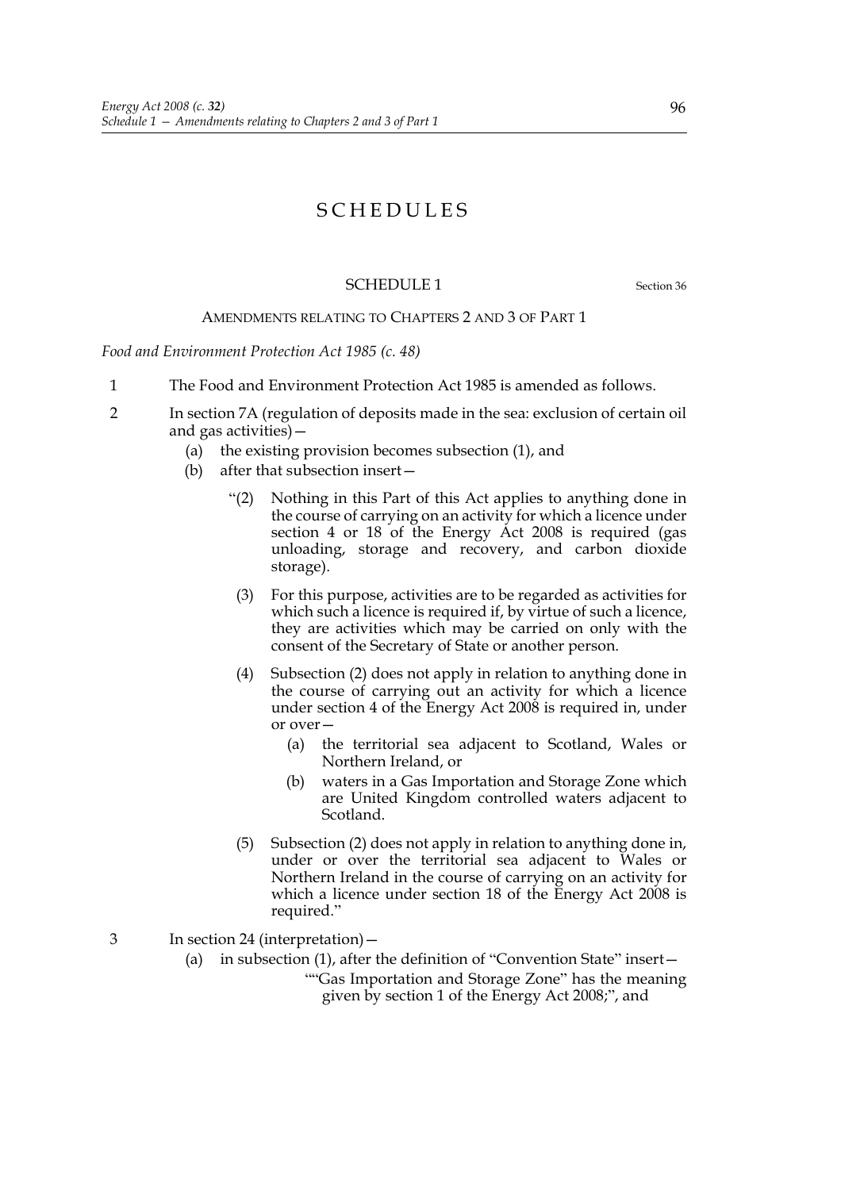# SCHEDULES

## SCHEDULE 1

Section 36

### AMENDMENTS RELATING TO CHAPTERS 2 AND 3 OF PART 1

*Food and Environment Protection Act 1985 (c. 48)*

1 The Food and Environment Protection Act 1985 is amended as follows.

2 In section 7A (regulation of deposits made in the sea: exclusion of certain oil and gas activities)—

(a) the existing provision becomes subsection (1), and

(b) after that subsection insert—

"(2) Nothing in this Part of this Act applies to anything done in the course of carrying on an activity for which a licence under section 4 or 18 of the Energy Act 2008 is required (gas unloading, storage and recovery, and carbon dioxide storage).

(3) For this purpose, activities are to be regarded as activities for which such a licence is required if, by virtue of such a licence, they are activities which may be carried on only with the consent of the Secretary of State or another person.

(4) Subsection (2) does not apply in relation to anything done in the course of carrying out an activity for which a licence under section 4 of the Energy Act 2008 is required in, under or over—

(a) the territorial sea adjacent to Scotland, Wales or Northern Ireland, or

(b) waters in a Gas Importation and Storage Zone which are United Kingdom controlled waters adjacent to Scotland.

(5) Subsection (2) does not apply in relation to anything done in, under or over the territorial sea adjacent to Wales or Northern Ireland in the course of carrying on an activity for which a licence under section 18 of the Energy Act 2008 is required."

3 In section 24 (interpretation)—

(a) in subsection (1), after the definition of "Convention State" insert—

""Gas Importation and Storage Zone" has the meaning given by section 1 of the Energy Act 2008;", and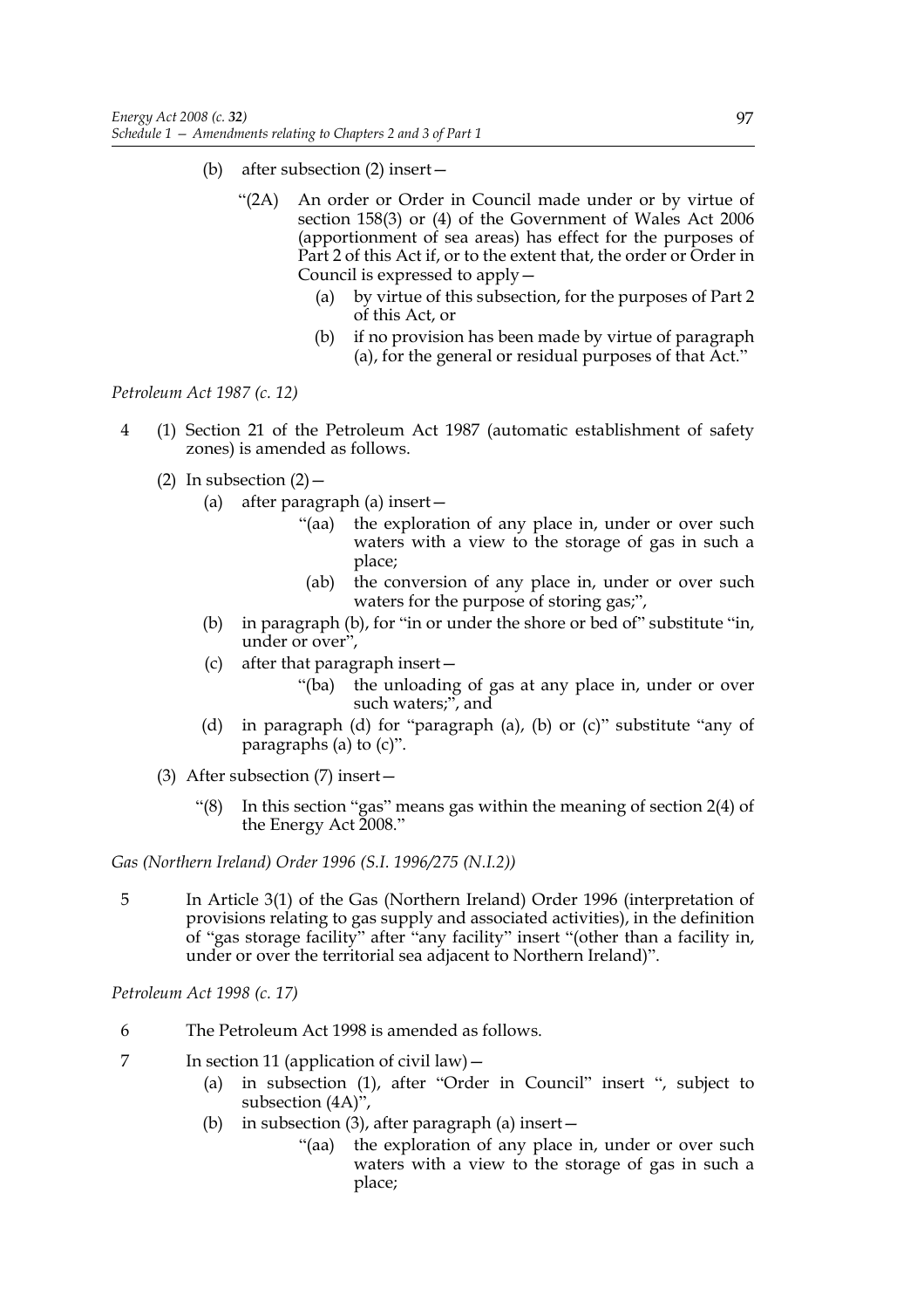(b) after subsection (2) insert—

"(2A) An order or Order in Council made under or by virtue of section 158(3) or (4) of the Government of Wales Act 2006 (apportionment of sea areas) has effect for the purposes of Part 2 of this Act if, or to the extent that, the order or Order in Council is expressed to apply—

(a) by virtue of this subsection, for the purposes of Part 2 of this Act, or

(b) if no provision has been made by virtue of paragraph (a), for the general or residual purposes of that Act."

*Petroleum Act 1987 (c. 12)*

4 (1) Section 21 of the Petroleum Act 1987 (automatic establishment of safety zones) is amended as follows.

(2) In subsection (2)—

(a) after paragraph (a) insert—

"(aa) the exploration of any place in, under or over such waters with a view to the storage of gas in such a place;

(ab) the conversion of any place in, under or over such waters for the purpose of storing gas;",

(b) in paragraph (b), for "in or under the shore or bed of" substitute "in, under or over",

(c) after that paragraph insert—

"(ba) the unloading of gas at any place in, under or over such waters;", and

(d) in paragraph (d) for "paragraph (a), (b) or (c)" substitute "any of paragraphs (a) to (c)".

(3) After subsection (7) insert—

"(8) In this section "gas" means gas within the meaning of section 2(4) of the Energy Act 2008."

*Gas (Northern Ireland) Order 1996 (S.I. 1996/275 (N.I.2))*

5 In Article 3(1) of the Gas (Northern Ireland) Order 1996 (interpretation of provisions relating to gas supply and associated activities), in the definition of "gas storage facility" after "any facility" insert "(other than a facility in, under or over the territorial sea adjacent to Northern Ireland)".

*Petroleum Act 1998 (c. 17)*

6 The Petroleum Act 1998 is amended as follows.

7 In section 11 (application of civil law)—

(a) in subsection (1), after "Order in Council" insert ", subject to subsection (4A)",

(b) in subsection (3), after paragraph (a) insert—

"(aa) the exploration of any place in, under or over such waters with a view to the storage of gas in such a place;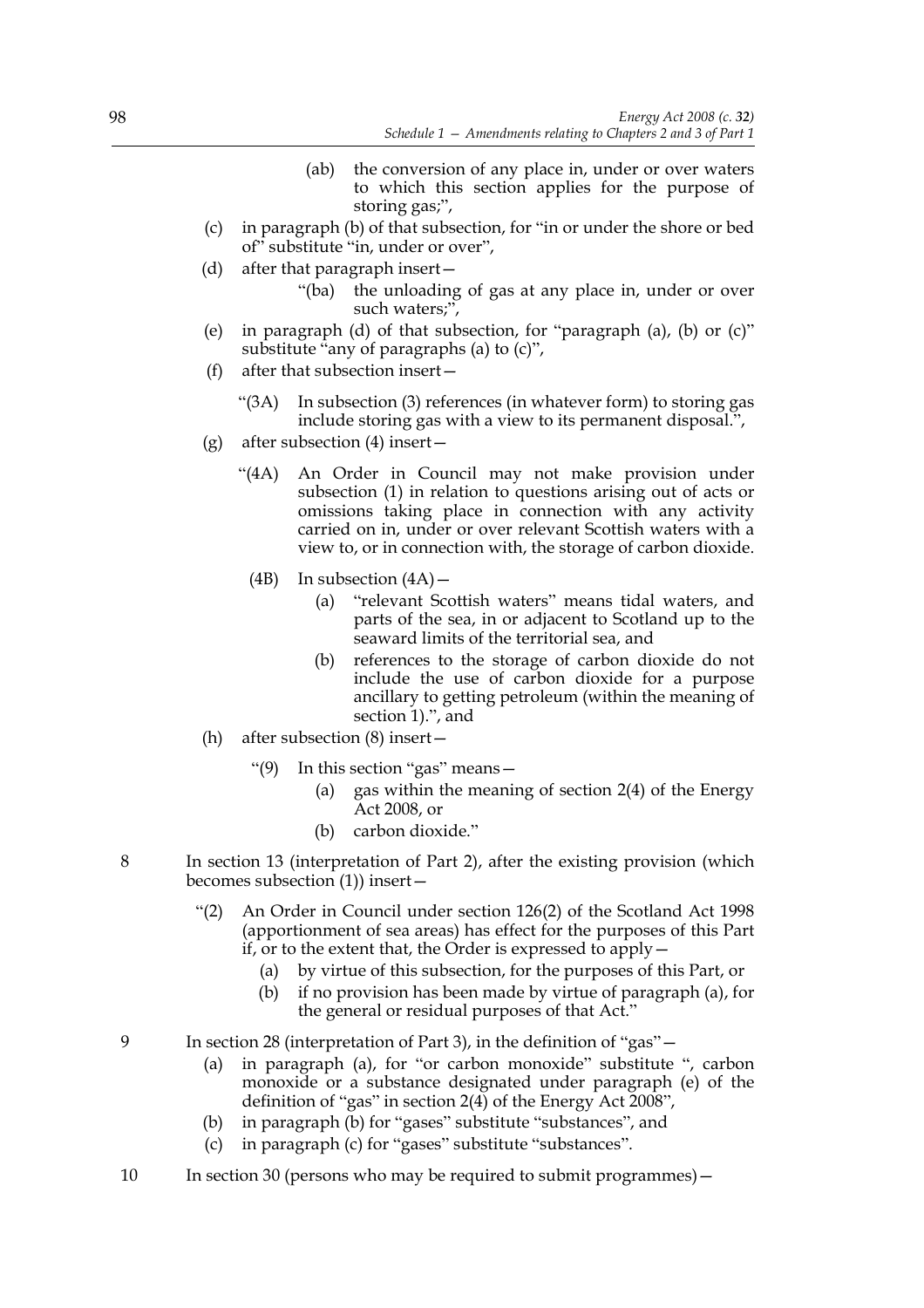(ab) the conversion of any place in, under or over waters to which this section applies for the purpose of storing gas;",

(c) in paragraph (b) of that subsection, for "in or under the shore or bed of" substitute "in, under or over",

(d) after that paragraph insert—

"(ba) the unloading of gas at any place in, under or over such waters;",

(e) in paragraph (d) of that subsection, for "paragraph (a), (b) or (c)" substitute "any of paragraphs (a) to (c)",

(f) after that subsection insert—

"(3A) In subsection (3) references (in whatever form) to storing gas include storing gas with a view to its permanent disposal.",

(g) after subsection (4) insert—

"(4A) An Order in Council may not make provision under subsection (1) in relation to questions arising out of acts or omissions taking place in connection with any activity carried on in, under or over relevant Scottish waters with a view to, or in connection with, the storage of carbon dioxide.

(4B) In subsection (4A)—

(a) "relevant Scottish waters" means tidal waters, and parts of the sea, in or adjacent to Scotland up to the seaward limits of the territorial sea, and

(b) references to the storage of carbon dioxide do not include the use of carbon dioxide for a purpose ancillary to getting petroleum (within the meaning of section 1).", and

(h) after subsection (8) insert—

"(9) In this section "gas" means—

(a) gas within the meaning of section 2(4) of the Energy Act 2008, or

(b) carbon dioxide."

8 In section 13 (interpretation of Part 2), after the existing provision (which becomes subsection (1)) insert—

"(2) An Order in Council under section 126(2) of the Scotland Act 1998 (apportionment of sea areas) has effect for the purposes of this Part if, or to the extent that, the Order is expressed to apply—

(a) by virtue of this subsection, for the purposes of this Part, or

(b) if no provision has been made by virtue of paragraph (a), for the general or residual purposes of that Act."

9 In section 28 (interpretation of Part 3), in the definition of "gas"—

(a) in paragraph (a), for "or carbon monoxide" substitute ", carbon monoxide or a substance designated under paragraph (e) of the definition of "gas" in section 2(4) of the Energy Act 2008",

(b) in paragraph (b) for "gases" substitute "substances", and

(c) in paragraph (c) for "gases" substitute "substances".

10 In section 30 (persons who may be required to submit programmes)—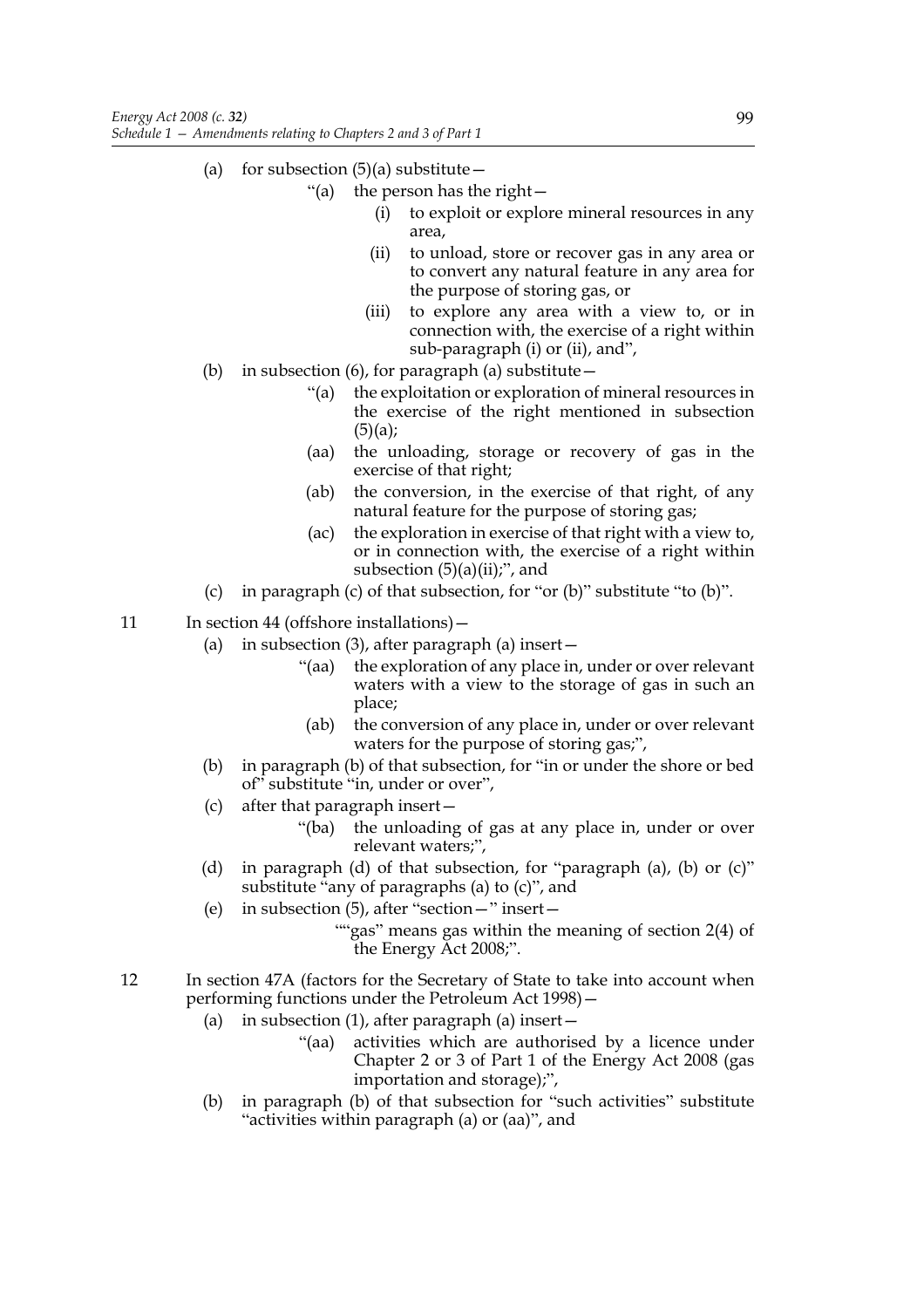(a) for subsection (5)(a) substitute—

"(a) the person has the right—

(i) to exploit or explore mineral resources in any area,

(ii) to unload, store or recover gas in any area or to convert any natural feature in any area for the purpose of storing gas, or

(iii) to explore any area with a view to, or in connection with, the exercise of a right within sub-paragraph (i) or (ii), and",

(b) in subsection (6), for paragraph (a) substitute—

"(a) the exploitation or exploration of mineral resources in the exercise of the right mentioned in subsection (5)(a);

(aa) the unloading, storage or recovery of gas in the exercise of that right;

(ab) the conversion, in the exercise of that right, of any natural feature for the purpose of storing gas;

(ac) the exploration in exercise of that right with a view to, or in connection with, the exercise of a right within subsection (5)(a)(ii);", and

(c) in paragraph (c) of that subsection, for "or (b)" substitute "to (b)".

11 In section 44 (offshore installations)—

(a) in subsection (3), after paragraph (a) insert—

"(aa) the exploration of any place in, under or over relevant waters with a view to the storage of gas in such an place;

(ab) the conversion of any place in, under or over relevant waters for the purpose of storing gas;",

(b) in paragraph (b) of that subsection, for "in or under the shore or bed of" substitute "in, under or over",

(c) after that paragraph insert—

"(ba) the unloading of gas at any place in, under or over relevant waters;",

(d) in paragraph (d) of that subsection, for "paragraph (a), (b) or (c)" substitute "any of paragraphs (a) to (c)", and

(e) in subsection (5), after "section—" insert—

""gas" means gas within the meaning of section 2(4) of the Energy Act 2008;".

12 In section 47A (factors for the Secretary of State to take into account when performing functions under the Petroleum Act 1998)—

(a) in subsection (1), after paragraph (a) insert—

"(aa) activities which are authorised by a licence under Chapter 2 or 3 of Part 1 of the Energy Act 2008 (gas importation and storage);",

(b) in paragraph (b) of that subsection for "such activities" substitute "activities within paragraph (a) or (aa)", and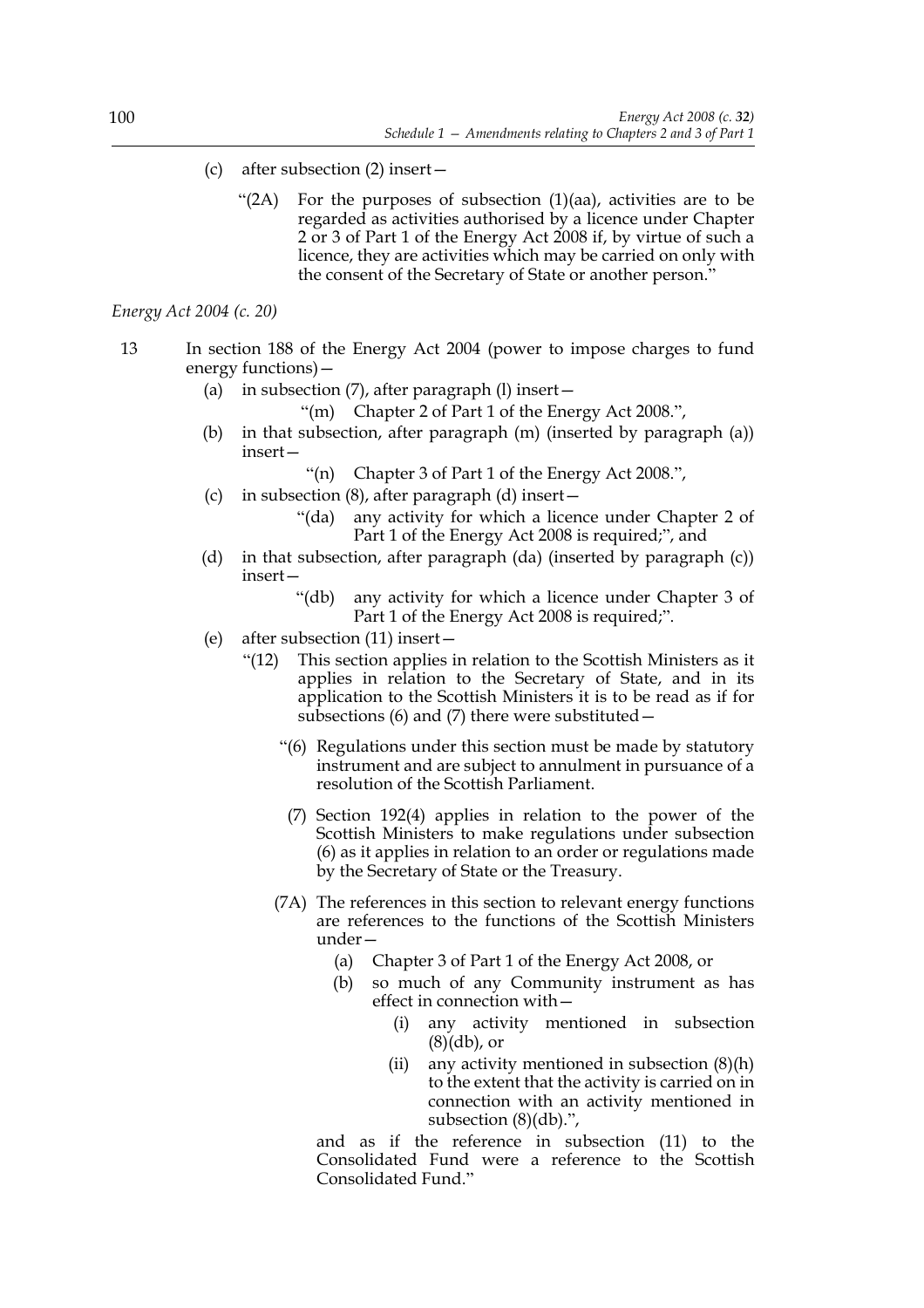(c) after subsection (2) insert—

"(2A) For the purposes of subsection (1)(aa), activities are to be regarded as activities authorised by a licence under Chapter 2 or 3 of Part 1 of the Energy Act 2008 if, by virtue of such a licence, they are activities which may be carried on only with the consent of the Secretary of State or another person."

*Energy Act 2004 (c. 20)*

13 In section 188 of the Energy Act 2004 (power to impose charges to fund energy functions)—

(a) in subsection (7), after paragraph (l) insert—

"(m) Chapter 2 of Part 1 of the Energy Act 2008.",

(b) in that subsection, after paragraph (m) (inserted by paragraph (a)) insert—

"(n) Chapter 3 of Part 1 of the Energy Act 2008.",

(c) in subsection (8), after paragraph (d) insert—

"(da) any activity for which a licence under Chapter 2 of Part 1 of the Energy Act 2008 is required;", and

(d) in that subsection, after paragraph (da) (inserted by paragraph (c)) insert—

"(db) any activity for which a licence under Chapter 3 of Part 1 of the Energy Act 2008 is required;".

(e) after subsection (11) insert—

"(12) This section applies in relation to the Scottish Ministers as it applies in relation to the Secretary of State, and in its application to the Scottish Ministers it is to be read as if for subsections (6) and (7) there were substituted—

"(6) Regulations under this section must be made by statutory instrument and are subject to annulment in pursuance of a resolution of the Scottish Parliament.

(7) Section 192(4) applies in relation to the power of the Scottish Ministers to make regulations under subsection (6) as it applies in relation to an order or regulations made by the Secretary of State or the Treasury.

(7A) The references in this section to relevant energy functions are references to the functions of the Scottish Ministers under—

(a) Chapter 3 of Part 1 of the Energy Act 2008, or

(b) so much of any Community instrument as has effect in connection with—

(i) any activity mentioned in subsection (8)(db), or

(ii) any activity mentioned in subsection (8)(h) to the extent that the activity is carried on in connection with an activity mentioned in subsection (8)(db).",

and as if the reference in subsection (11) to the Consolidated Fund were a reference to the Scottish Consolidated Fund."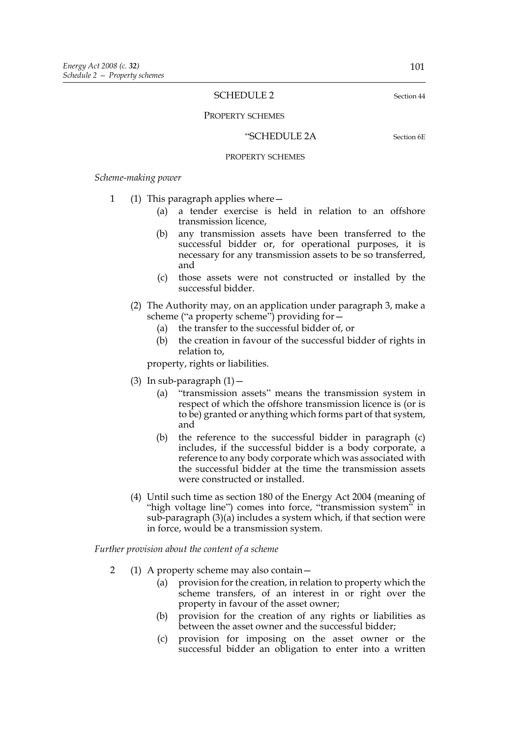SCHEDULE 2 Section 44

PROPERTY SCHEMES

"SCHEDULE 2A Section 6E

PROPERTY SCHEMES

*Scheme-making power*

1 (1) This paragraph applies where—
(a) a tender exercise is held in relation to an offshore transmission licence,
(b) any transmission assets have been transferred to the successful bidder or, for operational purposes, it is necessary for any transmission assets to be so transferred, and
(c) those assets were not constructed or installed by the successful bidder.

(2) The Authority may, on an application under paragraph 3, make a scheme ("a property scheme") providing for—
(a) the transfer to the successful bidder of, or
(b) the creation in favour of the successful bidder of rights in relation to,

property, rights or liabilities.

(3) In sub-paragraph (1)—
(a) "transmission assets" means the transmission system in respect of which the offshore transmission licence is (or is to be) granted or anything which forms part of that system, and
(b) the reference to the successful bidder in paragraph (c) includes, if the successful bidder is a body corporate, a reference to any body corporate which was associated with the successful bidder at the time the transmission assets were constructed or installed.

(4) Until such time as section 180 of the Energy Act 2004 (meaning of "high voltage line") comes into force, "transmission system" in sub-paragraph (3)(a) includes a system which, if that section were in force, would be a transmission system.

*Further provision about the content of a scheme*

2 (1) A property scheme may also contain—
(a) provision for the creation, in relation to property which the scheme transfers, of an interest in or right over the property in favour of the asset owner;
(b) provision for the creation of any rights or liabilities as between the asset owner and the successful bidder;
(c) provision for imposing on the asset owner or the successful bidder an obligation to enter into a written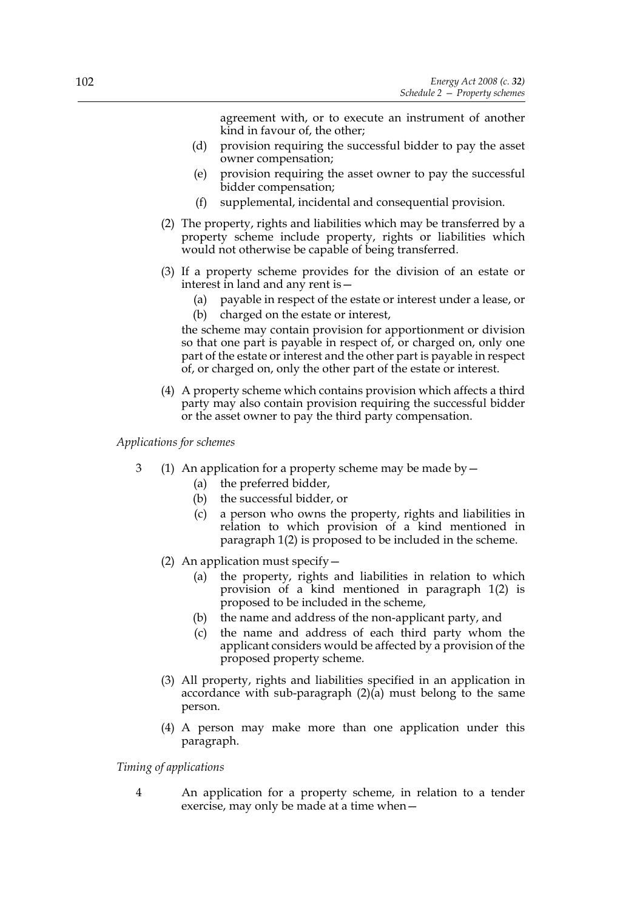agreement with, or to execute an instrument of another kind in favour of, the other;

(d) provision requiring the successful bidder to pay the asset owner compensation;

(e) provision requiring the asset owner to pay the successful bidder compensation;

(f) supplemental, incidental and consequential provision.

(2) The property, rights and liabilities which may be transferred by a property scheme include property, rights or liabilities which would not otherwise be capable of being transferred.

(3) If a property scheme provides for the division of an estate or interest in land and any rent is—

(a) payable in respect of the estate or interest under a lease, or

(b) charged on the estate or interest,

the scheme may contain provision for apportionment or division so that one part is payable in respect of, or charged on, only one part of the estate or interest and the other part is payable in respect of, or charged on, only the other part of the estate or interest.

(4) A property scheme which contains provision which affects a third party may also contain provision requiring the successful bidder or the asset owner to pay the third party compensation.

*Applications for schemes*

3 (1) An application for a property scheme may be made by—

(a) the preferred bidder,

(b) the successful bidder, or

(c) a person who owns the property, rights and liabilities in relation to which provision of a kind mentioned in paragraph 1(2) is proposed to be included in the scheme.

(2) An application must specify—

(a) the property, rights and liabilities in relation to which provision of a kind mentioned in paragraph 1(2) is proposed to be included in the scheme,

(b) the name and address of the non-applicant party, and

(c) the name and address of each third party whom the applicant considers would be affected by a provision of the proposed property scheme.

(3) All property, rights and liabilities specified in an application in accordance with sub-paragraph (2)(a) must belong to the same person.

(4) A person may make more than one application under this paragraph.

*Timing of applications*

4 An application for a property scheme, in relation to a tender exercise, may only be made at a time when—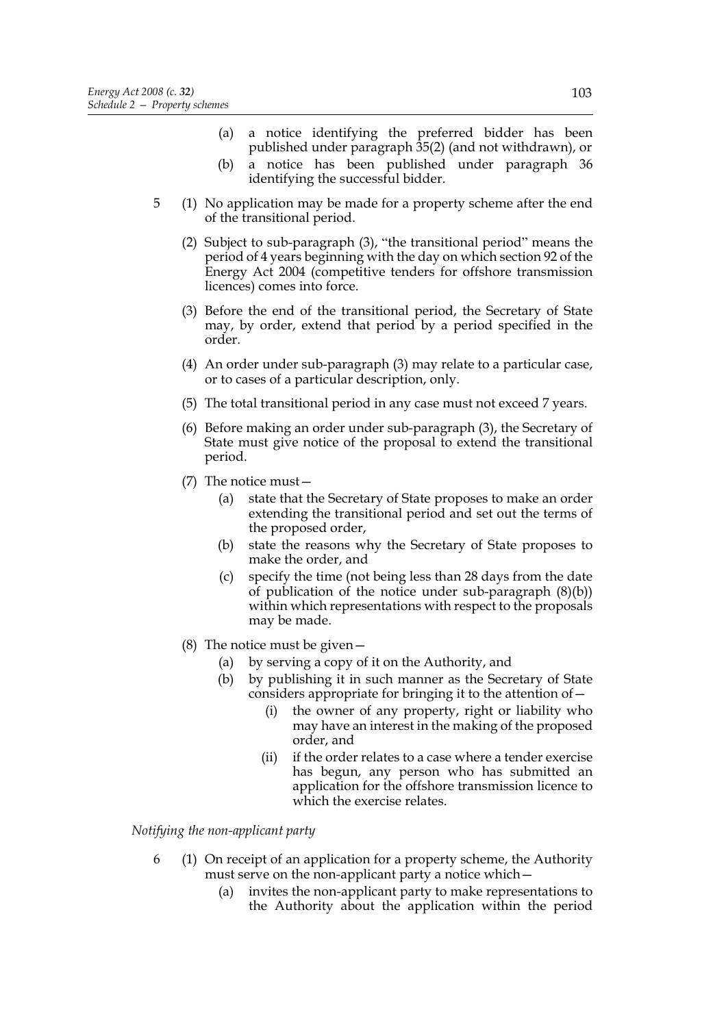(a) a notice identifying the preferred bidder has been published under paragraph 35(2) (and not withdrawn), or

(b) a notice has been published under paragraph 36 identifying the successful bidder.

5 (1) No application may be made for a property scheme after the end of the transitional period.

(2) Subject to sub-paragraph (3), "the transitional period" means the period of 4 years beginning with the day on which section 92 of the Energy Act 2004 (competitive tenders for offshore transmission licences) comes into force.

(3) Before the end of the transitional period, the Secretary of State may, by order, extend that period by a period specified in the order.

(4) An order under sub-paragraph (3) may relate to a particular case, or to cases of a particular description, only.

(5) The total transitional period in any case must not exceed 7 years.

(6) Before making an order under sub-paragraph (3), the Secretary of State must give notice of the proposal to extend the transitional period.

(7) The notice must—

(a) state that the Secretary of State proposes to make an order extending the transitional period and set out the terms of the proposed order,

(b) state the reasons why the Secretary of State proposes to make the order, and

(c) specify the time (not being less than 28 days from the date of publication of the notice under sub-paragraph (8)(b)) within which representations with respect to the proposals may be made.

(8) The notice must be given—

(a) by serving a copy of it on the Authority, and

(b) by publishing it in such manner as the Secretary of State considers appropriate for bringing it to the attention of—

(i) the owner of any property, right or liability who may have an interest in the making of the proposed order, and

(ii) if the order relates to a case where a tender exercise has begun, any person who has submitted an application for the offshore transmission licence to which the exercise relates.

*Notifying the non-applicant party*

6 (1) On receipt of an application for a property scheme, the Authority must serve on the non-applicant party a notice which—

(a) invites the non-applicant party to make representations to the Authority about the application within the period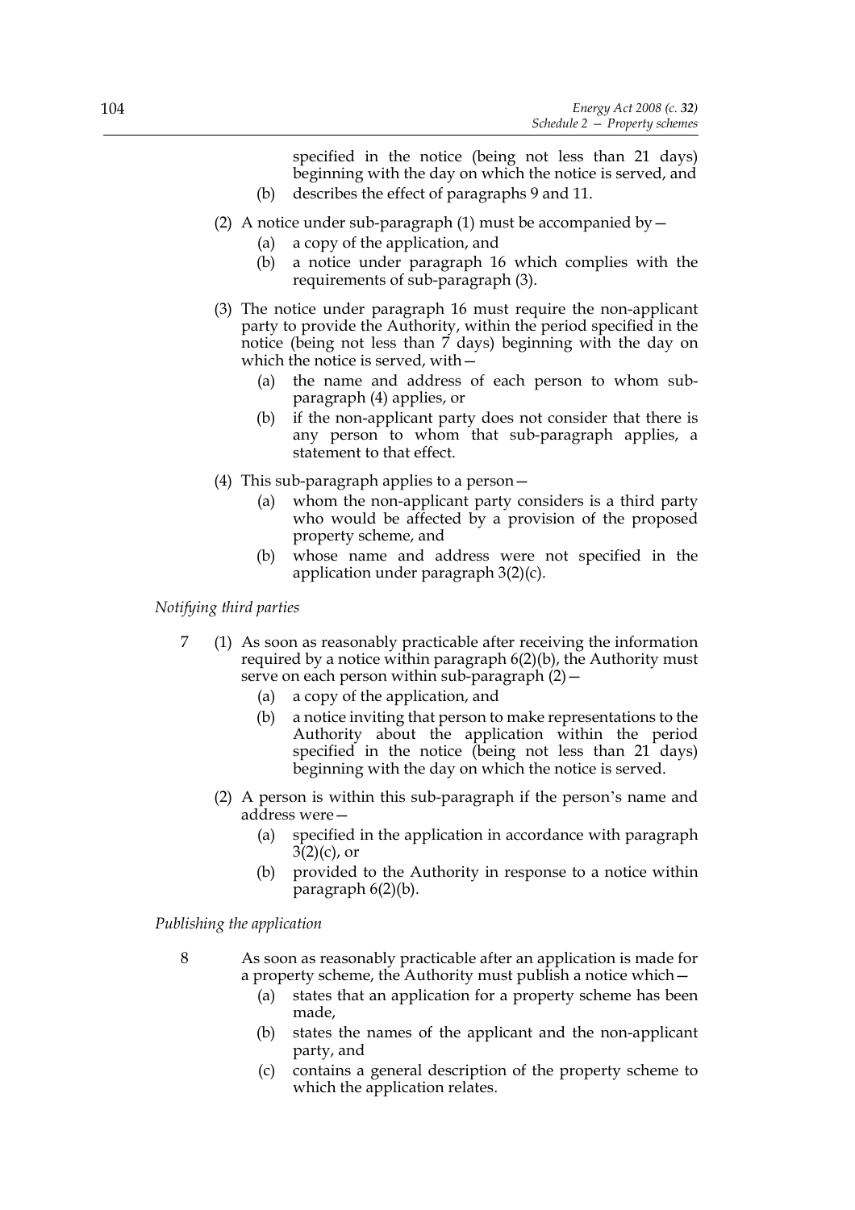specified in the notice (being not less than 21 days) beginning with the day on which the notice is served, and

(b) describes the effect of paragraphs 9 and 11.

(2) A notice under sub-paragraph (1) must be accompanied by—

(a) a copy of the application, and

(b) a notice under paragraph 16 which complies with the requirements of sub-paragraph (3).

(3) The notice under paragraph 16 must require the non-applicant party to provide the Authority, within the period specified in the notice (being not less than 7 days) beginning with the day on which the notice is served, with—

(a) the name and address of each person to whom sub-paragraph (4) applies, or

(b) if the non-applicant party does not consider that there is any person to whom that sub-paragraph applies, a statement to that effect.

(4) This sub-paragraph applies to a person—

(a) whom the non-applicant party considers is a third party who would be affected by a provision of the proposed property scheme, and

(b) whose name and address were not specified in the application under paragraph 3(2)(c).

*Notifying third parties*

7 (1) As soon as reasonably practicable after receiving the information required by a notice within paragraph 6(2)(b), the Authority must serve on each person within sub-paragraph (2)—

(a) a copy of the application, and

(b) a notice inviting that person to make representations to the Authority about the application within the period specified in the notice (being not less than 21 days) beginning with the day on which the notice is served.

(2) A person is within this sub-paragraph if the person's name and address were—

(a) specified in the application in accordance with paragraph 3(2)(c), or

(b) provided to the Authority in response to a notice within paragraph 6(2)(b).

*Publishing the application*

8 As soon as reasonably practicable after an application is made for a property scheme, the Authority must publish a notice which—

(a) states that an application for a property scheme has been made,

(b) states the names of the applicant and the non-applicant party, and

(c) contains a general description of the property scheme to which the application relates.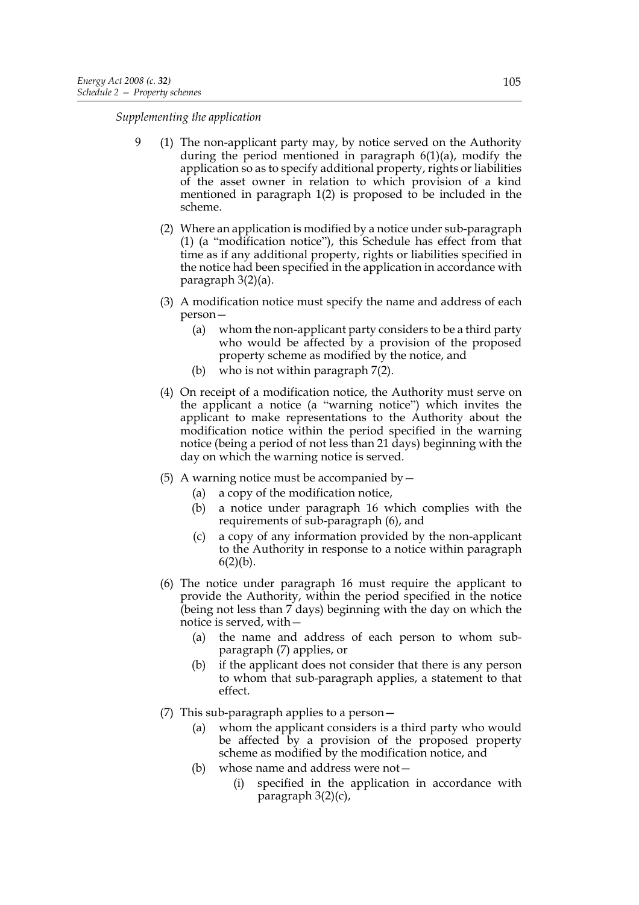*Supplementing the application*

9 (1) The non-applicant party may, by notice served on the Authority during the period mentioned in paragraph 6(1)(a), modify the application so as to specify additional property, rights or liabilities of the asset owner in relation to which provision of a kind mentioned in paragraph 1(2) is proposed to be included in the scheme.

(2) Where an application is modified by a notice under sub-paragraph (1) (a "modification notice"), this Schedule has effect from that time as if any additional property, rights or liabilities specified in the notice had been specified in the application in accordance with paragraph 3(2)(a).

(3) A modification notice must specify the name and address of each person—

(a) whom the non-applicant party considers to be a third party who would be affected by a provision of the proposed property scheme as modified by the notice, and

(b) who is not within paragraph 7(2).

(4) On receipt of a modification notice, the Authority must serve on the applicant a notice (a "warning notice") which invites the applicant to make representations to the Authority about the modification notice within the period specified in the warning notice (being a period of not less than 21 days) beginning with the day on which the warning notice is served.

(5) A warning notice must be accompanied by—

(a) a copy of the modification notice,

(b) a notice under paragraph 16 which complies with the requirements of sub-paragraph (6), and

(c) a copy of any information provided by the non-applicant to the Authority in response to a notice within paragraph 6(2)(b).

(6) The notice under paragraph 16 must require the applicant to provide the Authority, within the period specified in the notice (being not less than 7 days) beginning with the day on which the notice is served, with—

(a) the name and address of each person to whom sub-paragraph (7) applies, or

(b) if the applicant does not consider that there is any person to whom that sub-paragraph applies, a statement to that effect.

(7) This sub-paragraph applies to a person—

(a) whom the applicant considers is a third party who would be affected by a provision of the proposed property scheme as modified by the modification notice, and

(b) whose name and address were not—

(i) specified in the application in accordance with paragraph 3(2)(c),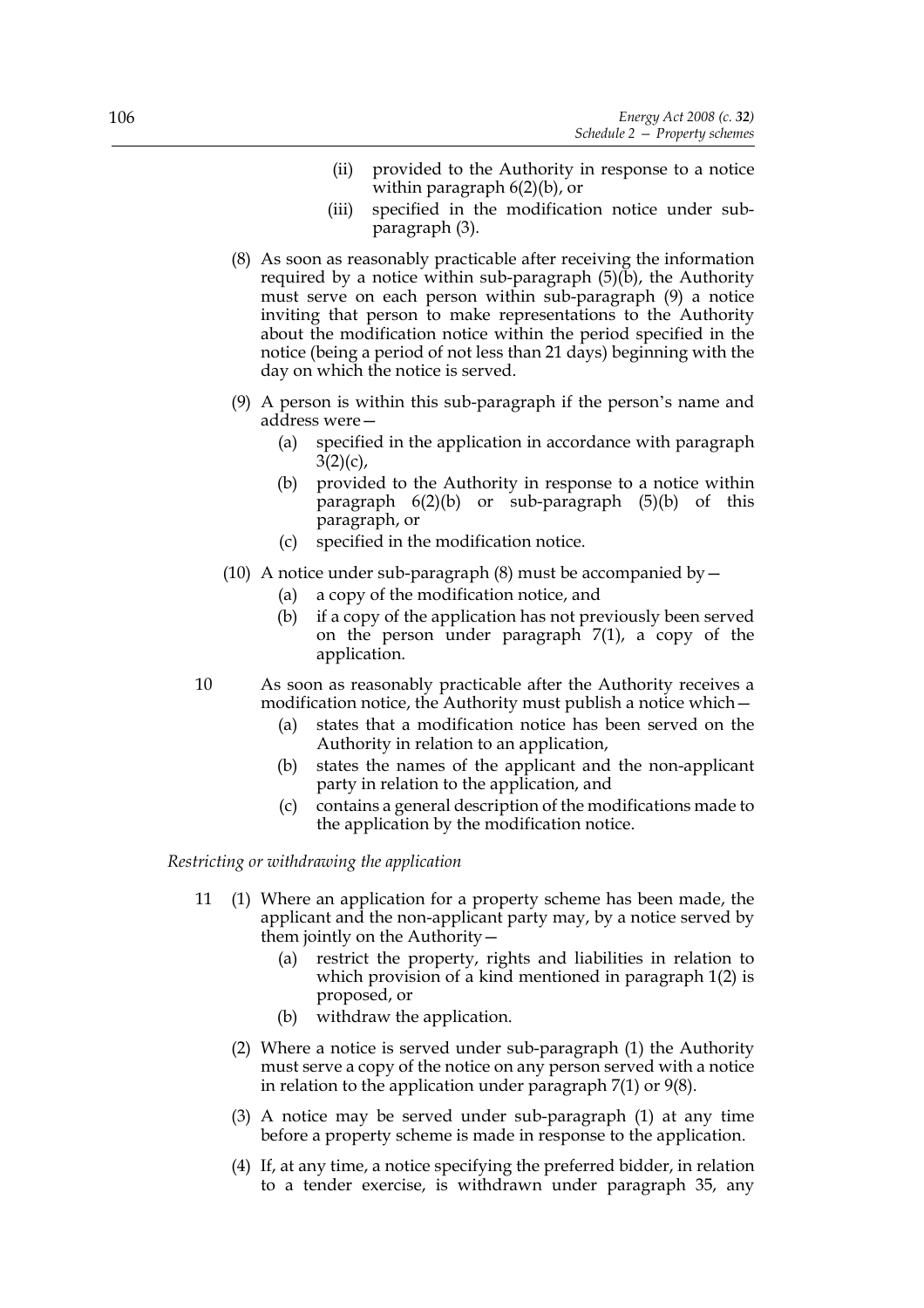(ii) provided to the Authority in response to a notice within paragraph 6(2)(b), or

(iii) specified in the modification notice under sub-paragraph (3).

(8) As soon as reasonably practicable after receiving the information required by a notice within sub-paragraph (5)(b), the Authority must serve on each person within sub-paragraph (9) a notice inviting that person to make representations to the Authority about the modification notice within the period specified in the notice (being a period of not less than 21 days) beginning with the day on which the notice is served.

(9) A person is within this sub-paragraph if the person's name and address were—

(a) specified in the application in accordance with paragraph 3(2)(c),

(b) provided to the Authority in response to a notice within paragraph 6(2)(b) or sub-paragraph (5)(b) of this paragraph, or

(c) specified in the modification notice.

(10) A notice under sub-paragraph (8) must be accompanied by—

(a) a copy of the modification notice, and

(b) if a copy of the application has not previously been served on the person under paragraph 7(1), a copy of the application.

10 As soon as reasonably practicable after the Authority receives a modification notice, the Authority must publish a notice which—

(a) states that a modification notice has been served on the Authority in relation to an application,

(b) states the names of the applicant and the non-applicant party in relation to the application, and

(c) contains a general description of the modifications made to the application by the modification notice.

*Restricting or withdrawing the application*

11 (1) Where an application for a property scheme has been made, the applicant and the non-applicant party may, by a notice served by them jointly on the Authority—

(a) restrict the property, rights and liabilities in relation to which provision of a kind mentioned in paragraph 1(2) is proposed, or

(b) withdraw the application.

(2) Where a notice is served under sub-paragraph (1) the Authority must serve a copy of the notice on any person served with a notice in relation to the application under paragraph 7(1) or 9(8).

(3) A notice may be served under sub-paragraph (1) at any time before a property scheme is made in response to the application.

(4) If, at any time, a notice specifying the preferred bidder, in relation to a tender exercise, is withdrawn under paragraph 35, any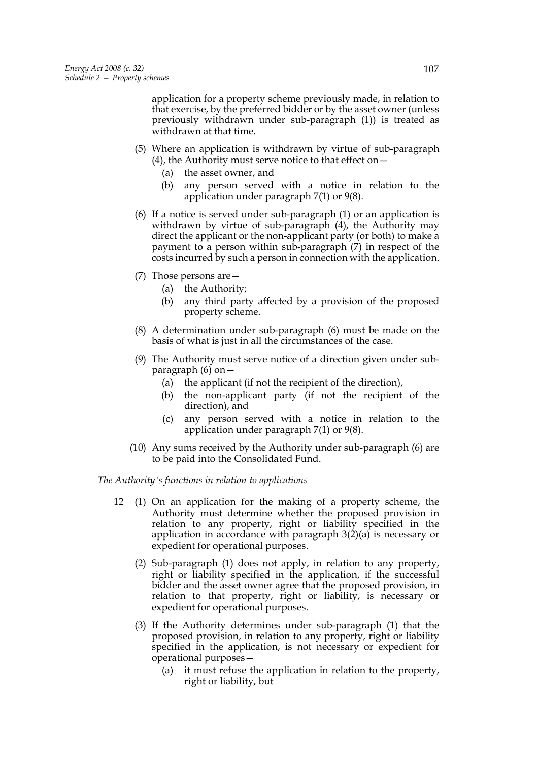application for a property scheme previously made, in relation to that exercise, by the preferred bidder or by the asset owner (unless previously withdrawn under sub-paragraph (1)) is treated as withdrawn at that time.

(5) Where an application is withdrawn by virtue of sub-paragraph (4), the Authority must serve notice to that effect on—

(a) the asset owner, and

(b) any person served with a notice in relation to the application under paragraph 7(1) or 9(8).

(6) If a notice is served under sub-paragraph (1) or an application is withdrawn by virtue of sub-paragraph (4), the Authority may direct the applicant or the non-applicant party (or both) to make a payment to a person within sub-paragraph (7) in respect of the costs incurred by such a person in connection with the application.

(7) Those persons are—

(a) the Authority;

(b) any third party affected by a provision of the proposed property scheme.

(8) A determination under sub-paragraph (6) must be made on the basis of what is just in all the circumstances of the case.

(9) The Authority must serve notice of a direction given under sub-paragraph (6) on—

(a) the applicant (if not the recipient of the direction),

(b) the non-applicant party (if not the recipient of the direction), and

(c) any person served with a notice in relation to the application under paragraph 7(1) or 9(8).

(10) Any sums received by the Authority under sub-paragraph (6) are to be paid into the Consolidated Fund.

*The Authority's functions in relation to applications*

12 (1) On an application for the making of a property scheme, the Authority must determine whether the proposed provision in relation to any property, right or liability specified in the application in accordance with paragraph 3(2)(a) is necessary or expedient for operational purposes.

(2) Sub-paragraph (1) does not apply, in relation to any property, right or liability specified in the application, if the successful bidder and the asset owner agree that the proposed provision, in relation to that property, right or liability, is necessary or expedient for operational purposes.

(3) If the Authority determines under sub-paragraph (1) that the proposed provision, in relation to any property, right or liability specified in the application, is not necessary or expedient for operational purposes—

(a) it must refuse the application in relation to the property, right or liability, but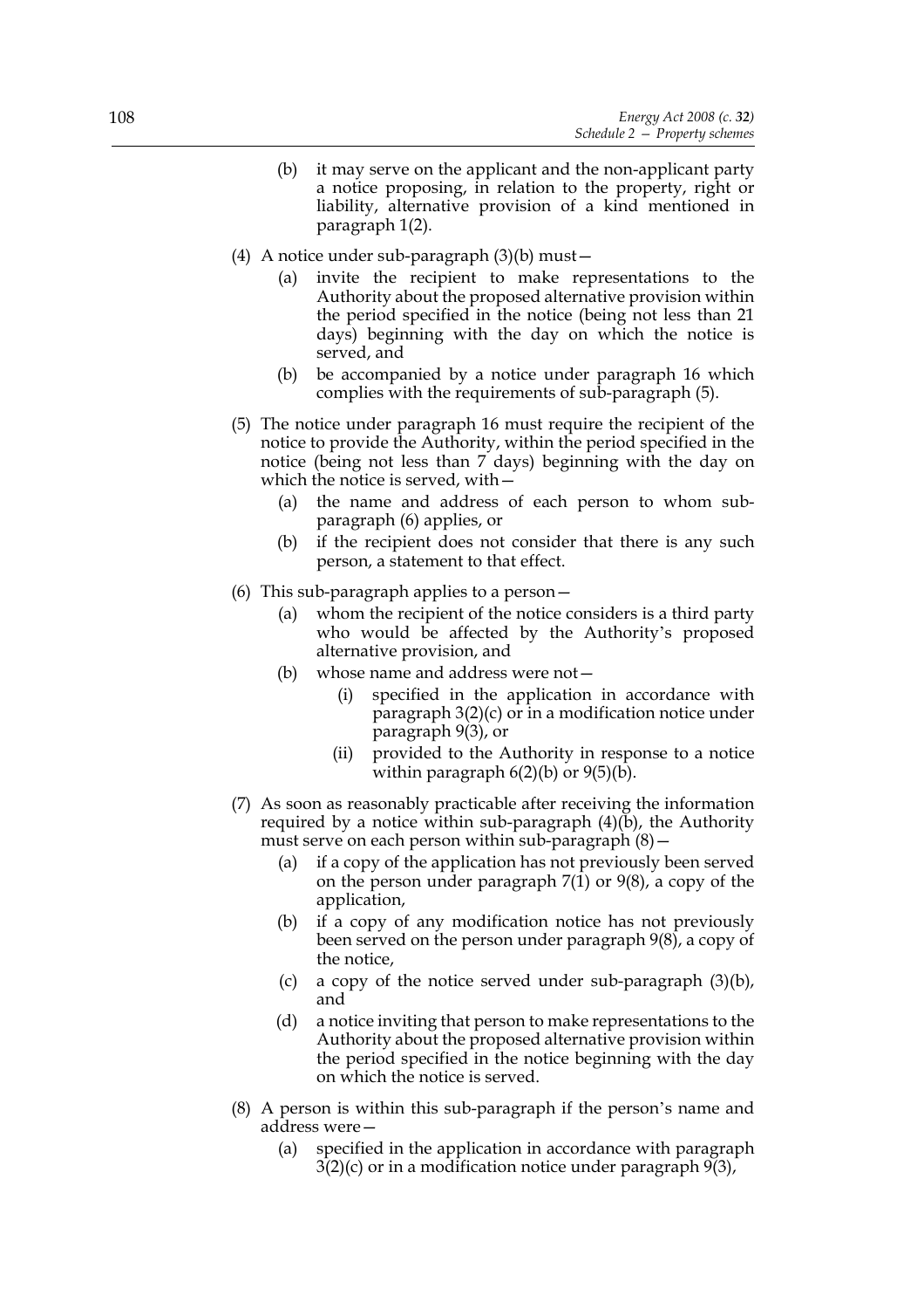(b) it may serve on the applicant and the non-applicant party a notice proposing, in relation to the property, right or liability, alternative provision of a kind mentioned in paragraph 1(2).

(4) A notice under sub-paragraph (3)(b) must—

(a) invite the recipient to make representations to the Authority about the proposed alternative provision within the period specified in the notice (being not less than 21 days) beginning with the day on which the notice is served, and

(b) be accompanied by a notice under paragraph 16 which complies with the requirements of sub-paragraph (5).

(5) The notice under paragraph 16 must require the recipient of the notice to provide the Authority, within the period specified in the notice (being not less than 7 days) beginning with the day on which the notice is served, with—

(a) the name and address of each person to whom sub-paragraph (6) applies, or

(b) if the recipient does not consider that there is any such person, a statement to that effect.

(6) This sub-paragraph applies to a person—

(a) whom the recipient of the notice considers is a third party who would be affected by the Authority's proposed alternative provision, and

(b) whose name and address were not—

(i) specified in the application in accordance with paragraph 3(2)(c) or in a modification notice under paragraph 9(3), or

(ii) provided to the Authority in response to a notice within paragraph 6(2)(b) or 9(5)(b).

(7) As soon as reasonably practicable after receiving the information required by a notice within sub-paragraph (4)(b), the Authority must serve on each person within sub-paragraph (8)—

(a) if a copy of the application has not previously been served on the person under paragraph 7(1) or 9(8), a copy of the application,

(b) if a copy of any modification notice has not previously been served on the person under paragraph 9(8), a copy of the notice,

(c) a copy of the notice served under sub-paragraph (3)(b), and

(d) a notice inviting that person to make representations to the Authority about the proposed alternative provision within the period specified in the notice beginning with the day on which the notice is served.

(8) A person is within this sub-paragraph if the person's name and address were—

(a) specified in the application in accordance with paragraph 3(2)(c) or in a modification notice under paragraph 9(3),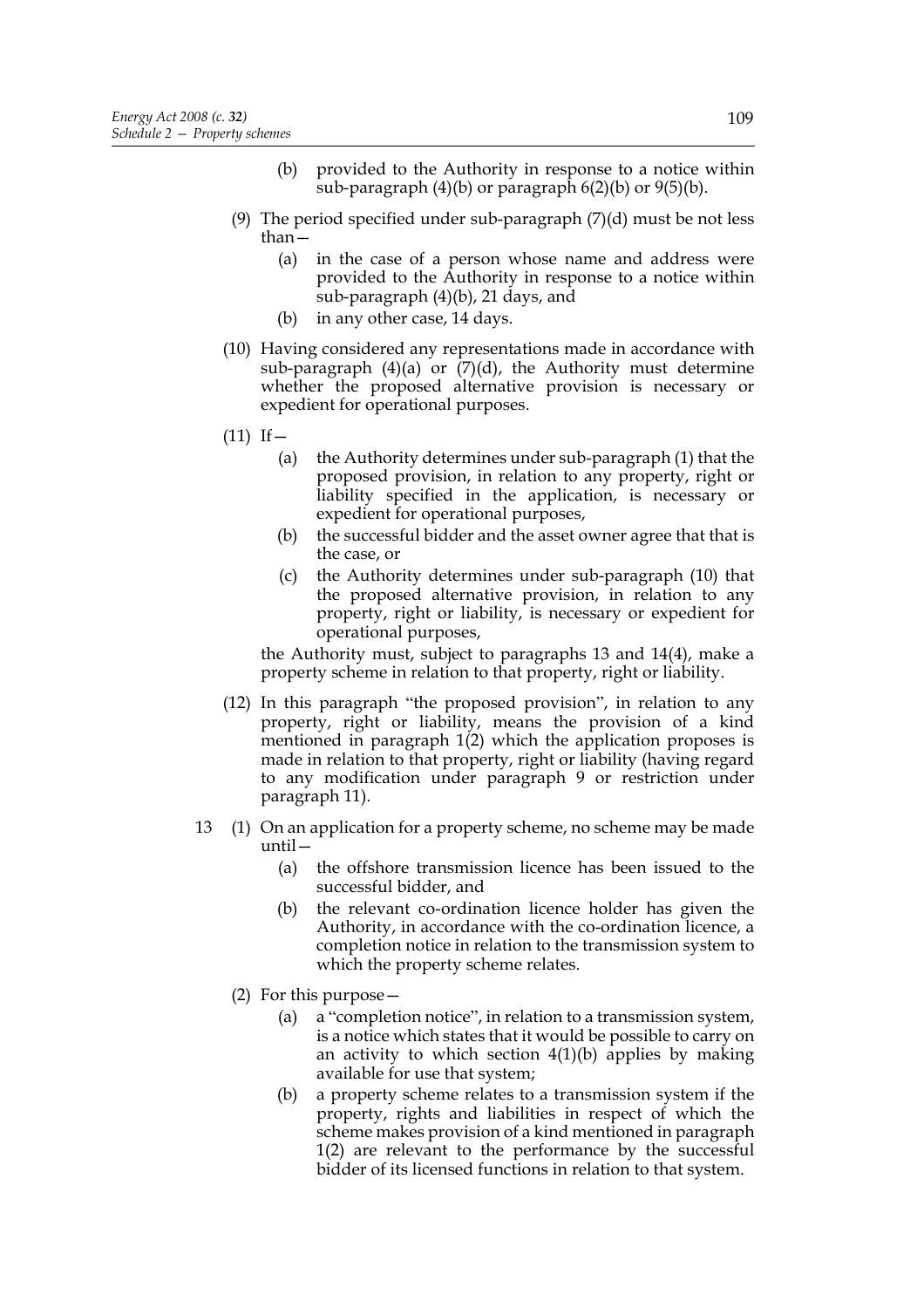(b) provided to the Authority in response to a notice within sub-paragraph (4)(b) or paragraph 6(2)(b) or 9(5)(b).

(9) The period specified under sub-paragraph (7)(d) must be not less than—

(a) in the case of a person whose name and address were provided to the Authority in response to a notice within sub-paragraph (4)(b), 21 days, and

(b) in any other case, 14 days.

(10) Having considered any representations made in accordance with sub-paragraph (4)(a) or (7)(d), the Authority must determine whether the proposed alternative provision is necessary or expedient for operational purposes.

(11) If—

(a) the Authority determines under sub-paragraph (1) that the proposed provision, in relation to any property, right or liability specified in the application, is necessary or expedient for operational purposes,

(b) the successful bidder and the asset owner agree that that is the case, or

(c) the Authority determines under sub-paragraph (10) that the proposed alternative provision, in relation to any property, right or liability, is necessary or expedient for operational purposes,

the Authority must, subject to paragraphs 13 and 14(4), make a property scheme in relation to that property, right or liability.

(12) In this paragraph "the proposed provision", in relation to any property, right or liability, means the provision of a kind mentioned in paragraph 1(2) which the application proposes is made in relation to that property, right or liability (having regard to any modification under paragraph 9 or restriction under paragraph 11).

13 (1) On an application for a property scheme, no scheme may be made until—

(a) the offshore transmission licence has been issued to the successful bidder, and

(b) the relevant co-ordination licence holder has given the Authority, in accordance with the co-ordination licence, a completion notice in relation to the transmission system to which the property scheme relates.

(2) For this purpose—

(a) a "completion notice", in relation to a transmission system, is a notice which states that it would be possible to carry on an activity to which section 4(1)(b) applies by making available for use that system;

(b) a property scheme relates to a transmission system if the property, rights and liabilities in respect of which the scheme makes provision of a kind mentioned in paragraph 1(2) are relevant to the performance by the successful bidder of its licensed functions in relation to that system.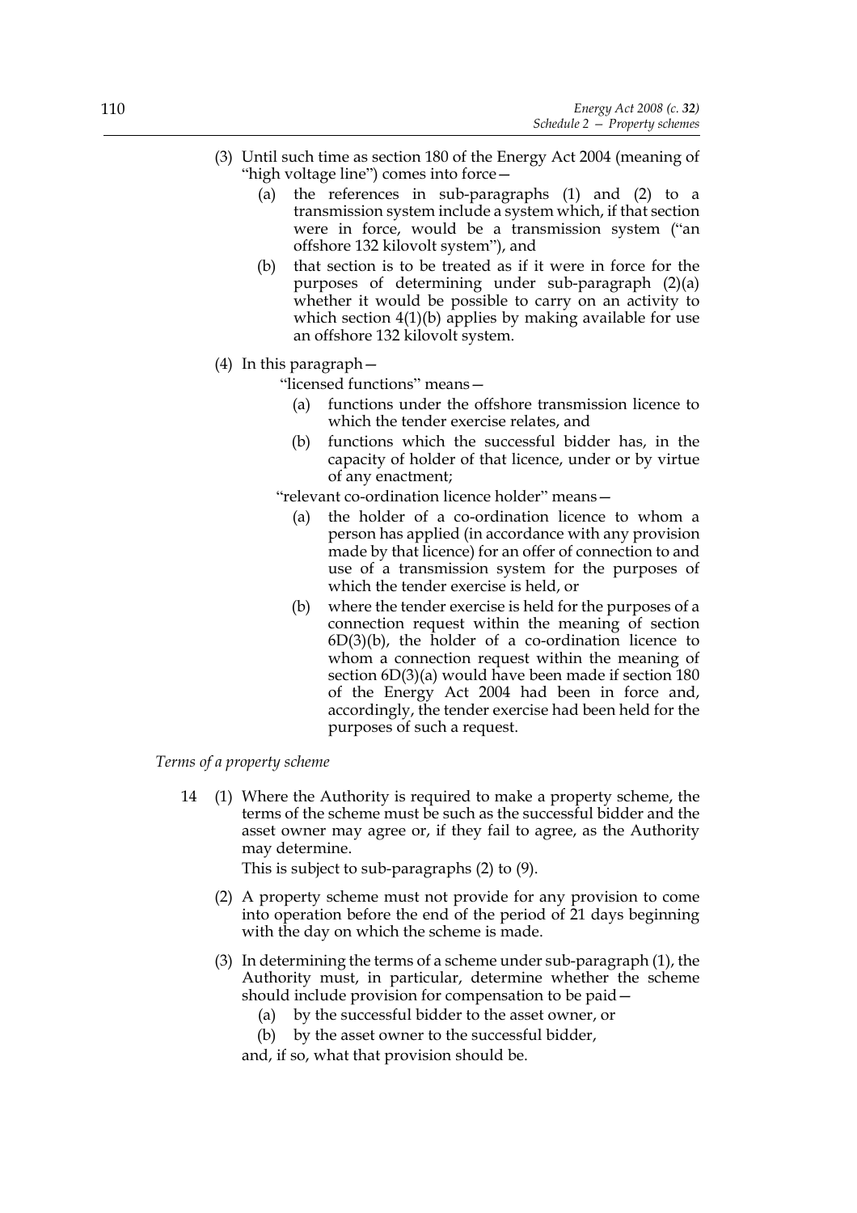(3) Until such time as section 180 of the Energy Act 2004 (meaning of "high voltage line") comes into force—

(a) the references in sub-paragraphs (1) and (2) to a transmission system include a system which, if that section were in force, would be a transmission system ("an offshore 132 kilovolt system"), and

(b) that section is to be treated as if it were in force for the purposes of determining under sub-paragraph (2)(a) whether it would be possible to carry on an activity to which section 4(1)(b) applies by making available for use an offshore 132 kilovolt system.

(4) In this paragraph—

"licensed functions" means—

(a) functions under the offshore transmission licence to which the tender exercise relates, and

(b) functions which the successful bidder has, in the capacity of holder of that licence, under or by virtue of any enactment;

"relevant co-ordination licence holder" means—

(a) the holder of a co-ordination licence to whom a person has applied (in accordance with any provision made by that licence) for an offer of connection to and use of a transmission system for the purposes of which the tender exercise is held, or

(b) where the tender exercise is held for the purposes of a connection request within the meaning of section 6D(3)(b), the holder of a co-ordination licence to whom a connection request within the meaning of section 6D(3)(a) would have been made if section 180 of the Energy Act 2004 had been in force and, accordingly, the tender exercise had been held for the purposes of such a request.

*Terms of a property scheme*

14 (1) Where the Authority is required to make a property scheme, the terms of the scheme must be such as the successful bidder and the asset owner may agree or, if they fail to agree, as the Authority may determine.

This is subject to sub-paragraphs (2) to (9).

(2) A property scheme must not provide for any provision to come into operation before the end of the period of 21 days beginning with the day on which the scheme is made.

(3) In determining the terms of a scheme under sub-paragraph (1), the Authority must, in particular, determine whether the scheme should include provision for compensation to be paid—

(a) by the successful bidder to the asset owner, or

(b) by the asset owner to the successful bidder,

and, if so, what that provision should be.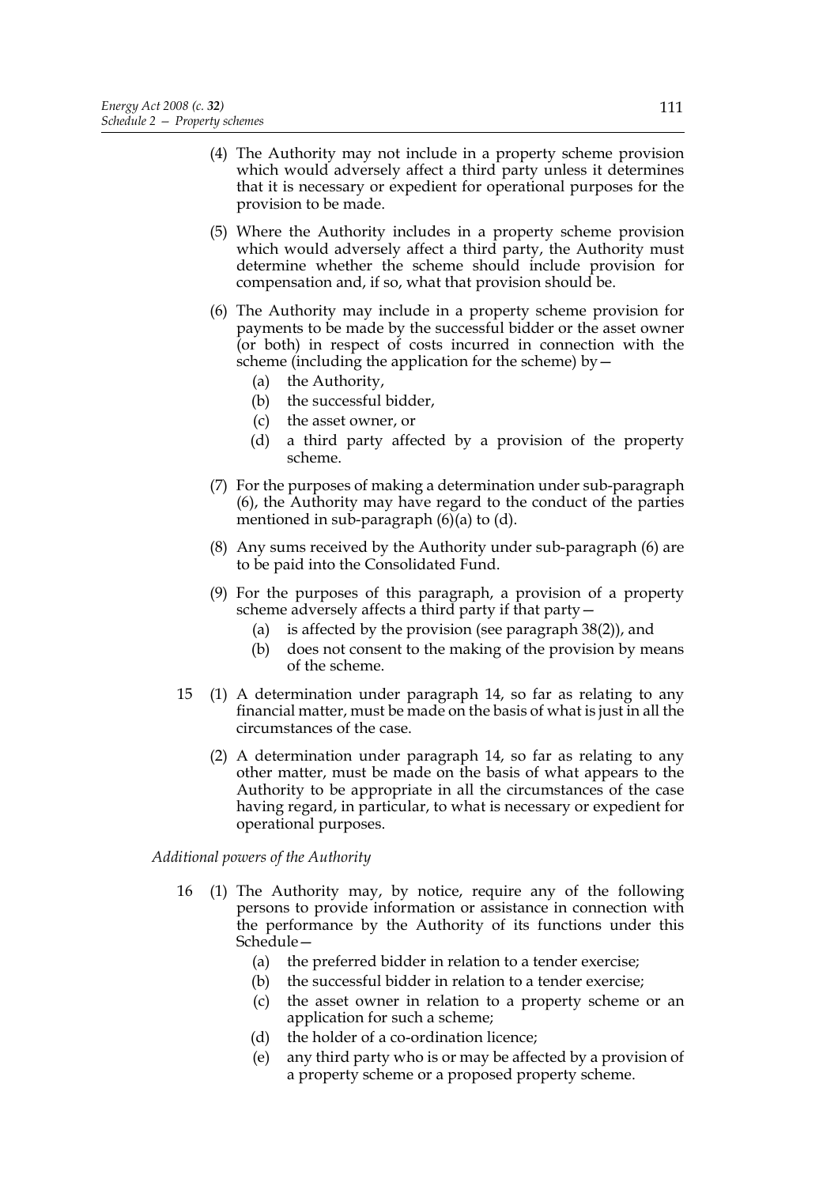(4) The Authority may not include in a property scheme provision which would adversely affect a third party unless it determines that it is necessary or expedient for operational purposes for the provision to be made.

(5) Where the Authority includes in a property scheme provision which would adversely affect a third party, the Authority must determine whether the scheme should include provision for compensation and, if so, what that provision should be.

(6) The Authority may include in a property scheme provision for payments to be made by the successful bidder or the asset owner (or both) in respect of costs incurred in connection with the scheme (including the application for the scheme) by—

- (a) the Authority,
- (b) the successful bidder,
- (c) the asset owner, or
- (d) a third party affected by a provision of the property scheme.

(7) For the purposes of making a determination under sub-paragraph (6), the Authority may have regard to the conduct of the parties mentioned in sub-paragraph (6)(a) to (d).

(8) Any sums received by the Authority under sub-paragraph (6) are to be paid into the Consolidated Fund.

(9) For the purposes of this paragraph, a provision of a property scheme adversely affects a third party if that party—

- (a) is affected by the provision (see paragraph 38(2)), and
- (b) does not consent to the making of the provision by means of the scheme.

15 (1) A determination under paragraph 14, so far as relating to any financial matter, must be made on the basis of what is just in all the circumstances of the case.

(2) A determination under paragraph 14, so far as relating to any other matter, must be made on the basis of what appears to the Authority to be appropriate in all the circumstances of the case having regard, in particular, to what is necessary or expedient for operational purposes.

*Additional powers of the Authority*

16 (1) The Authority may, by notice, require any of the following persons to provide information or assistance in connection with the performance by the Authority of its functions under this Schedule—

- (a) the preferred bidder in relation to a tender exercise;
- (b) the successful bidder in relation to a tender exercise;
- (c) the asset owner in relation to a property scheme or an application for such a scheme;
- (d) the holder of a co-ordination licence;
- (e) any third party who is or may be affected by a provision of a property scheme or a proposed property scheme.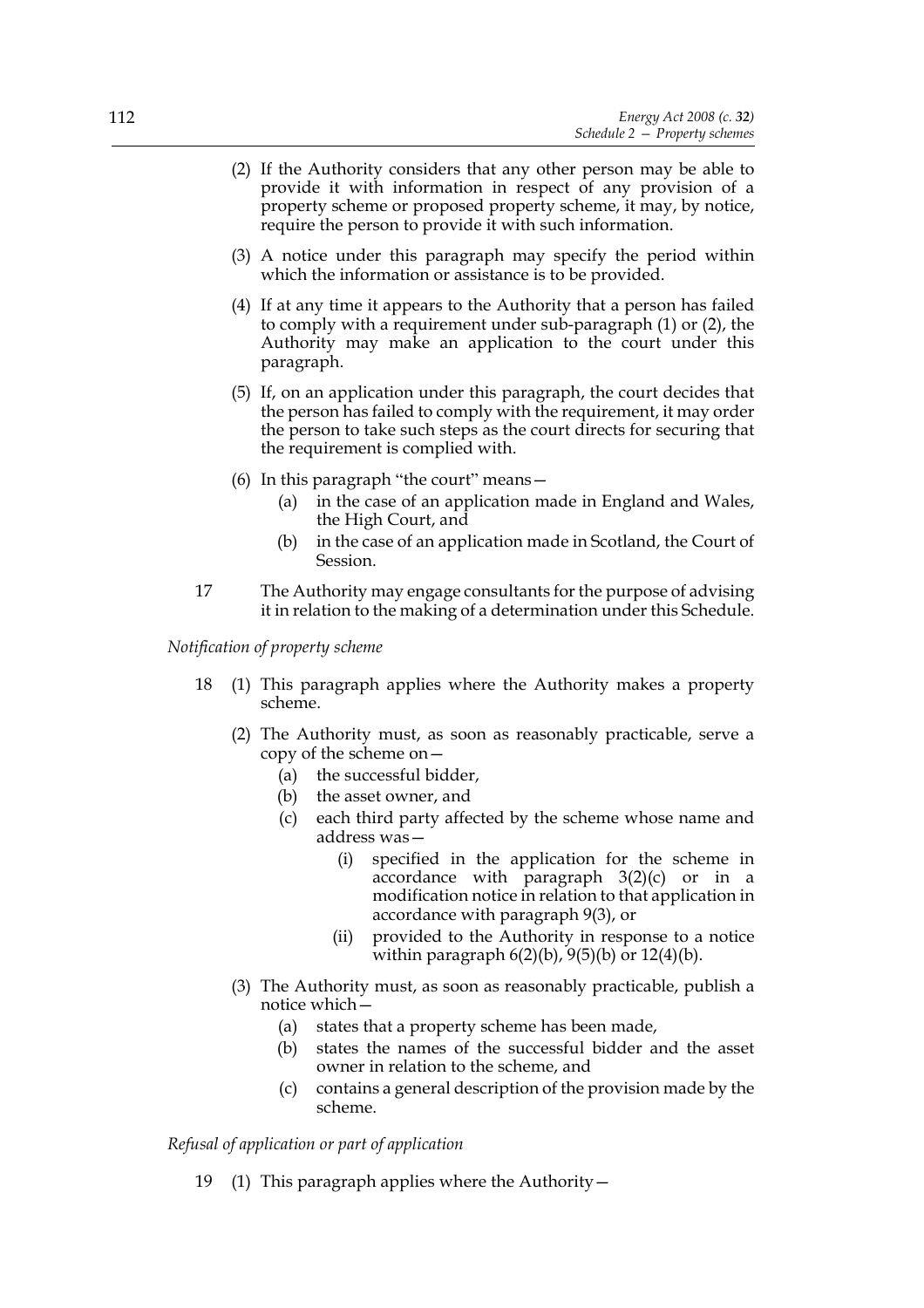(2) If the Authority considers that any other person may be able to provide it with information in respect of any provision of a property scheme or proposed property scheme, it may, by notice, require the person to provide it with such information.

(3) A notice under this paragraph may specify the period within which the information or assistance is to be provided.

(4) If at any time it appears to the Authority that a person has failed to comply with a requirement under sub-paragraph (1) or (2), the Authority may make an application to the court under this paragraph.

(5) If, on an application under this paragraph, the court decides that the person has failed to comply with the requirement, it may order the person to take such steps as the court directs for securing that the requirement is complied with.

(6) In this paragraph "the court" means—

(a) in the case of an application made in England and Wales, the High Court, and

(b) in the case of an application made in Scotland, the Court of Session.

17 The Authority may engage consultants for the purpose of advising it in relation to the making of a determination under this Schedule.

*Notification of property scheme*

18 (1) This paragraph applies where the Authority makes a property scheme.

(2) The Authority must, as soon as reasonably practicable, serve a copy of the scheme on—

(a) the successful bidder,

(b) the asset owner, and

(c) each third party affected by the scheme whose name and address was—

(i) specified in the application for the scheme in accordance with paragraph 3(2)(c) or in a modification notice in relation to that application in accordance with paragraph 9(3), or

(ii) provided to the Authority in response to a notice within paragraph 6(2)(b), 9(5)(b) or 12(4)(b).

(3) The Authority must, as soon as reasonably practicable, publish a notice which—

(a) states that a property scheme has been made,

(b) states the names of the successful bidder and the asset owner in relation to the scheme, and

(c) contains a general description of the provision made by the scheme.

*Refusal of application or part of application*

19 (1) This paragraph applies where the Authority—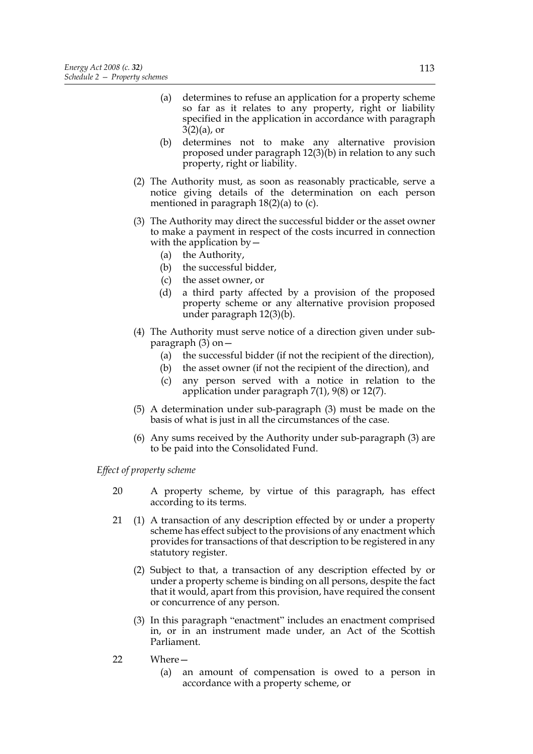(a) determines to refuse an application for a property scheme so far as it relates to any property, right or liability specified in the application in accordance with paragraph 3(2)(a), or

(b) determines not to make any alternative provision proposed under paragraph 12(3)(b) in relation to any such property, right or liability.

(2) The Authority must, as soon as reasonably practicable, serve a notice giving details of the determination on each person mentioned in paragraph 18(2)(a) to (c).

(3) The Authority may direct the successful bidder or the asset owner to make a payment in respect of the costs incurred in connection with the application by—

(a) the Authority,

(b) the successful bidder,

(c) the asset owner, or

(d) a third party affected by a provision of the proposed property scheme or any alternative provision proposed under paragraph 12(3)(b).

(4) The Authority must serve notice of a direction given under sub-paragraph (3) on—

(a) the successful bidder (if not the recipient of the direction),

(b) the asset owner (if not the recipient of the direction), and

(c) any person served with a notice in relation to the application under paragraph 7(1), 9(8) or 12(7).

(5) A determination under sub-paragraph (3) must be made on the basis of what is just in all the circumstances of the case.

(6) Any sums received by the Authority under sub-paragraph (3) are to be paid into the Consolidated Fund.

*Effect of property scheme*

20 A property scheme, by virtue of this paragraph, has effect according to its terms.

21 (1) A transaction of any description effected by or under a property scheme has effect subject to the provisions of any enactment which provides for transactions of that description to be registered in any statutory register.

(2) Subject to that, a transaction of any description effected by or under a property scheme is binding on all persons, despite the fact that it would, apart from this provision, have required the consent or concurrence of any person.

(3) In this paragraph "enactment" includes an enactment comprised in, or in an instrument made under, an Act of the Scottish Parliament.

22 Where—

(a) an amount of compensation is owed to a person in accordance with a property scheme, or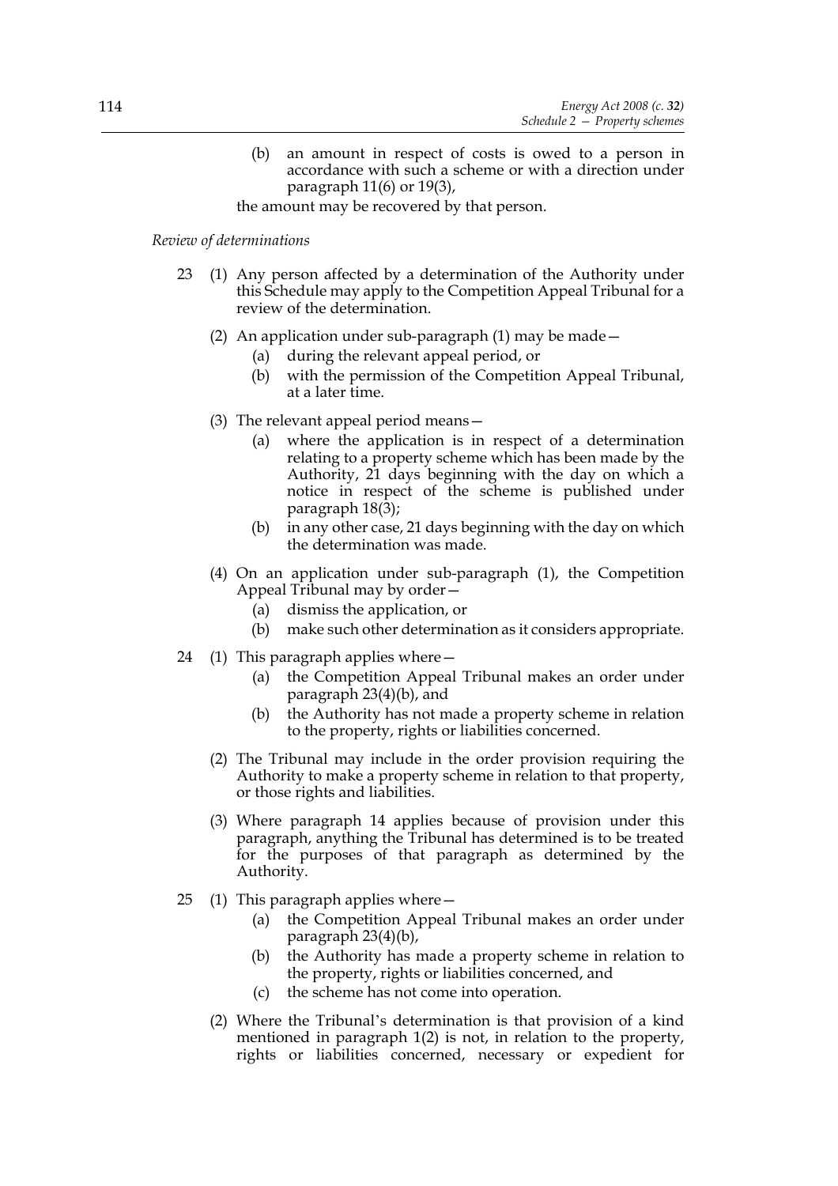(b) an amount in respect of costs is owed to a person in accordance with such a scheme or with a direction under paragraph 11(6) or 19(3),

the amount may be recovered by that person.

*Review of determinations*

23 (1) Any person affected by a determination of the Authority under this Schedule may apply to the Competition Appeal Tribunal for a review of the determination.

(2) An application under sub-paragraph (1) may be made—

(a) during the relevant appeal period, or

(b) with the permission of the Competition Appeal Tribunal, at a later time.

(3) The relevant appeal period means—

(a) where the application is in respect of a determination relating to a property scheme which has been made by the Authority, 21 days beginning with the day on which a notice in respect of the scheme is published under paragraph 18(3);

(b) in any other case, 21 days beginning with the day on which the determination was made.

(4) On an application under sub-paragraph (1), the Competition Appeal Tribunal may by order—

(a) dismiss the application, or

(b) make such other determination as it considers appropriate.

24 (1) This paragraph applies where—

(a) the Competition Appeal Tribunal makes an order under paragraph 23(4)(b), and

(b) the Authority has not made a property scheme in relation to the property, rights or liabilities concerned.

(2) The Tribunal may include in the order provision requiring the Authority to make a property scheme in relation to that property, or those rights and liabilities.

(3) Where paragraph 14 applies because of provision under this paragraph, anything the Tribunal has determined is to be treated for the purposes of that paragraph as determined by the Authority.

25 (1) This paragraph applies where—

(a) the Competition Appeal Tribunal makes an order under paragraph 23(4)(b),

(b) the Authority has made a property scheme in relation to the property, rights or liabilities concerned, and

(c) the scheme has not come into operation.

(2) Where the Tribunal's determination is that provision of a kind mentioned in paragraph 1(2) is not, in relation to the property, rights or liabilities concerned, necessary or expedient for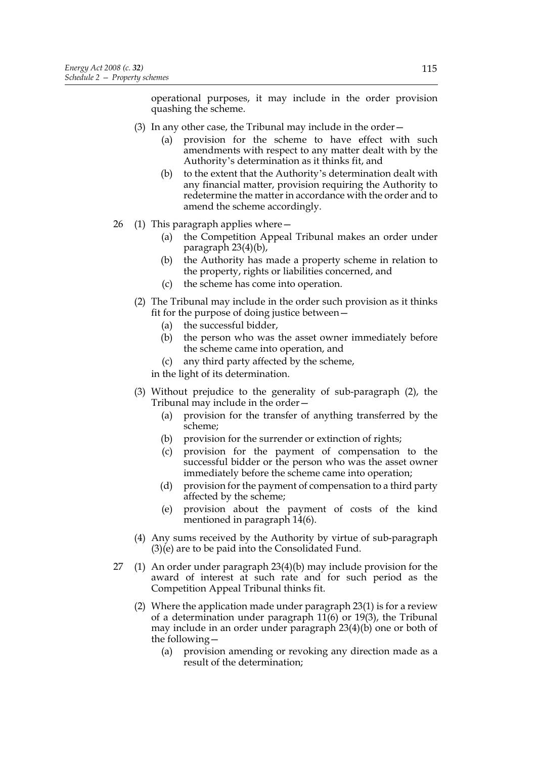operational purposes, it may include in the order provision quashing the scheme.

(3) In any other case, the Tribunal may include in the order—

(a) provision for the scheme to have effect with such amendments with respect to any matter dealt with by the Authority's determination as it thinks fit, and

(b) to the extent that the Authority's determination dealt with any financial matter, provision requiring the Authority to redetermine the matter in accordance with the order and to amend the scheme accordingly.

26 (1) This paragraph applies where—

(a) the Competition Appeal Tribunal makes an order under paragraph 23(4)(b),

(b) the Authority has made a property scheme in relation to the property, rights or liabilities concerned, and

(c) the scheme has come into operation.

(2) The Tribunal may include in the order such provision as it thinks fit for the purpose of doing justice between—

(a) the successful bidder,

(b) the person who was the asset owner immediately before the scheme came into operation, and

(c) any third party affected by the scheme,

in the light of its determination.

(3) Without prejudice to the generality of sub-paragraph (2), the Tribunal may include in the order—

(a) provision for the transfer of anything transferred by the scheme;

(b) provision for the surrender or extinction of rights;

(c) provision for the payment of compensation to the successful bidder or the person who was the asset owner immediately before the scheme came into operation;

(d) provision for the payment of compensation to a third party affected by the scheme;

(e) provision about the payment of costs of the kind mentioned in paragraph 14(6).

(4) Any sums received by the Authority by virtue of sub-paragraph (3)(e) are to be paid into the Consolidated Fund.

27 (1) An order under paragraph 23(4)(b) may include provision for the award of interest at such rate and for such period as the Competition Appeal Tribunal thinks fit.

(2) Where the application made under paragraph 23(1) is for a review of a determination under paragraph 11(6) or 19(3), the Tribunal may include in an order under paragraph 23(4)(b) one or both of the following—

(a) provision amending or revoking any direction made as a result of the determination;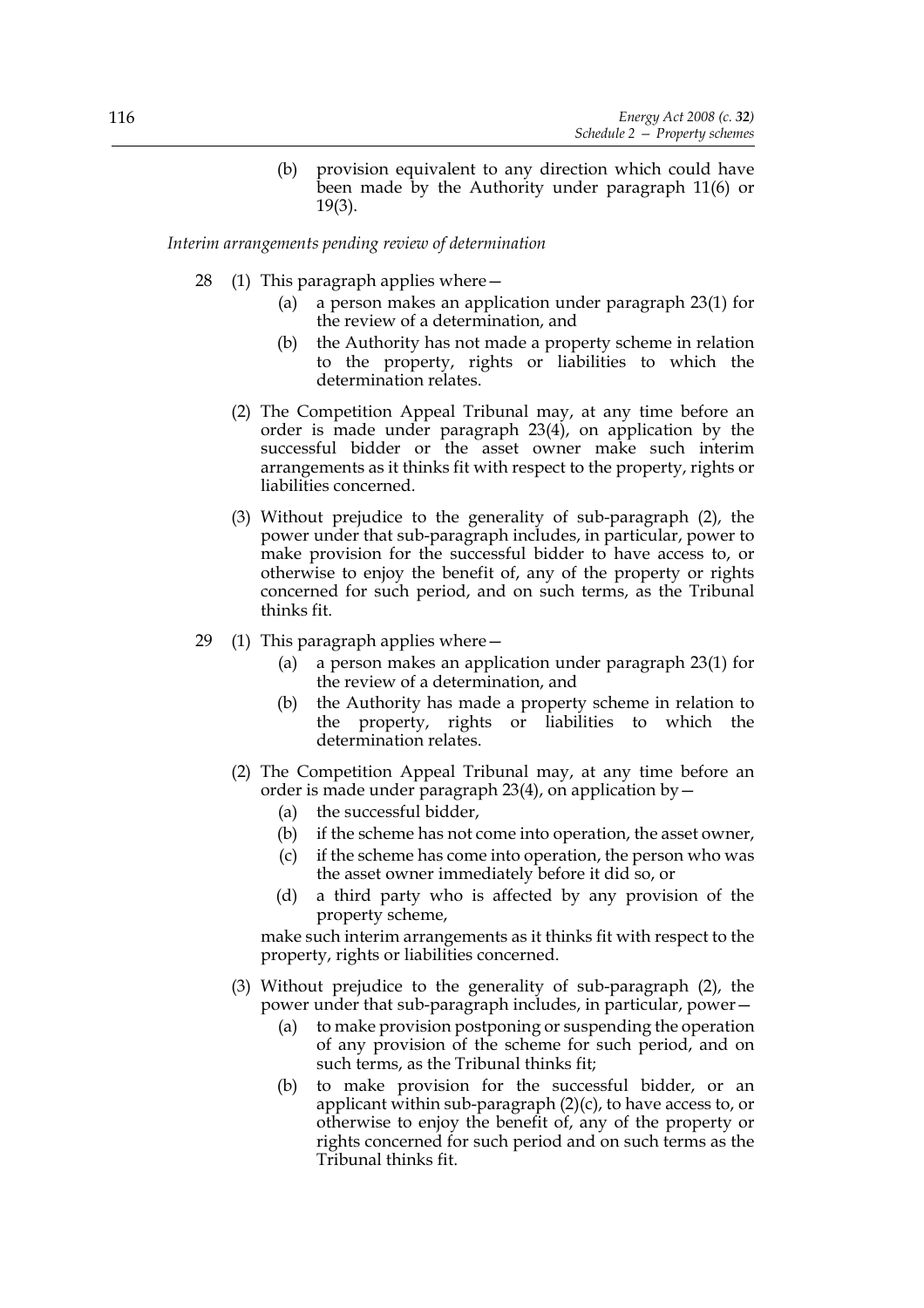(b) provision equivalent to any direction which could have been made by the Authority under paragraph 11(6) or 19(3).

*Interim arrangements pending review of determination*

28 (1) This paragraph applies where—

(a) a person makes an application under paragraph 23(1) for the review of a determination, and

(b) the Authority has not made a property scheme in relation to the property, rights or liabilities to which the determination relates.

(2) The Competition Appeal Tribunal may, at any time before an order is made under paragraph 23(4), on application by the successful bidder or the asset owner make such interim arrangements as it thinks fit with respect to the property, rights or liabilities concerned.

(3) Without prejudice to the generality of sub-paragraph (2), the power under that sub-paragraph includes, in particular, power to make provision for the successful bidder to have access to, or otherwise to enjoy the benefit of, any of the property or rights concerned for such period, and on such terms, as the Tribunal thinks fit.

29 (1) This paragraph applies where—

(a) a person makes an application under paragraph 23(1) for the review of a determination, and

(b) the Authority has made a property scheme in relation to the property, rights or liabilities to which the determination relates.

(2) The Competition Appeal Tribunal may, at any time before an order is made under paragraph 23(4), on application by—

(a) the successful bidder,

(b) if the scheme has not come into operation, the asset owner,

(c) if the scheme has come into operation, the person who was the asset owner immediately before it did so, or

(d) a third party who is affected by any provision of the property scheme,

make such interim arrangements as it thinks fit with respect to the property, rights or liabilities concerned.

(3) Without prejudice to the generality of sub-paragraph (2), the power under that sub-paragraph includes, in particular, power—

(a) to make provision postponing or suspending the operation of any provision of the scheme for such period, and on such terms, as the Tribunal thinks fit;

(b) to make provision for the successful bidder, or an applicant within sub-paragraph (2)(c), to have access to, or otherwise to enjoy the benefit of, any of the property or rights concerned for such period and on such terms as the Tribunal thinks fit.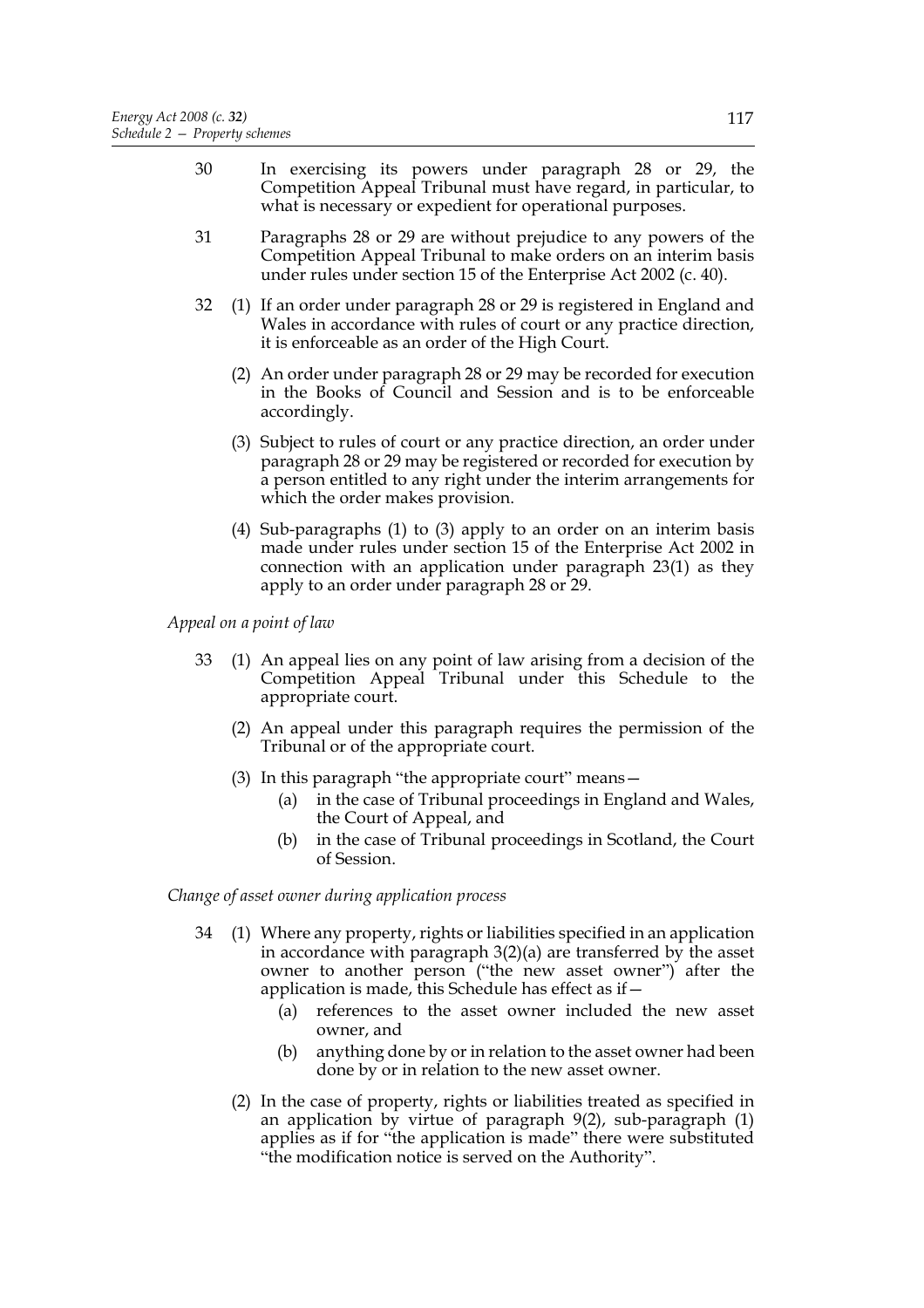30 In exercising its powers under paragraph 28 or 29, the Competition Appeal Tribunal must have regard, in particular, to what is necessary or expedient for operational purposes.

31 Paragraphs 28 or 29 are without prejudice to any powers of the Competition Appeal Tribunal to make orders on an interim basis under rules under section 15 of the Enterprise Act 2002 (c. 40).

32 (1) If an order under paragraph 28 or 29 is registered in England and Wales in accordance with rules of court or any practice direction, it is enforceable as an order of the High Court.

(2) An order under paragraph 28 or 29 may be recorded for execution in the Books of Council and Session and is to be enforceable accordingly.

(3) Subject to rules of court or any practice direction, an order under paragraph 28 or 29 may be registered or recorded for execution by a person entitled to any right under the interim arrangements for which the order makes provision.

(4) Sub-paragraphs (1) to (3) apply to an order on an interim basis made under rules under section 15 of the Enterprise Act 2002 in connection with an application under paragraph 23(1) as they apply to an order under paragraph 28 or 29.

*Appeal on a point of law*

33 (1) An appeal lies on any point of law arising from a decision of the Competition Appeal Tribunal under this Schedule to the appropriate court.

(2) An appeal under this paragraph requires the permission of the Tribunal or of the appropriate court.

(3) In this paragraph "the appropriate court" means—

(a) in the case of Tribunal proceedings in England and Wales, the Court of Appeal, and

(b) in the case of Tribunal proceedings in Scotland, the Court of Session.

*Change of asset owner during application process*

34 (1) Where any property, rights or liabilities specified in an application in accordance with paragraph 3(2)(a) are transferred by the asset owner to another person ("the new asset owner") after the application is made, this Schedule has effect as if—

(a) references to the asset owner included the new asset owner, and

(b) anything done by or in relation to the asset owner had been done by or in relation to the new asset owner.

(2) In the case of property, rights or liabilities treated as specified in an application by virtue of paragraph 9(2), sub-paragraph (1) applies as if for "the application is made" there were substituted "the modification notice is served on the Authority".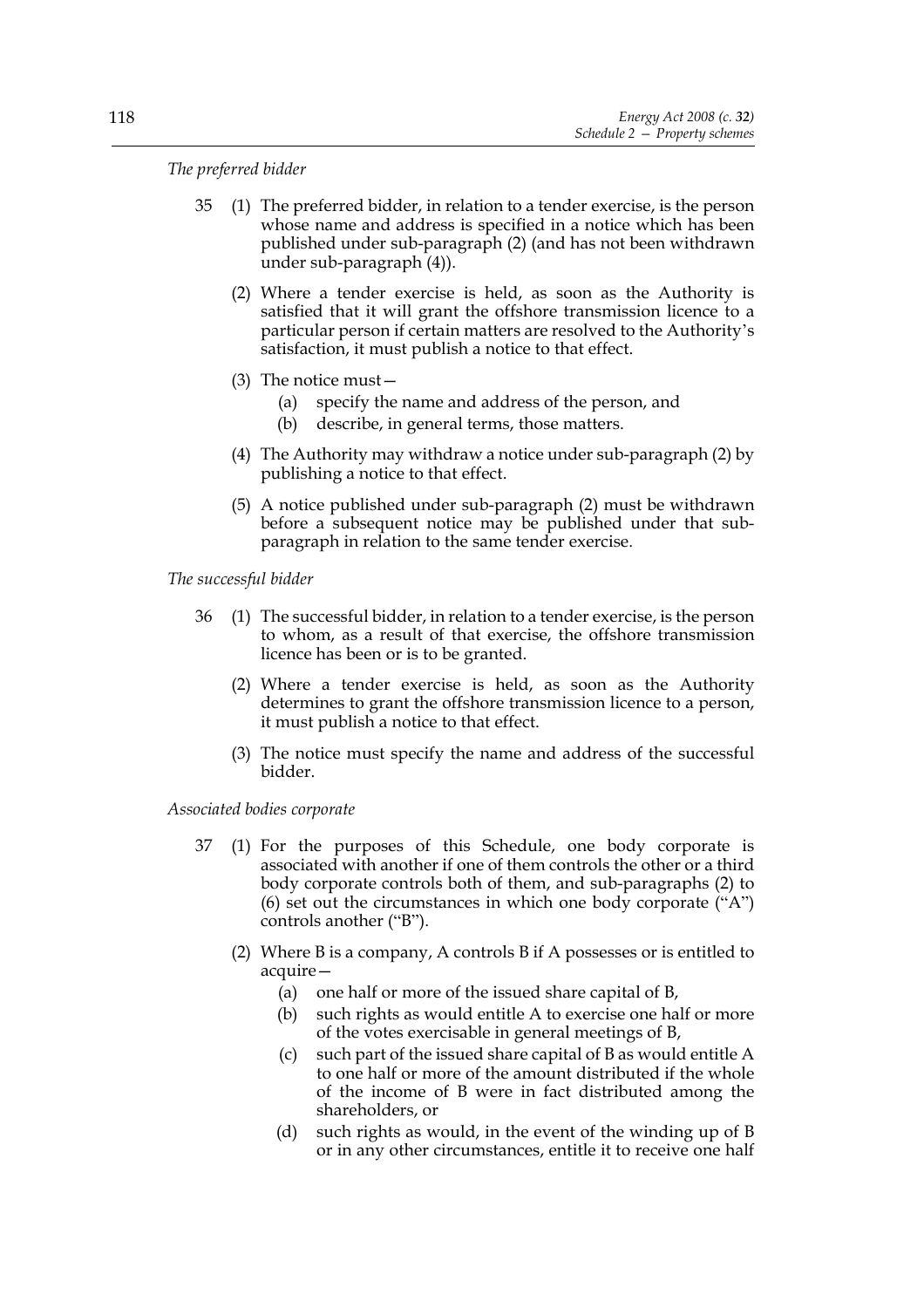*The preferred bidder*

35 (1) The preferred bidder, in relation to a tender exercise, is the person whose name and address is specified in a notice which has been published under sub-paragraph (2) (and has not been withdrawn under sub-paragraph (4)).

(2) Where a tender exercise is held, as soon as the Authority is satisfied that it will grant the offshore transmission licence to a particular person if certain matters are resolved to the Authority's satisfaction, it must publish a notice to that effect.

(3) The notice must—

(a) specify the name and address of the person, and

(b) describe, in general terms, those matters.

(4) The Authority may withdraw a notice under sub-paragraph (2) by publishing a notice to that effect.

(5) A notice published under sub-paragraph (2) must be withdrawn before a subsequent notice may be published under that sub-paragraph in relation to the same tender exercise.

*The successful bidder*

36 (1) The successful bidder, in relation to a tender exercise, is the person to whom, as a result of that exercise, the offshore transmission licence has been or is to be granted.

(2) Where a tender exercise is held, as soon as the Authority determines to grant the offshore transmission licence to a person, it must publish a notice to that effect.

(3) The notice must specify the name and address of the successful bidder.

*Associated bodies corporate*

37 (1) For the purposes of this Schedule, one body corporate is associated with another if one of them controls the other or a third body corporate controls both of them, and sub-paragraphs (2) to (6) set out the circumstances in which one body corporate ("A") controls another ("B").

(2) Where B is a company, A controls B if A possesses or is entitled to acquire—

(a) one half or more of the issued share capital of B,

(b) such rights as would entitle A to exercise one half or more of the votes exercisable in general meetings of B,

(c) such part of the issued share capital of B as would entitle A to one half or more of the amount distributed if the whole of the income of B were in fact distributed among the shareholders, or

(d) such rights as would, in the event of the winding up of B or in any other circumstances, entitle it to receive one half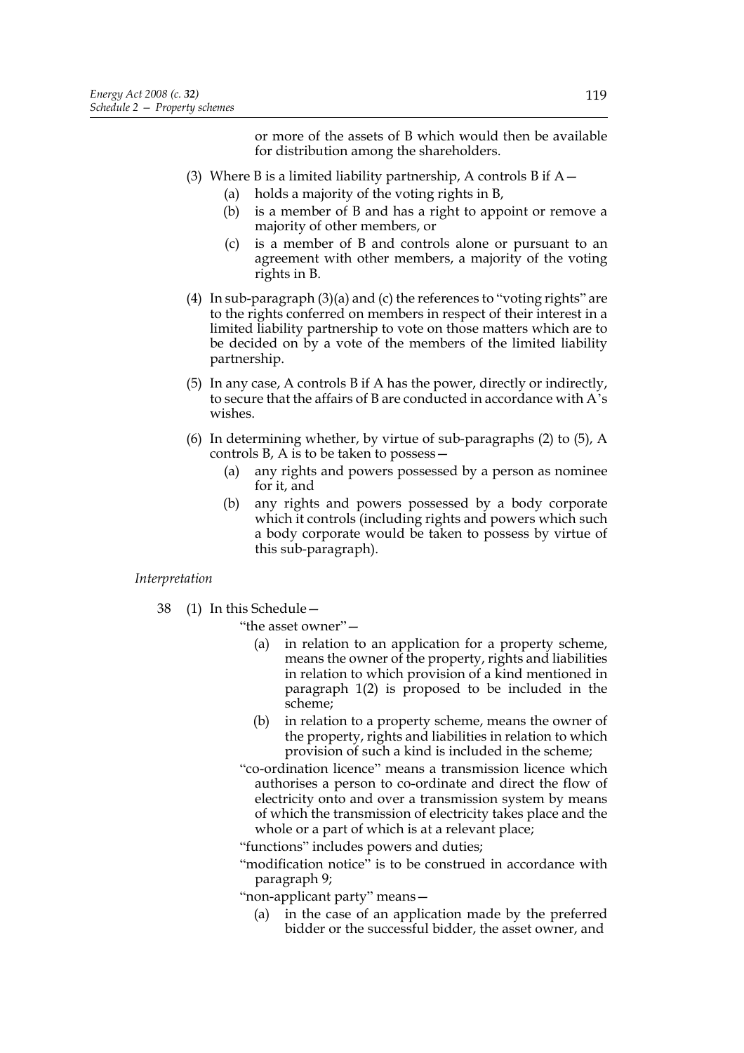or more of the assets of B which would then be available for distribution among the shareholders.

(3) Where B is a limited liability partnership, A controls B if A—

(a) holds a majority of the voting rights in B,

(b) is a member of B and has a right to appoint or remove a majority of other members, or

(c) is a member of B and controls alone or pursuant to an agreement with other members, a majority of the voting rights in B.

(4) In sub-paragraph (3)(a) and (c) the references to "voting rights" are to the rights conferred on members in respect of their interest in a limited liability partnership to vote on those matters which are to be decided on by a vote of the members of the limited liability partnership.

(5) In any case, A controls B if A has the power, directly or indirectly, to secure that the affairs of B are conducted in accordance with A's wishes.

(6) In determining whether, by virtue of sub-paragraphs (2) to (5), A controls B, A is to be taken to possess—

(a) any rights and powers possessed by a person as nominee for it, and

(b) any rights and powers possessed by a body corporate which it controls (including rights and powers which such a body corporate would be taken to possess by virtue of this sub-paragraph).

*Interpretation*

38 (1) In this Schedule—

"the asset owner"—

(a) in relation to an application for a property scheme, means the owner of the property, rights and liabilities in relation to which provision of a kind mentioned in paragraph 1(2) is proposed to be included in the scheme;

(b) in relation to a property scheme, means the owner of the property, rights and liabilities in relation to which provision of such a kind is included in the scheme;

"co-ordination licence" means a transmission licence which authorises a person to co-ordinate and direct the flow of electricity onto and over a transmission system by means of which the transmission of electricity takes place and the whole or a part of which is at a relevant place;

"functions" includes powers and duties;

"modification notice" is to be construed in accordance with paragraph 9;

"non-applicant party" means—

(a) in the case of an application made by the preferred bidder or the successful bidder, the asset owner, and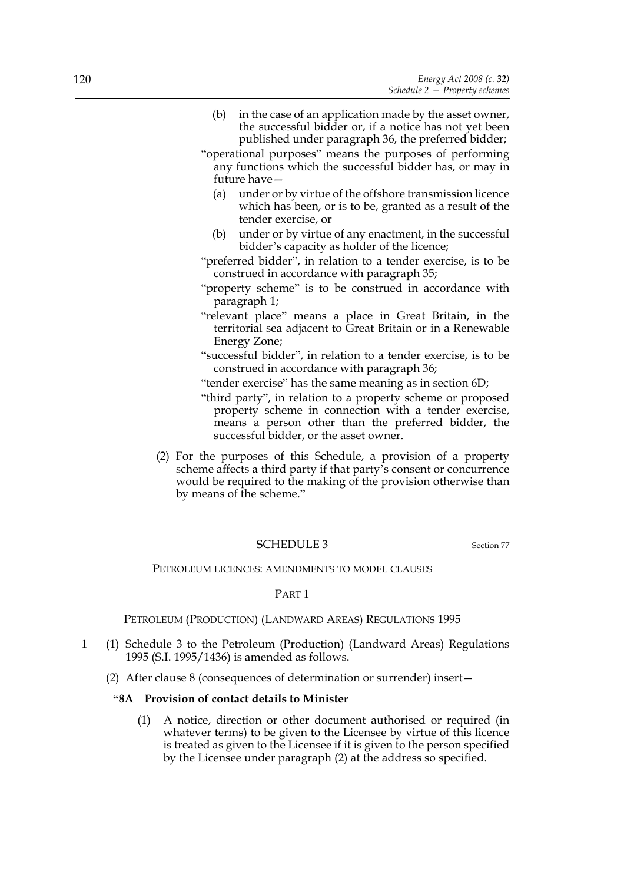(b) in the case of an application made by the asset owner, the successful bidder or, if a notice has not yet been published under paragraph 36, the preferred bidder;

"operational purposes" means the purposes of performing any functions which the successful bidder has, or may in future have—

(a) under or by virtue of the offshore transmission licence which has been, or is to be, granted as a result of the tender exercise, or

(b) under or by virtue of any enactment, in the successful bidder's capacity as holder of the licence;

"preferred bidder", in relation to a tender exercise, is to be construed in accordance with paragraph 35;

"property scheme" is to be construed in accordance with paragraph 1;

"relevant place" means a place in Great Britain, in the territorial sea adjacent to Great Britain or in a Renewable Energy Zone;

"successful bidder", in relation to a tender exercise, is to be construed in accordance with paragraph 36;

"tender exercise" has the same meaning as in section 6D;

"third party", in relation to a property scheme or proposed property scheme in connection with a tender exercise, means a person other than the preferred bidder, the successful bidder, or the asset owner.

(2) For the purposes of this Schedule, a provision of a property scheme affects a third party if that party's consent or concurrence would be required to the making of the provision otherwise than by means of the scheme."

## SCHEDULE 3

Section 77

### PETROLEUM LICENCES: AMENDMENTS TO MODEL CLAUSES

#### PART 1

##### PETROLEUM (PRODUCTION) (LANDWARD AREAS) REGULATIONS 1995

1 (1) Schedule 3 to the Petroleum (Production) (Landward Areas) Regulations 1995 (S.I. 1995/1436) is amended as follows.

(2) After clause 8 (consequences of determination or surrender) insert—

**"8A Provision of contact details to Minister**

(1) A notice, direction or other document authorised or required (in whatever terms) to be given to the Licensee by virtue of this licence is treated as given to the Licensee if it is given to the person specified by the Licensee under paragraph (2) at the address so specified.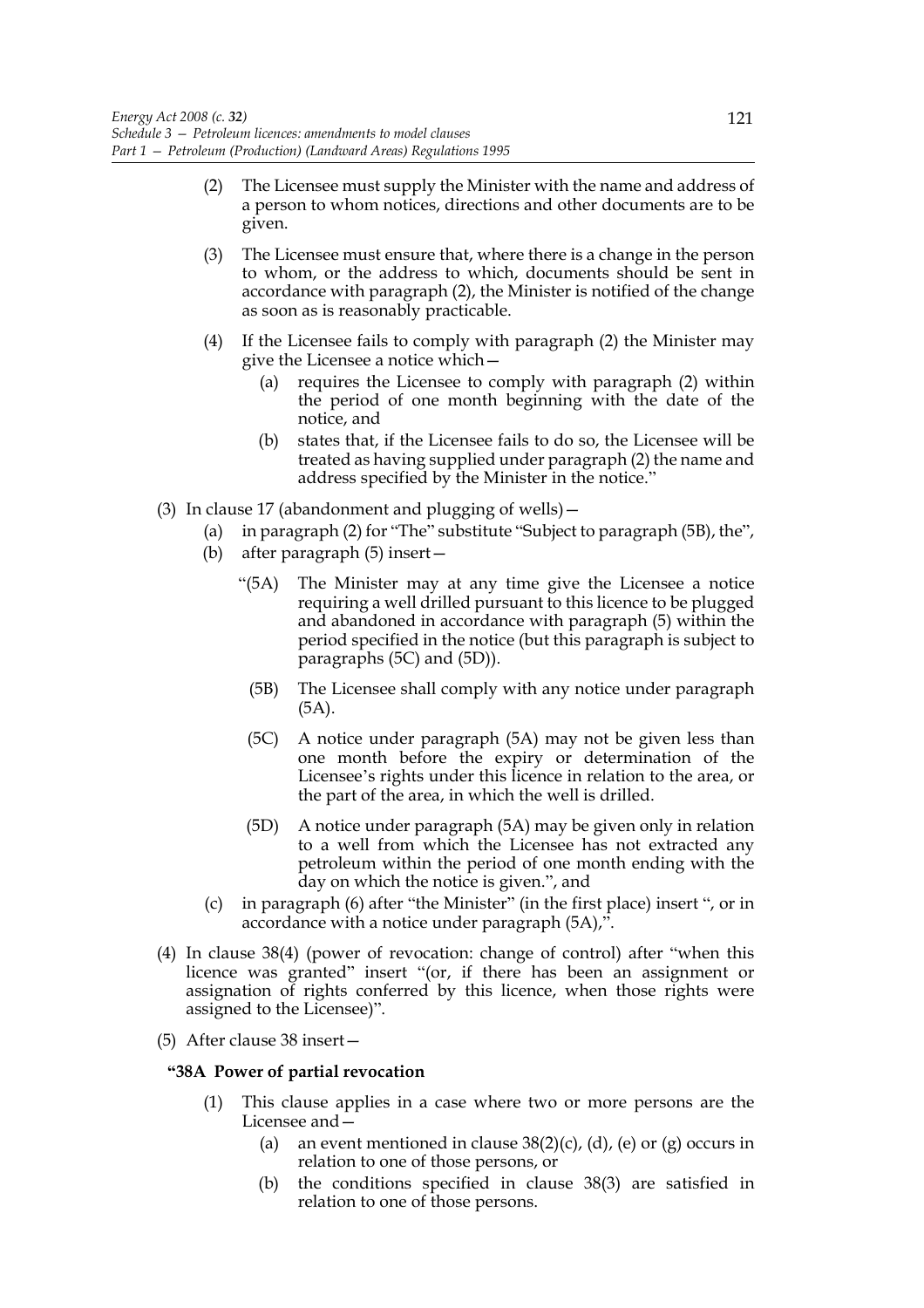(2) The Licensee must supply the Minister with the name and address of a person to whom notices, directions and other documents are to be given.

(3) The Licensee must ensure that, where there is a change in the person to whom, or the address to which, documents should be sent in accordance with paragraph (2), the Minister is notified of the change as soon as is reasonably practicable.

(4) If the Licensee fails to comply with paragraph (2) the Minister may give the Licensee a notice which—

   (a) requires the Licensee to comply with paragraph (2) within the period of one month beginning with the date of the notice, and

   (b) states that, if the Licensee fails to do so, the Licensee will be treated as having supplied under paragraph (2) the name and address specified by the Minister in the notice."

(3) In clause 17 (abandonment and plugging of wells)—

   (a) in paragraph (2) for "The" substitute "Subject to paragraph (5B), the",

   (b) after paragraph (5) insert—

      "(5A) The Minister may at any time give the Licensee a notice requiring a well drilled pursuant to this licence to be plugged and abandoned in accordance with paragraph (5) within the period specified in the notice (but this paragraph is subject to paragraphs (5C) and (5D)).

      (5B) The Licensee shall comply with any notice under paragraph (5A).

      (5C) A notice under paragraph (5A) may not be given less than one month before the expiry or determination of the Licensee's rights under this licence in relation to the area, or the part of the area, in which the well is drilled.

      (5D) A notice under paragraph (5A) may be given only in relation to a well from which the Licensee has not extracted any petroleum within the period of one month ending with the day on which the notice is given.", and

   (c) in paragraph (6) after "the Minister" (in the first place) insert ", or in accordance with a notice under paragraph (5A),".

(4) In clause 38(4) (power of revocation: change of control) after "when this licence was granted" insert "(or, if there has been an assignment or assignation of rights conferred by this licence, when those rights were assigned to the Licensee)".

(5) After clause 38 insert—

**"38A Power of partial revocation**

(1) This clause applies in a case where two or more persons are the Licensee and—

   (a) an event mentioned in clause 38(2)(c), (d), (e) or (g) occurs in relation to one of those persons, or

   (b) the conditions specified in clause 38(3) are satisfied in relation to one of those persons.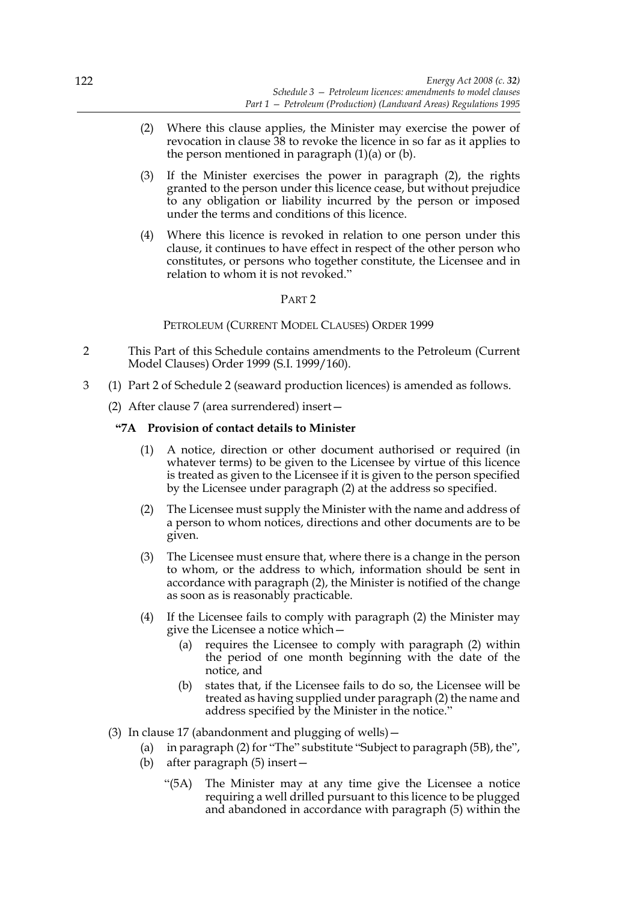(2) Where this clause applies, the Minister may exercise the power of revocation in clause 38 to revoke the licence in so far as it applies to the person mentioned in paragraph (1)(a) or (b).

(3) If the Minister exercises the power in paragraph (2), the rights granted to the person under this licence cease, but without prejudice to any obligation or liability incurred by the person or imposed under the terms and conditions of this licence.

(4) Where this licence is revoked in relation to one person under this clause, it continues to have effect in respect of the other person who constitutes, or persons who together constitute, the Licensee and in relation to whom it is not revoked."

PART 2

PETROLEUM (CURRENT MODEL CLAUSES) ORDER 1999

2 This Part of this Schedule contains amendments to the Petroleum (Current Model Clauses) Order 1999 (S.I. 1999/160).

3 (1) Part 2 of Schedule 2 (seaward production licences) is amended as follows.

(2) After clause 7 (area surrendered) insert—

**"7A Provision of contact details to Minister**

(1) A notice, direction or other document authorised or required (in whatever terms) to be given to the Licensee by virtue of this licence is treated as given to the Licensee if it is given to the person specified by the Licensee under paragraph (2) at the address so specified.

(2) The Licensee must supply the Minister with the name and address of a person to whom notices, directions and other documents are to be given.

(3) The Licensee must ensure that, where there is a change in the person to whom, or the address to which, information should be sent in accordance with paragraph (2), the Minister is notified of the change as soon as is reasonably practicable.

(4) If the Licensee fails to comply with paragraph (2) the Minister may give the Licensee a notice which—

(a) requires the Licensee to comply with paragraph (2) within the period of one month beginning with the date of the notice, and

(b) states that, if the Licensee fails to do so, the Licensee will be treated as having supplied under paragraph (2) the name and address specified by the Minister in the notice."

(3) In clause 17 (abandonment and plugging of wells)—

(a) in paragraph (2) for "The" substitute "Subject to paragraph (5B), the",

(b) after paragraph (5) insert—

"(5A) The Minister may at any time give the Licensee a notice requiring a well drilled pursuant to this licence to be plugged and abandoned in accordance with paragraph (5) within the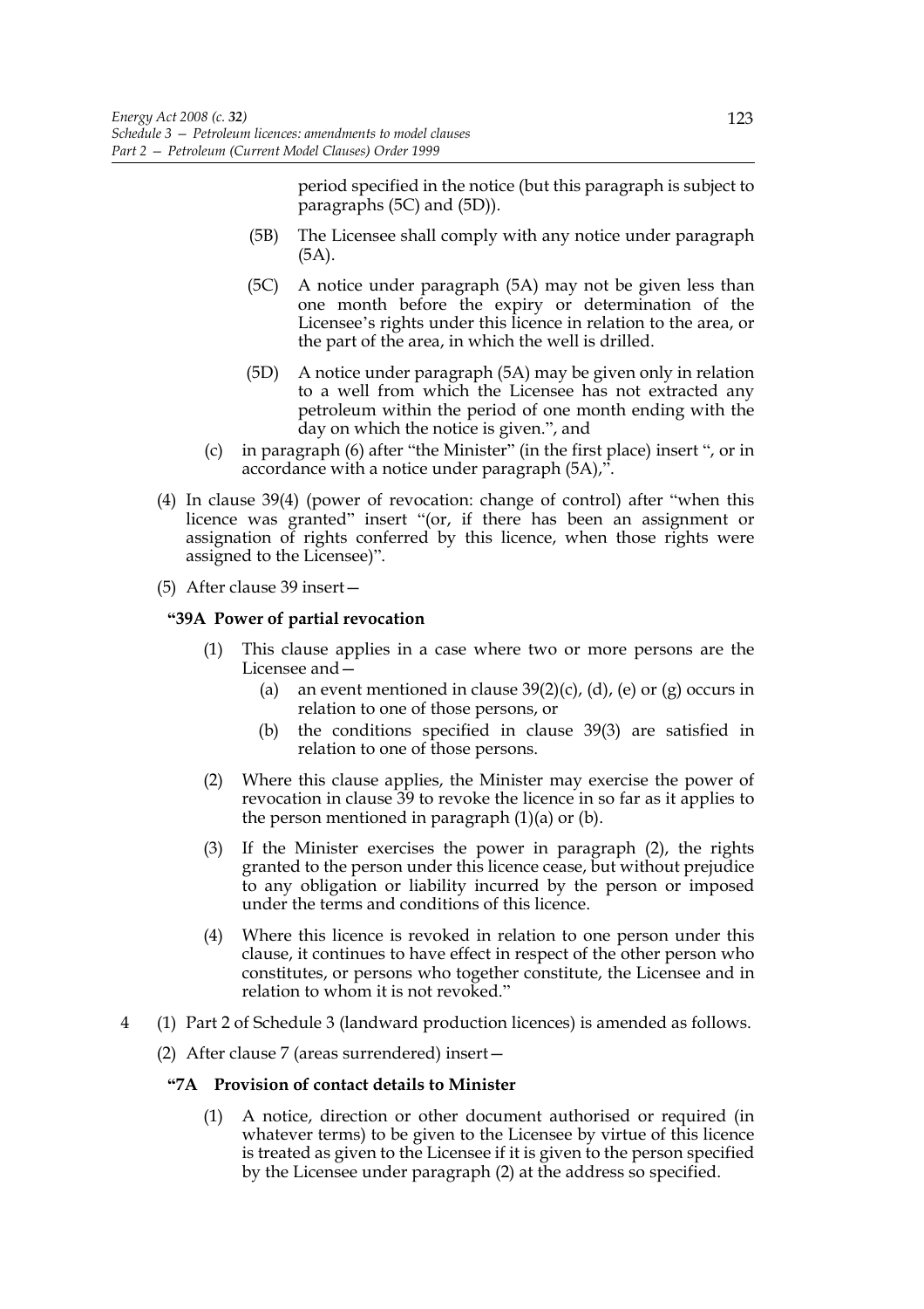period specified in the notice (but this paragraph is subject to paragraphs (5C) and (5D)).

(5B) The Licensee shall comply with any notice under paragraph (5A).

(5C) A notice under paragraph (5A) may not be given less than one month before the expiry or determination of the Licensee's rights under this licence in relation to the area, or the part of the area, in which the well is drilled.

(5D) A notice under paragraph (5A) may be given only in relation to a well from which the Licensee has not extracted any petroleum within the period of one month ending with the day on which the notice is given.", and

(c) in paragraph (6) after "the Minister" (in the first place) insert ", or in accordance with a notice under paragraph (5A),".

(4) In clause 39(4) (power of revocation: change of control) after "when this licence was granted" insert "(or, if there has been an assignment or assignation of rights conferred by this licence, when those rights were assigned to the Licensee)".

(5) After clause 39 insert—

**"39A Power of partial revocation**

(1) This clause applies in a case where two or more persons are the Licensee and—

(a) an event mentioned in clause 39(2)(c), (d), (e) or (g) occurs in relation to one of those persons, or

(b) the conditions specified in clause 39(3) are satisfied in relation to one of those persons.

(2) Where this clause applies, the Minister may exercise the power of revocation in clause 39 to revoke the licence in so far as it applies to the person mentioned in paragraph (1)(a) or (b).

(3) If the Minister exercises the power in paragraph (2), the rights granted to the person under this licence cease, but without prejudice to any obligation or liability incurred by the person or imposed under the terms and conditions of this licence.

(4) Where this licence is revoked in relation to one person under this clause, it continues to have effect in respect of the other person who constitutes, or persons who together constitute, the Licensee and in relation to whom it is not revoked."

4 (1) Part 2 of Schedule 3 (landward production licences) is amended as follows.

(2) After clause 7 (areas surrendered) insert—

**"7A Provision of contact details to Minister**

(1) A notice, direction or other document authorised or required (in whatever terms) to be given to the Licensee by virtue of this licence is treated as given to the Licensee if it is given to the person specified by the Licensee under paragraph (2) at the address so specified.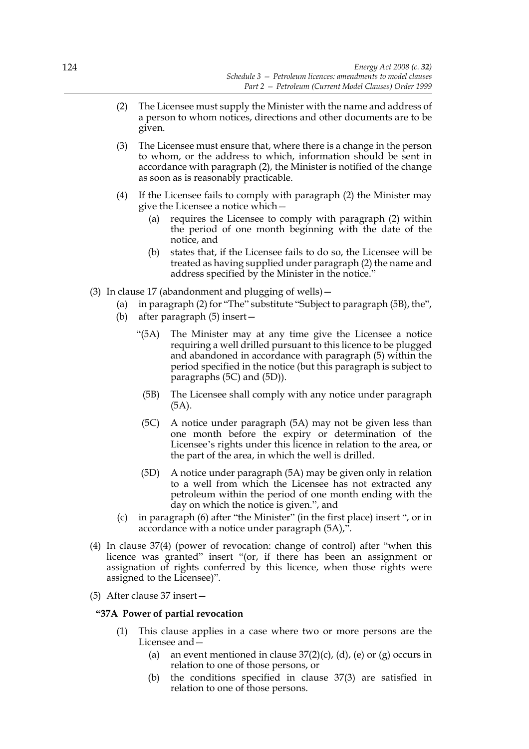(2) The Licensee must supply the Minister with the name and address of a person to whom notices, directions and other documents are to be given.

(3) The Licensee must ensure that, where there is a change in the person to whom, or the address to which, information should be sent in accordance with paragraph (2), the Minister is notified of the change as soon as is reasonably practicable.

(4) If the Licensee fails to comply with paragraph (2) the Minister may give the Licensee a notice which—

(a) requires the Licensee to comply with paragraph (2) within the period of one month beginning with the date of the notice, and

(b) states that, if the Licensee fails to do so, the Licensee will be treated as having supplied under paragraph (2) the name and address specified by the Minister in the notice."

(3) In clause 17 (abandonment and plugging of wells)—

(a) in paragraph (2) for "The" substitute "Subject to paragraph (5B), the",

(b) after paragraph (5) insert—

"(5A) The Minister may at any time give the Licensee a notice requiring a well drilled pursuant to this licence to be plugged and abandoned in accordance with paragraph (5) within the period specified in the notice (but this paragraph is subject to paragraphs (5C) and (5D)).

(5B) The Licensee shall comply with any notice under paragraph (5A).

(5C) A notice under paragraph (5A) may not be given less than one month before the expiry or determination of the Licensee's rights under this licence in relation to the area, or the part of the area, in which the well is drilled.

(5D) A notice under paragraph (5A) may be given only in relation to a well from which the Licensee has not extracted any petroleum within the period of one month ending with the day on which the notice is given.", and

(c) in paragraph (6) after "the Minister" (in the first place) insert ", or in accordance with a notice under paragraph (5A),".

(4) In clause 37(4) (power of revocation: change of control) after "when this licence was granted" insert "(or, if there has been an assignment or assignation of rights conferred by this licence, when those rights were assigned to the Licensee)".

(5) After clause 37 insert—

**"37A Power of partial revocation**

(1) This clause applies in a case where two or more persons are the Licensee and—

(a) an event mentioned in clause 37(2)(c), (d), (e) or (g) occurs in relation to one of those persons, or

(b) the conditions specified in clause 37(3) are satisfied in relation to one of those persons.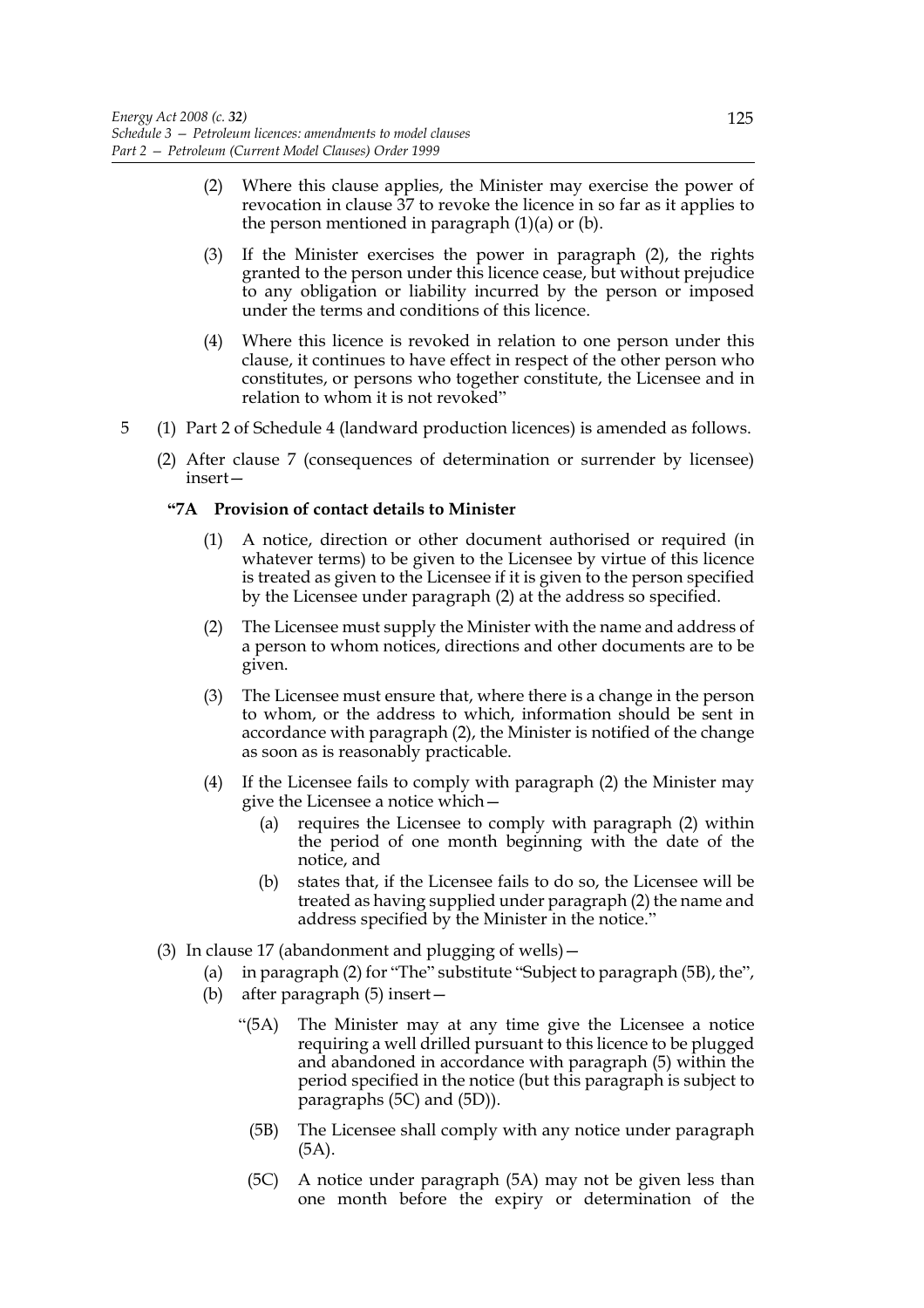(2) Where this clause applies, the Minister may exercise the power of revocation in clause 37 to revoke the licence in so far as it applies to the person mentioned in paragraph (1)(a) or (b).

(3) If the Minister exercises the power in paragraph (2), the rights granted to the person under this licence cease, but without prejudice to any obligation or liability incurred by the person or imposed under the terms and conditions of this licence.

(4) Where this licence is revoked in relation to one person under this clause, it continues to have effect in respect of the other person who constitutes, or persons who together constitute, the Licensee and in relation to whom it is not revoked"

5 (1) Part 2 of Schedule 4 (landward production licences) is amended as follows.

(2) After clause 7 (consequences of determination or surrender by licensee) insert—

**"7A Provision of contact details to Minister**

(1) A notice, direction or other document authorised or required (in whatever terms) to be given to the Licensee by virtue of this licence is treated as given to the Licensee if it is given to the person specified by the Licensee under paragraph (2) at the address so specified.

(2) The Licensee must supply the Minister with the name and address of a person to whom notices, directions and other documents are to be given.

(3) The Licensee must ensure that, where there is a change in the person to whom, or the address to which, information should be sent in accordance with paragraph (2), the Minister is notified of the change as soon as is reasonably practicable.

(4) If the Licensee fails to comply with paragraph (2) the Minister may give the Licensee a notice which—

(a) requires the Licensee to comply with paragraph (2) within the period of one month beginning with the date of the notice, and

(b) states that, if the Licensee fails to do so, the Licensee will be treated as having supplied under paragraph (2) the name and address specified by the Minister in the notice."

(3) In clause 17 (abandonment and plugging of wells)—

(a) in paragraph (2) for "The" substitute "Subject to paragraph (5B), the",

(b) after paragraph (5) insert—

"(5A) The Minister may at any time give the Licensee a notice requiring a well drilled pursuant to this licence to be plugged and abandoned in accordance with paragraph (5) within the period specified in the notice (but this paragraph is subject to paragraphs (5C) and (5D)).

(5B) The Licensee shall comply with any notice under paragraph (5A).

(5C) A notice under paragraph (5A) may not be given less than one month before the expiry or determination of the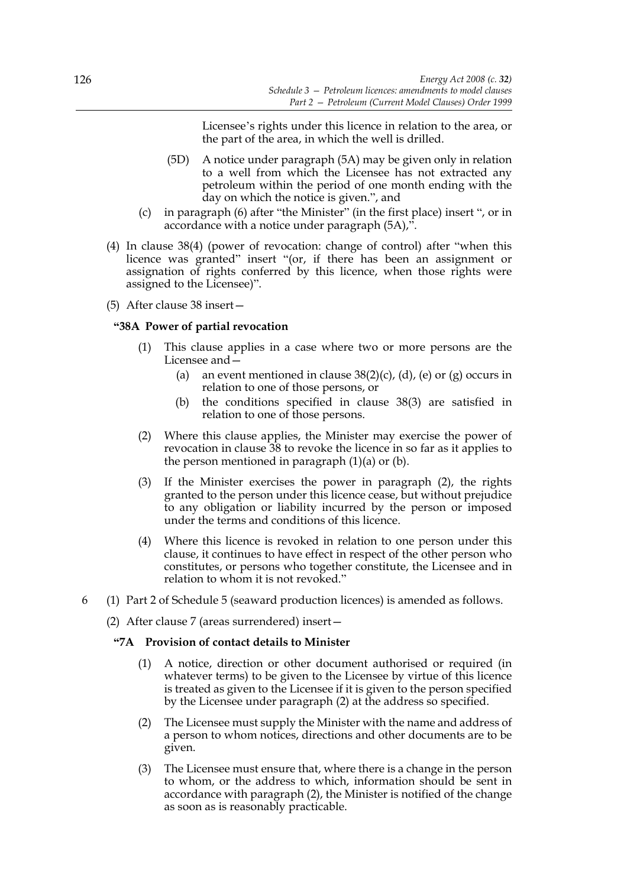Licensee's rights under this licence in relation to the area, or the part of the area, in which the well is drilled.

(5D) A notice under paragraph (5A) may be given only in relation to a well from which the Licensee has not extracted any petroleum within the period of one month ending with the day on which the notice is given.", and

(c) in paragraph (6) after "the Minister" (in the first place) insert ", or in accordance with a notice under paragraph (5A),".

(4) In clause 38(4) (power of revocation: change of control) after "when this licence was granted" insert "(or, if there has been an assignment or assignation of rights conferred by this licence, when those rights were assigned to the Licensee)".

(5) After clause 38 insert—

**"38A Power of partial revocation**

(1) This clause applies in a case where two or more persons are the Licensee and—

(a) an event mentioned in clause 38(2)(c), (d), (e) or (g) occurs in relation to one of those persons, or

(b) the conditions specified in clause 38(3) are satisfied in relation to one of those persons.

(2) Where this clause applies, the Minister may exercise the power of revocation in clause 38 to revoke the licence in so far as it applies to the person mentioned in paragraph (1)(a) or (b).

(3) If the Minister exercises the power in paragraph (2), the rights granted to the person under this licence cease, but without prejudice to any obligation or liability incurred by the person or imposed under the terms and conditions of this licence.

(4) Where this licence is revoked in relation to one person under this clause, it continues to have effect in respect of the other person who constitutes, or persons who together constitute, the Licensee and in relation to whom it is not revoked."

6 (1) Part 2 of Schedule 5 (seaward production licences) is amended as follows.

(2) After clause 7 (areas surrendered) insert—

**"7A Provision of contact details to Minister**

(1) A notice, direction or other document authorised or required (in whatever terms) to be given to the Licensee by virtue of this licence is treated as given to the Licensee if it is given to the person specified by the Licensee under paragraph (2) at the address so specified.

(2) The Licensee must supply the Minister with the name and address of a person to whom notices, directions and other documents are to be given.

(3) The Licensee must ensure that, where there is a change in the person to whom, or the address to which, information should be sent in accordance with paragraph (2), the Minister is notified of the change as soon as is reasonably practicable.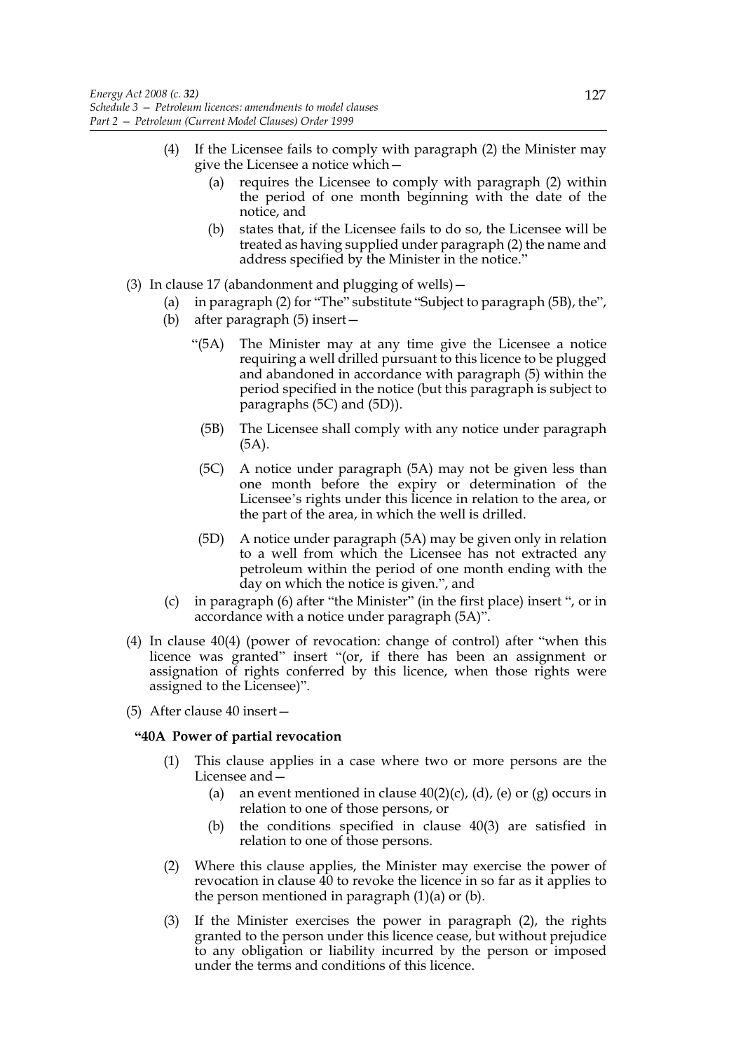(4) If the Licensee fails to comply with paragraph (2) the Minister may give the Licensee a notice which—

(a) requires the Licensee to comply with paragraph (2) within the period of one month beginning with the date of the notice, and

(b) states that, if the Licensee fails to do so, the Licensee will be treated as having supplied under paragraph (2) the name and address specified by the Minister in the notice."

(3) In clause 17 (abandonment and plugging of wells)—

(a) in paragraph (2) for "The" substitute "Subject to paragraph (5B), the",

(b) after paragraph (5) insert—

"(5A) The Minister may at any time give the Licensee a notice requiring a well drilled pursuant to this licence to be plugged and abandoned in accordance with paragraph (5) within the period specified in the notice (but this paragraph is subject to paragraphs (5C) and (5D)).

(5B) The Licensee shall comply with any notice under paragraph (5A).

(5C) A notice under paragraph (5A) may not be given less than one month before the expiry or determination of the Licensee's rights under this licence in relation to the area, or the part of the area, in which the well is drilled.

(5D) A notice under paragraph (5A) may be given only in relation to a well from which the Licensee has not extracted any petroleum within the period of one month ending with the day on which the notice is given.", and

(c) in paragraph (6) after "the Minister" (in the first place) insert ", or in accordance with a notice under paragraph (5A)".

(4) In clause 40(4) (power of revocation: change of control) after "when this licence was granted" insert "(or, if there has been an assignment or assignation of rights conferred by this licence, when those rights were assigned to the Licensee)".

(5) After clause 40 insert—

**"40A Power of partial revocation**

(1) This clause applies in a case where two or more persons are the Licensee and—

(a) an event mentioned in clause 40(2)(c), (d), (e) or (g) occurs in relation to one of those persons, or

(b) the conditions specified in clause 40(3) are satisfied in relation to one of those persons.

(2) Where this clause applies, the Minister may exercise the power of revocation in clause 40 to revoke the licence in so far as it applies to the person mentioned in paragraph (1)(a) or (b).

(3) If the Minister exercises the power in paragraph (2), the rights granted to the person under this licence cease, but without prejudice to any obligation or liability incurred by the person or imposed under the terms and conditions of this licence.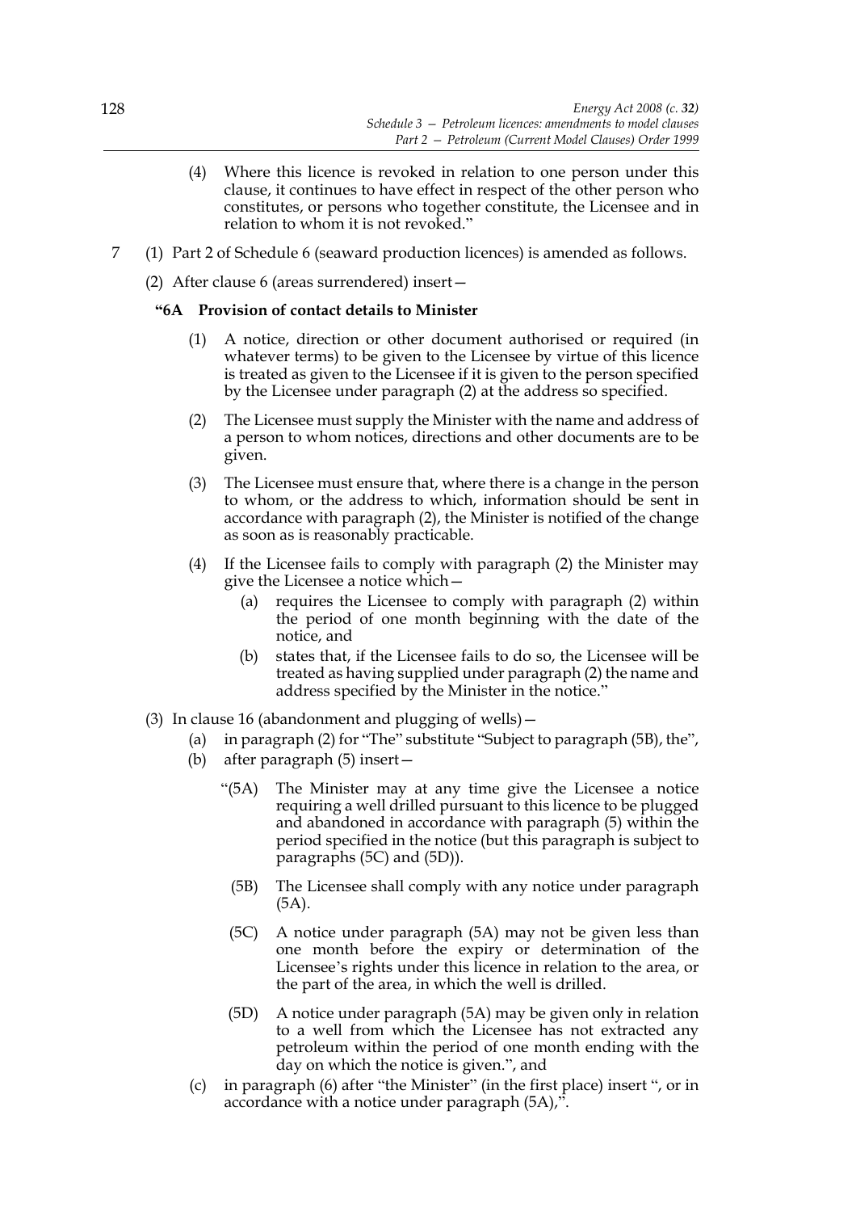(4) Where this licence is revoked in relation to one person under this clause, it continues to have effect in respect of the other person who constitutes, or persons who together constitute, the Licensee and in relation to whom it is not revoked."

7 (1) Part 2 of Schedule 6 (seaward production licences) is amended as follows.

(2) After clause 6 (areas surrendered) insert—

**"6A Provision of contact details to Minister**

(1) A notice, direction or other document authorised or required (in whatever terms) to be given to the Licensee by virtue of this licence is treated as given to the Licensee if it is given to the person specified by the Licensee under paragraph (2) at the address so specified.

(2) The Licensee must supply the Minister with the name and address of a person to whom notices, directions and other documents are to be given.

(3) The Licensee must ensure that, where there is a change in the person to whom, or the address to which, information should be sent in accordance with paragraph (2), the Minister is notified of the change as soon as is reasonably practicable.

(4) If the Licensee fails to comply with paragraph (2) the Minister may give the Licensee a notice which—

(a) requires the Licensee to comply with paragraph (2) within the period of one month beginning with the date of the notice, and

(b) states that, if the Licensee fails to do so, the Licensee will be treated as having supplied under paragraph (2) the name and address specified by the Minister in the notice."

(3) In clause 16 (abandonment and plugging of wells)—

(a) in paragraph (2) for "The" substitute "Subject to paragraph (5B), the",

(b) after paragraph (5) insert—

"(5A) The Minister may at any time give the Licensee a notice requiring a well drilled pursuant to this licence to be plugged and abandoned in accordance with paragraph (5) within the period specified in the notice (but this paragraph is subject to paragraphs (5C) and (5D)).

(5B) The Licensee shall comply with any notice under paragraph (5A).

(5C) A notice under paragraph (5A) may not be given less than one month before the expiry or determination of the Licensee's rights under this licence in relation to the area, or the part of the area, in which the well is drilled.

(5D) A notice under paragraph (5A) may be given only in relation to a well from which the Licensee has not extracted any petroleum within the period of one month ending with the day on which the notice is given.", and

(c) in paragraph (6) after "the Minister" (in the first place) insert ", or in accordance with a notice under paragraph (5A),".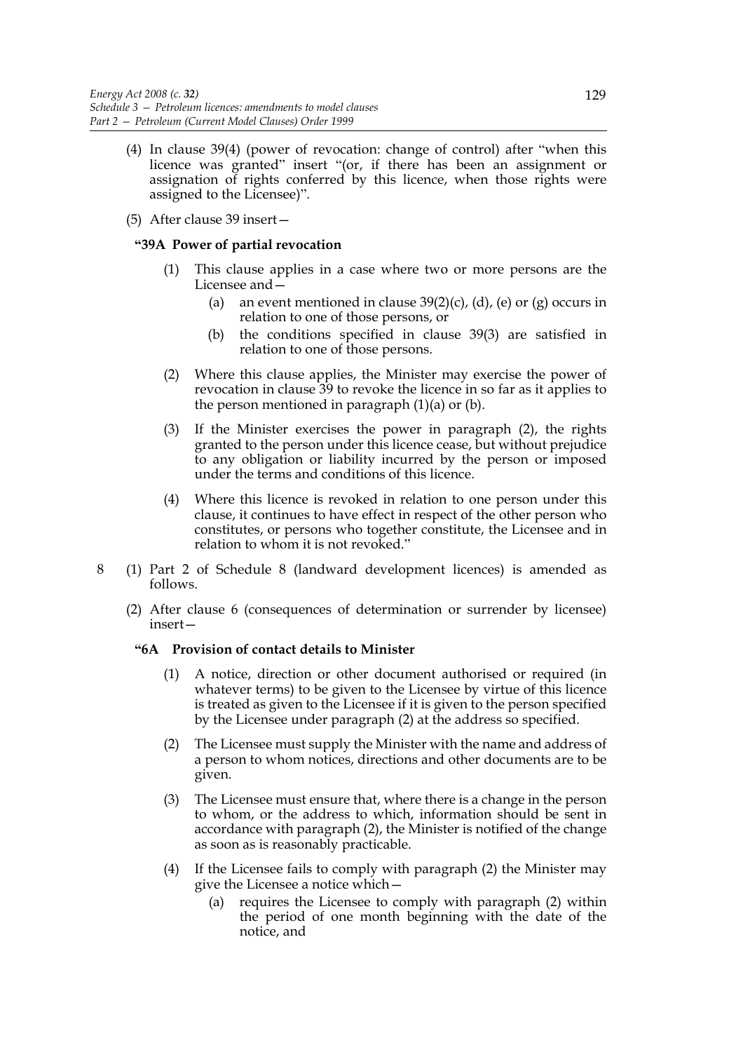(4) In clause 39(4) (power of revocation: change of control) after "when this licence was granted" insert "(or, if there has been an assignment or assignation of rights conferred by this licence, when those rights were assigned to the Licensee)".

(5) After clause 39 insert—

**"39A Power of partial revocation**

(1) This clause applies in a case where two or more persons are the Licensee and—

(a) an event mentioned in clause 39(2)(c), (d), (e) or (g) occurs in relation to one of those persons, or

(b) the conditions specified in clause 39(3) are satisfied in relation to one of those persons.

(2) Where this clause applies, the Minister may exercise the power of revocation in clause 39 to revoke the licence in so far as it applies to the person mentioned in paragraph (1)(a) or (b).

(3) If the Minister exercises the power in paragraph (2), the rights granted to the person under this licence cease, but without prejudice to any obligation or liability incurred by the person or imposed under the terms and conditions of this licence.

(4) Where this licence is revoked in relation to one person under this clause, it continues to have effect in respect of the other person who constitutes, or persons who together constitute, the Licensee and in relation to whom it is not revoked."

8 (1) Part 2 of Schedule 8 (landward development licences) is amended as follows.

(2) After clause 6 (consequences of determination or surrender by licensee) insert—

**"6A Provision of contact details to Minister**

(1) A notice, direction or other document authorised or required (in whatever terms) to be given to the Licensee by virtue of this licence is treated as given to the Licensee if it is given to the person specified by the Licensee under paragraph (2) at the address so specified.

(2) The Licensee must supply the Minister with the name and address of a person to whom notices, directions and other documents are to be given.

(3) The Licensee must ensure that, where there is a change in the person to whom, or the address to which, information should be sent in accordance with paragraph (2), the Minister is notified of the change as soon as is reasonably practicable.

(4) If the Licensee fails to comply with paragraph (2) the Minister may give the Licensee a notice which—

(a) requires the Licensee to comply with paragraph (2) within the period of one month beginning with the date of the notice, and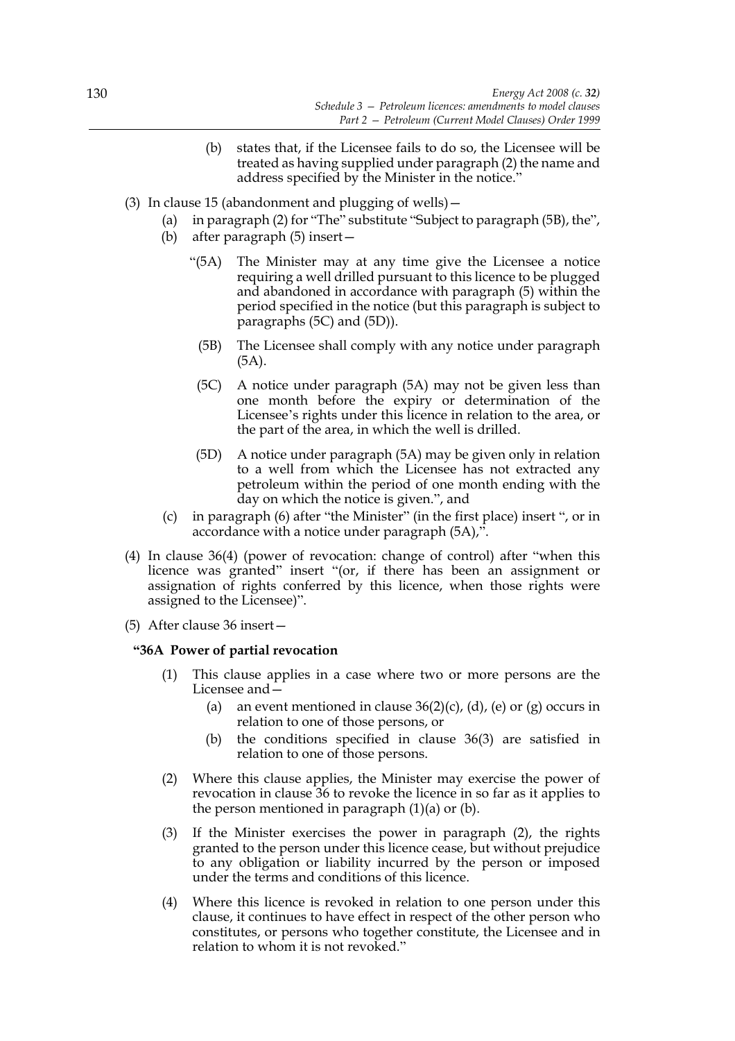(b) states that, if the Licensee fails to do so, the Licensee will be treated as having supplied under paragraph (2) the name and address specified by the Minister in the notice."

(3) In clause 15 (abandonment and plugging of wells)—

(a) in paragraph (2) for "The" substitute "Subject to paragraph (5B), the",

(b) after paragraph (5) insert—

"(5A) The Minister may at any time give the Licensee a notice requiring a well drilled pursuant to this licence to be plugged and abandoned in accordance with paragraph (5) within the period specified in the notice (but this paragraph is subject to paragraphs (5C) and (5D)).

(5B) The Licensee shall comply with any notice under paragraph (5A).

(5C) A notice under paragraph (5A) may not be given less than one month before the expiry or determination of the Licensee's rights under this licence in relation to the area, or the part of the area, in which the well is drilled.

(5D) A notice under paragraph (5A) may be given only in relation to a well from which the Licensee has not extracted any petroleum within the period of one month ending with the day on which the notice is given.", and

(c) in paragraph (6) after "the Minister" (in the first place) insert ", or in accordance with a notice under paragraph (5A),".

(4) In clause 36(4) (power of revocation: change of control) after "when this licence was granted" insert "(or, if there has been an assignment or assignation of rights conferred by this licence, when those rights were assigned to the Licensee)".

(5) After clause 36 insert—

**"36A Power of partial revocation**

(1) This clause applies in a case where two or more persons are the Licensee and—

(a) an event mentioned in clause 36(2)(c), (d), (e) or (g) occurs in relation to one of those persons, or

(b) the conditions specified in clause 36(3) are satisfied in relation to one of those persons.

(2) Where this clause applies, the Minister may exercise the power of revocation in clause 36 to revoke the licence in so far as it applies to the person mentioned in paragraph (1)(a) or (b).

(3) If the Minister exercises the power in paragraph (2), the rights granted to the person under this licence cease, but without prejudice to any obligation or liability incurred by the person or imposed under the terms and conditions of this licence.

(4) Where this licence is revoked in relation to one person under this clause, it continues to have effect in respect of the other person who constitutes, or persons who together constitute, the Licensee and in relation to whom it is not revoked."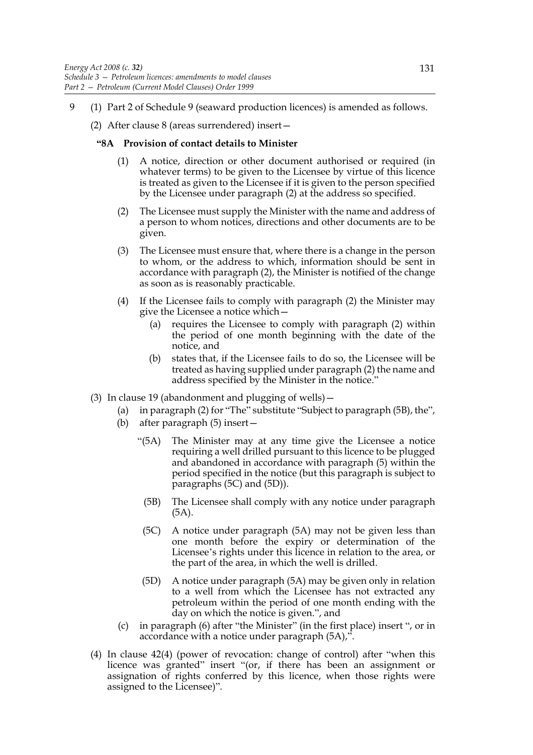9 (1) Part 2 of Schedule 9 (seaward production licences) is amended as follows.

(2) After clause 8 (areas surrendered) insert—

**"8A Provision of contact details to Minister**

(1) A notice, direction or other document authorised or required (in whatever terms) to be given to the Licensee by virtue of this licence is treated as given to the Licensee if it is given to the person specified by the Licensee under paragraph (2) at the address so specified.

(2) The Licensee must supply the Minister with the name and address of a person to whom notices, directions and other documents are to be given.

(3) The Licensee must ensure that, where there is a change in the person to whom, or the address to which, information should be sent in accordance with paragraph (2), the Minister is notified of the change as soon as is reasonably practicable.

(4) If the Licensee fails to comply with paragraph (2) the Minister may give the Licensee a notice which—

(a) requires the Licensee to comply with paragraph (2) within the period of one month beginning with the date of the notice, and

(b) states that, if the Licensee fails to do so, the Licensee will be treated as having supplied under paragraph (2) the name and address specified by the Minister in the notice."

(3) In clause 19 (abandonment and plugging of wells)—

(a) in paragraph (2) for "The" substitute "Subject to paragraph (5B), the",

(b) after paragraph (5) insert—

"(5A) The Minister may at any time give the Licensee a notice requiring a well drilled pursuant to this licence to be plugged and abandoned in accordance with paragraph (5) within the period specified in the notice (but this paragraph is subject to paragraphs (5C) and (5D)).

(5B) The Licensee shall comply with any notice under paragraph (5A).

(5C) A notice under paragraph (5A) may not be given less than one month before the expiry or determination of the Licensee's rights under this licence in relation to the area, or the part of the area, in which the well is drilled.

(5D) A notice under paragraph (5A) may be given only in relation to a well from which the Licensee has not extracted any petroleum within the period of one month ending with the day on which the notice is given.", and

(c) in paragraph (6) after "the Minister" (in the first place) insert ", or in accordance with a notice under paragraph (5A),".

(4) In clause 42(4) (power of revocation: change of control) after "when this licence was granted" insert "(or, if there has been an assignment or assignation of rights conferred by this licence, when those rights were assigned to the Licensee)".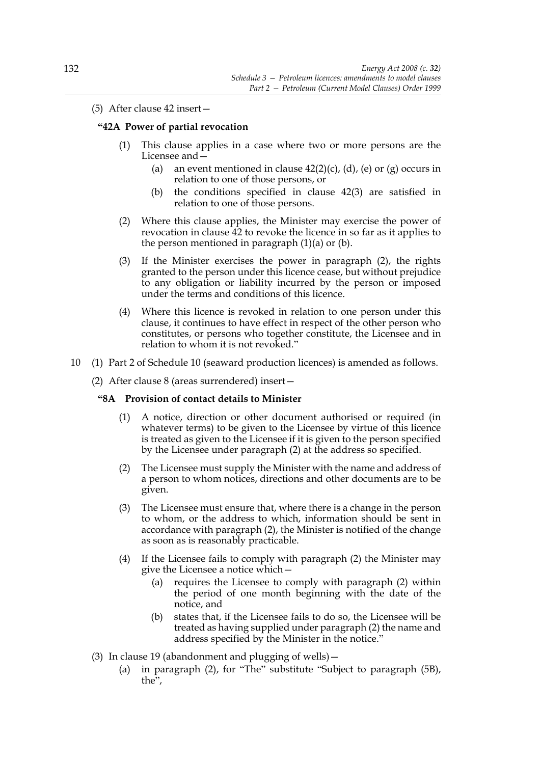(5) After clause 42 insert—

**"42A Power of partial revocation**

(1) This clause applies in a case where two or more persons are the Licensee and—

(a) an event mentioned in clause 42(2)(c), (d), (e) or (g) occurs in relation to one of those persons, or

(b) the conditions specified in clause 42(3) are satisfied in relation to one of those persons.

(2) Where this clause applies, the Minister may exercise the power of revocation in clause 42 to revoke the licence in so far as it applies to the person mentioned in paragraph (1)(a) or (b).

(3) If the Minister exercises the power in paragraph (2), the rights granted to the person under this licence cease, but without prejudice to any obligation or liability incurred by the person or imposed under the terms and conditions of this licence.

(4) Where this licence is revoked in relation to one person under this clause, it continues to have effect in respect of the other person who constitutes, or persons who together constitute, the Licensee and in relation to whom it is not revoked."

10 (1) Part 2 of Schedule 10 (seaward production licences) is amended as follows.

(2) After clause 8 (areas surrendered) insert—

**"8A Provision of contact details to Minister**

(1) A notice, direction or other document authorised or required (in whatever terms) to be given to the Licensee by virtue of this licence is treated as given to the Licensee if it is given to the person specified by the Licensee under paragraph (2) at the address so specified.

(2) The Licensee must supply the Minister with the name and address of a person to whom notices, directions and other documents are to be given.

(3) The Licensee must ensure that, where there is a change in the person to whom, or the address to which, information should be sent in accordance with paragraph (2), the Minister is notified of the change as soon as is reasonably practicable.

(4) If the Licensee fails to comply with paragraph (2) the Minister may give the Licensee a notice which—

(a) requires the Licensee to comply with paragraph (2) within the period of one month beginning with the date of the notice, and

(b) states that, if the Licensee fails to do so, the Licensee will be treated as having supplied under paragraph (2) the name and address specified by the Minister in the notice."

(3) In clause 19 (abandonment and plugging of wells)—

(a) in paragraph (2), for "The" substitute "Subject to paragraph (5B), the",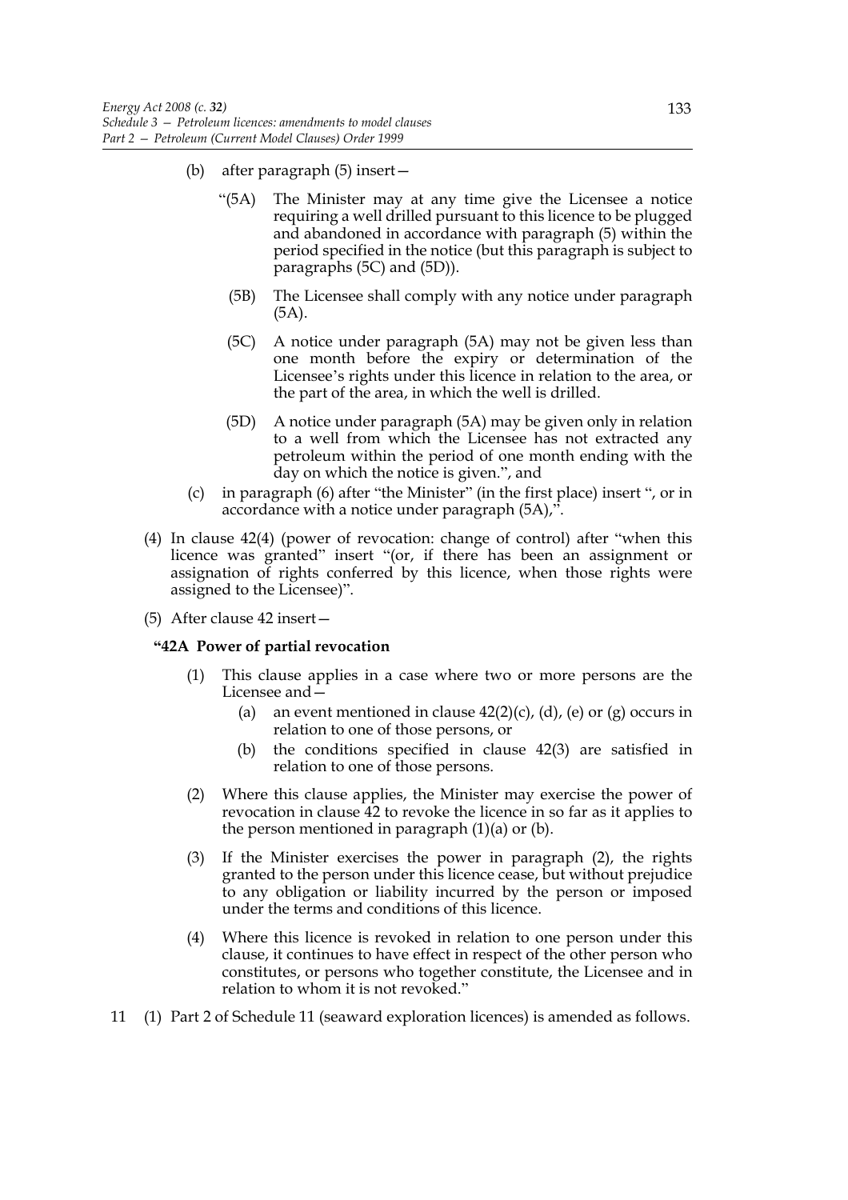(b) after paragraph (5) insert—

“(5A) The Minister may at any time give the Licensee a notice requiring a well drilled pursuant to this licence to be plugged and abandoned in accordance with paragraph (5) within the period specified in the notice (but this paragraph is subject to paragraphs (5C) and (5D)).

(5B) The Licensee shall comply with any notice under paragraph (5A).

(5C) A notice under paragraph (5A) may not be given less than one month before the expiry or determination of the Licensee’s rights under this licence in relation to the area, or the part of the area, in which the well is drilled.

(5D) A notice under paragraph (5A) may be given only in relation to a well from which the Licensee has not extracted any petroleum within the period of one month ending with the day on which the notice is given.”, and

(c) in paragraph (6) after “the Minister” (in the first place) insert “, or in accordance with a notice under paragraph (5A),”.

(4) In clause 42(4) (power of revocation: change of control) after “when this licence was granted” insert “(or, if there has been an assignment or assignation of rights conferred by this licence, when those rights were assigned to the Licensee)”.

(5) After clause 42 insert—

**“42A Power of partial revocation**

(1) This clause applies in a case where two or more persons are the Licensee and—

(a) an event mentioned in clause 42(2)(c), (d), (e) or (g) occurs in relation to one of those persons, or

(b) the conditions specified in clause 42(3) are satisfied in relation to one of those persons.

(2) Where this clause applies, the Minister may exercise the power of revocation in clause 42 to revoke the licence in so far as it applies to the person mentioned in paragraph (1)(a) or (b).

(3) If the Minister exercises the power in paragraph (2), the rights granted to the person under this licence cease, but without prejudice to any obligation or liability incurred by the person or imposed under the terms and conditions of this licence.

(4) Where this licence is revoked in relation to one person under this clause, it continues to have effect in respect of the other person who constitutes, or persons who together constitute, the Licensee and in relation to whom it is not revoked.”

11 (1) Part 2 of Schedule 11 (seaward exploration licences) is amended as follows.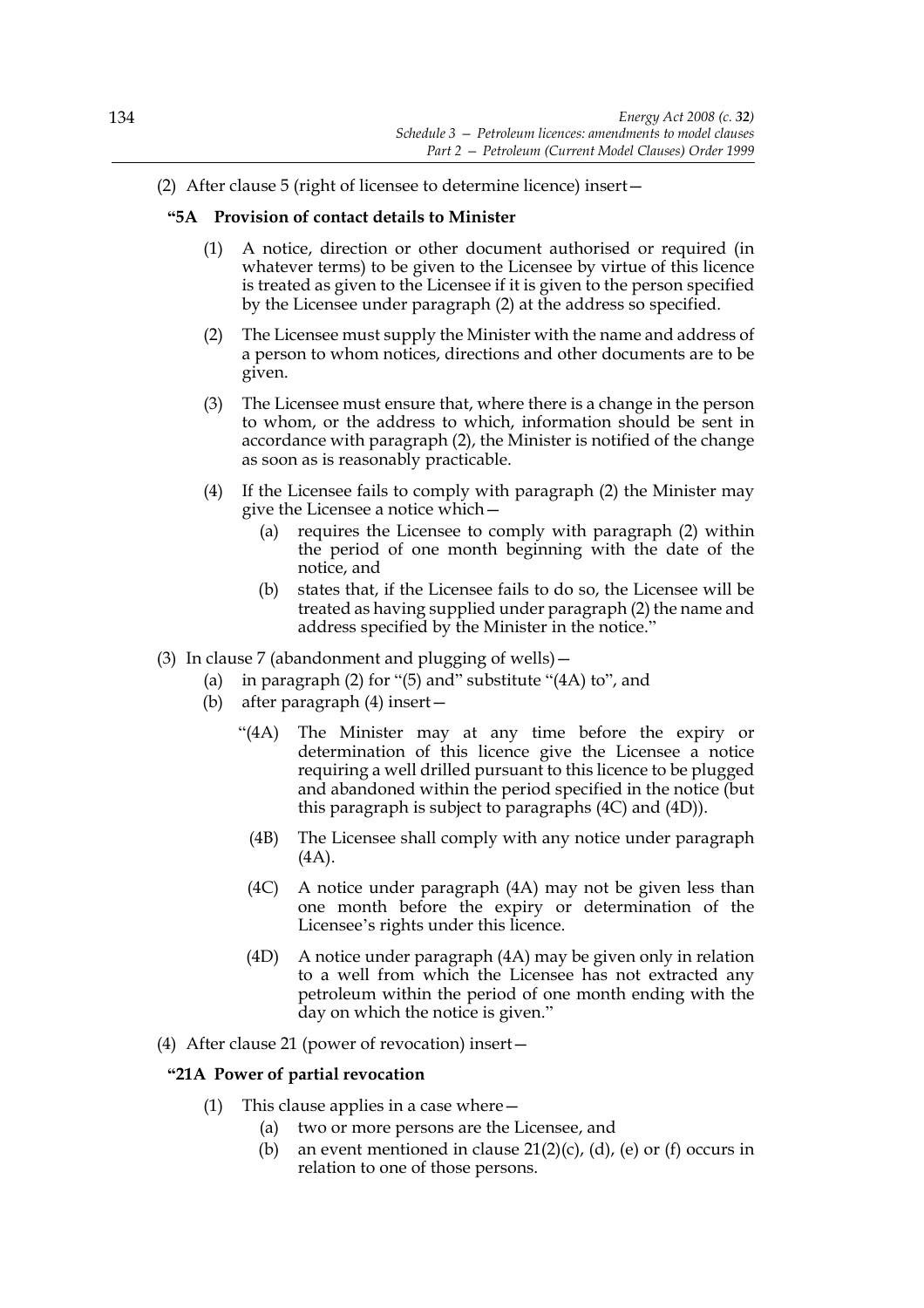(2) After clause 5 (right of licensee to determine licence) insert—

**"5A Provision of contact details to Minister**

(1) A notice, direction or other document authorised or required (in whatever terms) to be given to the Licensee by virtue of this licence is treated as given to the Licensee if it is given to the person specified by the Licensee under paragraph (2) at the address so specified.

(2) The Licensee must supply the Minister with the name and address of a person to whom notices, directions and other documents are to be given.

(3) The Licensee must ensure that, where there is a change in the person to whom, or the address to which, information should be sent in accordance with paragraph (2), the Minister is notified of the change as soon as is reasonably practicable.

(4) If the Licensee fails to comply with paragraph (2) the Minister may give the Licensee a notice which—

(a) requires the Licensee to comply with paragraph (2) within the period of one month beginning with the date of the notice, and

(b) states that, if the Licensee fails to do so, the Licensee will be treated as having supplied under paragraph (2) the name and address specified by the Minister in the notice."

(3) In clause 7 (abandonment and plugging of wells)—

(a) in paragraph (2) for "(5) and" substitute "(4A) to", and

(b) after paragraph (4) insert—

"(4A) The Minister may at any time before the expiry or determination of this licence give the Licensee a notice requiring a well drilled pursuant to this licence to be plugged and abandoned within the period specified in the notice (but this paragraph is subject to paragraphs (4C) and (4D)).

(4B) The Licensee shall comply with any notice under paragraph (4A).

(4C) A notice under paragraph (4A) may not be given less than one month before the expiry or determination of the Licensee's rights under this licence.

(4D) A notice under paragraph (4A) may be given only in relation to a well from which the Licensee has not extracted any petroleum within the period of one month ending with the day on which the notice is given."

(4) After clause 21 (power of revocation) insert—

**"21A Power of partial revocation**

(1) This clause applies in a case where—

(a) two or more persons are the Licensee, and

(b) an event mentioned in clause 21(2)(c), (d), (e) or (f) occurs in relation to one of those persons.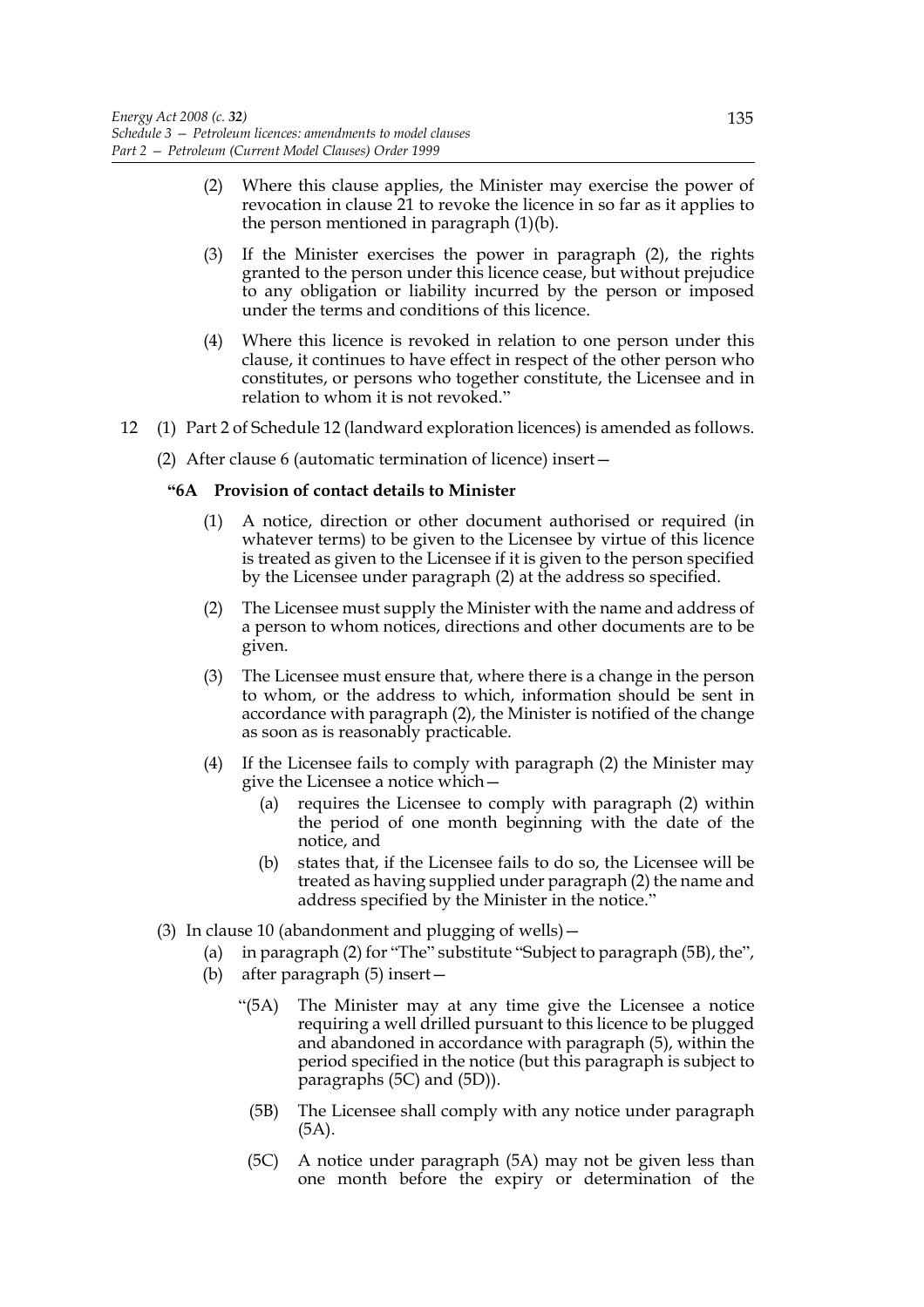(2) Where this clause applies, the Minister may exercise the power of revocation in clause 21 to revoke the licence in so far as it applies to the person mentioned in paragraph (1)(b).

(3) If the Minister exercises the power in paragraph (2), the rights granted to the person under this licence cease, but without prejudice to any obligation or liability incurred by the person or imposed under the terms and conditions of this licence.

(4) Where this licence is revoked in relation to one person under this clause, it continues to have effect in respect of the other person who constitutes, or persons who together constitute, the Licensee and in relation to whom it is not revoked."

12 (1) Part 2 of Schedule 12 (landward exploration licences) is amended as follows.

(2) After clause 6 (automatic termination of licence) insert—

**"6A Provision of contact details to Minister**

(1) A notice, direction or other document authorised or required (in whatever terms) to be given to the Licensee by virtue of this licence is treated as given to the Licensee if it is given to the person specified by the Licensee under paragraph (2) at the address so specified.

(2) The Licensee must supply the Minister with the name and address of a person to whom notices, directions and other documents are to be given.

(3) The Licensee must ensure that, where there is a change in the person to whom, or the address to which, information should be sent in accordance with paragraph (2), the Minister is notified of the change as soon as is reasonably practicable.

(4) If the Licensee fails to comply with paragraph (2) the Minister may give the Licensee a notice which—

(a) requires the Licensee to comply with paragraph (2) within the period of one month beginning with the date of the notice, and

(b) states that, if the Licensee fails to do so, the Licensee will be treated as having supplied under paragraph (2) the name and address specified by the Minister in the notice."

(3) In clause 10 (abandonment and plugging of wells)—

(a) in paragraph (2) for "The" substitute "Subject to paragraph (5B), the",

(b) after paragraph (5) insert—

"(5A) The Minister may at any time give the Licensee a notice requiring a well drilled pursuant to this licence to be plugged and abandoned in accordance with paragraph (5), within the period specified in the notice (but this paragraph is subject to paragraphs (5C) and (5D)).

(5B) The Licensee shall comply with any notice under paragraph (5A).

(5C) A notice under paragraph (5A) may not be given less than one month before the expiry or determination of the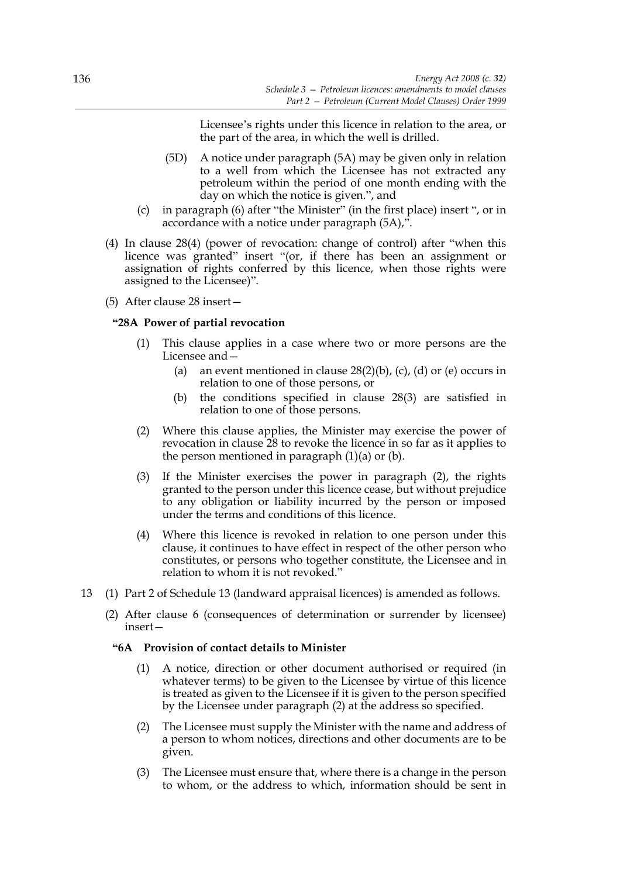Licensee's rights under this licence in relation to the area, or the part of the area, in which the well is drilled.

(5D) A notice under paragraph (5A) may be given only in relation to a well from which the Licensee has not extracted any petroleum within the period of one month ending with the day on which the notice is given.", and

(c) in paragraph (6) after "the Minister" (in the first place) insert ", or in accordance with a notice under paragraph (5A),".

(4) In clause 28(4) (power of revocation: change of control) after "when this licence was granted" insert "(or, if there has been an assignment or assignation of rights conferred by this licence, when those rights were assigned to the Licensee)".

(5) After clause 28 insert—

**"28A Power of partial revocation**

(1) This clause applies in a case where two or more persons are the Licensee and—

(a) an event mentioned in clause 28(2)(b), (c), (d) or (e) occurs in relation to one of those persons, or

(b) the conditions specified in clause 28(3) are satisfied in relation to one of those persons.

(2) Where this clause applies, the Minister may exercise the power of revocation in clause 28 to revoke the licence in so far as it applies to the person mentioned in paragraph (1)(a) or (b).

(3) If the Minister exercises the power in paragraph (2), the rights granted to the person under this licence cease, but without prejudice to any obligation or liability incurred by the person or imposed under the terms and conditions of this licence.

(4) Where this licence is revoked in relation to one person under this clause, it continues to have effect in respect of the other person who constitutes, or persons who together constitute, the Licensee and in relation to whom it is not revoked."

13 (1) Part 2 of Schedule 13 (landward appraisal licences) is amended as follows.

(2) After clause 6 (consequences of determination or surrender by licensee) insert—

**"6A Provision of contact details to Minister**

(1) A notice, direction or other document authorised or required (in whatever terms) to be given to the Licensee by virtue of this licence is treated as given to the Licensee if it is given to the person specified by the Licensee under paragraph (2) at the address so specified.

(2) The Licensee must supply the Minister with the name and address of a person to whom notices, directions and other documents are to be given.

(3) The Licensee must ensure that, where there is a change in the person to whom, or the address to which, information should be sent in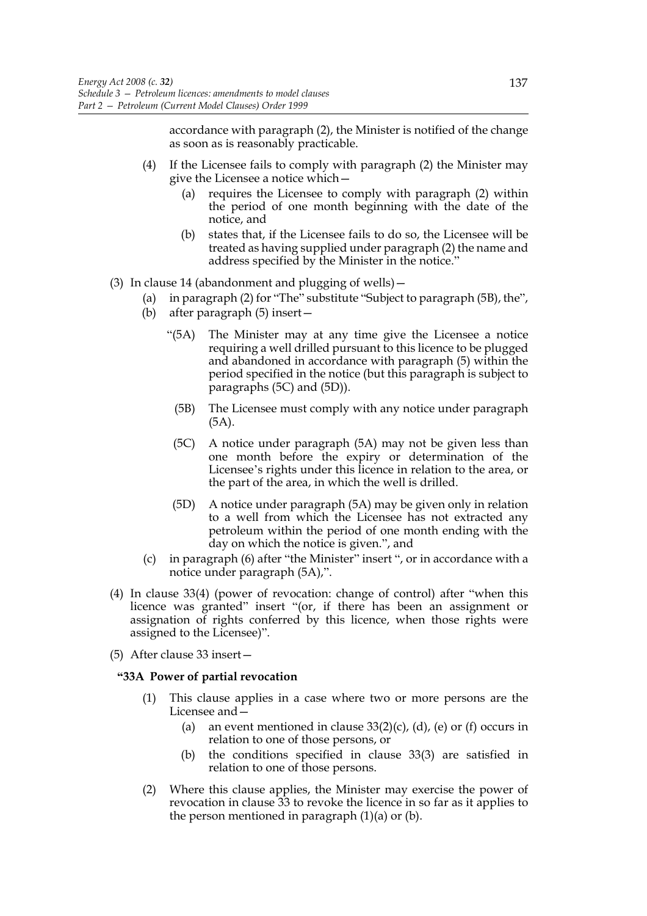accordance with paragraph (2), the Minister is notified of the change as soon as is reasonably practicable.

(4) If the Licensee fails to comply with paragraph (2) the Minister may give the Licensee a notice which—

(a) requires the Licensee to comply with paragraph (2) within the period of one month beginning with the date of the notice, and

(b) states that, if the Licensee fails to do so, the Licensee will be treated as having supplied under paragraph (2) the name and address specified by the Minister in the notice."

(3) In clause 14 (abandonment and plugging of wells)—

(a) in paragraph (2) for "The" substitute "Subject to paragraph (5B), the",

(b) after paragraph (5) insert—

"(5A) The Minister may at any time give the Licensee a notice requiring a well drilled pursuant to this licence to be plugged and abandoned in accordance with paragraph (5) within the period specified in the notice (but this paragraph is subject to paragraphs (5C) and (5D)).

(5B) The Licensee must comply with any notice under paragraph (5A).

(5C) A notice under paragraph (5A) may not be given less than one month before the expiry or determination of the Licensee's rights under this licence in relation to the area, or the part of the area, in which the well is drilled.

(5D) A notice under paragraph (5A) may be given only in relation to a well from which the Licensee has not extracted any petroleum within the period of one month ending with the day on which the notice is given.", and

(c) in paragraph (6) after "the Minister" insert ", or in accordance with a notice under paragraph (5A),".

(4) In clause 33(4) (power of revocation: change of control) after "when this licence was granted" insert "(or, if there has been an assignment or assignation of rights conferred by this licence, when those rights were assigned to the Licensee)".

(5) After clause 33 insert—

**"33A Power of partial revocation**

(1) This clause applies in a case where two or more persons are the Licensee and—

(a) an event mentioned in clause 33(2)(c), (d), (e) or (f) occurs in relation to one of those persons, or

(b) the conditions specified in clause 33(3) are satisfied in relation to one of those persons.

(2) Where this clause applies, the Minister may exercise the power of revocation in clause 33 to revoke the licence in so far as it applies to the person mentioned in paragraph (1)(a) or (b).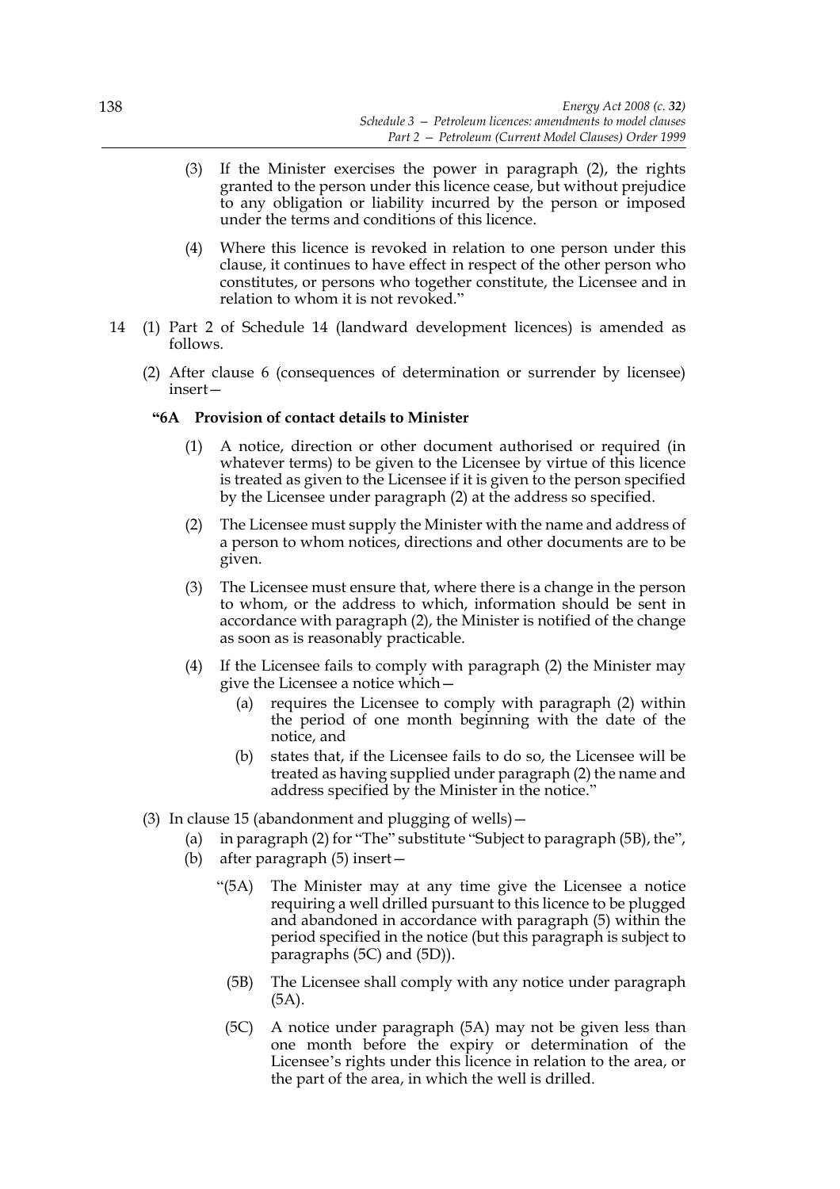(3) If the Minister exercises the power in paragraph (2), the rights granted to the person under this licence cease, but without prejudice to any obligation or liability incurred by the person or imposed under the terms and conditions of this licence.

(4) Where this licence is revoked in relation to one person under this clause, it continues to have effect in respect of the other person who constitutes, or persons who together constitute, the Licensee and in relation to whom it is not revoked."

14 (1) Part 2 of Schedule 14 (landward development licences) is amended as follows.

(2) After clause 6 (consequences of determination or surrender by licensee) insert—

**"6A Provision of contact details to Minister**

(1) A notice, direction or other document authorised or required (in whatever terms) to be given to the Licensee by virtue of this licence is treated as given to the Licensee if it is given to the person specified by the Licensee under paragraph (2) at the address so specified.

(2) The Licensee must supply the Minister with the name and address of a person to whom notices, directions and other documents are to be given.

(3) The Licensee must ensure that, where there is a change in the person to whom, or the address to which, information should be sent in accordance with paragraph (2), the Minister is notified of the change as soon as is reasonably practicable.

(4) If the Licensee fails to comply with paragraph (2) the Minister may give the Licensee a notice which—

(a) requires the Licensee to comply with paragraph (2) within the period of one month beginning with the date of the notice, and

(b) states that, if the Licensee fails to do so, the Licensee will be treated as having supplied under paragraph (2) the name and address specified by the Minister in the notice."

(3) In clause 15 (abandonment and plugging of wells)—

(a) in paragraph (2) for "The" substitute "Subject to paragraph (5B), the",

(b) after paragraph (5) insert—

"(5A) The Minister may at any time give the Licensee a notice requiring a well drilled pursuant to this licence to be plugged and abandoned in accordance with paragraph (5) within the period specified in the notice (but this paragraph is subject to paragraphs (5C) and (5D)).

(5B) The Licensee shall comply with any notice under paragraph (5A).

(5C) A notice under paragraph (5A) may not be given less than one month before the expiry or determination of the Licensee's rights under this licence in relation to the area, or the part of the area, in which the well is drilled.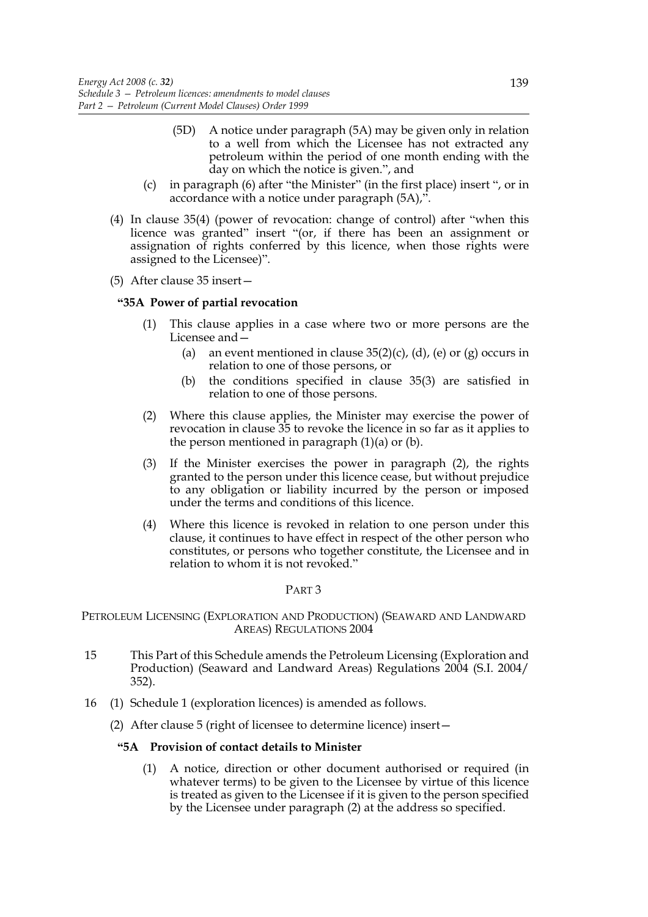(5D) A notice under paragraph (5A) may be given only in relation to a well from which the Licensee has not extracted any petroleum within the period of one month ending with the day on which the notice is given.", and

(c) in paragraph (6) after "the Minister" (in the first place) insert ", or in accordance with a notice under paragraph (5A),".

(4) In clause 35(4) (power of revocation: change of control) after "when this licence was granted" insert "(or, if there has been an assignment or assignation of rights conferred by this licence, when those rights were assigned to the Licensee)".

(5) After clause 35 insert—

**"35A Power of partial revocation**

(1) This clause applies in a case where two or more persons are the Licensee and—

(a) an event mentioned in clause 35(2)(c), (d), (e) or (g) occurs in relation to one of those persons, or

(b) the conditions specified in clause 35(3) are satisfied in relation to one of those persons.

(2) Where this clause applies, the Minister may exercise the power of revocation in clause 35 to revoke the licence in so far as it applies to the person mentioned in paragraph (1)(a) or (b).

(3) If the Minister exercises the power in paragraph (2), the rights granted to the person under this licence cease, but without prejudice to any obligation or liability incurred by the person or imposed under the terms and conditions of this licence.

(4) Where this licence is revoked in relation to one person under this clause, it continues to have effect in respect of the other person who constitutes, or persons who together constitute, the Licensee and in relation to whom it is not revoked."

## PART 3

### PETROLEUM LICENSING (EXPLORATION AND PRODUCTION) (SEAWARD AND LANDWARD AREAS) REGULATIONS 2004

15 This Part of this Schedule amends the Petroleum Licensing (Exploration and Production) (Seaward and Landward Areas) Regulations 2004 (S.I. 2004/352).

16 (1) Schedule 1 (exploration licences) is amended as follows.

(2) After clause 5 (right of licensee to determine licence) insert—

**"5A Provision of contact details to Minister**

(1) A notice, direction or other document authorised or required (in whatever terms) to be given to the Licensee by virtue of this licence is treated as given to the Licensee if it is given to the person specified by the Licensee under paragraph (2) at the address so specified.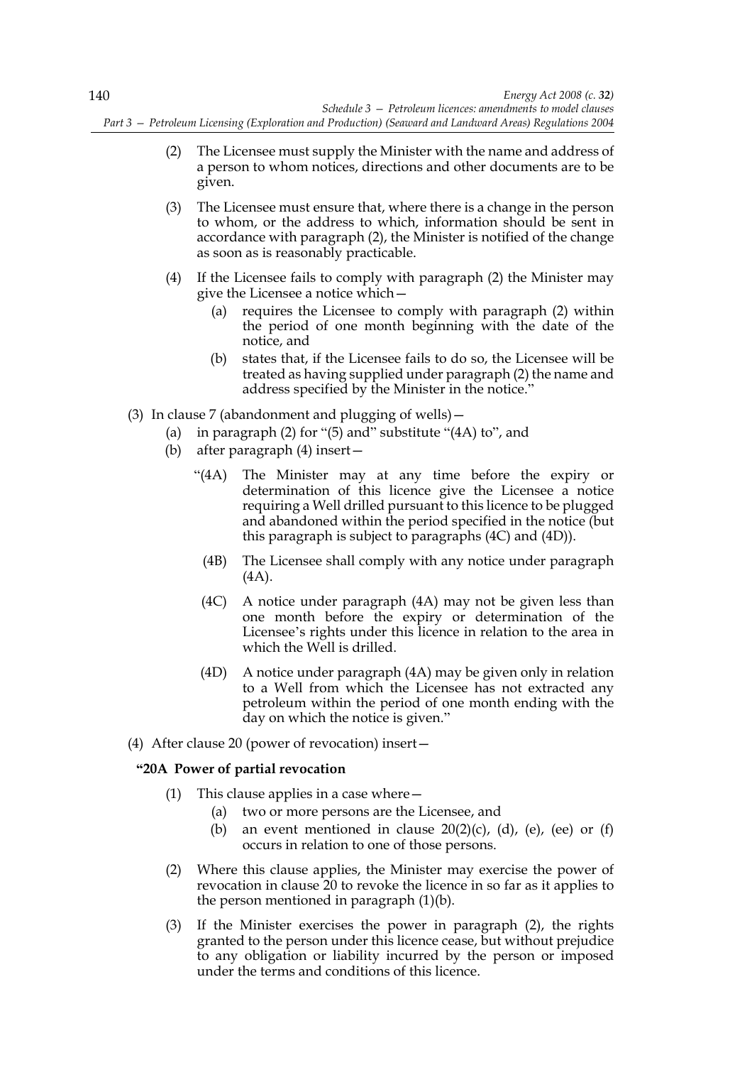(2) The Licensee must supply the Minister with the name and address of a person to whom notices, directions and other documents are to be given.

(3) The Licensee must ensure that, where there is a change in the person to whom, or the address to which, information should be sent in accordance with paragraph (2), the Minister is notified of the change as soon as is reasonably practicable.

(4) If the Licensee fails to comply with paragraph (2) the Minister may give the Licensee a notice which—

(a) requires the Licensee to comply with paragraph (2) within the period of one month beginning with the date of the notice, and

(b) states that, if the Licensee fails to do so, the Licensee will be treated as having supplied under paragraph (2) the name and address specified by the Minister in the notice."

(3) In clause 7 (abandonment and plugging of wells)—

(a) in paragraph (2) for "(5) and" substitute "(4A) to", and

(b) after paragraph (4) insert—

"(4A) The Minister may at any time before the expiry or determination of this licence give the Licensee a notice requiring a Well drilled pursuant to this licence to be plugged and abandoned within the period specified in the notice (but this paragraph is subject to paragraphs (4C) and (4D)).

(4B) The Licensee shall comply with any notice under paragraph (4A).

(4C) A notice under paragraph (4A) may not be given less than one month before the expiry or determination of the Licensee's rights under this licence in relation to the area in which the Well is drilled.

(4D) A notice under paragraph (4A) may be given only in relation to a Well from which the Licensee has not extracted any petroleum within the period of one month ending with the day on which the notice is given."

(4) After clause 20 (power of revocation) insert—

**"20A Power of partial revocation**

(1) This clause applies in a case where—

(a) two or more persons are the Licensee, and

(b) an event mentioned in clause 20(2)(c), (d), (e), (ee) or (f) occurs in relation to one of those persons.

(2) Where this clause applies, the Minister may exercise the power of revocation in clause 20 to revoke the licence in so far as it applies to the person mentioned in paragraph (1)(b).

(3) If the Minister exercises the power in paragraph (2), the rights granted to the person under this licence cease, but without prejudice to any obligation or liability incurred by the person or imposed under the terms and conditions of this licence.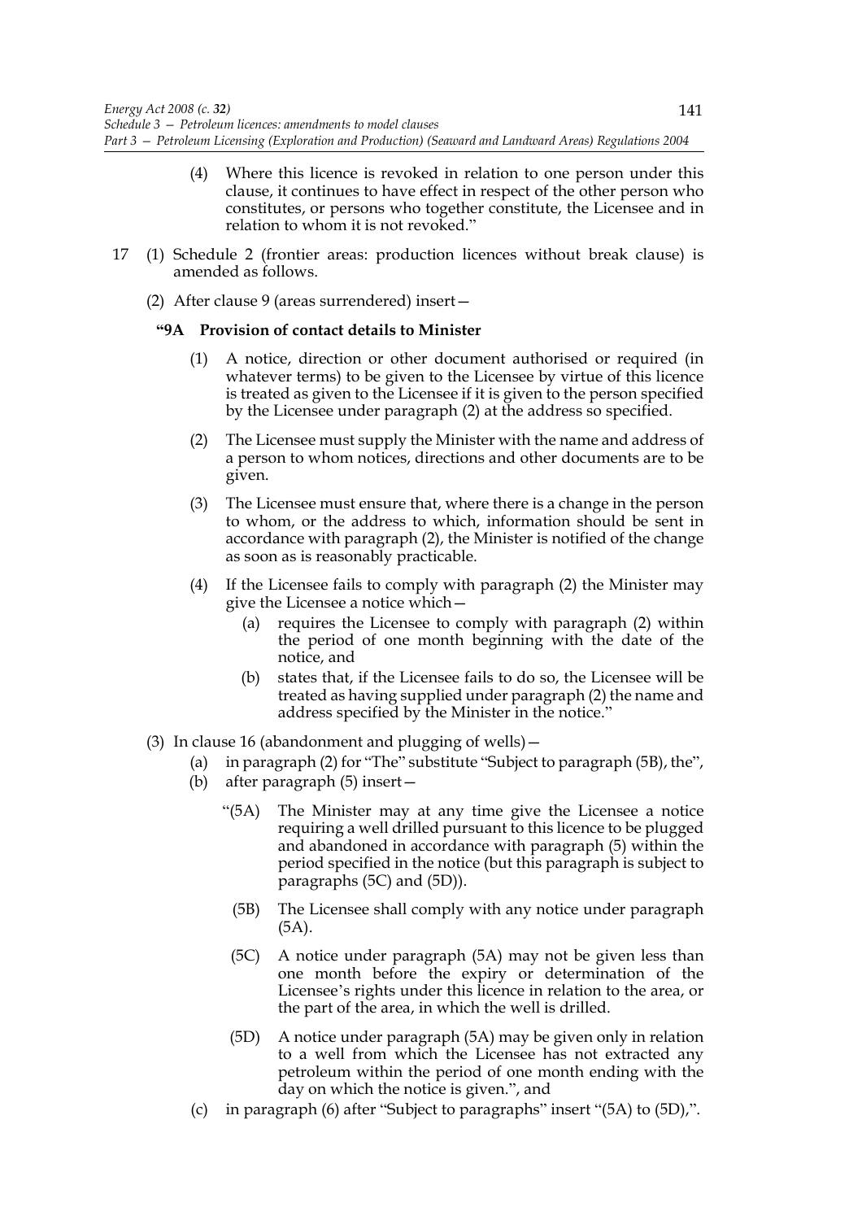(4) Where this licence is revoked in relation to one person under this clause, it continues to have effect in respect of the other person who constitutes, or persons who together constitute, the Licensee and in relation to whom it is not revoked."

17 (1) Schedule 2 (frontier areas: production licences without break clause) is amended as follows.

(2) After clause 9 (areas surrendered) insert—

**"9A Provision of contact details to Minister**

(1) A notice, direction or other document authorised or required (in whatever terms) to be given to the Licensee by virtue of this licence is treated as given to the Licensee if it is given to the person specified by the Licensee under paragraph (2) at the address so specified.

(2) The Licensee must supply the Minister with the name and address of a person to whom notices, directions and other documents are to be given.

(3) The Licensee must ensure that, where there is a change in the person to whom, or the address to which, information should be sent in accordance with paragraph (2), the Minister is notified of the change as soon as is reasonably practicable.

(4) If the Licensee fails to comply with paragraph (2) the Minister may give the Licensee a notice which—

(a) requires the Licensee to comply with paragraph (2) within the period of one month beginning with the date of the notice, and

(b) states that, if the Licensee fails to do so, the Licensee will be treated as having supplied under paragraph (2) the name and address specified by the Minister in the notice."

(3) In clause 16 (abandonment and plugging of wells)—

(a) in paragraph (2) for "The" substitute "Subject to paragraph (5B), the",

(b) after paragraph (5) insert—

"(5A) The Minister may at any time give the Licensee a notice requiring a well drilled pursuant to this licence to be plugged and abandoned in accordance with paragraph (5) within the period specified in the notice (but this paragraph is subject to paragraphs (5C) and (5D)).

(5B) The Licensee shall comply with any notice under paragraph (5A).

(5C) A notice under paragraph (5A) may not be given less than one month before the expiry or determination of the Licensee's rights under this licence in relation to the area, or the part of the area, in which the well is drilled.

(5D) A notice under paragraph (5A) may be given only in relation to a well from which the Licensee has not extracted any petroleum within the period of one month ending with the day on which the notice is given.", and

(c) in paragraph (6) after "Subject to paragraphs" insert "(5A) to (5D),".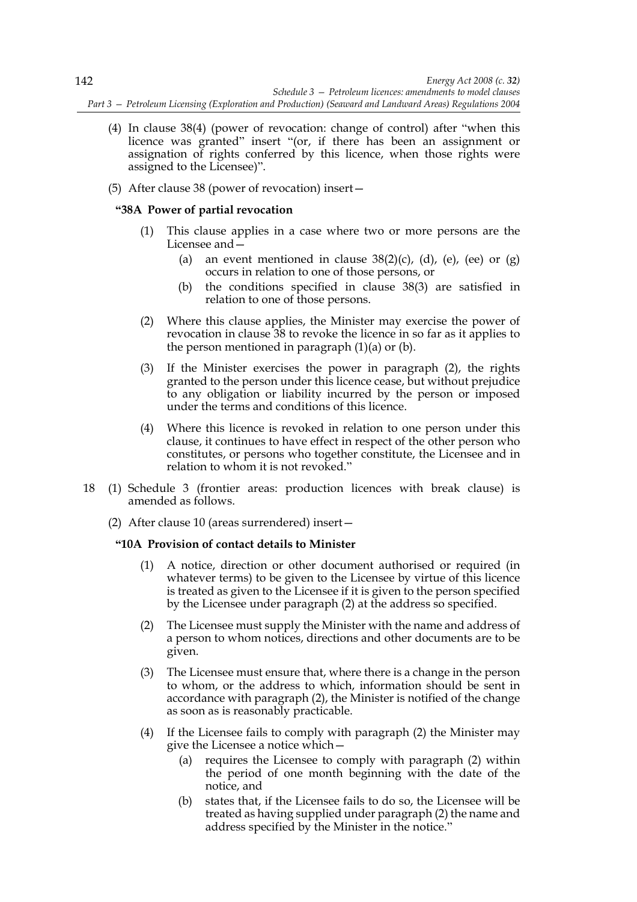(4) In clause 38(4) (power of revocation: change of control) after "when this licence was granted" insert "(or, if there has been an assignment or assignation of rights conferred by this licence, when those rights were assigned to the Licensee)".

(5) After clause 38 (power of revocation) insert—

**"38A Power of partial revocation**

(1) This clause applies in a case where two or more persons are the Licensee and—

(a) an event mentioned in clause 38(2)(c), (d), (e), (ee) or (g) occurs in relation to one of those persons, or

(b) the conditions specified in clause 38(3) are satisfied in relation to one of those persons.

(2) Where this clause applies, the Minister may exercise the power of revocation in clause 38 to revoke the licence in so far as it applies to the person mentioned in paragraph (1)(a) or (b).

(3) If the Minister exercises the power in paragraph (2), the rights granted to the person under this licence cease, but without prejudice to any obligation or liability incurred by the person or imposed under the terms and conditions of this licence.

(4) Where this licence is revoked in relation to one person under this clause, it continues to have effect in respect of the other person who constitutes, or persons who together constitute, the Licensee and in relation to whom it is not revoked."

18 (1) Schedule 3 (frontier areas: production licences with break clause) is amended as follows.

(2) After clause 10 (areas surrendered) insert—

**"10A Provision of contact details to Minister**

(1) A notice, direction or other document authorised or required (in whatever terms) to be given to the Licensee by virtue of this licence is treated as given to the Licensee if it is given to the person specified by the Licensee under paragraph (2) at the address so specified.

(2) The Licensee must supply the Minister with the name and address of a person to whom notices, directions and other documents are to be given.

(3) The Licensee must ensure that, where there is a change in the person to whom, or the address to which, information should be sent in accordance with paragraph (2), the Minister is notified of the change as soon as is reasonably practicable.

(4) If the Licensee fails to comply with paragraph (2) the Minister may give the Licensee a notice which—

(a) requires the Licensee to comply with paragraph (2) within the period of one month beginning with the date of the notice, and

(b) states that, if the Licensee fails to do so, the Licensee will be treated as having supplied under paragraph (2) the name and address specified by the Minister in the notice."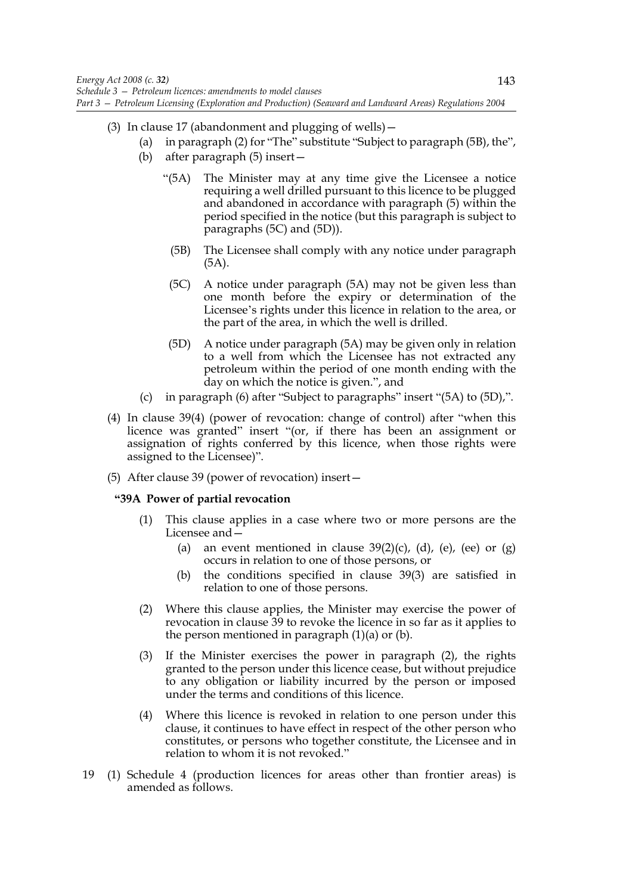(3) In clause 17 (abandonment and plugging of wells)—

   (a) in paragraph (2) for "The" substitute "Subject to paragraph (5B), the",

   (b) after paragraph (5) insert—

      "(5A) The Minister may at any time give the Licensee a notice requiring a well drilled pursuant to this licence to be plugged and abandoned in accordance with paragraph (5) within the period specified in the notice (but this paragraph is subject to paragraphs (5C) and (5D)).

      (5B) The Licensee shall comply with any notice under paragraph (5A).

      (5C) A notice under paragraph (5A) may not be given less than one month before the expiry or determination of the Licensee's rights under this licence in relation to the area, or the part of the area, in which the well is drilled.

      (5D) A notice under paragraph (5A) may be given only in relation to a well from which the Licensee has not extracted any petroleum within the period of one month ending with the day on which the notice is given.", and

   (c) in paragraph (6) after "Subject to paragraphs" insert "(5A) to (5D),".

(4) In clause 39(4) (power of revocation: change of control) after "when this licence was granted" insert "(or, if there has been an assignment or assignation of rights conferred by this licence, when those rights were assigned to the Licensee)".

(5) After clause 39 (power of revocation) insert—

**"39A Power of partial revocation**

(1) This clause applies in a case where two or more persons are the Licensee and—

   (a) an event mentioned in clause 39(2)(c), (d), (e), (ee) or (g) occurs in relation to one of those persons, or

   (b) the conditions specified in clause 39(3) are satisfied in relation to one of those persons.

(2) Where this clause applies, the Minister may exercise the power of revocation in clause 39 to revoke the licence in so far as it applies to the person mentioned in paragraph (1)(a) or (b).

(3) If the Minister exercises the power in paragraph (2), the rights granted to the person under this licence cease, but without prejudice to any obligation or liability incurred by the person or imposed under the terms and conditions of this licence.

(4) Where this licence is revoked in relation to one person under this clause, it continues to have effect in respect of the other person who constitutes, or persons who together constitute, the Licensee and in relation to whom it is not revoked."

19 (1) Schedule 4 (production licences for areas other than frontier areas) is amended as follows.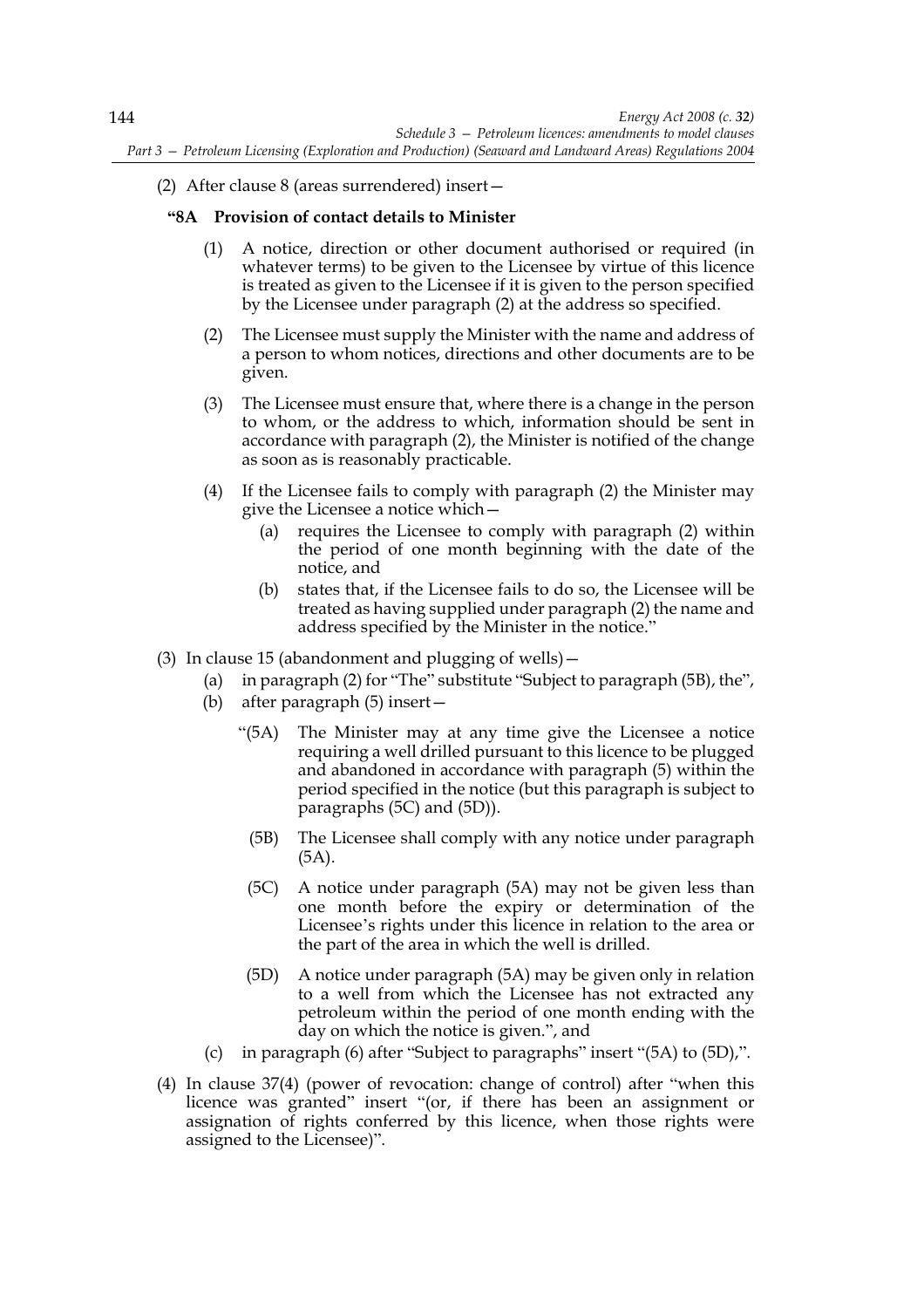(2) After clause 8 (areas surrendered) insert—

**"8A Provision of contact details to Minister**

(1) A notice, direction or other document authorised or required (in whatever terms) to be given to the Licensee by virtue of this licence is treated as given to the Licensee if it is given to the person specified by the Licensee under paragraph (2) at the address so specified.

(2) The Licensee must supply the Minister with the name and address of a person to whom notices, directions and other documents are to be given.

(3) The Licensee must ensure that, where there is a change in the person to whom, or the address to which, information should be sent in accordance with paragraph (2), the Minister is notified of the change as soon as is reasonably practicable.

(4) If the Licensee fails to comply with paragraph (2) the Minister may give the Licensee a notice which—

(a) requires the Licensee to comply with paragraph (2) within the period of one month beginning with the date of the notice, and

(b) states that, if the Licensee fails to do so, the Licensee will be treated as having supplied under paragraph (2) the name and address specified by the Minister in the notice."

(3) In clause 15 (abandonment and plugging of wells)—

(a) in paragraph (2) for "The" substitute "Subject to paragraph (5B), the",

(b) after paragraph (5) insert—

"(5A) The Minister may at any time give the Licensee a notice requiring a well drilled pursuant to this licence to be plugged and abandoned in accordance with paragraph (5) within the period specified in the notice (but this paragraph is subject to paragraphs (5C) and (5D)).

(5B) The Licensee shall comply with any notice under paragraph (5A).

(5C) A notice under paragraph (5A) may not be given less than one month before the expiry or determination of the Licensee's rights under this licence in relation to the area or the part of the area in which the well is drilled.

(5D) A notice under paragraph (5A) may be given only in relation to a well from which the Licensee has not extracted any petroleum within the period of one month ending with the day on which the notice is given.", and

(c) in paragraph (6) after "Subject to paragraphs" insert "(5A) to (5D),".

(4) In clause 37(4) (power of revocation: change of control) after "when this licence was granted" insert "(or, if there has been an assignment or assignation of rights conferred by this licence, when those rights were assigned to the Licensee)".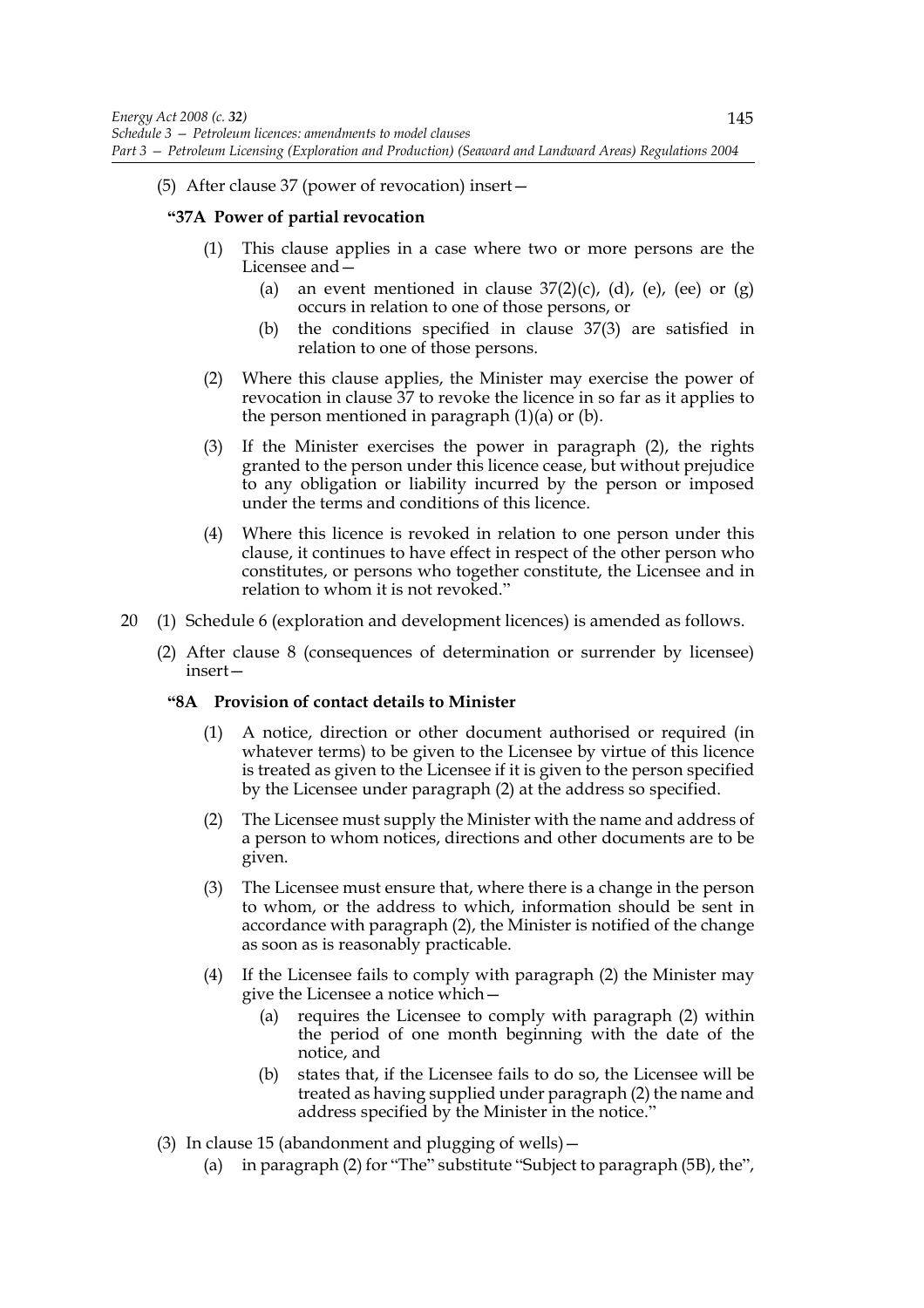(5) After clause 37 (power of revocation) insert—

**“37A Power of partial revocation**

(1) This clause applies in a case where two or more persons are the Licensee and—

(a) an event mentioned in clause 37(2)(c), (d), (e), (ee) or (g) occurs in relation to one of those persons, or

(b) the conditions specified in clause 37(3) are satisfied in relation to one of those persons.

(2) Where this clause applies, the Minister may exercise the power of revocation in clause 37 to revoke the licence in so far as it applies to the person mentioned in paragraph (1)(a) or (b).

(3) If the Minister exercises the power in paragraph (2), the rights granted to the person under this licence cease, but without prejudice to any obligation or liability incurred by the person or imposed under the terms and conditions of this licence.

(4) Where this licence is revoked in relation to one person under this clause, it continues to have effect in respect of the other person who constitutes, or persons who together constitute, the Licensee and in relation to whom it is not revoked.”

20 (1) Schedule 6 (exploration and development licences) is amended as follows.

(2) After clause 8 (consequences of determination or surrender by licensee) insert—

**“8A Provision of contact details to Minister**

(1) A notice, direction or other document authorised or required (in whatever terms) to be given to the Licensee by virtue of this licence is treated as given to the Licensee if it is given to the person specified by the Licensee under paragraph (2) at the address so specified.

(2) The Licensee must supply the Minister with the name and address of a person to whom notices, directions and other documents are to be given.

(3) The Licensee must ensure that, where there is a change in the person to whom, or the address to which, information should be sent in accordance with paragraph (2), the Minister is notified of the change as soon as is reasonably practicable.

(4) If the Licensee fails to comply with paragraph (2) the Minister may give the Licensee a notice which—

(a) requires the Licensee to comply with paragraph (2) within the period of one month beginning with the date of the notice, and

(b) states that, if the Licensee fails to do so, the Licensee will be treated as having supplied under paragraph (2) the name and address specified by the Minister in the notice.”

(3) In clause 15 (abandonment and plugging of wells)—

(a) in paragraph (2) for “The” substitute “Subject to paragraph (5B), the”,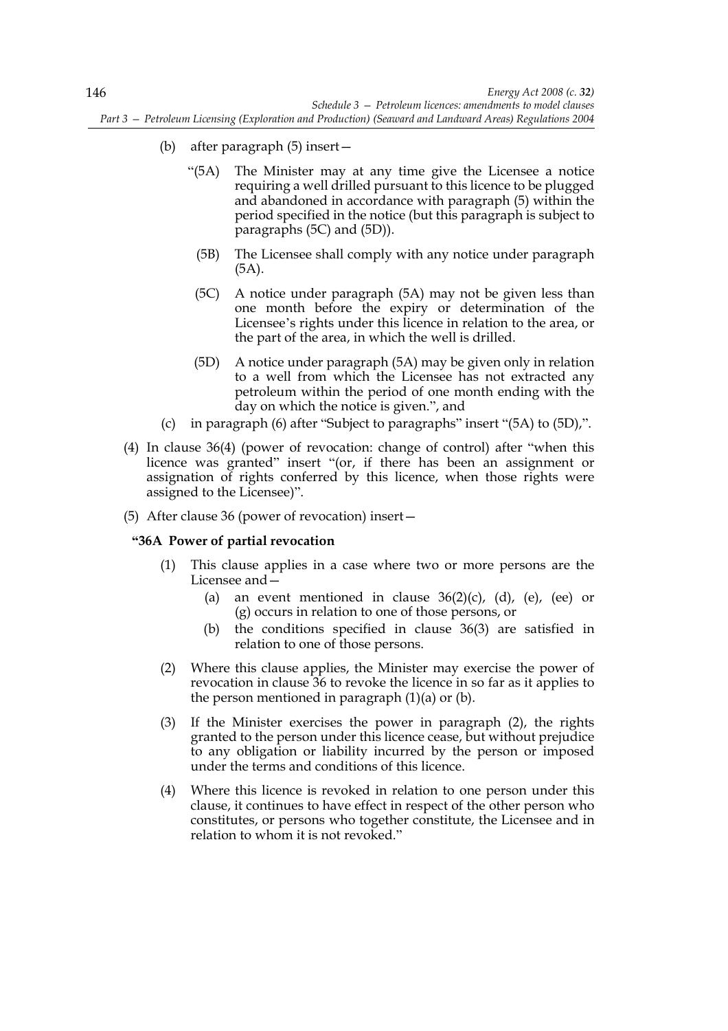(b) after paragraph (5) insert—

"(5A) The Minister may at any time give the Licensee a notice requiring a well drilled pursuant to this licence to be plugged and abandoned in accordance with paragraph (5) within the period specified in the notice (but this paragraph is subject to paragraphs (5C) and (5D)).

(5B) The Licensee shall comply with any notice under paragraph (5A).

(5C) A notice under paragraph (5A) may not be given less than one month before the expiry or determination of the Licensee's rights under this licence in relation to the area, or the part of the area, in which the well is drilled.

(5D) A notice under paragraph (5A) may be given only in relation to a well from which the Licensee has not extracted any petroleum within the period of one month ending with the day on which the notice is given.", and

(c) in paragraph (6) after "Subject to paragraphs" insert "(5A) to (5D),".

(4) In clause 36(4) (power of revocation: change of control) after "when this licence was granted" insert "(or, if there has been an assignment or assignation of rights conferred by this licence, when those rights were assigned to the Licensee)".

(5) After clause 36 (power of revocation) insert—

**"36A Power of partial revocation**

(1) This clause applies in a case where two or more persons are the Licensee and—

(a) an event mentioned in clause 36(2)(c), (d), (e), (ee) or (g) occurs in relation to one of those persons, or

(b) the conditions specified in clause 36(3) are satisfied in relation to one of those persons.

(2) Where this clause applies, the Minister may exercise the power of revocation in clause 36 to revoke the licence in so far as it applies to the person mentioned in paragraph (1)(a) or (b).

(3) If the Minister exercises the power in paragraph (2), the rights granted to the person under this licence cease, but without prejudice to any obligation or liability incurred by the person or imposed under the terms and conditions of this licence.

(4) Where this licence is revoked in relation to one person under this clause, it continues to have effect in respect of the other person who constitutes, or persons who together constitute, the Licensee and in relation to whom it is not revoked."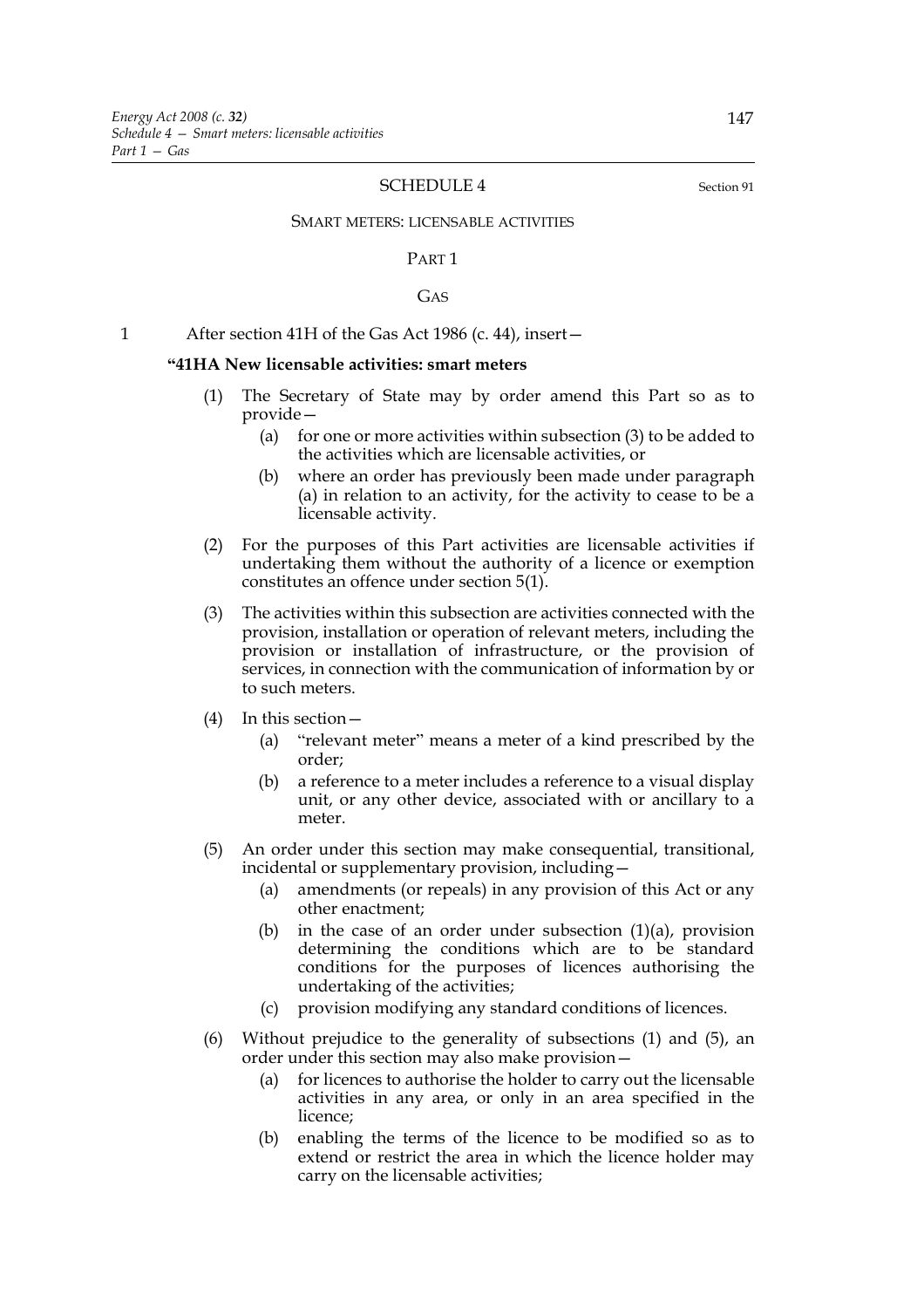## SCHEDULE 4

Section 91

### SMART METERS: LICENSABLE ACTIVITIES

#### PART 1

#### GAS

1 After section 41H of the Gas Act 1986 (c. 44), insert—

**"41HA New licensable activities: smart meters**

(1) The Secretary of State may by order amend this Part so as to provide—

(a) for one or more activities within subsection (3) to be added to the activities which are licensable activities, or

(b) where an order has previously been made under paragraph (a) in relation to an activity, for the activity to cease to be a licensable activity.

(2) For the purposes of this Part activities are licensable activities if undertaking them without the authority of a licence or exemption constitutes an offence under section 5(1).

(3) The activities within this subsection are activities connected with the provision, installation or operation of relevant meters, including the provision or installation of infrastructure, or the provision of services, in connection with the communication of information by or to such meters.

(4) In this section—

(a) "relevant meter" means a meter of a kind prescribed by the order;

(b) a reference to a meter includes a reference to a visual display unit, or any other device, associated with or ancillary to a meter.

(5) An order under this section may make consequential, transitional, incidental or supplementary provision, including—

(a) amendments (or repeals) in any provision of this Act or any other enactment;

(b) in the case of an order under subsection (1)(a), provision determining the conditions which are to be standard conditions for the purposes of licences authorising the undertaking of the activities;

(c) provision modifying any standard conditions of licences.

(6) Without prejudice to the generality of subsections (1) and (5), an order under this section may also make provision—

(a) for licences to authorise the holder to carry out the licensable activities in any area, or only in an area specified in the licence;

(b) enabling the terms of the licence to be modified so as to extend or restrict the area in which the licence holder may carry on the licensable activities;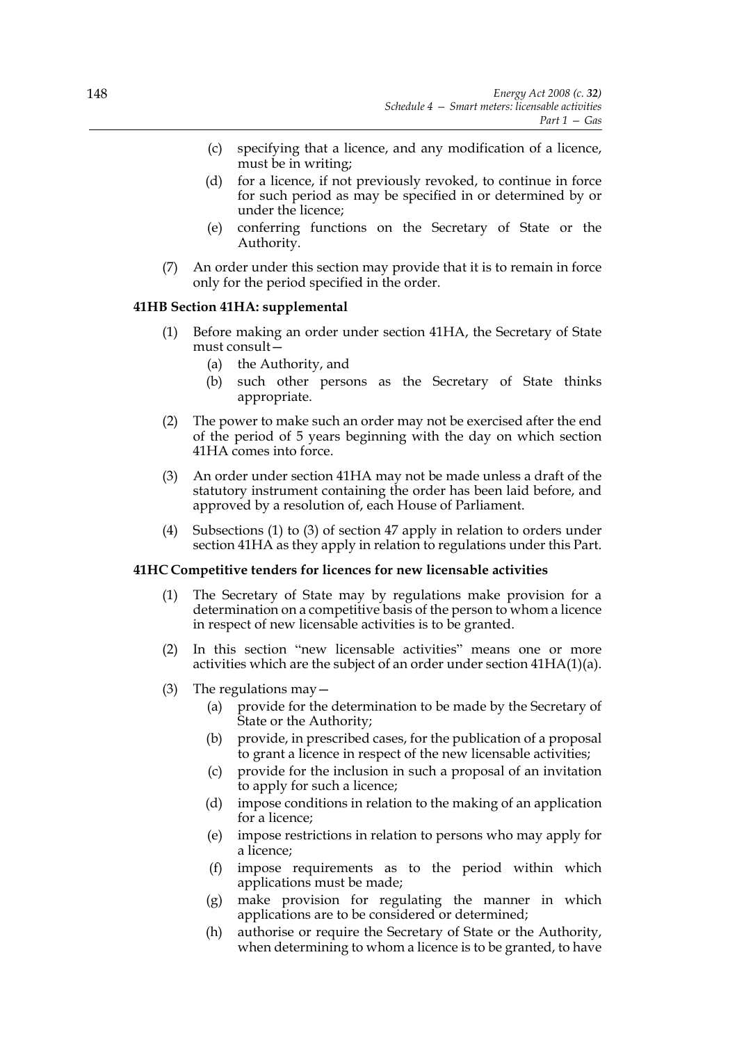(c) specifying that a licence, and any modification of a licence, must be in writing;

(d) for a licence, if not previously revoked, to continue in force for such period as may be specified in or determined by or under the licence;

(e) conferring functions on the Secretary of State or the Authority.

(7) An order under this section may provide that it is to remain in force only for the period specified in the order.

**41HB Section 41HA: supplemental**

(1) Before making an order under section 41HA, the Secretary of State must consult—

(a) the Authority, and

(b) such other persons as the Secretary of State thinks appropriate.

(2) The power to make such an order may not be exercised after the end of the period of 5 years beginning with the day on which section 41HA comes into force.

(3) An order under section 41HA may not be made unless a draft of the statutory instrument containing the order has been laid before, and approved by a resolution of, each House of Parliament.

(4) Subsections (1) to (3) of section 47 apply in relation to orders under section 41HA as they apply in relation to regulations under this Part.

**41HC Competitive tenders for licences for new licensable activities**

(1) The Secretary of State may by regulations make provision for a determination on a competitive basis of the person to whom a licence in respect of new licensable activities is to be granted.

(2) In this section "new licensable activities" means one or more activities which are the subject of an order under section 41HA(1)(a).

(3) The regulations may—

(a) provide for the determination to be made by the Secretary of State or the Authority;

(b) provide, in prescribed cases, for the publication of a proposal to grant a licence in respect of the new licensable activities;

(c) provide for the inclusion in such a proposal of an invitation to apply for such a licence;

(d) impose conditions in relation to the making of an application for a licence;

(e) impose restrictions in relation to persons who may apply for a licence;

(f) impose requirements as to the period within which applications must be made;

(g) make provision for regulating the manner in which applications are to be considered or determined;

(h) authorise or require the Secretary of State or the Authority, when determining to whom a licence is to be granted, to have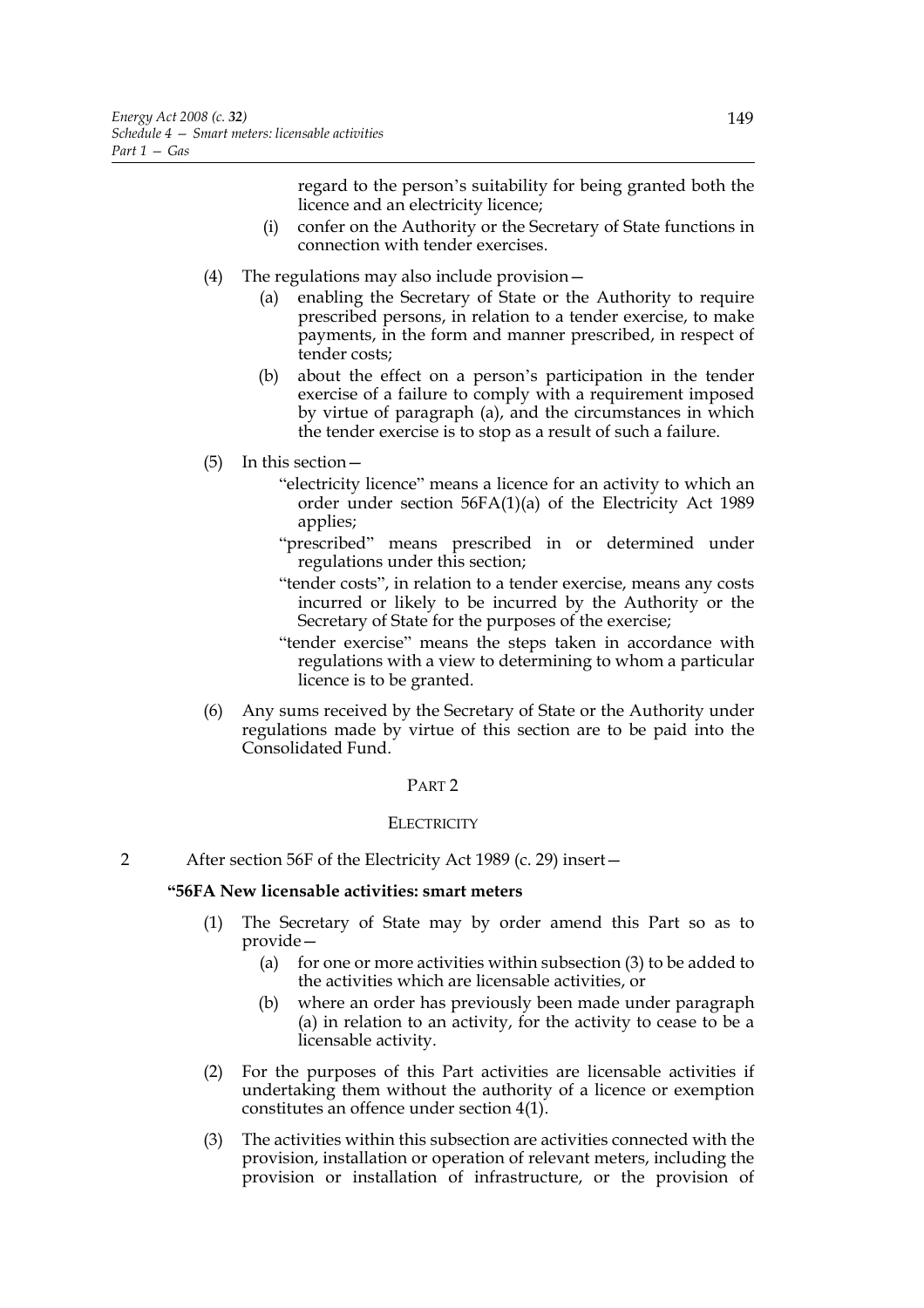regard to the person's suitability for being granted both the licence and an electricity licence;

(i) confer on the Authority or the Secretary of State functions in connection with tender exercises.

(4) The regulations may also include provision—

(a) enabling the Secretary of State or the Authority to require prescribed persons, in relation to a tender exercise, to make payments, in the form and manner prescribed, in respect of tender costs;

(b) about the effect on a person's participation in the tender exercise of a failure to comply with a requirement imposed by virtue of paragraph (a), and the circumstances in which the tender exercise is to stop as a result of such a failure.

(5) In this section—

"electricity licence" means a licence for an activity to which an order under section 56FA(1)(a) of the Electricity Act 1989 applies;

"prescribed" means prescribed in or determined under regulations under this section;

"tender costs", in relation to a tender exercise, means any costs incurred or likely to be incurred by the Authority or the Secretary of State for the purposes of the exercise;

"tender exercise" means the steps taken in accordance with regulations with a view to determining to whom a particular licence is to be granted.

(6) Any sums received by the Secretary of State or the Authority under regulations made by virtue of this section are to be paid into the Consolidated Fund.

## PART 2

### ELECTRICITY

2 After section 56F of the Electricity Act 1989 (c. 29) insert—

**"56FA New licensable activities: smart meters**

(1) The Secretary of State may by order amend this Part so as to provide—

(a) for one or more activities within subsection (3) to be added to the activities which are licensable activities, or

(b) where an order has previously been made under paragraph (a) in relation to an activity, for the activity to cease to be a licensable activity.

(2) For the purposes of this Part activities are licensable activities if undertaking them without the authority of a licence or exemption constitutes an offence under section 4(1).

(3) The activities within this subsection are activities connected with the provision, installation or operation of relevant meters, including the provision or installation of infrastructure, or the provision of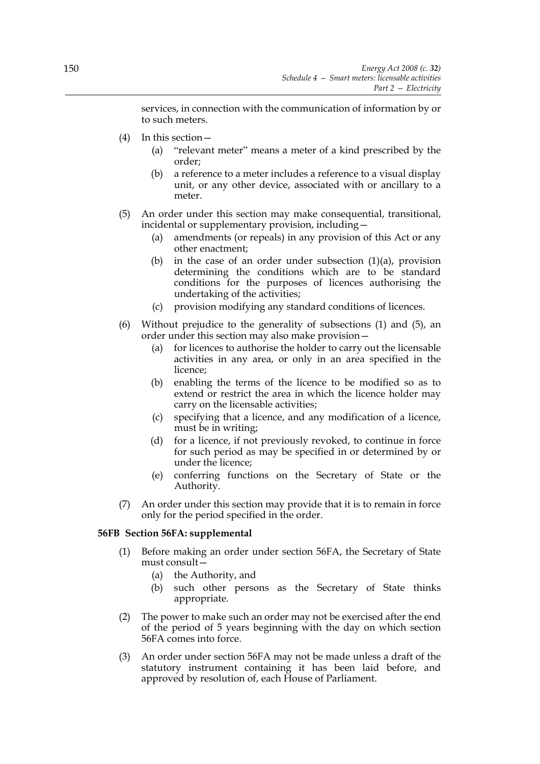services, in connection with the communication of information by or to such meters.

(4) In this section—

  (a) "relevant meter" means a meter of a kind prescribed by the order;

  (b) a reference to a meter includes a reference to a visual display unit, or any other device, associated with or ancillary to a meter.

(5) An order under this section may make consequential, transitional, incidental or supplementary provision, including—

  (a) amendments (or repeals) in any provision of this Act or any other enactment;

  (b) in the case of an order under subsection (1)(a), provision determining the conditions which are to be standard conditions for the purposes of licences authorising the undertaking of the activities;

  (c) provision modifying any standard conditions of licences.

(6) Without prejudice to the generality of subsections (1) and (5), an order under this section may also make provision—

  (a) for licences to authorise the holder to carry out the licensable activities in any area, or only in an area specified in the licence;

  (b) enabling the terms of the licence to be modified so as to extend or restrict the area in which the licence holder may carry on the licensable activities;

  (c) specifying that a licence, and any modification of a licence, must be in writing;

  (d) for a licence, if not previously revoked, to continue in force for such period as may be specified in or determined by or under the licence;

  (e) conferring functions on the Secretary of State or the Authority.

(7) An order under this section may provide that it is to remain in force only for the period specified in the order.

**56FB Section 56FA: supplemental**

(1) Before making an order under section 56FA, the Secretary of State must consult—

  (a) the Authority, and

  (b) such other persons as the Secretary of State thinks appropriate.

(2) The power to make such an order may not be exercised after the end of the period of 5 years beginning with the day on which section 56FA comes into force.

(3) An order under section 56FA may not be made unless a draft of the statutory instrument containing it has been laid before, and approved by resolution of, each House of Parliament.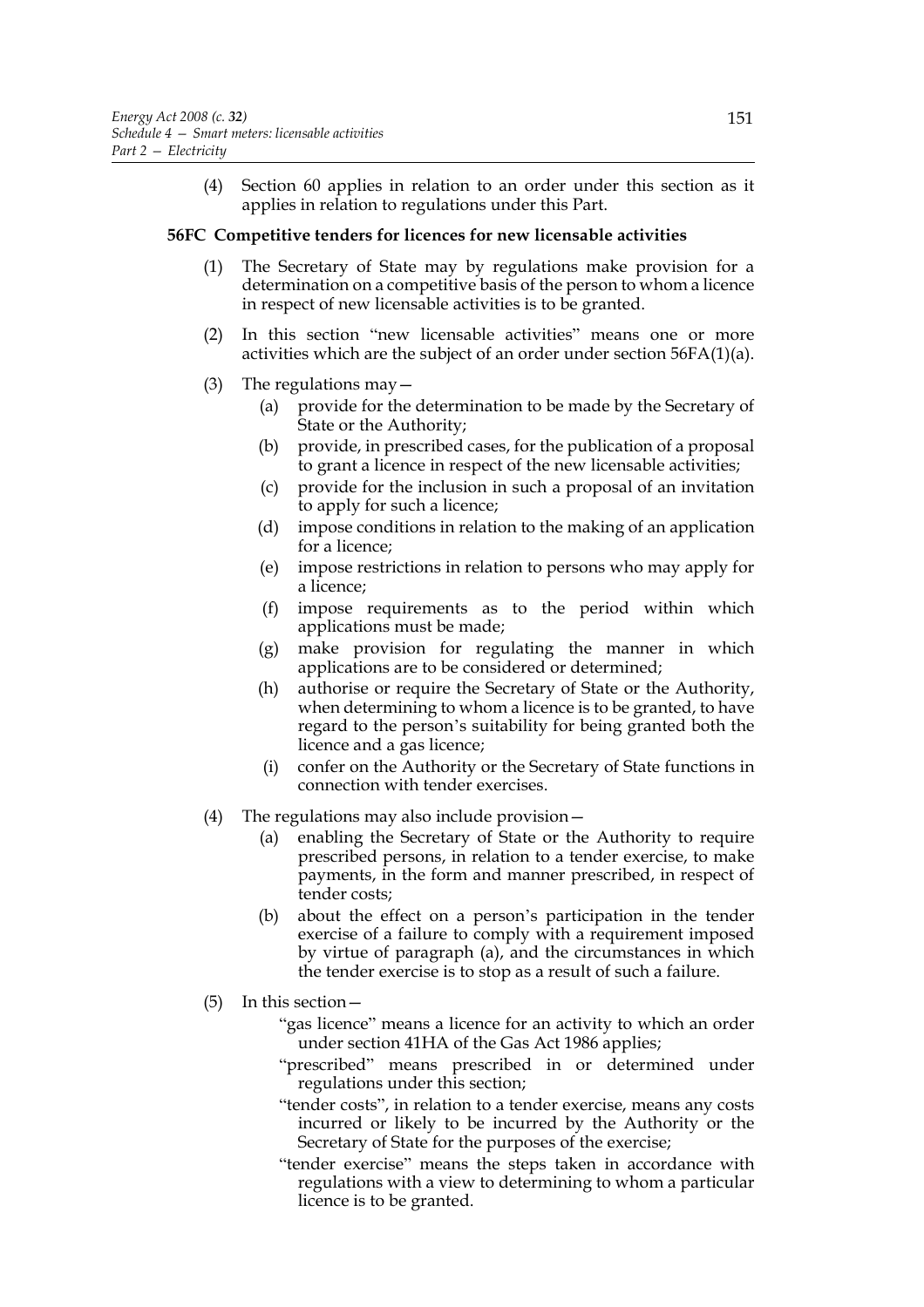(4) Section 60 applies in relation to an order under this section as it applies in relation to regulations under this Part.

**56FC Competitive tenders for licences for new licensable activities**

(1) The Secretary of State may by regulations make provision for a determination on a competitive basis of the person to whom a licence in respect of new licensable activities is to be granted.

(2) In this section "new licensable activities" means one or more activities which are the subject of an order under section 56FA(1)(a).

(3) The regulations may—

(a) provide for the determination to be made by the Secretary of State or the Authority;

(b) provide, in prescribed cases, for the publication of a proposal to grant a licence in respect of the new licensable activities;

(c) provide for the inclusion in such a proposal of an invitation to apply for such a licence;

(d) impose conditions in relation to the making of an application for a licence;

(e) impose restrictions in relation to persons who may apply for a licence;

(f) impose requirements as to the period within which applications must be made;

(g) make provision for regulating the manner in which applications are to be considered or determined;

(h) authorise or require the Secretary of State or the Authority, when determining to whom a licence is to be granted, to have regard to the person's suitability for being granted both the licence and a gas licence;

(i) confer on the Authority or the Secretary of State functions in connection with tender exercises.

(4) The regulations may also include provision—

(a) enabling the Secretary of State or the Authority to require prescribed persons, in relation to a tender exercise, to make payments, in the form and manner prescribed, in respect of tender costs;

(b) about the effect on a person's participation in the tender exercise of a failure to comply with a requirement imposed by virtue of paragraph (a), and the circumstances in which the tender exercise is to stop as a result of such a failure.

(5) In this section—

"gas licence" means a licence for an activity to which an order under section 41HA of the Gas Act 1986 applies;

"prescribed" means prescribed in or determined under regulations under this section;

"tender costs", in relation to a tender exercise, means any costs incurred or likely to be incurred by the Authority or the Secretary of State for the purposes of the exercise;

"tender exercise" means the steps taken in accordance with regulations with a view to determining to whom a particular licence is to be granted.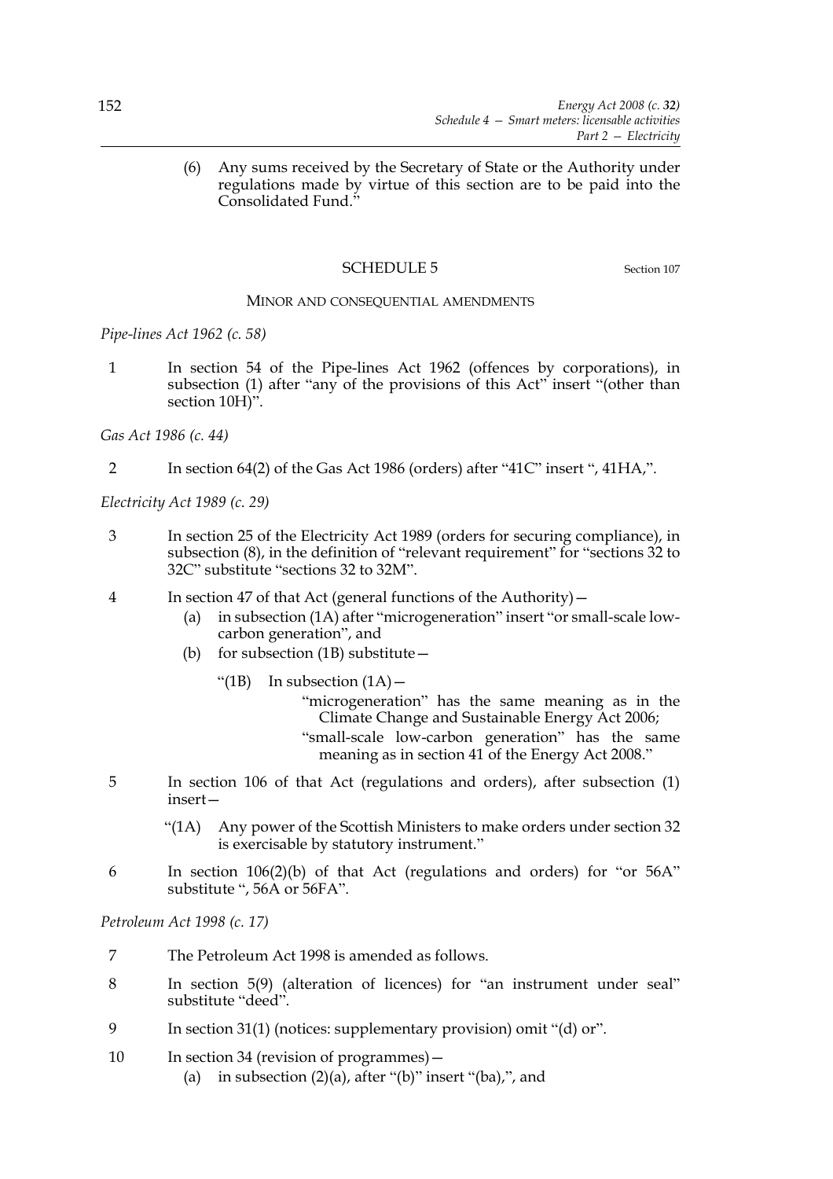(6) Any sums received by the Secretary of State or the Authority under regulations made by virtue of this section are to be paid into the Consolidated Fund."

## SCHEDULE 5

Section 107

### MINOR AND CONSEQUENTIAL AMENDMENTS

*Pipe-lines Act 1962 (c. 58)*

1 In section 54 of the Pipe-lines Act 1962 (offences by corporations), in subsection (1) after "any of the provisions of this Act" insert "(other than section 10H)".

*Gas Act 1986 (c. 44)*

2 In section 64(2) of the Gas Act 1986 (orders) after "41C" insert ", 41HA,".

*Electricity Act 1989 (c. 29)*

3 In section 25 of the Electricity Act 1989 (orders for securing compliance), in subsection (8), in the definition of "relevant requirement" for "sections 32 to 32C" substitute "sections 32 to 32M".

4 In section 47 of that Act (general functions of the Authority)—

(a) in subsection (1A) after "microgeneration" insert "or small-scale low-carbon generation", and

(b) for subsection (1B) substitute—

"(1B) In subsection (1A)—

"microgeneration" has the same meaning as in the Climate Change and Sustainable Energy Act 2006;

"small-scale low-carbon generation" has the same meaning as in section 41 of the Energy Act 2008."

5 In section 106 of that Act (regulations and orders), after subsection (1) insert—

"(1A) Any power of the Scottish Ministers to make orders under section 32 is exercisable by statutory instrument."

6 In section 106(2)(b) of that Act (regulations and orders) for "or 56A" substitute ", 56A or 56FA".

*Petroleum Act 1998 (c. 17)*

7 The Petroleum Act 1998 is amended as follows.

8 In section 5(9) (alteration of licences) for "an instrument under seal" substitute "deed".

9 In section 31(1) (notices: supplementary provision) omit "(d) or".

10 In section 34 (revision of programmes)—

(a) in subsection (2)(a), after "(b)" insert "(ba),", and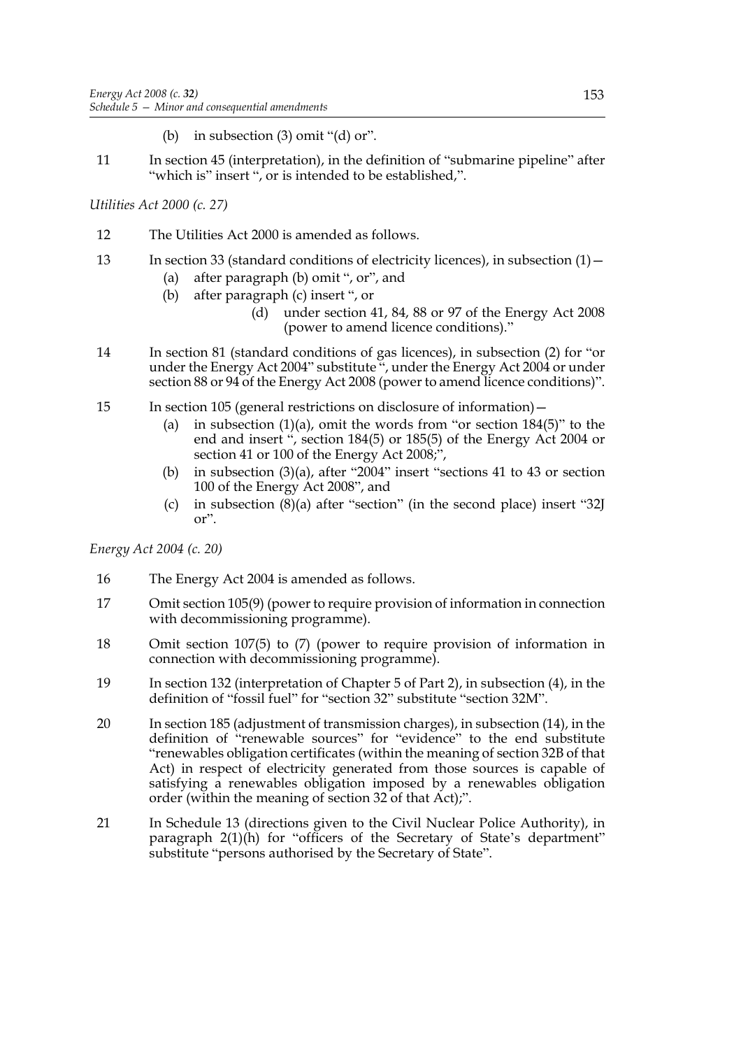(b) in subsection (3) omit "(d) or".

11 In section 45 (interpretation), in the definition of "submarine pipeline" after "which is" insert ", or is intended to be established,".

*Utilities Act 2000 (c. 27)*

12 The Utilities Act 2000 is amended as follows.

13 In section 33 (standard conditions of electricity licences), in subsection (1)—

(a) after paragraph (b) omit ", or", and

(b) after paragraph (c) insert ", or

(d) under section 41, 84, 88 or 97 of the Energy Act 2008 (power to amend licence conditions)."

14 In section 81 (standard conditions of gas licences), in subsection (2) for "or under the Energy Act 2004" substitute ", under the Energy Act 2004 or under section 88 or 94 of the Energy Act 2008 (power to amend licence conditions)".

15 In section 105 (general restrictions on disclosure of information)—

(a) in subsection (1)(a), omit the words from "or section 184(5)" to the end and insert ", section 184(5) or 185(5) of the Energy Act 2004 or section 41 or 100 of the Energy Act 2008;",

(b) in subsection (3)(a), after "2004" insert "sections 41 to 43 or section 100 of the Energy Act 2008", and

(c) in subsection (8)(a) after "section" (in the second place) insert "32J or".

*Energy Act 2004 (c. 20)*

16 The Energy Act 2004 is amended as follows.

17 Omit section 105(9) (power to require provision of information in connection with decommissioning programme).

18 Omit section 107(5) to (7) (power to require provision of information in connection with decommissioning programme).

19 In section 132 (interpretation of Chapter 5 of Part 2), in subsection (4), in the definition of "fossil fuel" for "section 32" substitute "section 32M".

20 In section 185 (adjustment of transmission charges), in subsection (14), in the definition of "renewable sources" for "evidence" to the end substitute "renewables obligation certificates (within the meaning of section 32B of that Act) in respect of electricity generated from those sources is capable of satisfying a renewables obligation imposed by a renewables obligation order (within the meaning of section 32 of that Act);".

21 In Schedule 13 (directions given to the Civil Nuclear Police Authority), in paragraph 2(1)(h) for "officers of the Secretary of State's department" substitute "persons authorised by the Secretary of State".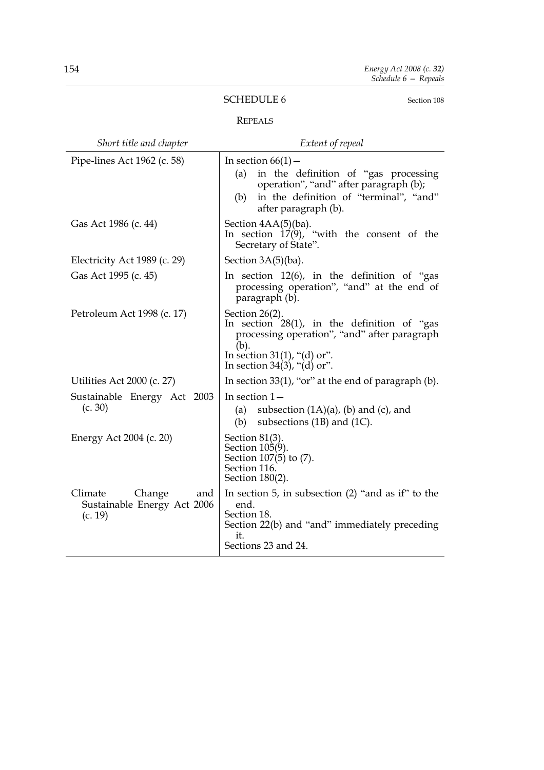## SCHEDULE 6

Section 108

### REPEALS

| *Short title and chapter* | *Extent of repeal* |
|---|---|
| Pipe-lines Act 1962 (c. 58) | In section 66(1)— (a) in the definition of "gas processing operation", "and" after paragraph (b); (b) in the definition of "terminal", "and" after paragraph (b). |
| Gas Act 1986 (c. 44) | Section 4AA(5)(ba). In section 17(9), "with the consent of the Secretary of State". |
| Electricity Act 1989 (c. 29) | Section 3A(5)(ba). |
| Gas Act 1995 (c. 45) | In section 12(6), in the definition of "gas processing operation", "and" at the end of paragraph (b). |
| Petroleum Act 1998 (c. 17) | Section 26(2). In section 28(1), in the definition of "gas processing operation", "and" after paragraph (b). In section 31(1), "(d) or". In section 34(3), "(d) or". |
| Utilities Act 2000 (c. 27) | In section 33(1), "or" at the end of paragraph (b). |
| Sustainable Energy Act 2003 (c. 30) | In section 1— (a) subsection (1A)(a), (b) and (c), and (b) subsections (1B) and (1C). |
| Energy Act 2004 (c. 20) | Section 81(3). Section 105(9). Section 107(5) to (7). Section 116. Section 180(2). |
| Climate Change and Sustainable Energy Act 2006 (c. 19) | In section 5, in subsection (2) "and as if" to the end. Section 18. Section 22(b) and "and" immediately preceding it. Sections 23 and 24. |